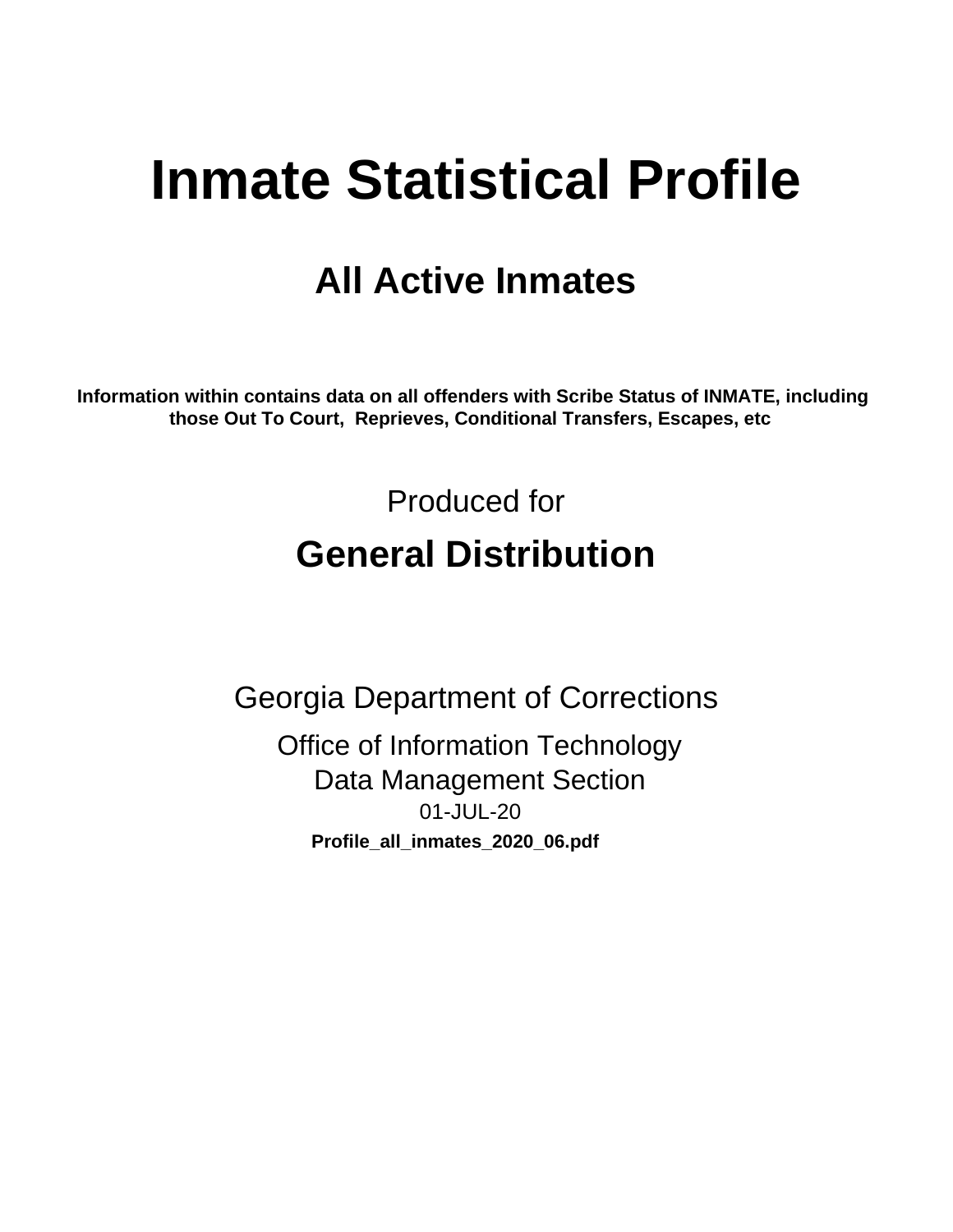# Inmate Statistical Profile

## All Active Inmates

**Information within contains data on all offenders with Scribe Status of INMATE, including those Out To Court, Reprieves, Conditional Transfers, Escapes, etc**

Produced for

## General Distribution

Georgia Department of Corrections

Office of Information Technology

Data Management Section

01-JUL-20

**Profile_all_inmates_2020_06.pdf**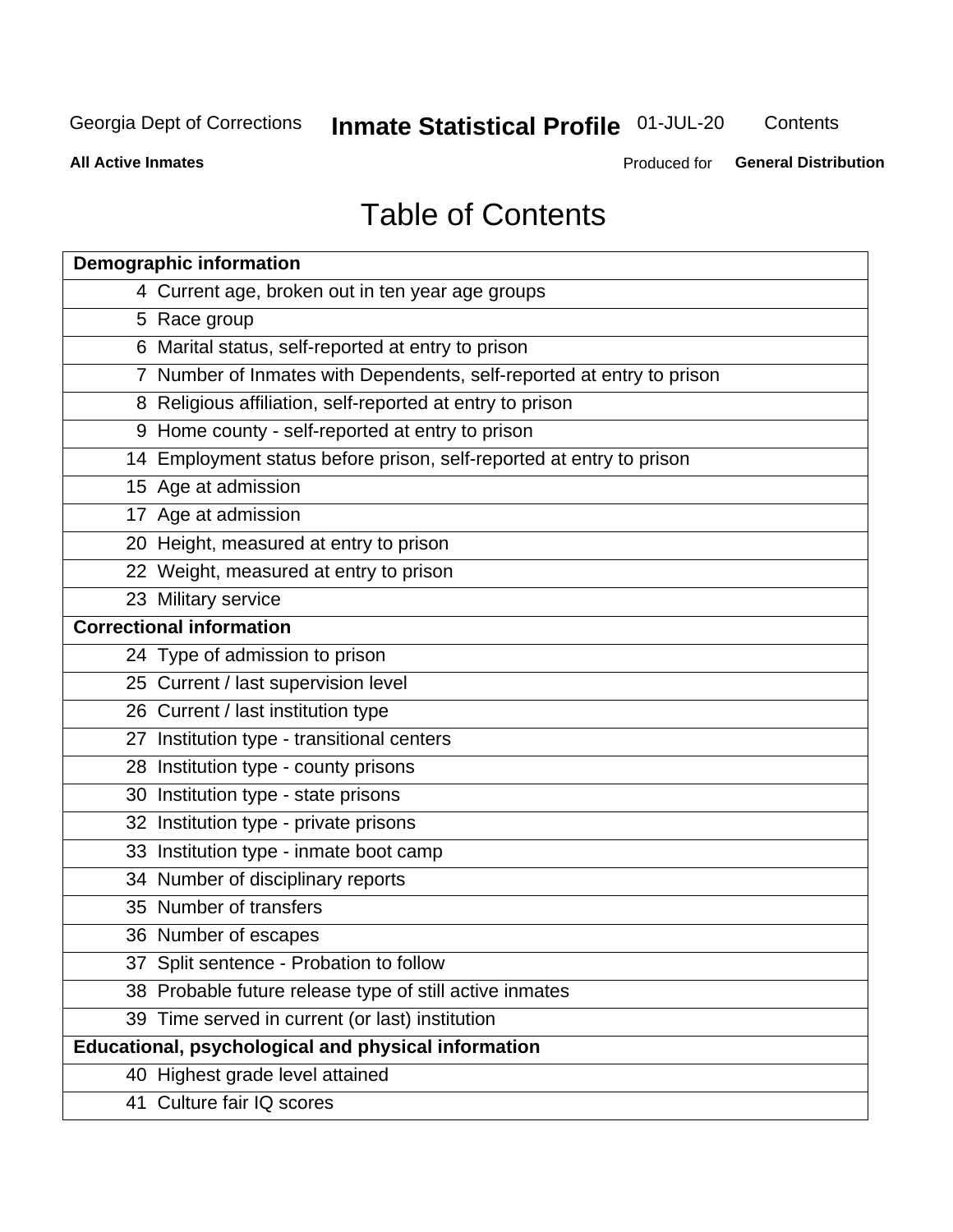Georgia Dept of Corrections **Inmate Statistical Profile** 01-JUL-20 Contents

**All Active Inmates** Produced for **General Distribution**

# Table of Contents

| **Demographic information** | |
|---|---|
| 4 | Current age, broken out in ten year age groups |
| 5 | Race group |
| 6 | Marital status, self-reported at entry to prison |
| 7 | Number of Inmates with Dependents, self-reported at entry to prison |
| 8 | Religious affiliation, self-reported at entry to prison |
| 9 | Home county - self-reported at entry to prison |
| 14 | Employment status before prison, self-reported at entry to prison |
| 15 | Age at admission |
| 17 | Age at admission |
| 20 | Height, measured at entry to prison |
| 22 | Weight, measured at entry to prison |
| 23 | Military service |
| **Correctional information** | |
| 24 | Type of admission to prison |
| 25 | Current / last supervision level |
| 26 | Current / last institution type |
| 27 | Institution type - transitional centers |
| 28 | Institution type - county prisons |
| 30 | Institution type - state prisons |
| 32 | Institution type - private prisons |
| 33 | Institution type - inmate boot camp |
| 34 | Number of disciplinary reports |
| 35 | Number of transfers |
| 36 | Number of escapes |
| 37 | Split sentence - Probation to follow |
| 38 | Probable future release type of still active inmates |
| 39 | Time served in current (or last) institution |
| **Educational, psychological and physical information** | |
| 40 | Highest grade level attained |
| 41 | Culture fair IQ scores |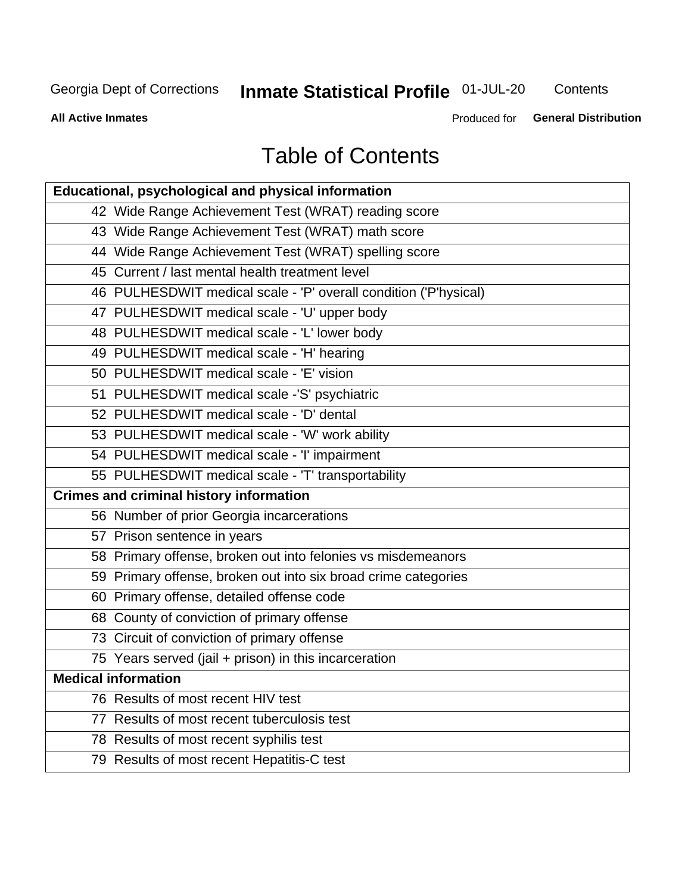# Table of Contents

| Educational, psychological and physical information |
|---|
| 42 Wide Range Achievement Test (WRAT) reading score |
| 43 Wide Range Achievement Test (WRAT) math score |
| 44 Wide Range Achievement Test (WRAT) spelling score |
| 45 Current / last mental health treatment level |
| 46 PULHESDWIT medical scale - 'P' overall condition ('P'hysical) |
| 47 PULHESDWIT medical scale - 'U' upper body |
| 48 PULHESDWIT medical scale - 'L' lower body |
| 49 PULHESDWIT medical scale - 'H' hearing |
| 50 PULHESDWIT medical scale - 'E' vision |
| 51 PULHESDWIT medical scale -'S' psychiatric |
| 52 PULHESDWIT medical scale - 'D' dental |
| 53 PULHESDWIT medical scale - 'W' work ability |
| 54 PULHESDWIT medical scale - 'I' impairment |
| 55 PULHESDWIT medical scale - 'T' transportability |
| **Crimes and criminal history information** |
| 56 Number of prior Georgia incarcerations |
| 57 Prison sentence in years |
| 58 Primary offense, broken out into felonies vs misdemeanors |
| 59 Primary offense, broken out into six broad crime categories |
| 60 Primary offense, detailed offense code |
| 68 County of conviction of primary offense |
| 73 Circuit of conviction of primary offense |
| 75 Years served (jail + prison) in this incarceration |
| **Medical information** |
| 76 Results of most recent HIV test |
| 77 Results of most recent tuberculosis test |
| 78 Results of most recent syphilis test |
| 79 Results of most recent Hepatitis-C test |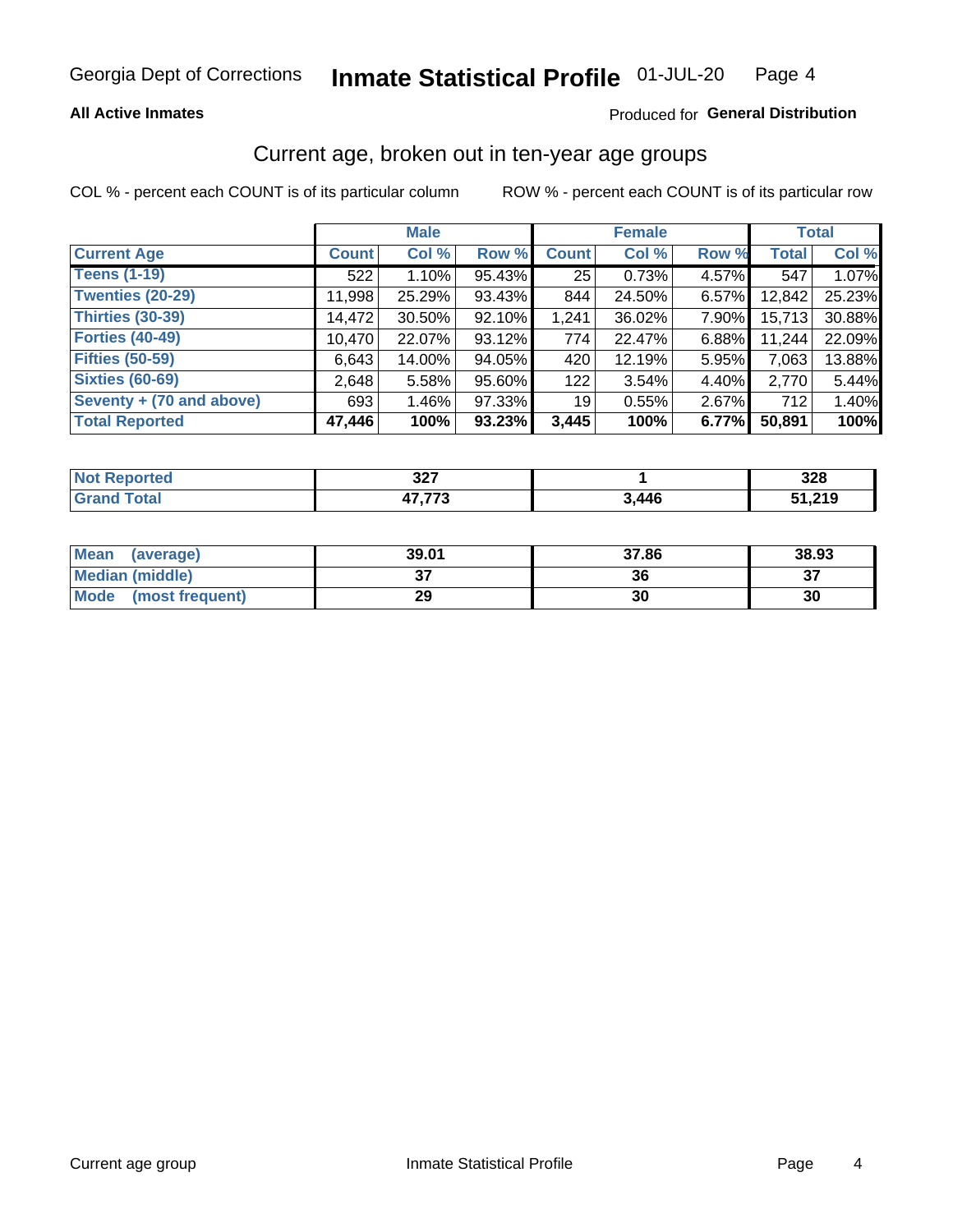Georgia Dept of Corrections **Inmate Statistical Profile** 01-JUL-20

**All Active Inmates**

Produced for **General Distribution**

## Current age, broken out in ten-year age groups

COL % - percent each COUNT is of its particular column ROW % - percent each COUNT is of its particular row

| | Male | | | Female | | | Total | |
|---|---|---|---|---|---|---|---|---|
| **Current Age** | **Count** | **Col %** | **Row %** | **Count** | **Col %** | **Row %** | **Total** | **Col %** |
| **Teens (1-19)** | 522 | 1.10% | 95.43% | 25 | 0.73% | 4.57% | 547 | 1.07% |
| **Twenties (20-29)** | 11,998 | 25.29% | 93.43% | 844 | 24.50% | 6.57% | 12,842 | 25.23% |
| **Thirties (30-39)** | 14,472 | 30.50% | 92.10% | 1,241 | 36.02% | 7.90% | 15,713 | 30.88% |
| **Forties (40-49)** | 10,470 | 22.07% | 93.12% | 774 | 22.47% | 6.88% | 11,244 | 22.09% |
| **Fifties (50-59)** | 6,643 | 14.00% | 94.05% | 420 | 12.19% | 5.95% | 7,063 | 13.88% |
| **Sixties (60-69)** | 2,648 | 5.58% | 95.60% | 122 | 3.54% | 4.40% | 2,770 | 5.44% |
| **Seventy + (70 and above)** | 693 | 1.46% | 97.33% | 19 | 0.55% | 2.67% | 712 | 1.40% |
| **Total Reported** | **47,446** | **100%** | **93.23%** | **3,445** | **100%** | **6.77%** | **50,891** | **100%** |

| | Male | Female | Total |
|---|---|---|---|
| **Not Reported** | **327** | **1** | **328** |
| **Grand Total** | **47,773** | **3,446** | **51,219** |

| | Male | Female | Total |
|---|---|---|---|
| **Mean (average)** | **39.01** | **37.86** | **38.93** |
| **Median (middle)** | **37** | **36** | **37** |
| **Mode (most frequent)** | **29** | **30** | **30** |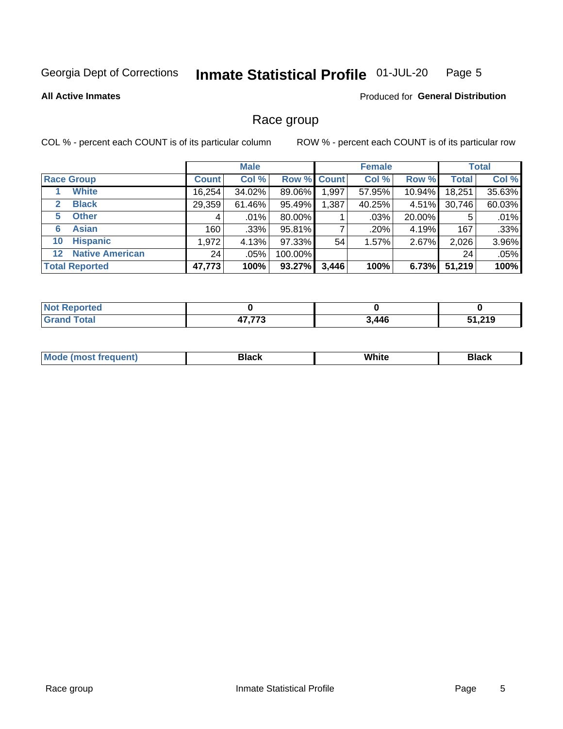Georgia Dept of Corrections **Inmate Statistical Profile** 01-JUL-20

**All Active Inmates**

Produced for **General Distribution**

## Race group

COL % - percent each COUNT is of its particular column

ROW % - percent each COUNT is of its particular row

| | Male | | | Female | | | Total | |
|---|---|---|---|---|---|---|---|---|
| **Race Group** | **Count** | **Col %** | **Row %** | **Count** | **Col %** | **Row %** | **Total** | **Col %** |
| 1 **White** | 16,254 | 34.02% | 89.06% | 1,997 | 57.95% | 10.94% | 18,251 | 35.63% |
| 2 **Black** | 29,359 | 61.46% | 95.49% | 1,387 | 40.25% | 4.51% | 30,746 | 60.03% |
| 5 **Other** | 4 | .01% | 80.00% | 1 | .03% | 20.00% | 5 | .01% |
| 6 **Asian** | 160 | .33% | 95.81% | 7 | .20% | 4.19% | 167 | .33% |
| 10 **Hispanic** | 1,972 | 4.13% | 97.33% | 54 | 1.57% | 2.67% | 2,026 | 3.96% |
| 12 **Native American** | 24 | .05% | 100.00% | | | | 24 | .05% |
| **Total Reported** | **47,773** | **100%** | **93.27%** | **3,446** | **100%** | **6.73%** | **51,219** | **100%** |

| | Male | Female | Total |
|---|---|---|---|
| **Not Reported** | **0** | **0** | **0** |
| **Grand Total** | **47,773** | **3,446** | **51,219** |

| | Male | Female | Total |
|---|---|---|---|
| **Mode (most frequent)** | **Black** | **White** | **Black** |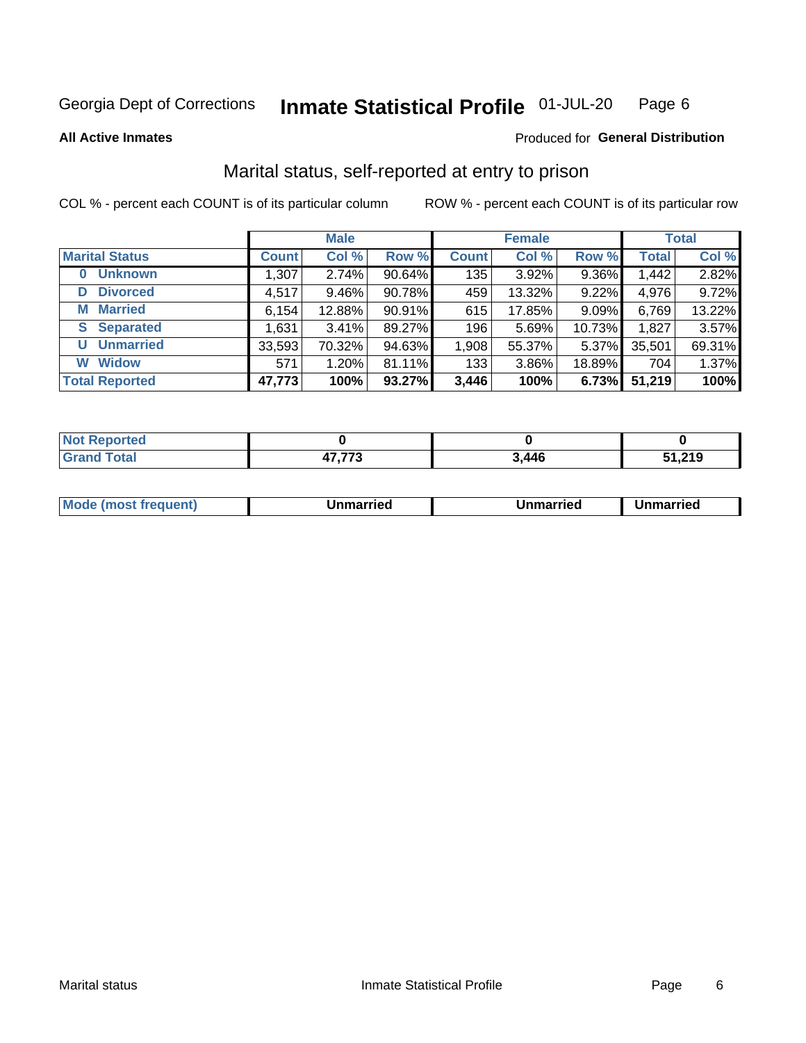Georgia Dept of Corrections **Inmate Statistical Profile** 01-JUL-20

**All Active Inmates**

Produced for **General Distribution**

## Marital status, self-reported at entry to prison

COL % - percent each COUNT is of its particular column

ROW % - percent each COUNT is of its particular row

| | Male | | | Female | | | Total | |
|---|---|---|---|---|---|---|---|---|
| **Marital Status** | **Count** | **Col %** | **Row %** | **Count** | **Col %** | **Row %** | **Total** | **Col %** |
| 0 Unknown | 1,307 | 2.74% | 90.64% | 135 | 3.92% | 9.36% | 1,442 | 2.82% |
| D Divorced | 4,517 | 9.46% | 90.78% | 459 | 13.32% | 9.22% | 4,976 | 9.72% |
| M Married | 6,154 | 12.88% | 90.91% | 615 | 17.85% | 9.09% | 6,769 | 13.22% |
| S Separated | 1,631 | 3.41% | 89.27% | 196 | 5.69% | 10.73% | 1,827 | 3.57% |
| U Unmarried | 33,593 | 70.32% | 94.63% | 1,908 | 55.37% | 5.37% | 35,501 | 69.31% |
| W Widow | 571 | 1.20% | 81.11% | 133 | 3.86% | 18.89% | 704 | 1.37% |
| **Total Reported** | **47,773** | **100%** | **93.27%** | **3,446** | **100%** | **6.73%** | **51,219** | **100%** |

| | Male | Female | Total |
|---|---|---|---|
| Not Reported | 0 | 0 | 0 |
| Grand Total | 47,773 | 3,446 | 51,219 |

| | Male | Female | Total |
|---|---|---|---|
| Mode (most frequent) | Unmarried | Unmarried | Unmarried |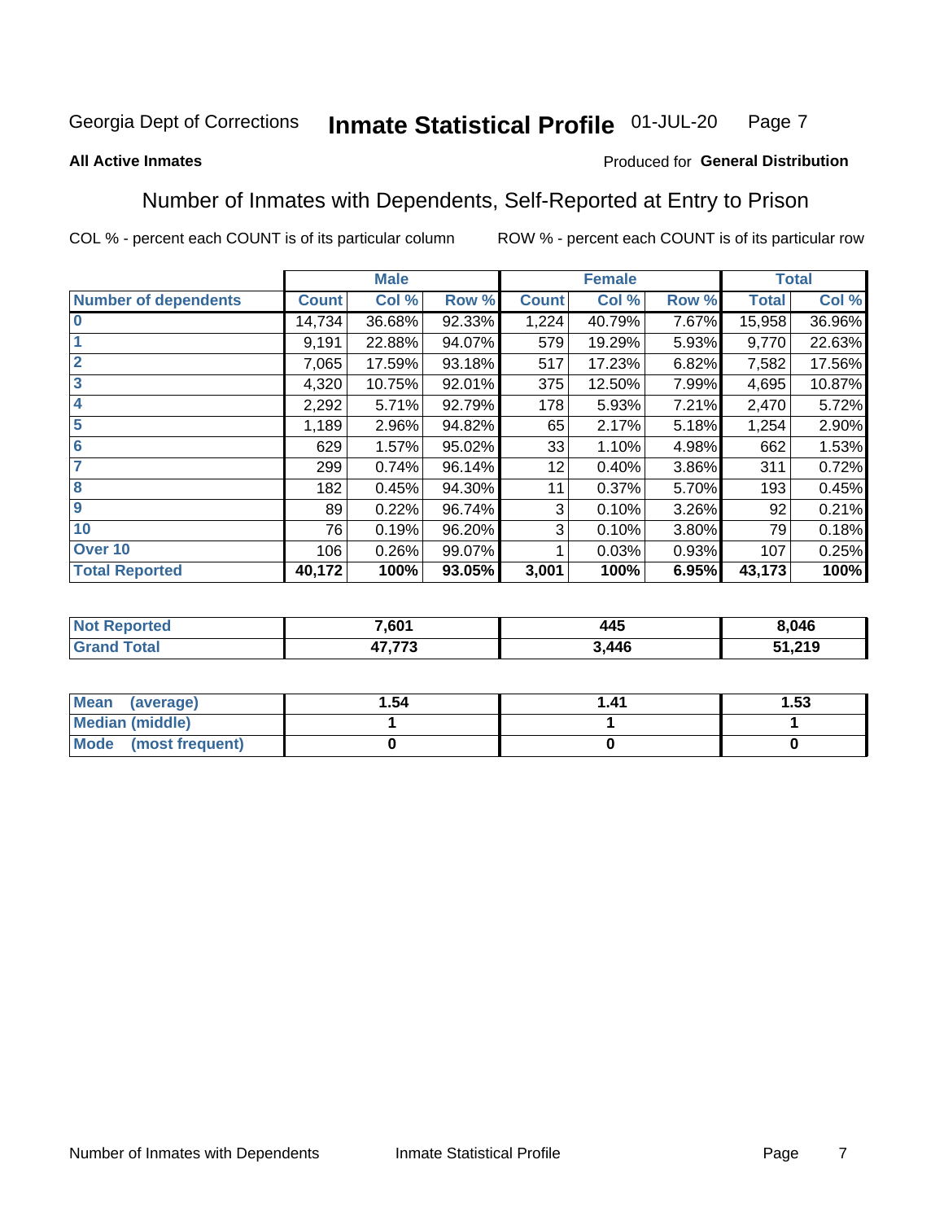Georgia Dept of Corrections **Inmate Statistical Profile** 01-JUL-20

**All Active Inmates**

Produced for **General Distribution**

## Number of Inmates with Dependents, Self-Reported at Entry to Prison

COL % - percent each COUNT is of its particular column

ROW % - percent each COUNT is of its particular row

| | Male | | | Female | | | Total | |
|---|---|---|---|---|---|---|---|---|
| **Number of dependents** | **Count** | **Col %** | **Row %** | **Count** | **Col %** | **Row %** | **Total** | **Col %** |
| **0** | 14,734 | 36.68% | 92.33% | 1,224 | 40.79% | 7.67% | 15,958 | 36.96% |
| **1** | 9,191 | 22.88% | 94.07% | 579 | 19.29% | 5.93% | 9,770 | 22.63% |
| **2** | 7,065 | 17.59% | 93.18% | 517 | 17.23% | 6.82% | 7,582 | 17.56% |
| **3** | 4,320 | 10.75% | 92.01% | 375 | 12.50% | 7.99% | 4,695 | 10.87% |
| **4** | 2,292 | 5.71% | 92.79% | 178 | 5.93% | 7.21% | 2,470 | 5.72% |
| **5** | 1,189 | 2.96% | 94.82% | 65 | 2.17% | 5.18% | 1,254 | 2.90% |
| **6** | 629 | 1.57% | 95.02% | 33 | 1.10% | 4.98% | 662 | 1.53% |
| **7** | 299 | 0.74% | 96.14% | 12 | 0.40% | 3.86% | 311 | 0.72% |
| **8** | 182 | 0.45% | 94.30% | 11 | 0.37% | 5.70% | 193 | 0.45% |
| **9** | 89 | 0.22% | 96.74% | 3 | 0.10% | 3.26% | 92 | 0.21% |
| **10** | 76 | 0.19% | 96.20% | 3 | 0.10% | 3.80% | 79 | 0.18% |
| **Over 10** | 106 | 0.26% | 99.07% | 1 | 0.03% | 0.93% | 107 | 0.25% |
| **Total Reported** | **40,172** | **100%** | **93.05%** | **3,001** | **100%** | **6.95%** | **43,173** | **100%** |

| | Male | Female | Total |
|---|---|---|---|
| **Not Reported** | **7,601** | **445** | **8,046** |
| **Grand Total** | **47,773** | **3,446** | **51,219** |

| | Male | Female | Total |
|---|---|---|---|
| **Mean (average)** | **1.54** | **1.41** | **1.53** |
| **Median (middle)** | **1** | **1** | **1** |
| **Mode (most frequent)** | **0** | **0** | **0** |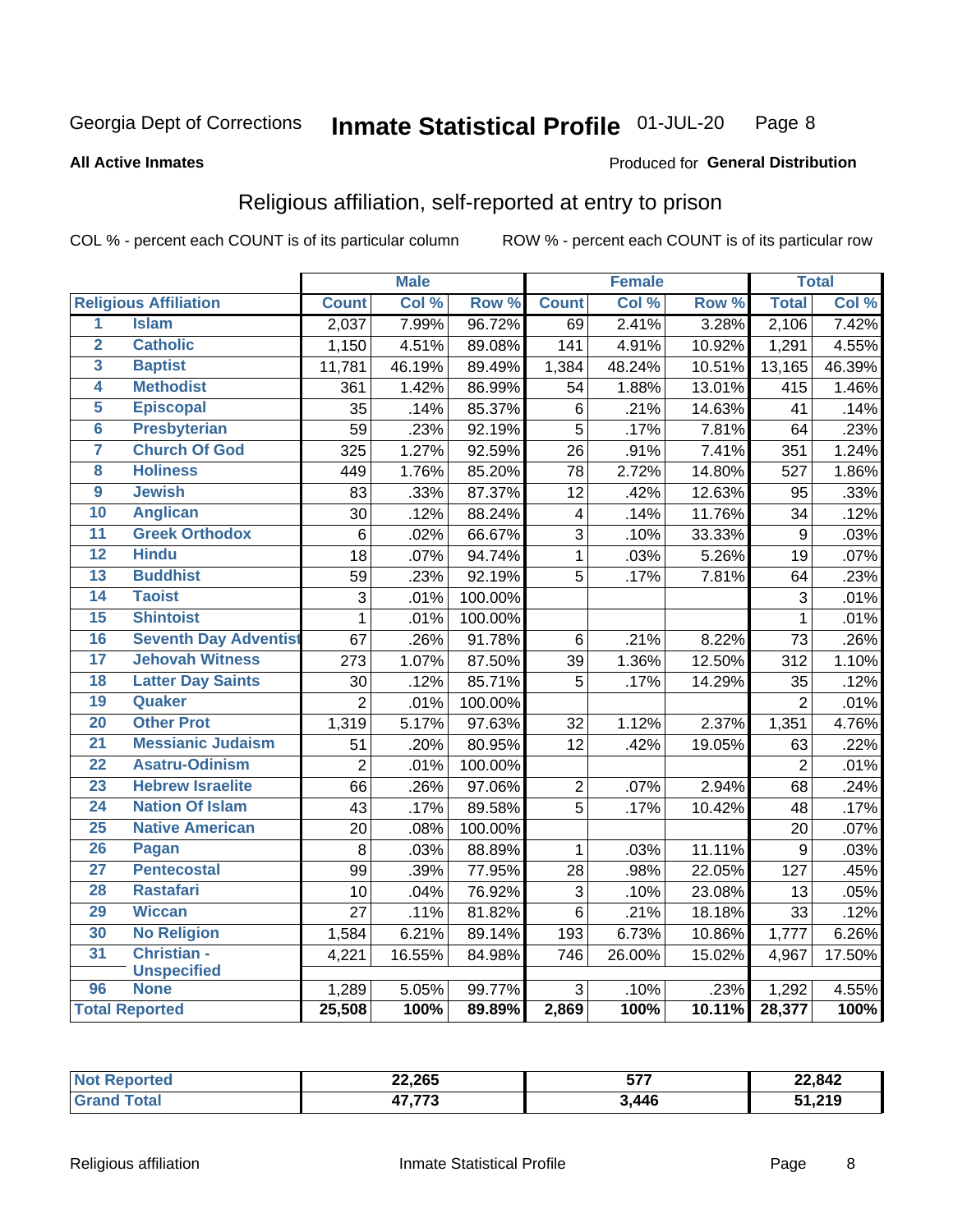Georgia Dept of Corrections **Inmate Statistical Profile** 01-JUL-20

**All Active Inmates**

Produced for **General Distribution**

## Religious affiliation, self-reported at entry to prison

COL % - percent each COUNT is of its particular column ROW % - percent each COUNT is of its particular row

| Religious Affiliation | | Male | | | Female | | | Total | |
|---|---|---|---|---|---|---|---|---|---|
| | | Count | Col % | Row % | Count | Col % | Row % | Total | Col % |
| 1 | Islam | 2,037 | 7.99% | 96.72% | 69 | 2.41% | 3.28% | 2,106 | 7.42% |
| 2 | Catholic | 1,150 | 4.51% | 89.08% | 141 | 4.91% | 10.92% | 1,291 | 4.55% |
| 3 | Baptist | 11,781 | 46.19% | 89.49% | 1,384 | 48.24% | 10.51% | 13,165 | 46.39% |
| 4 | Methodist | 361 | 1.42% | 86.99% | 54 | 1.88% | 13.01% | 415 | 1.46% |
| 5 | Episcopal | 35 | .14% | 85.37% | 6 | .21% | 14.63% | 41 | .14% |
| 6 | Presbyterian | 59 | .23% | 92.19% | 5 | .17% | 7.81% | 64 | .23% |
| 7 | Church Of God | 325 | 1.27% | 92.59% | 26 | .91% | 7.41% | 351 | 1.24% |
| 8 | Holiness | 449 | 1.76% | 85.20% | 78 | 2.72% | 14.80% | 527 | 1.86% |
| 9 | Jewish | 83 | .33% | 87.37% | 12 | .42% | 12.63% | 95 | .33% |
| 10 | Anglican | 30 | .12% | 88.24% | 4 | .14% | 11.76% | 34 | .12% |
| 11 | Greek Orthodox | 6 | .02% | 66.67% | 3 | .10% | 33.33% | 9 | .03% |
| 12 | Hindu | 18 | .07% | 94.74% | 1 | .03% | 5.26% | 19 | .07% |
| 13 | Buddhist | 59 | .23% | 92.19% | 5 | .17% | 7.81% | 64 | .23% |
| 14 | Taoist | 3 | .01% | 100.00% | | | | 3 | .01% |
| 15 | Shintoist | 1 | .01% | 100.00% | | | | 1 | .01% |
| 16 | Seventh Day Adventist | 67 | .26% | 91.78% | 6 | .21% | 8.22% | 73 | .26% |
| 17 | Jehovah Witness | 273 | 1.07% | 87.50% | 39 | 1.36% | 12.50% | 312 | 1.10% |
| 18 | Latter Day Saints | 30 | .12% | 85.71% | 5 | .17% | 14.29% | 35 | .12% |
| 19 | Quaker | 2 | .01% | 100.00% | | | | 2 | .01% |
| 20 | Other Prot | 1,319 | 5.17% | 97.63% | 32 | 1.12% | 2.37% | 1,351 | 4.76% |
| 21 | Messianic Judaism | 51 | .20% | 80.95% | 12 | .42% | 19.05% | 63 | .22% |
| 22 | Asatru-Odinism | 2 | .01% | 100.00% | | | | 2 | .01% |
| 23 | Hebrew Israelite | 66 | .26% | 97.06% | 2 | .07% | 2.94% | 68 | .24% |
| 24 | Nation Of Islam | 43 | .17% | 89.58% | 5 | .17% | 10.42% | 48 | .17% |
| 25 | Native American | 20 | .08% | 100.00% | | | | 20 | .07% |
| 26 | Pagan | 8 | .03% | 88.89% | 1 | .03% | 11.11% | 9 | .03% |
| 27 | Pentecostal | 99 | .39% | 77.95% | 28 | .98% | 22.05% | 127 | .45% |
| 28 | Rastafari | 10 | .04% | 76.92% | 3 | .10% | 23.08% | 13 | .05% |
| 29 | Wiccan | 27 | .11% | 81.82% | 6 | .21% | 18.18% | 33 | .12% |
| 30 | No Religion | 1,584 | 6.21% | 89.14% | 193 | 6.73% | 10.86% | 1,777 | 6.26% |
| 31 | Christian - Unspecified | 4,221 | 16.55% | 84.98% | 746 | 26.00% | 15.02% | 4,967 | 17.50% |
| 96 | None | 1,289 | 5.05% | 99.77% | 3 | .10% | .23% | 1,292 | 4.55% |
| **Total Reported** | | **25,508** | **100%** | **89.89%** | **2,869** | **100%** | **10.11%** | **28,377** | **100%** |

| | Male | Female | Total |
|---|---|---|---|
| Not Reported | **22,265** | **577** | **22,842** |
| Grand Total | **47,773** | **3,446** | **51,219** |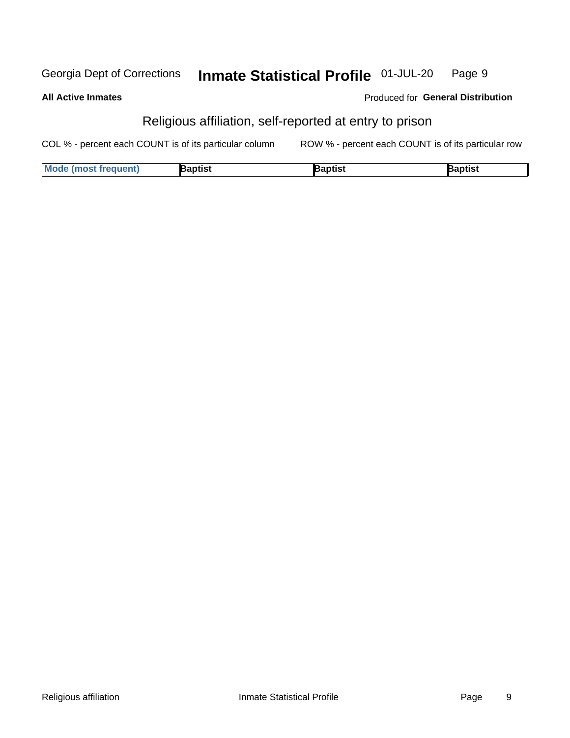# Religious affiliation, self-reported at entry to prison

COL % - percent each COUNT is of its particular column

ROW % - percent each COUNT is of its particular row

| Mode (most frequent) | Baptist | Baptist | Baptist |
| --- | --- | --- | --- |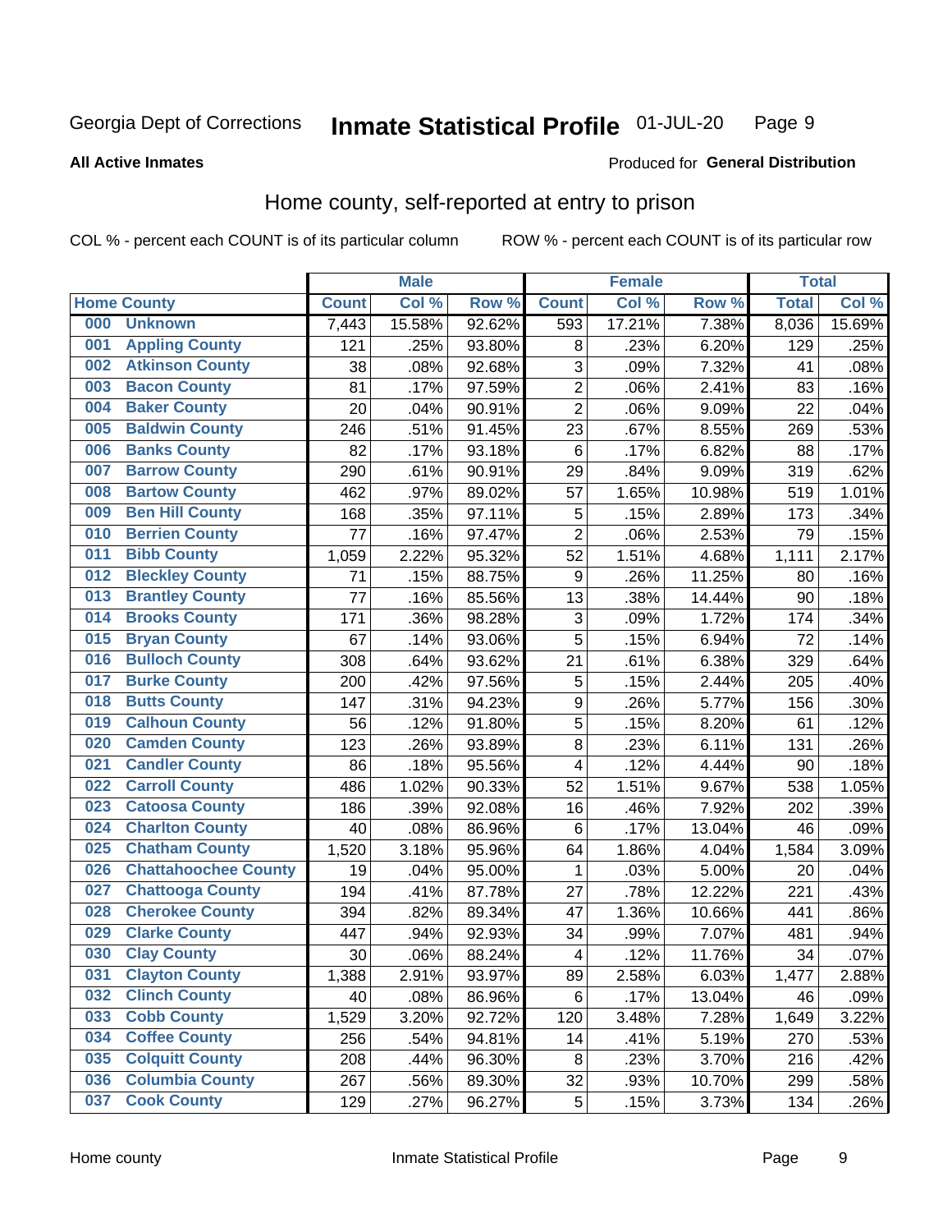Georgia Dept of Corrections **Inmate Statistical Profile** 01-JUL-20

**All Active Inmates**

Produced for **General Distribution**

## Home county, self-reported at entry to prison

COL % - percent each COUNT is of its particular column ROW % - percent each COUNT is of its particular row

| Home County | | Male | | | Female | | | Total | |
|---|---|---|---|---|---|---|---|---|---|
| | | Count | Col % | Row % | Count | Col % | Row % | Total | Col % |
| 000 | Unknown | 7,443 | 15.58% | 92.62% | 593 | 17.21% | 7.38% | 8,036 | 15.69% |
| 001 | Appling County | 121 | .25% | 93.80% | 8 | .23% | 6.20% | 129 | .25% |
| 002 | Atkinson County | 38 | .08% | 92.68% | 3 | .09% | 7.32% | 41 | .08% |
| 003 | Bacon County | 81 | .17% | 97.59% | 2 | .06% | 2.41% | 83 | .16% |
| 004 | Baker County | 20 | .04% | 90.91% | 2 | .06% | 9.09% | 22 | .04% |
| 005 | Baldwin County | 246 | .51% | 91.45% | 23 | .67% | 8.55% | 269 | .53% |
| 006 | Banks County | 82 | .17% | 93.18% | 6 | .17% | 6.82% | 88 | .17% |
| 007 | Barrow County | 290 | .61% | 90.91% | 29 | .84% | 9.09% | 319 | .62% |
| 008 | Bartow County | 462 | .97% | 89.02% | 57 | 1.65% | 10.98% | 519 | 1.01% |
| 009 | Ben Hill County | 168 | .35% | 97.11% | 5 | .15% | 2.89% | 173 | .34% |
| 010 | Berrien County | 77 | .16% | 97.47% | 2 | .06% | 2.53% | 79 | .15% |
| 011 | Bibb County | 1,059 | 2.22% | 95.32% | 52 | 1.51% | 4.68% | 1,111 | 2.17% |
| 012 | Bleckley County | 71 | .15% | 88.75% | 9 | .26% | 11.25% | 80 | .16% |
| 013 | Brantley County | 77 | .16% | 85.56% | 13 | .38% | 14.44% | 90 | .18% |
| 014 | Brooks County | 171 | .36% | 98.28% | 3 | .09% | 1.72% | 174 | .34% |
| 015 | Bryan County | 67 | .14% | 93.06% | 5 | .15% | 6.94% | 72 | .14% |
| 016 | Bulloch County | 308 | .64% | 93.62% | 21 | .61% | 6.38% | 329 | .64% |
| 017 | Burke County | 200 | .42% | 97.56% | 5 | .15% | 2.44% | 205 | .40% |
| 018 | Butts County | 147 | .31% | 94.23% | 9 | .26% | 5.77% | 156 | .30% |
| 019 | Calhoun County | 56 | .12% | 91.80% | 5 | .15% | 8.20% | 61 | .12% |
| 020 | Camden County | 123 | .26% | 93.89% | 8 | .23% | 6.11% | 131 | .26% |
| 021 | Candler County | 86 | .18% | 95.56% | 4 | .12% | 4.44% | 90 | .18% |
| 022 | Carroll County | 486 | 1.02% | 90.33% | 52 | 1.51% | 9.67% | 538 | 1.05% |
| 023 | Catoosa County | 186 | .39% | 92.08% | 16 | .46% | 7.92% | 202 | .39% |
| 024 | Charlton County | 40 | .08% | 86.96% | 6 | .17% | 13.04% | 46 | .09% |
| 025 | Chatham County | 1,520 | 3.18% | 95.96% | 64 | 1.86% | 4.04% | 1,584 | 3.09% |
| 026 | Chattahoochee County | 19 | .04% | 95.00% | 1 | .03% | 5.00% | 20 | .04% |
| 027 | Chattooga County | 194 | .41% | 87.78% | 27 | .78% | 12.22% | 221 | .43% |
| 028 | Cherokee County | 394 | .82% | 89.34% | 47 | 1.36% | 10.66% | 441 | .86% |
| 029 | Clarke County | 447 | .94% | 92.93% | 34 | .99% | 7.07% | 481 | .94% |
| 030 | Clay County | 30 | .06% | 88.24% | 4 | .12% | 11.76% | 34 | .07% |
| 031 | Clayton County | 1,388 | 2.91% | 93.97% | 89 | 2.58% | 6.03% | 1,477 | 2.88% |
| 032 | Clinch County | 40 | .08% | 86.96% | 6 | .17% | 13.04% | 46 | .09% |
| 033 | Cobb County | 1,529 | 3.20% | 92.72% | 120 | 3.48% | 7.28% | 1,649 | 3.22% |
| 034 | Coffee County | 256 | .54% | 94.81% | 14 | .41% | 5.19% | 270 | .53% |
| 035 | Colquitt County | 208 | .44% | 96.30% | 8 | .23% | 3.70% | 216 | .42% |
| 036 | Columbia County | 267 | .56% | 89.30% | 32 | .93% | 10.70% | 299 | .58% |
| 037 | Cook County | 129 | .27% | 96.27% | 5 | .15% | 3.73% | 134 | .26% |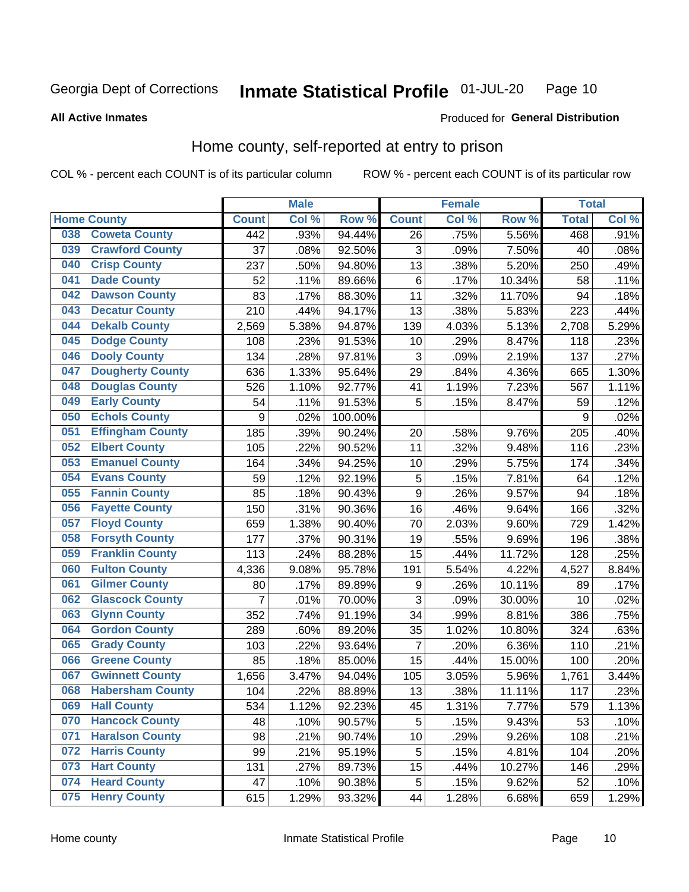Georgia Dept of Corrections **Inmate Statistical Profile** 01-JUL-20

**All Active Inmates**

Produced for **General Distribution**

## Home county, self-reported at entry to prison

COL % - percent each COUNT is of its particular column ROW % - percent each COUNT is of its particular row

| Home County | | Male | | | Female | | | Total | |
|---|---|---|---|---|---|---|---|---|---|
| | | Count | Col % | Row % | Count | Col % | Row % | Total | Col % |
| 038 | Coweta County | 442 | .93% | 94.44% | 26 | .75% | 5.56% | 468 | .91% |
| 039 | Crawford County | 37 | .08% | 92.50% | 3 | .09% | 7.50% | 40 | .08% |
| 040 | Crisp County | 237 | .50% | 94.80% | 13 | .38% | 5.20% | 250 | .49% |
| 041 | Dade County | 52 | .11% | 89.66% | 6 | .17% | 10.34% | 58 | .11% |
| 042 | Dawson County | 83 | .17% | 88.30% | 11 | .32% | 11.70% | 94 | .18% |
| 043 | Decatur County | 210 | .44% | 94.17% | 13 | .38% | 5.83% | 223 | .44% |
| 044 | Dekalb County | 2,569 | 5.38% | 94.87% | 139 | 4.03% | 5.13% | 2,708 | 5.29% |
| 045 | Dodge County | 108 | .23% | 91.53% | 10 | .29% | 8.47% | 118 | .23% |
| 046 | Dooly County | 134 | .28% | 97.81% | 3 | .09% | 2.19% | 137 | .27% |
| 047 | Dougherty County | 636 | 1.33% | 95.64% | 29 | .84% | 4.36% | 665 | 1.30% |
| 048 | Douglas County | 526 | 1.10% | 92.77% | 41 | 1.19% | 7.23% | 567 | 1.11% |
| 049 | Early County | 54 | .11% | 91.53% | 5 | .15% | 8.47% | 59 | .12% |
| 050 | Echols County | 9 | .02% | 100.00% | | | | 9 | .02% |
| 051 | Effingham County | 185 | .39% | 90.24% | 20 | .58% | 9.76% | 205 | .40% |
| 052 | Elbert County | 105 | .22% | 90.52% | 11 | .32% | 9.48% | 116 | .23% |
| 053 | Emanuel County | 164 | .34% | 94.25% | 10 | .29% | 5.75% | 174 | .34% |
| 054 | Evans County | 59 | .12% | 92.19% | 5 | .15% | 7.81% | 64 | .12% |
| 055 | Fannin County | 85 | .18% | 90.43% | 9 | .26% | 9.57% | 94 | .18% |
| 056 | Fayette County | 150 | .31% | 90.36% | 16 | .46% | 9.64% | 166 | .32% |
| 057 | Floyd County | 659 | 1.38% | 90.40% | 70 | 2.03% | 9.60% | 729 | 1.42% |
| 058 | Forsyth County | 177 | .37% | 90.31% | 19 | .55% | 9.69% | 196 | .38% |
| 059 | Franklin County | 113 | .24% | 88.28% | 15 | .44% | 11.72% | 128 | .25% |
| 060 | Fulton County | 4,336 | 9.08% | 95.78% | 191 | 5.54% | 4.22% | 4,527 | 8.84% |
| 061 | Gilmer County | 80 | .17% | 89.89% | 9 | .26% | 10.11% | 89 | .17% |
| 062 | Glascock County | 7 | .01% | 70.00% | 3 | .09% | 30.00% | 10 | .02% |
| 063 | Glynn County | 352 | .74% | 91.19% | 34 | .99% | 8.81% | 386 | .75% |
| 064 | Gordon County | 289 | .60% | 89.20% | 35 | 1.02% | 10.80% | 324 | .63% |
| 065 | Grady County | 103 | .22% | 93.64% | 7 | .20% | 6.36% | 110 | .21% |
| 066 | Greene County | 85 | .18% | 85.00% | 15 | .44% | 15.00% | 100 | .20% |
| 067 | Gwinnett County | 1,656 | 3.47% | 94.04% | 105 | 3.05% | 5.96% | 1,761 | 3.44% |
| 068 | Habersham County | 104 | .22% | 88.89% | 13 | .38% | 11.11% | 117 | .23% |
| 069 | Hall County | 534 | 1.12% | 92.23% | 45 | 1.31% | 7.77% | 579 | 1.13% |
| 070 | Hancock County | 48 | .10% | 90.57% | 5 | .15% | 9.43% | 53 | .10% |
| 071 | Haralson County | 98 | .21% | 90.74% | 10 | .29% | 9.26% | 108 | .21% |
| 072 | Harris County | 99 | .21% | 95.19% | 5 | .15% | 4.81% | 104 | .20% |
| 073 | Hart County | 131 | .27% | 89.73% | 15 | .44% | 10.27% | 146 | .29% |
| 074 | Heard County | 47 | .10% | 90.38% | 5 | .15% | 9.62% | 52 | .10% |
| 075 | Henry County | 615 | 1.29% | 93.32% | 44 | 1.28% | 6.68% | 659 | 1.29% |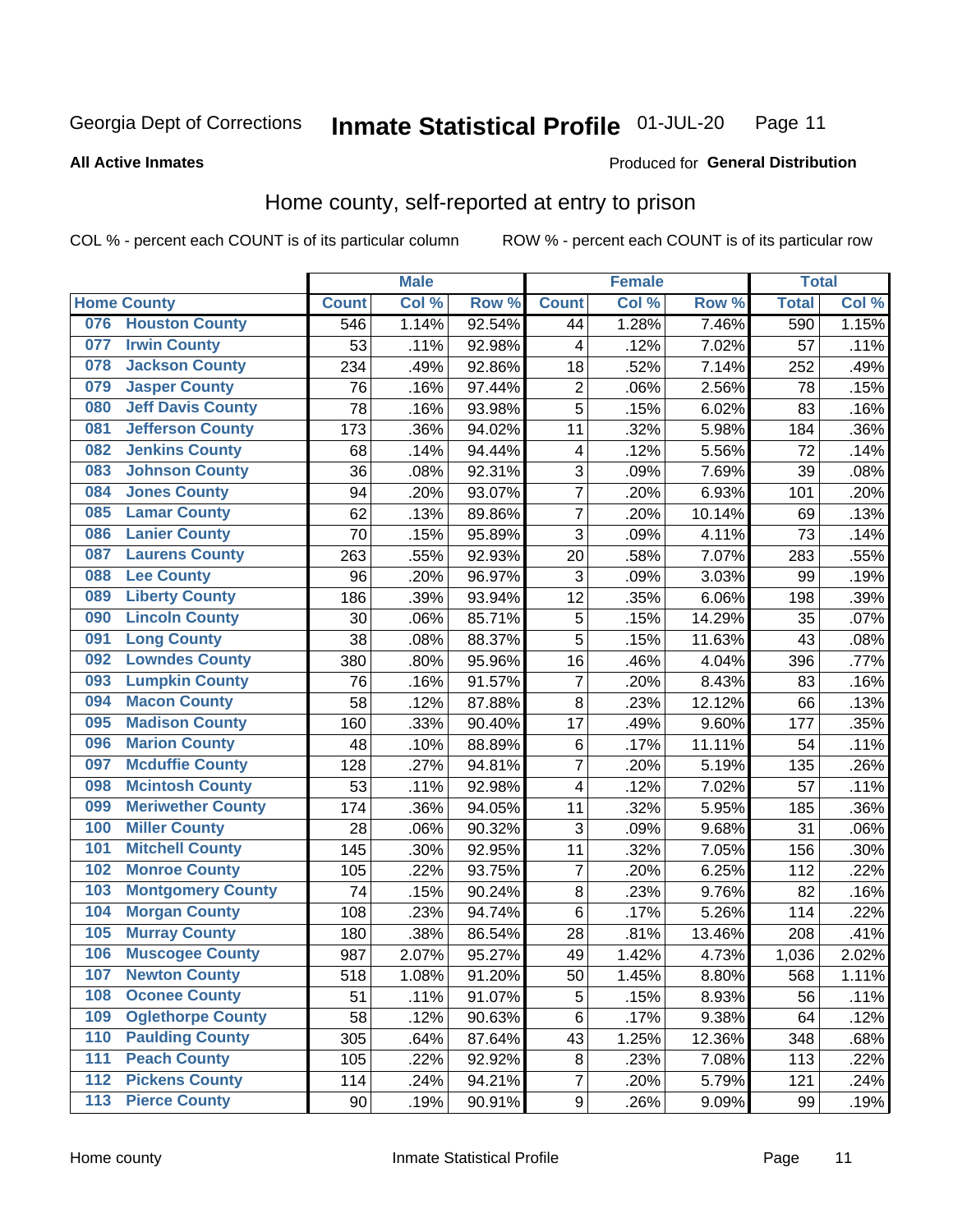Georgia Dept of Corrections **Inmate Statistical Profile** 01-JUL-20

**All Active Inmates**

Produced for **General Distribution**

## Home county, self-reported at entry to prison

COL % - percent each COUNT is of its particular column ROW % - percent each COUNT is of its particular row

| Home County | | Male | | | Female | | | Total | |
|---|---|---|---|---|---|---|---|---|---|
| | | Count | Col % | Row % | Count | Col % | Row % | Total | Col % |
| 076 | Houston County | 546 | 1.14% | 92.54% | 44 | 1.28% | 7.46% | 590 | 1.15% |
| 077 | Irwin County | 53 | .11% | 92.98% | 4 | .12% | 7.02% | 57 | .11% |
| 078 | Jackson County | 234 | .49% | 92.86% | 18 | .52% | 7.14% | 252 | .49% |
| 079 | Jasper County | 76 | .16% | 97.44% | 2 | .06% | 2.56% | 78 | .15% |
| 080 | Jeff Davis County | 78 | .16% | 93.98% | 5 | .15% | 6.02% | 83 | .16% |
| 081 | Jefferson County | 173 | .36% | 94.02% | 11 | .32% | 5.98% | 184 | .36% |
| 082 | Jenkins County | 68 | .14% | 94.44% | 4 | .12% | 5.56% | 72 | .14% |
| 083 | Johnson County | 36 | .08% | 92.31% | 3 | .09% | 7.69% | 39 | .08% |
| 084 | Jones County | 94 | .20% | 93.07% | 7 | .20% | 6.93% | 101 | .20% |
| 085 | Lamar County | 62 | .13% | 89.86% | 7 | .20% | 10.14% | 69 | .13% |
| 086 | Lanier County | 70 | .15% | 95.89% | 3 | .09% | 4.11% | 73 | .14% |
| 087 | Laurens County | 263 | .55% | 92.93% | 20 | .58% | 7.07% | 283 | .55% |
| 088 | Lee County | 96 | .20% | 96.97% | 3 | .09% | 3.03% | 99 | .19% |
| 089 | Liberty County | 186 | .39% | 93.94% | 12 | .35% | 6.06% | 198 | .39% |
| 090 | Lincoln County | 30 | .06% | 85.71% | 5 | .15% | 14.29% | 35 | .07% |
| 091 | Long County | 38 | .08% | 88.37% | 5 | .15% | 11.63% | 43 | .08% |
| 092 | Lowndes County | 380 | .80% | 95.96% | 16 | .46% | 4.04% | 396 | .77% |
| 093 | Lumpkin County | 76 | .16% | 91.57% | 7 | .20% | 8.43% | 83 | .16% |
| 094 | Macon County | 58 | .12% | 87.88% | 8 | .23% | 12.12% | 66 | .13% |
| 095 | Madison County | 160 | .33% | 90.40% | 17 | .49% | 9.60% | 177 | .35% |
| 096 | Marion County | 48 | .10% | 88.89% | 6 | .17% | 11.11% | 54 | .11% |
| 097 | Mcduffie County | 128 | .27% | 94.81% | 7 | .20% | 5.19% | 135 | .26% |
| 098 | Mcintosh County | 53 | .11% | 92.98% | 4 | .12% | 7.02% | 57 | .11% |
| 099 | Meriwether County | 174 | .36% | 94.05% | 11 | .32% | 5.95% | 185 | .36% |
| 100 | Miller County | 28 | .06% | 90.32% | 3 | .09% | 9.68% | 31 | .06% |
| 101 | Mitchell County | 145 | .30% | 92.95% | 11 | .32% | 7.05% | 156 | .30% |
| 102 | Monroe County | 105 | .22% | 93.75% | 7 | .20% | 6.25% | 112 | .22% |
| 103 | Montgomery County | 74 | .15% | 90.24% | 8 | .23% | 9.76% | 82 | .16% |
| 104 | Morgan County | 108 | .23% | 94.74% | 6 | .17% | 5.26% | 114 | .22% |
| 105 | Murray County | 180 | .38% | 86.54% | 28 | .81% | 13.46% | 208 | .41% |
| 106 | Muscogee County | 987 | 2.07% | 95.27% | 49 | 1.42% | 4.73% | 1,036 | 2.02% |
| 107 | Newton County | 518 | 1.08% | 91.20% | 50 | 1.45% | 8.80% | 568 | 1.11% |
| 108 | Oconee County | 51 | .11% | 91.07% | 5 | .15% | 8.93% | 56 | .11% |
| 109 | Oglethorpe County | 58 | .12% | 90.63% | 6 | .17% | 9.38% | 64 | .12% |
| 110 | Paulding County | 305 | .64% | 87.64% | 43 | 1.25% | 12.36% | 348 | .68% |
| 111 | Peach County | 105 | .22% | 92.92% | 8 | .23% | 7.08% | 113 | .22% |
| 112 | Pickens County | 114 | .24% | 94.21% | 7 | .20% | 5.79% | 121 | .24% |
| 113 | Pierce County | 90 | .19% | 90.91% | 9 | .26% | 9.09% | 99 | .19% |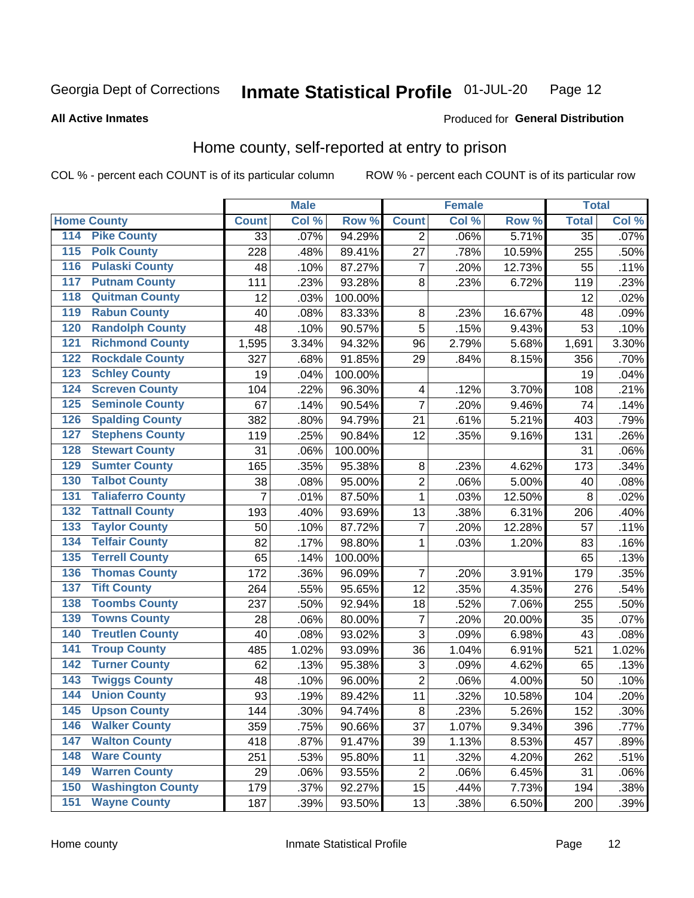Georgia Dept of Corrections **Inmate Statistical Profile** 01-JUL-20

**All Active Inmates**

Produced for **General Distribution**

## Home county, self-reported at entry to prison

COL % - percent each COUNT is of its particular column ROW % - percent each COUNT is of its particular row

| Home County | | Male | | | Female | | | Total | |
|---|---|---|---|---|---|---|---|---|---|
| | | Count | Col % | Row % | Count | Col % | Row % | Total | Col % |
| 114 | Pike County | 33 | .07% | 94.29% | 2 | .06% | 5.71% | 35 | .07% |
| 115 | Polk County | 228 | .48% | 89.41% | 27 | .78% | 10.59% | 255 | .50% |
| 116 | Pulaski County | 48 | .10% | 87.27% | 7 | .20% | 12.73% | 55 | .11% |
| 117 | Putnam County | 111 | .23% | 93.28% | 8 | .23% | 6.72% | 119 | .23% |
| 118 | Quitman County | 12 | .03% | 100.00% | | | | 12 | .02% |
| 119 | Rabun County | 40 | .08% | 83.33% | 8 | .23% | 16.67% | 48 | .09% |
| 120 | Randolph County | 48 | .10% | 90.57% | 5 | .15% | 9.43% | 53 | .10% |
| 121 | Richmond County | 1,595 | 3.34% | 94.32% | 96 | 2.79% | 5.68% | 1,691 | 3.30% |
| 122 | Rockdale County | 327 | .68% | 91.85% | 29 | .84% | 8.15% | 356 | .70% |
| 123 | Schley County | 19 | .04% | 100.00% | | | | 19 | .04% |
| 124 | Screven County | 104 | .22% | 96.30% | 4 | .12% | 3.70% | 108 | .21% |
| 125 | Seminole County | 67 | .14% | 90.54% | 7 | .20% | 9.46% | 74 | .14% |
| 126 | Spalding County | 382 | .80% | 94.79% | 21 | .61% | 5.21% | 403 | .79% |
| 127 | Stephens County | 119 | .25% | 90.84% | 12 | .35% | 9.16% | 131 | .26% |
| 128 | Stewart County | 31 | .06% | 100.00% | | | | 31 | .06% |
| 129 | Sumter County | 165 | .35% | 95.38% | 8 | .23% | 4.62% | 173 | .34% |
| 130 | Talbot County | 38 | .08% | 95.00% | 2 | .06% | 5.00% | 40 | .08% |
| 131 | Taliaferro County | 7 | .01% | 87.50% | 1 | .03% | 12.50% | 8 | .02% |
| 132 | Tattnall County | 193 | .40% | 93.69% | 13 | .38% | 6.31% | 206 | .40% |
| 133 | Taylor County | 50 | .10% | 87.72% | 7 | .20% | 12.28% | 57 | .11% |
| 134 | Telfair County | 82 | .17% | 98.80% | 1 | .03% | 1.20% | 83 | .16% |
| 135 | Terrell County | 65 | .14% | 100.00% | | | | 65 | .13% |
| 136 | Thomas County | 172 | .36% | 96.09% | 7 | .20% | 3.91% | 179 | .35% |
| 137 | Tift County | 264 | .55% | 95.65% | 12 | .35% | 4.35% | 276 | .54% |
| 138 | Toombs County | 237 | .50% | 92.94% | 18 | .52% | 7.06% | 255 | .50% |
| 139 | Towns County | 28 | .06% | 80.00% | 7 | .20% | 20.00% | 35 | .07% |
| 140 | Treutlen County | 40 | .08% | 93.02% | 3 | .09% | 6.98% | 43 | .08% |
| 141 | Troup County | 485 | 1.02% | 93.09% | 36 | 1.04% | 6.91% | 521 | 1.02% |
| 142 | Turner County | 62 | .13% | 95.38% | 3 | .09% | 4.62% | 65 | .13% |
| 143 | Twiggs County | 48 | .10% | 96.00% | 2 | .06% | 4.00% | 50 | .10% |
| 144 | Union County | 93 | .19% | 89.42% | 11 | .32% | 10.58% | 104 | .20% |
| 145 | Upson County | 144 | .30% | 94.74% | 8 | .23% | 5.26% | 152 | .30% |
| 146 | Walker County | 359 | .75% | 90.66% | 37 | 1.07% | 9.34% | 396 | .77% |
| 147 | Walton County | 418 | .87% | 91.47% | 39 | 1.13% | 8.53% | 457 | .89% |
| 148 | Ware County | 251 | .53% | 95.80% | 11 | .32% | 4.20% | 262 | .51% |
| 149 | Warren County | 29 | .06% | 93.55% | 2 | .06% | 6.45% | 31 | .06% |
| 150 | Washington County | 179 | .37% | 92.27% | 15 | .44% | 7.73% | 194 | .38% |
| 151 | Wayne County | 187 | .39% | 93.50% | 13 | .38% | 6.50% | 200 | .39% |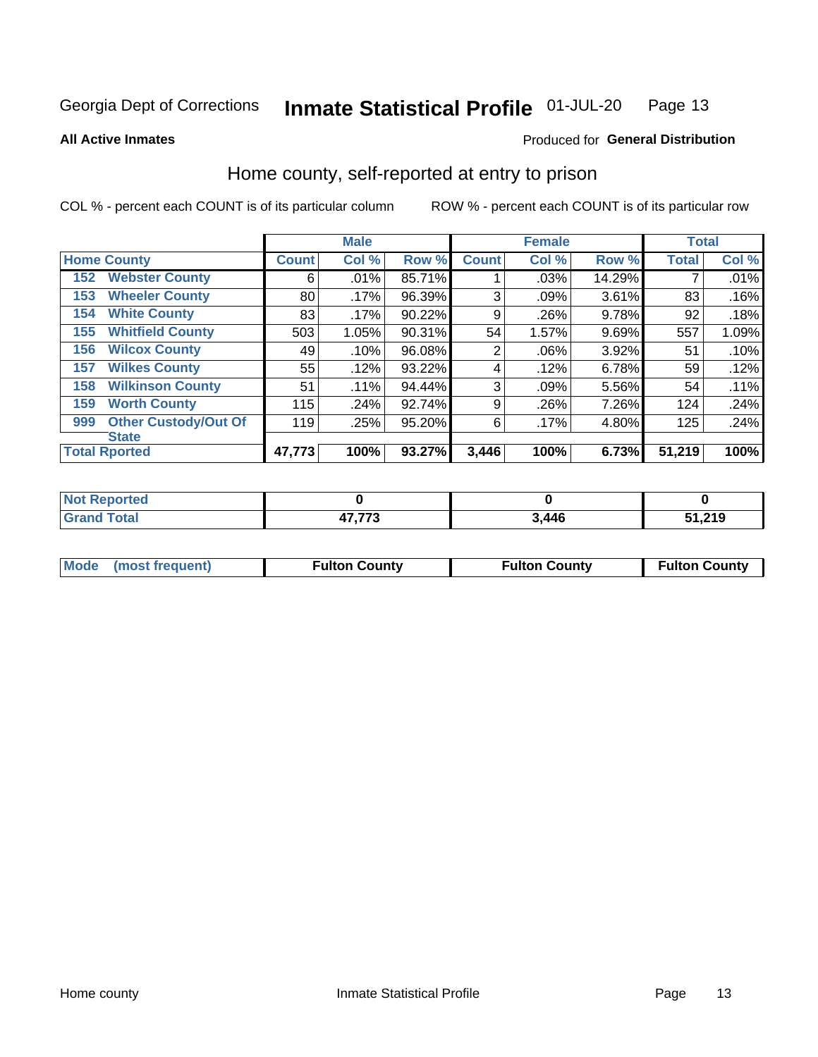Georgia Dept of Corrections **Inmate Statistical Profile** 01-JUL-20

**All Active Inmates**

Produced for **General Distribution**

## Home county, self-reported at entry to prison

COL % - percent each COUNT is of its particular column

ROW % - percent each COUNT is of its particular row

| Home County | | Male | | | Female | | | Total | |
|---|---|---|---|---|---|---|---|---|---|
| | | Count | Col % | Row % | Count | Col % | Row % | Total | Col % |
| 152 | Webster County | 6 | .01% | 85.71% | 1 | .03% | 14.29% | 7 | .01% |
| 153 | Wheeler County | 80 | .17% | 96.39% | 3 | .09% | 3.61% | 83 | .16% |
| 154 | White County | 83 | .17% | 90.22% | 9 | .26% | 9.78% | 92 | .18% |
| 155 | Whitfield County | 503 | 1.05% | 90.31% | 54 | 1.57% | 9.69% | 557 | 1.09% |
| 156 | Wilcox County | 49 | .10% | 96.08% | 2 | .06% | 3.92% | 51 | .10% |
| 157 | Wilkes County | 55 | .12% | 93.22% | 4 | .12% | 6.78% | 59 | .12% |
| 158 | Wilkinson County | 51 | .11% | 94.44% | 3 | .09% | 5.56% | 54 | .11% |
| 159 | Worth County | 115 | .24% | 92.74% | 9 | .26% | 7.26% | 124 | .24% |
| 999 | Other Custody/Out Of State | 119 | .25% | 95.20% | 6 | .17% | 4.80% | 125 | .24% |
| **Total Rported** | | **47,773** | **100%** | **93.27%** | **3,446** | **100%** | **6.73%** | **51,219** | **100%** |

| | Male | Female | Total |
|---|---|---|---|
| Not Reported | 0 | 0 | 0 |
| Grand Total | 47,773 | 3,446 | 51,219 |

| | Male | Female | Total |
|---|---|---|---|
| Mode (most frequent) | Fulton County | Fulton County | Fulton County |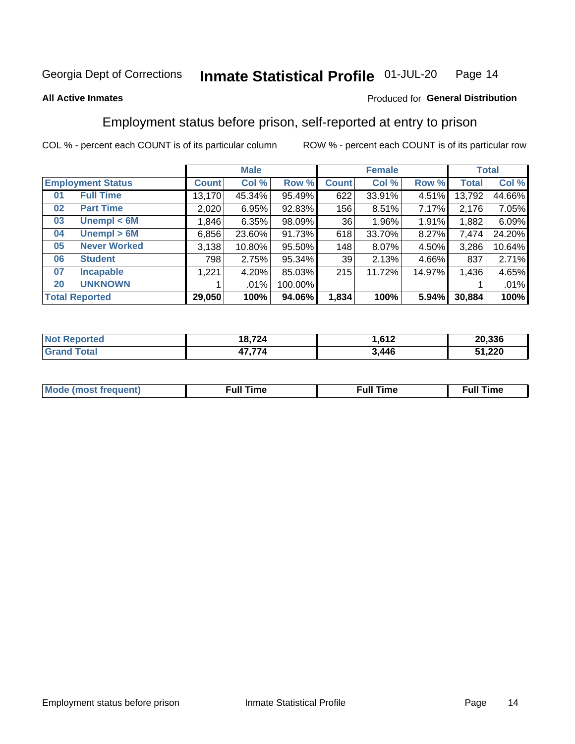Georgia Dept of Corrections **Inmate Statistical Profile** 01-JUL-20

**All Active Inmates**

Produced for **General Distribution**

## Employment status before prison, self-reported at entry to prison

COL % - percent each COUNT is of its particular column    ROW % - percent each COUNT is of its particular row

| Employment Status | | Male | | | Female | | | Total | |
|---|---|---|---|---|---|---|---|---|---|
| | | Count | Col % | Row % | Count | Col % | Row % | Total | Col % |
| 01 | Full Time | 13,170 | 45.34% | 95.49% | 622 | 33.91% | 4.51% | 13,792 | 44.66% |
| 02 | Part Time | 2,020 | 6.95% | 92.83% | 156 | 8.51% | 7.17% | 2,176 | 7.05% |
| 03 | Unempl < 6M | 1,846 | 6.35% | 98.09% | 36 | 1.96% | 1.91% | 1,882 | 6.09% |
| 04 | Unempl > 6M | 6,856 | 23.60% | 91.73% | 618 | 33.70% | 8.27% | 7,474 | 24.20% |
| 05 | Never Worked | 3,138 | 10.80% | 95.50% | 148 | 8.07% | 4.50% | 3,286 | 10.64% |
| 06 | Student | 798 | 2.75% | 95.34% | 39 | 2.13% | 4.66% | 837 | 2.71% |
| 07 | Incapable | 1,221 | 4.20% | 85.03% | 215 | 11.72% | 14.97% | 1,436 | 4.65% |
| 20 | UNKNOWN | 1 | .01% | 100.00% | | | | 1 | .01% |
| **Total Reported** | | **29,050** | **100%** | **94.06%** | **1,834** | **100%** | **5.94%** | **30,884** | **100%** |

| | Male | Female | Total |
|---|---|---|---|
| Not Reported | **18,724** | **1,612** | **20,336** |
| Grand Total | **47,774** | **3,446** | **51,220** |

| | Male | Female | Total |
|---|---|---|---|
| Mode (most frequent) | **Full Time** | **Full Time** | **Full Time** |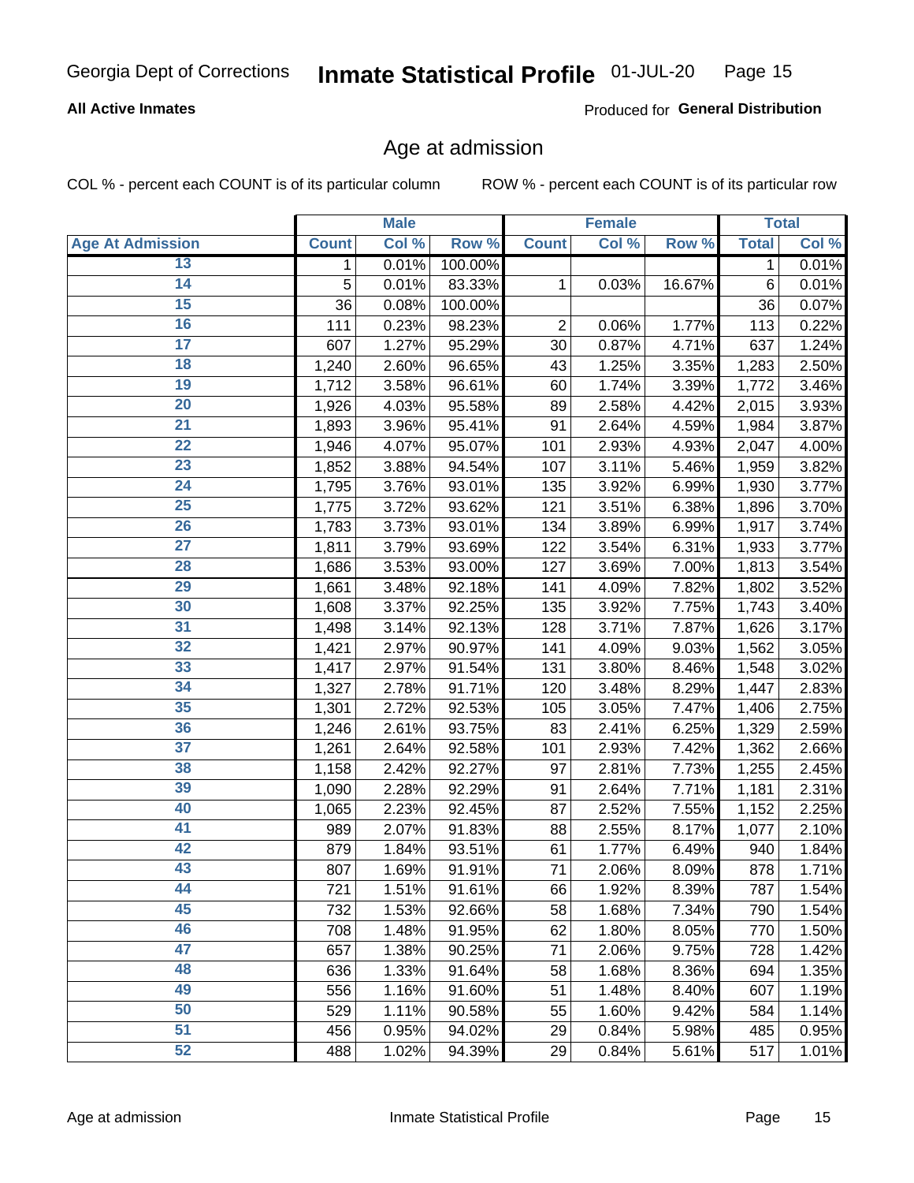**All Active Inmates**

Produced for **General Distribution**

## Age at admission

COL % - percent each COUNT is of its particular column

ROW % - percent each COUNT is of its particular row

| | Male | | | Female | | | Total | |
|---|---|---|---|---|---|---|---|---|
| **Age At Admission** | **Count** | **Col %** | **Row %** | **Count** | **Col %** | **Row %** | **Total** | **Col %** |
| 13 | 1 | 0.01% | 100.00% | | | | 1 | 0.01% |
| 14 | 5 | 0.01% | 83.33% | 1 | 0.03% | 16.67% | 6 | 0.01% |
| 15 | 36 | 0.08% | 100.00% | | | | 36 | 0.07% |
| 16 | 111 | 0.23% | 98.23% | 2 | 0.06% | 1.77% | 113 | 0.22% |
| 17 | 607 | 1.27% | 95.29% | 30 | 0.87% | 4.71% | 637 | 1.24% |
| 18 | 1,240 | 2.60% | 96.65% | 43 | 1.25% | 3.35% | 1,283 | 2.50% |
| 19 | 1,712 | 3.58% | 96.61% | 60 | 1.74% | 3.39% | 1,772 | 3.46% |
| 20 | 1,926 | 4.03% | 95.58% | 89 | 2.58% | 4.42% | 2,015 | 3.93% |
| 21 | 1,893 | 3.96% | 95.41% | 91 | 2.64% | 4.59% | 1,984 | 3.87% |
| 22 | 1,946 | 4.07% | 95.07% | 101 | 2.93% | 4.93% | 2,047 | 4.00% |
| 23 | 1,852 | 3.88% | 94.54% | 107 | 3.11% | 5.46% | 1,959 | 3.82% |
| 24 | 1,795 | 3.76% | 93.01% | 135 | 3.92% | 6.99% | 1,930 | 3.77% |
| 25 | 1,775 | 3.72% | 93.62% | 121 | 3.51% | 6.38% | 1,896 | 3.70% |
| 26 | 1,783 | 3.73% | 93.01% | 134 | 3.89% | 6.99% | 1,917 | 3.74% |
| 27 | 1,811 | 3.79% | 93.69% | 122 | 3.54% | 6.31% | 1,933 | 3.77% |
| 28 | 1,686 | 3.53% | 93.00% | 127 | 3.69% | 7.00% | 1,813 | 3.54% |
| 29 | 1,661 | 3.48% | 92.18% | 141 | 4.09% | 7.82% | 1,802 | 3.52% |
| 30 | 1,608 | 3.37% | 92.25% | 135 | 3.92% | 7.75% | 1,743 | 3.40% |
| 31 | 1,498 | 3.14% | 92.13% | 128 | 3.71% | 7.87% | 1,626 | 3.17% |
| 32 | 1,421 | 2.97% | 90.97% | 141 | 4.09% | 9.03% | 1,562 | 3.05% |
| 33 | 1,417 | 2.97% | 91.54% | 131 | 3.80% | 8.46% | 1,548 | 3.02% |
| 34 | 1,327 | 2.78% | 91.71% | 120 | 3.48% | 8.29% | 1,447 | 2.83% |
| 35 | 1,301 | 2.72% | 92.53% | 105 | 3.05% | 7.47% | 1,406 | 2.75% |
| 36 | 1,246 | 2.61% | 93.75% | 83 | 2.41% | 6.25% | 1,329 | 2.59% |
| 37 | 1,261 | 2.64% | 92.58% | 101 | 2.93% | 7.42% | 1,362 | 2.66% |
| 38 | 1,158 | 2.42% | 92.27% | 97 | 2.81% | 7.73% | 1,255 | 2.45% |
| 39 | 1,090 | 2.28% | 92.29% | 91 | 2.64% | 7.71% | 1,181 | 2.31% |
| 40 | 1,065 | 2.23% | 92.45% | 87 | 2.52% | 7.55% | 1,152 | 2.25% |
| 41 | 989 | 2.07% | 91.83% | 88 | 2.55% | 8.17% | 1,077 | 2.10% |
| 42 | 879 | 1.84% | 93.51% | 61 | 1.77% | 6.49% | 940 | 1.84% |
| 43 | 807 | 1.69% | 91.91% | 71 | 2.06% | 8.09% | 878 | 1.71% |
| 44 | 721 | 1.51% | 91.61% | 66 | 1.92% | 8.39% | 787 | 1.54% |
| 45 | 732 | 1.53% | 92.66% | 58 | 1.68% | 7.34% | 790 | 1.54% |
| 46 | 708 | 1.48% | 91.95% | 62 | 1.80% | 8.05% | 770 | 1.50% |
| 47 | 657 | 1.38% | 90.25% | 71 | 2.06% | 9.75% | 728 | 1.42% |
| 48 | 636 | 1.33% | 91.64% | 58 | 1.68% | 8.36% | 694 | 1.35% |
| 49 | 556 | 1.16% | 91.60% | 51 | 1.48% | 8.40% | 607 | 1.19% |
| 50 | 529 | 1.11% | 90.58% | 55 | 1.60% | 9.42% | 584 | 1.14% |
| 51 | 456 | 0.95% | 94.02% | 29 | 0.84% | 5.98% | 485 | 0.95% |
| 52 | 488 | 1.02% | 94.39% | 29 | 0.84% | 5.61% | 517 | 1.01% |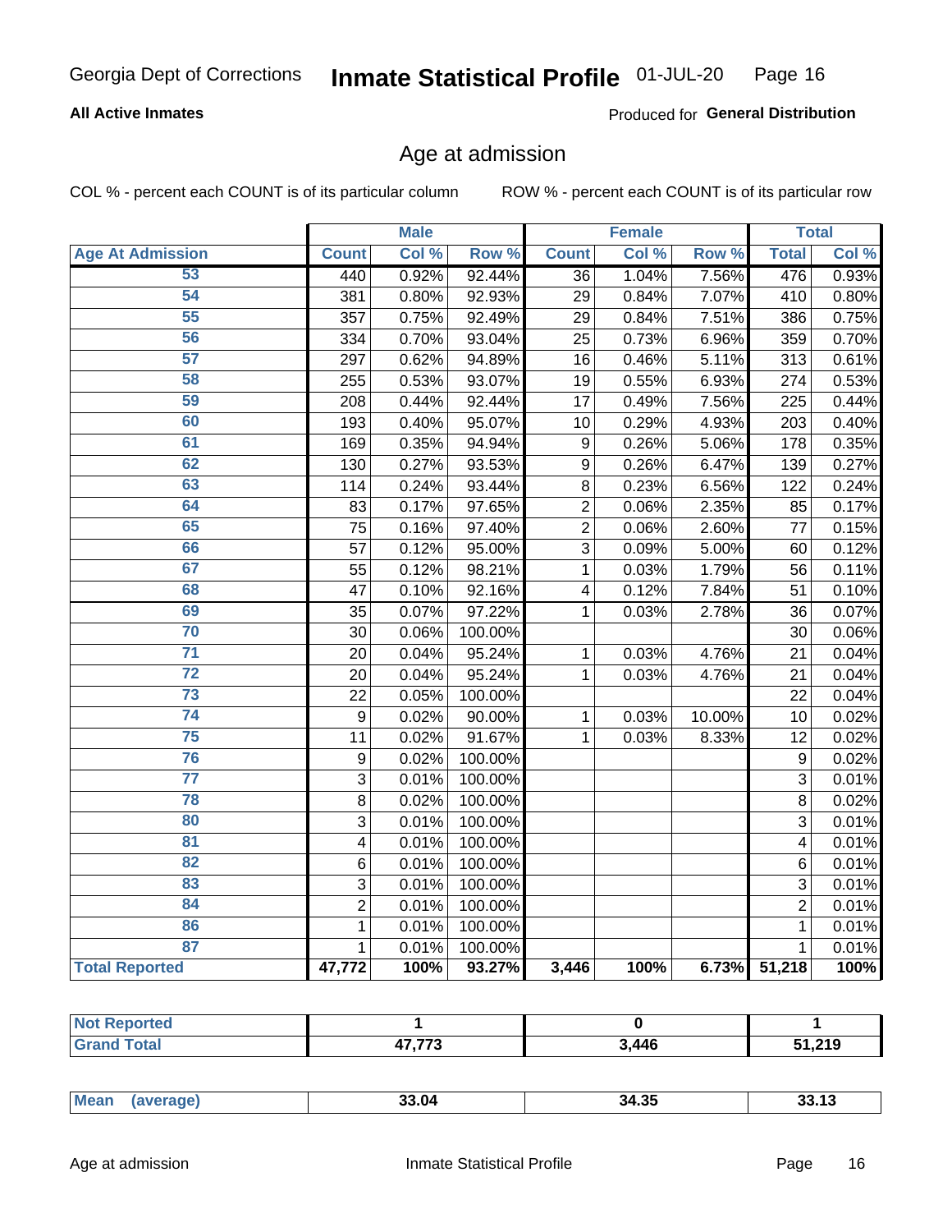Georgia Dept of Corrections **Inmate Statistical Profile** 01-JUL-20

**All Active Inmates**

Produced for **General Distribution**

## Age at admission

COL % - percent each COUNT is of its particular column ROW % - percent each COUNT is of its particular row

| | Male | | | Female | | | Total | |
|---|---|---|---|---|---|---|---|---|
| **Age At Admission** | **Count** | **Col %** | **Row %** | **Count** | **Col %** | **Row %** | **Total** | **Col %** |
| 53 | 440 | 0.92% | 92.44% | 36 | 1.04% | 7.56% | 476 | 0.93% |
| 54 | 381 | 0.80% | 92.93% | 29 | 0.84% | 7.07% | 410 | 0.80% |
| 55 | 357 | 0.75% | 92.49% | 29 | 0.84% | 7.51% | 386 | 0.75% |
| 56 | 334 | 0.70% | 93.04% | 25 | 0.73% | 6.96% | 359 | 0.70% |
| 57 | 297 | 0.62% | 94.89% | 16 | 0.46% | 5.11% | 313 | 0.61% |
| 58 | 255 | 0.53% | 93.07% | 19 | 0.55% | 6.93% | 274 | 0.53% |
| 59 | 208 | 0.44% | 92.44% | 17 | 0.49% | 7.56% | 225 | 0.44% |
| 60 | 193 | 0.40% | 95.07% | 10 | 0.29% | 4.93% | 203 | 0.40% |
| 61 | 169 | 0.35% | 94.94% | 9 | 0.26% | 5.06% | 178 | 0.35% |
| 62 | 130 | 0.27% | 93.53% | 9 | 0.26% | 6.47% | 139 | 0.27% |
| 63 | 114 | 0.24% | 93.44% | 8 | 0.23% | 6.56% | 122 | 0.24% |
| 64 | 83 | 0.17% | 97.65% | 2 | 0.06% | 2.35% | 85 | 0.17% |
| 65 | 75 | 0.16% | 97.40% | 2 | 0.06% | 2.60% | 77 | 0.15% |
| 66 | 57 | 0.12% | 95.00% | 3 | 0.09% | 5.00% | 60 | 0.12% |
| 67 | 55 | 0.12% | 98.21% | 1 | 0.03% | 1.79% | 56 | 0.11% |
| 68 | 47 | 0.10% | 92.16% | 4 | 0.12% | 7.84% | 51 | 0.10% |
| 69 | 35 | 0.07% | 97.22% | 1 | 0.03% | 2.78% | 36 | 0.07% |
| 70 | 30 | 0.06% | 100.00% | | | | 30 | 0.06% |
| 71 | 20 | 0.04% | 95.24% | 1 | 0.03% | 4.76% | 21 | 0.04% |
| 72 | 20 | 0.04% | 95.24% | 1 | 0.03% | 4.76% | 21 | 0.04% |
| 73 | 22 | 0.05% | 100.00% | | | | 22 | 0.04% |
| 74 | 9 | 0.02% | 90.00% | 1 | 0.03% | 10.00% | 10 | 0.02% |
| 75 | 11 | 0.02% | 91.67% | 1 | 0.03% | 8.33% | 12 | 0.02% |
| 76 | 9 | 0.02% | 100.00% | | | | 9 | 0.02% |
| 77 | 3 | 0.01% | 100.00% | | | | 3 | 0.01% |
| 78 | 8 | 0.02% | 100.00% | | | | 8 | 0.02% |
| 80 | 3 | 0.01% | 100.00% | | | | 3 | 0.01% |
| 81 | 4 | 0.01% | 100.00% | | | | 4 | 0.01% |
| 82 | 6 | 0.01% | 100.00% | | | | 6 | 0.01% |
| 83 | 3 | 0.01% | 100.00% | | | | 3 | 0.01% |
| 84 | 2 | 0.01% | 100.00% | | | | 2 | 0.01% |
| 86 | 1 | 0.01% | 100.00% | | | | 1 | 0.01% |
| 87 | 1 | 0.01% | 100.00% | | | | 1 | 0.01% |
| **Total Reported** | **47,772** | **100%** | **93.27%** | **3,446** | **100%** | **6.73%** | **51,218** | **100%** |

| | Male | Female | Total |
|---|---|---|---|
| **Not Reported** | **1** | **0** | **1** |
| **Grand Total** | **47,773** | **3,446** | **51,219** |

| | Male | Female | Total |
|---|---|---|---|
| **Mean (average)** | **33.04** | **34.35** | **33.13** |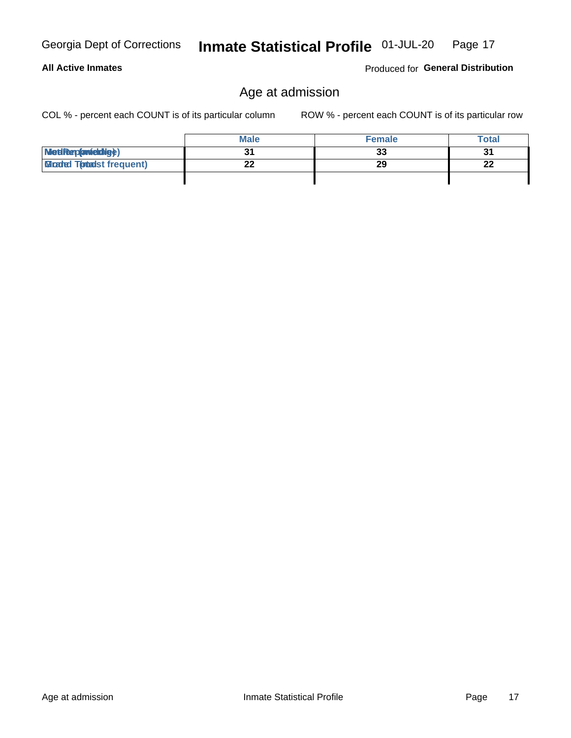# Age at admission

COL % - percent each COUNT is of its particular column

ROW % - percent each COUNT is of its particular row

| | Male | Female | Total |
|---|---|---|---|
| Median (middle) | 31 | 33 | 31 |
| Mode (most frequent) | 22 | 29 | 22 |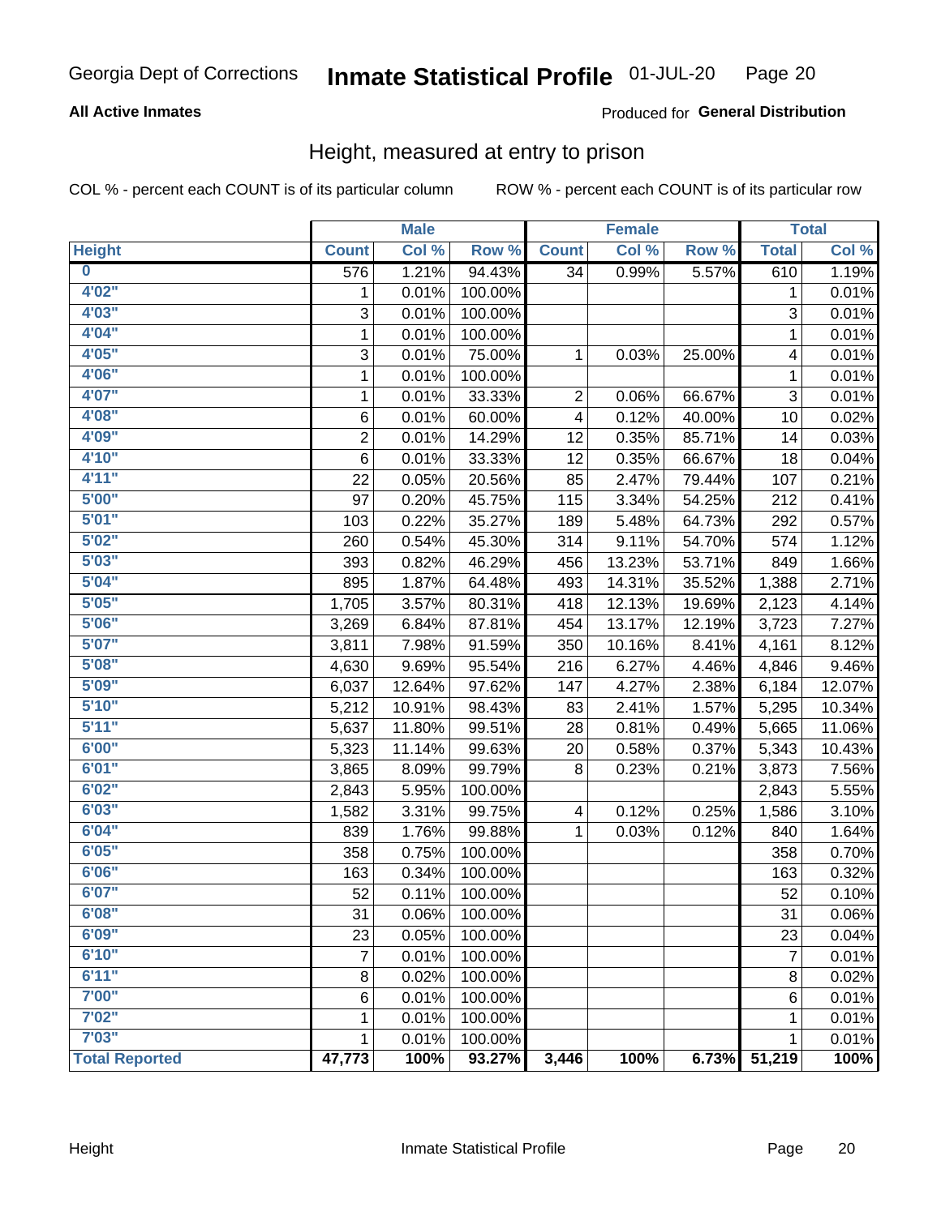Georgia Dept of Corrections **Inmate Statistical Profile** 01-JUL-20

**All Active Inmates**

Produced for **General Distribution**

## Height, measured at entry to prison

COL % - percent each COUNT is of its particular column ROW % - percent each COUNT is of its particular row

| | Male | | | Female | | | Total | |
|---|---|---|---|---|---|---|---|---|
| **Height** | **Count** | **Col %** | **Row %** | **Count** | **Col %** | **Row %** | **Total** | **Col %** |
| **0** | 576 | 1.21% | 94.43% | 34 | 0.99% | 5.57% | 610 | 1.19% |
| **4'02"** | 1 | 0.01% | 100.00% | | | | 1 | 0.01% |
| **4'03"** | 3 | 0.01% | 100.00% | | | | 3 | 0.01% |
| **4'04"** | 1 | 0.01% | 100.00% | | | | 1 | 0.01% |
| **4'05"** | 3 | 0.01% | 75.00% | 1 | 0.03% | 25.00% | 4 | 0.01% |
| **4'06"** | 1 | 0.01% | 100.00% | | | | 1 | 0.01% |
| **4'07"** | 1 | 0.01% | 33.33% | 2 | 0.06% | 66.67% | 3 | 0.01% |
| **4'08"** | 6 | 0.01% | 60.00% | 4 | 0.12% | 40.00% | 10 | 0.02% |
| **4'09"** | 2 | 0.01% | 14.29% | 12 | 0.35% | 85.71% | 14 | 0.03% |
| **4'10"** | 6 | 0.01% | 33.33% | 12 | 0.35% | 66.67% | 18 | 0.04% |
| **4'11"** | 22 | 0.05% | 20.56% | 85 | 2.47% | 79.44% | 107 | 0.21% |
| **5'00"** | 97 | 0.20% | 45.75% | 115 | 3.34% | 54.25% | 212 | 0.41% |
| **5'01"** | 103 | 0.22% | 35.27% | 189 | 5.48% | 64.73% | 292 | 0.57% |
| **5'02"** | 260 | 0.54% | 45.30% | 314 | 9.11% | 54.70% | 574 | 1.12% |
| **5'03"** | 393 | 0.82% | 46.29% | 456 | 13.23% | 53.71% | 849 | 1.66% |
| **5'04"** | 895 | 1.87% | 64.48% | 493 | 14.31% | 35.52% | 1,388 | 2.71% |
| **5'05"** | 1,705 | 3.57% | 80.31% | 418 | 12.13% | 19.69% | 2,123 | 4.14% |
| **5'06"** | 3,269 | 6.84% | 87.81% | 454 | 13.17% | 12.19% | 3,723 | 7.27% |
| **5'07"** | 3,811 | 7.98% | 91.59% | 350 | 10.16% | 8.41% | 4,161 | 8.12% |
| **5'08"** | 4,630 | 9.69% | 95.54% | 216 | 6.27% | 4.46% | 4,846 | 9.46% |
| **5'09"** | 6,037 | 12.64% | 97.62% | 147 | 4.27% | 2.38% | 6,184 | 12.07% |
| **5'10"** | 5,212 | 10.91% | 98.43% | 83 | 2.41% | 1.57% | 5,295 | 10.34% |
| **5'11"** | 5,637 | 11.80% | 99.51% | 28 | 0.81% | 0.49% | 5,665 | 11.06% |
| **6'00"** | 5,323 | 11.14% | 99.63% | 20 | 0.58% | 0.37% | 5,343 | 10.43% |
| **6'01"** | 3,865 | 8.09% | 99.79% | 8 | 0.23% | 0.21% | 3,873 | 7.56% |
| **6'02"** | 2,843 | 5.95% | 100.00% | | | | 2,843 | 5.55% |
| **6'03"** | 1,582 | 3.31% | 99.75% | 4 | 0.12% | 0.25% | 1,586 | 3.10% |
| **6'04"** | 839 | 1.76% | 99.88% | 1 | 0.03% | 0.12% | 840 | 1.64% |
| **6'05"** | 358 | 0.75% | 100.00% | | | | 358 | 0.70% |
| **6'06"** | 163 | 0.34% | 100.00% | | | | 163 | 0.32% |
| **6'07"** | 52 | 0.11% | 100.00% | | | | 52 | 0.10% |
| **6'08"** | 31 | 0.06% | 100.00% | | | | 31 | 0.06% |
| **6'09"** | 23 | 0.05% | 100.00% | | | | 23 | 0.04% |
| **6'10"** | 7 | 0.01% | 100.00% | | | | 7 | 0.01% |
| **6'11"** | 8 | 0.02% | 100.00% | | | | 8 | 0.02% |
| **7'00"** | 6 | 0.01% | 100.00% | | | | 6 | 0.01% |
| **7'02"** | 1 | 0.01% | 100.00% | | | | 1 | 0.01% |
| **7'03"** | 1 | 0.01% | 100.00% | | | | 1 | 0.01% |
| **Total Reported** | **47,773** | **100%** | **93.27%** | **3,446** | **100%** | **6.73%** | **51,219** | **100%** |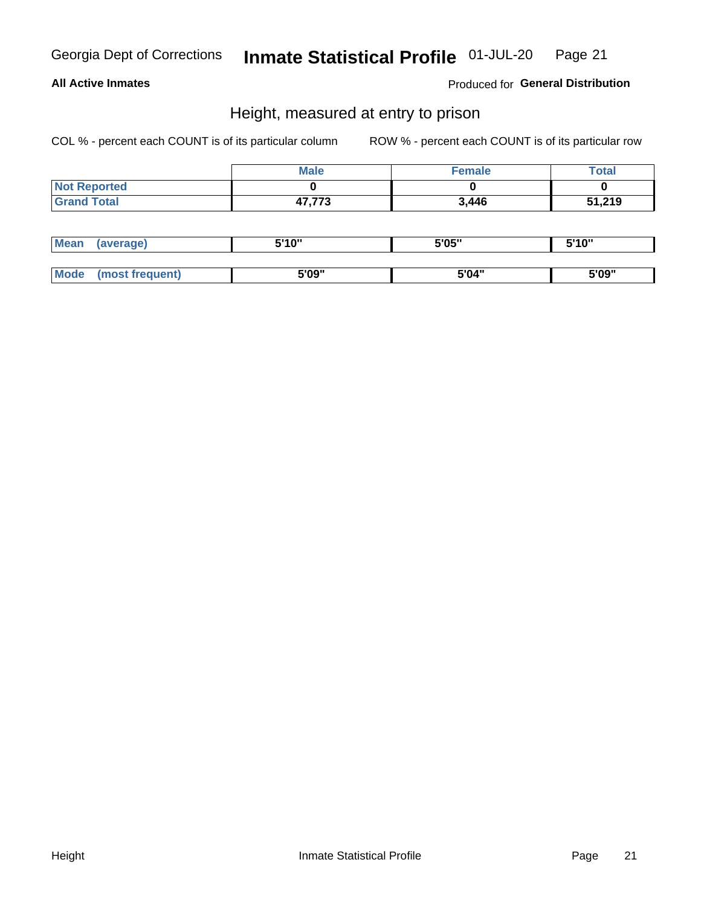Georgia Dept of Corrections **Inmate Statistical Profile** 01-JUL-20

**All Active Inmates**

Produced for **General Distribution**

## Height, measured at entry to prison

COL % - percent each COUNT is of its particular column

ROW % - percent each COUNT is of its particular row

| | Male | Female | Total |
|---|---|---|---|
| **Not Reported** | **0** | **0** | **0** |
| **Grand Total** | **47,773** | **3,446** | **51,219** |

| | Male | Female | Total |
|---|---|---|---|
| **Mean (average)** | **5'10"** | **5'05"** | **5'10"** |
| **Mode (most frequent)** | **5'09"** | **5'04"** | **5'09"** |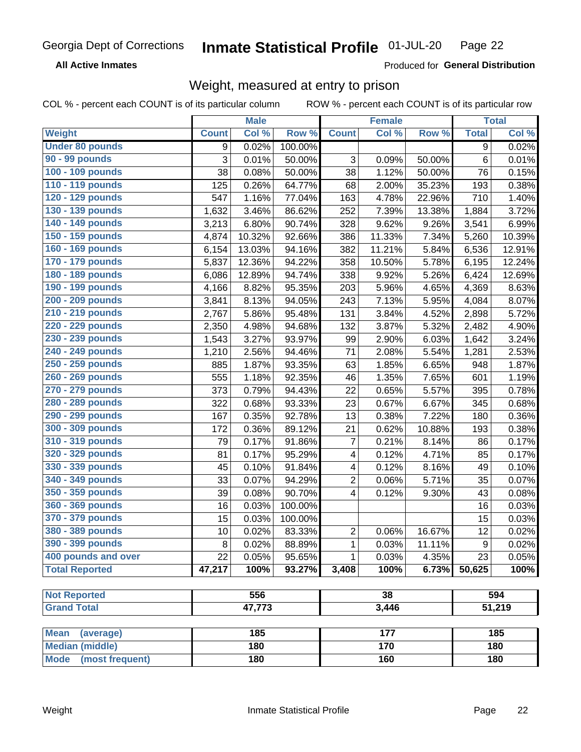Georgia Dept of Corrections **Inmate Statistical Profile** 01-JUL-20

**All Active Inmates**

Produced for **General Distribution**

## Weight, measured at entry to prison

COL % - percent each COUNT is of its particular column ROW % - percent each COUNT is of its particular row

| | Male | | | Female | | | Total | |
|---|---|---|---|---|---|---|---|---|
| **Weight** | **Count** | **Col %** | **Row %** | **Count** | **Col %** | **Row %** | **Total** | **Col %** |
| Under 80 pounds | 9 | 0.02% | 100.00% | | | | 9 | 0.02% |
| 90 - 99 pounds | 3 | 0.01% | 50.00% | 3 | 0.09% | 50.00% | 6 | 0.01% |
| 100 - 109 pounds | 38 | 0.08% | 50.00% | 38 | 1.12% | 50.00% | 76 | 0.15% |
| 110 - 119 pounds | 125 | 0.26% | 64.77% | 68 | 2.00% | 35.23% | 193 | 0.38% |
| 120 - 129 pounds | 547 | 1.16% | 77.04% | 163 | 4.78% | 22.96% | 710 | 1.40% |
| 130 - 139 pounds | 1,632 | 3.46% | 86.62% | 252 | 7.39% | 13.38% | 1,884 | 3.72% |
| 140 - 149 pounds | 3,213 | 6.80% | 90.74% | 328 | 9.62% | 9.26% | 3,541 | 6.99% |
| 150 - 159 pounds | 4,874 | 10.32% | 92.66% | 386 | 11.33% | 7.34% | 5,260 | 10.39% |
| 160 - 169 pounds | 6,154 | 13.03% | 94.16% | 382 | 11.21% | 5.84% | 6,536 | 12.91% |
| 170 - 179 pounds | 5,837 | 12.36% | 94.22% | 358 | 10.50% | 5.78% | 6,195 | 12.24% |
| 180 - 189 pounds | 6,086 | 12.89% | 94.74% | 338 | 9.92% | 5.26% | 6,424 | 12.69% |
| 190 - 199 pounds | 4,166 | 8.82% | 95.35% | 203 | 5.96% | 4.65% | 4,369 | 8.63% |
| 200 - 209 pounds | 3,841 | 8.13% | 94.05% | 243 | 7.13% | 5.95% | 4,084 | 8.07% |
| 210 - 219 pounds | 2,767 | 5.86% | 95.48% | 131 | 3.84% | 4.52% | 2,898 | 5.72% |
| 220 - 229 pounds | 2,350 | 4.98% | 94.68% | 132 | 3.87% | 5.32% | 2,482 | 4.90% |
| 230 - 239 pounds | 1,543 | 3.27% | 93.97% | 99 | 2.90% | 6.03% | 1,642 | 3.24% |
| 240 - 249 pounds | 1,210 | 2.56% | 94.46% | 71 | 2.08% | 5.54% | 1,281 | 2.53% |
| 250 - 259 pounds | 885 | 1.87% | 93.35% | 63 | 1.85% | 6.65% | 948 | 1.87% |
| 260 - 269 pounds | 555 | 1.18% | 92.35% | 46 | 1.35% | 7.65% | 601 | 1.19% |
| 270 - 279 pounds | 373 | 0.79% | 94.43% | 22 | 0.65% | 5.57% | 395 | 0.78% |
| 280 - 289 pounds | 322 | 0.68% | 93.33% | 23 | 0.67% | 6.67% | 345 | 0.68% |
| 290 - 299 pounds | 167 | 0.35% | 92.78% | 13 | 0.38% | 7.22% | 180 | 0.36% |
| 300 - 309 pounds | 172 | 0.36% | 89.12% | 21 | 0.62% | 10.88% | 193 | 0.38% |
| 310 - 319 pounds | 79 | 0.17% | 91.86% | 7 | 0.21% | 8.14% | 86 | 0.17% |
| 320 - 329 pounds | 81 | 0.17% | 95.29% | 4 | 0.12% | 4.71% | 85 | 0.17% |
| 330 - 339 pounds | 45 | 0.10% | 91.84% | 4 | 0.12% | 8.16% | 49 | 0.10% |
| 340 - 349 pounds | 33 | 0.07% | 94.29% | 2 | 0.06% | 5.71% | 35 | 0.07% |
| 350 - 359 pounds | 39 | 0.08% | 90.70% | 4 | 0.12% | 9.30% | 43 | 0.08% |
| 360 - 369 pounds | 16 | 0.03% | 100.00% | | | | 16 | 0.03% |
| 370 - 379 pounds | 15 | 0.03% | 100.00% | | | | 15 | 0.03% |
| 380 - 389 pounds | 10 | 0.02% | 83.33% | 2 | 0.06% | 16.67% | 12 | 0.02% |
| 390 - 399 pounds | 8 | 0.02% | 88.89% | 1 | 0.03% | 11.11% | 9 | 0.02% |
| 400 pounds and over | 22 | 0.05% | 95.65% | 1 | 0.03% | 4.35% | 23 | 0.05% |
| **Total Reported** | **47,217** | **100%** | **93.27%** | **3,408** | **100%** | **6.73%** | **50,625** | **100%** |

| | Male | Female | Total |
|---|---|---|---|
| Not Reported | 556 | 38 | 594 |
| Grand Total | 47,773 | 3,446 | 51,219 |

| | Male | Female | Total |
|---|---|---|---|
| Mean (average) | 185 | 177 | 185 |
| Median (middle) | 180 | 170 | 180 |
| Mode (most frequent) | 180 | 160 | 180 |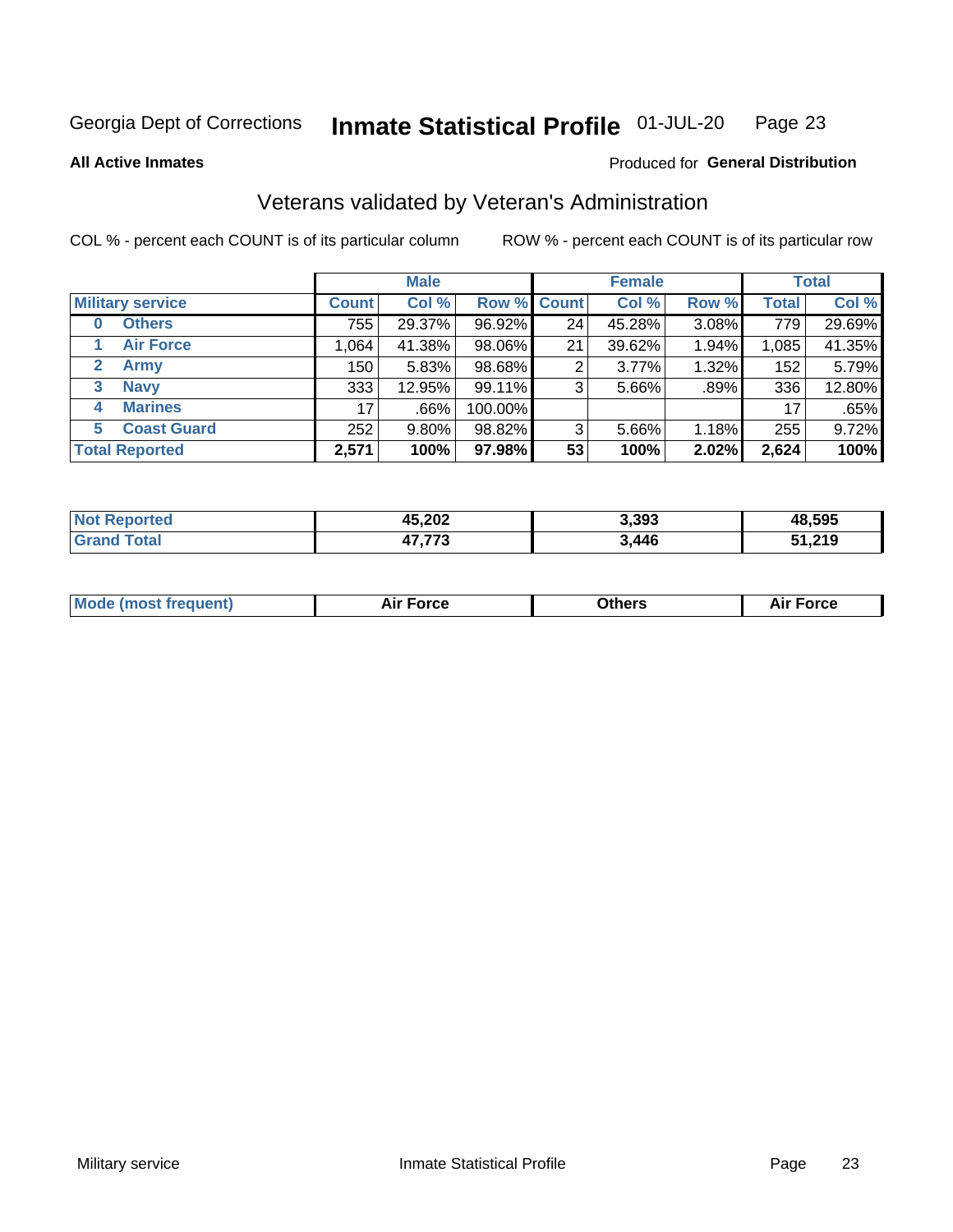Georgia Dept of Corrections **Inmate Statistical Profile** 01-JUL-20

**All Active Inmates**

Produced for **General Distribution**

## Veterans validated by Veteran's Administration

COL % - percent each COUNT is of its particular column ROW % - percent each COUNT is of its particular row

| | Male | | | Female | | | Total | |
|---|---|---|---|---|---|---|---|---|
| **Military service** | **Count** | **Col %** | **Row %** | **Count** | **Col %** | **Row %** | **Total** | **Col %** |
| **0 Others** | 755 | 29.37% | 96.92% | 24 | 45.28% | 3.08% | 779 | 29.69% |
| **1 Air Force** | 1,064 | 41.38% | 98.06% | 21 | 39.62% | 1.94% | 1,085 | 41.35% |
| **2 Army** | 150 | 5.83% | 98.68% | 2 | 3.77% | 1.32% | 152 | 5.79% |
| **3 Navy** | 333 | 12.95% | 99.11% | 3 | 5.66% | .89% | 336 | 12.80% |
| **4 Marines** | 17 | .66% | 100.00% | | | | 17 | .65% |
| **5 Coast Guard** | 252 | 9.80% | 98.82% | 3 | 5.66% | 1.18% | 255 | 9.72% |
| **Total Reported** | **2,571** | **100%** | **97.98%** | **53** | **100%** | **2.02%** | **2,624** | **100%** |

| | Male | Female | Total |
|---|---|---|---|
| **Not Reported** | **45,202** | **3,393** | **48,595** |
| **Grand Total** | **47,773** | **3,446** | **51,219** |

| | Male | Female | Total |
|---|---|---|---|
| **Mode (most frequent)** | **Air Force** | **Others** | **Air Force** |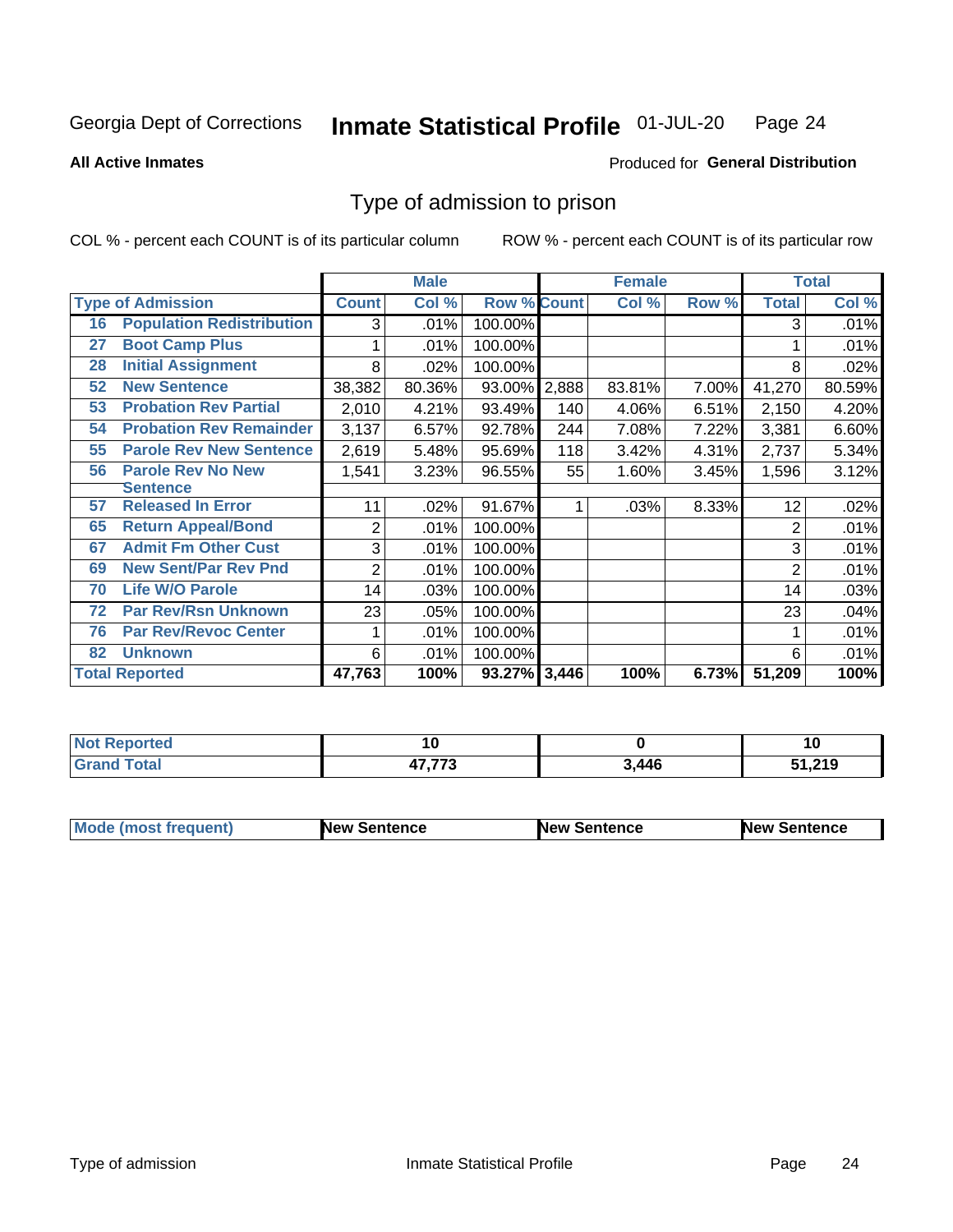Georgia Dept of Corrections **Inmate Statistical Profile** 01-JUL-20

**All Active Inmates**

Produced for **General Distribution**

## Type of admission to prison

COL % - percent each COUNT is of its particular column ROW % - percent each COUNT is of its particular row

| | | Male | | | Female | | | Total | |
|---|---|---|---|---|---|---|---|---|---|
| **Type of Admission** | | **Count** | **Col %** | **Row %** | **Count** | **Col %** | **Row %** | **Total** | **Col %** |
| 16 | Population Redistribution | 3 | .01% | 100.00% | | | | 3 | .01% |
| 27 | Boot Camp Plus | 1 | .01% | 100.00% | | | | 1 | .01% |
| 28 | Initial Assignment | 8 | .02% | 100.00% | | | | 8 | .02% |
| 52 | New Sentence | 38,382 | 80.36% | 93.00% | 2,888 | 83.81% | 7.00% | 41,270 | 80.59% |
| 53 | Probation Rev Partial | 2,010 | 4.21% | 93.49% | 140 | 4.06% | 6.51% | 2,150 | 4.20% |
| 54 | Probation Rev Remainder | 3,137 | 6.57% | 92.78% | 244 | 7.08% | 7.22% | 3,381 | 6.60% |
| 55 | Parole Rev New Sentence | 2,619 | 5.48% | 95.69% | 118 | 3.42% | 4.31% | 2,737 | 5.34% |
| 56 | Parole Rev No New Sentence | 1,541 | 3.23% | 96.55% | 55 | 1.60% | 3.45% | 1,596 | 3.12% |
| 57 | Released In Error | 11 | .02% | 91.67% | 1 | .03% | 8.33% | 12 | .02% |
| 65 | Return Appeal/Bond | 2 | .01% | 100.00% | | | | 2 | .01% |
| 67 | Admit Fm Other Cust | 3 | .01% | 100.00% | | | | 3 | .01% |
| 69 | New Sent/Par Rev Pnd | 2 | .01% | 100.00% | | | | 2 | .01% |
| 70 | Life W/O Parole | 14 | .03% | 100.00% | | | | 14 | .03% |
| 72 | Par Rev/Rsn Unknown | 23 | .05% | 100.00% | | | | 23 | .04% |
| 76 | Par Rev/Revoc Center | 1 | .01% | 100.00% | | | | 1 | .01% |
| 82 | Unknown | 6 | .01% | 100.00% | | | | 6 | .01% |
| **Total Reported** | | **47,763** | **100%** | **93.27%** | **3,446** | **100%** | **6.73%** | **51,209** | **100%** |

| | Male | Female | Total |
|---|---|---|---|
| **Not Reported** | **10** | **0** | **10** |
| **Grand Total** | **47,773** | **3,446** | **51,219** |

| | Male | Female | Total |
|---|---|---|---|
| **Mode (most frequent)** | **New Sentence** | **New Sentence** | **New Sentence** |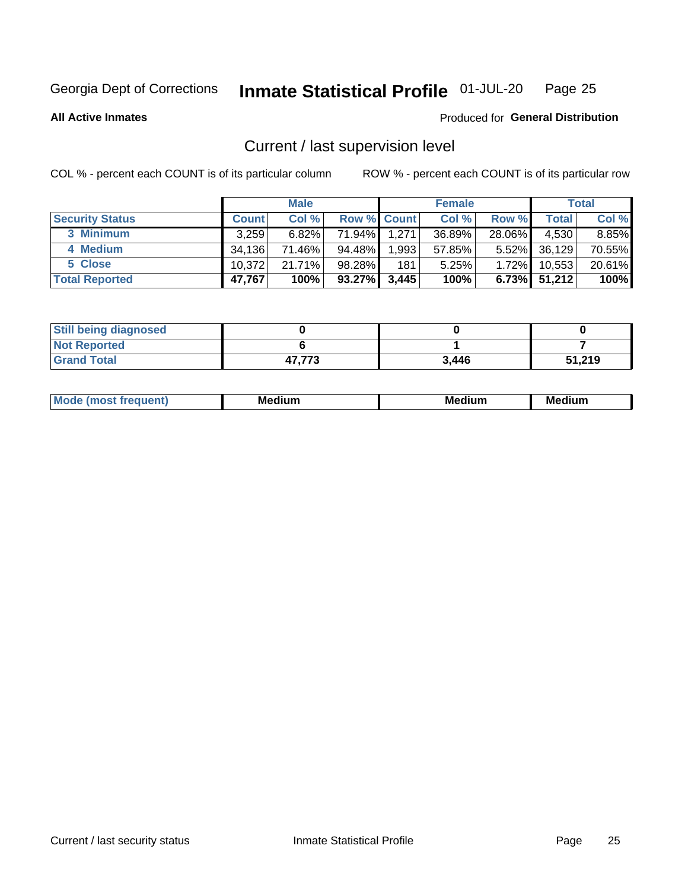Georgia Dept of Corrections **Inmate Statistical Profile** 01-JUL-20

**All Active Inmates**

Produced for **General Distribution**

## Current / last supervision level

COL % - percent each COUNT is of its particular column    ROW % - percent each COUNT is of its particular row

| | Male | | | Female | | | Total | |
|---|---|---|---|---|---|---|---|---|
| **Security Status** | **Count** | **Col %** | **Row %** | **Count** | **Col %** | **Row %** | **Total** | **Col %** |
| 3 Minimum | 3,259 | 6.82% | 71.94% | 1,271 | 36.89% | 28.06% | 4,530 | 8.85% |
| 4 Medium | 34,136 | 71.46% | 94.48% | 1,993 | 57.85% | 5.52% | 36,129 | 70.55% |
| 5 Close | 10,372 | 21.71% | 98.28% | 181 | 5.25% | 1.72% | 10,553 | 20.61% |
| **Total Reported** | **47,767** | **100%** | **93.27%** | **3,445** | **100%** | **6.73%** | **51,212** | **100%** |

| | Male | Female | Total |
|---|---|---|---|
| Still being diagnosed | 0 | 0 | 0 |
| Not Reported | 6 | 1 | 7 |
| Grand Total | 47,773 | 3,446 | 51,219 |

| | Male | Female | Total |
|---|---|---|---|
| Mode (most frequent) | Medium | Medium | Medium |

Current / last security status    Inmate Statistical Profile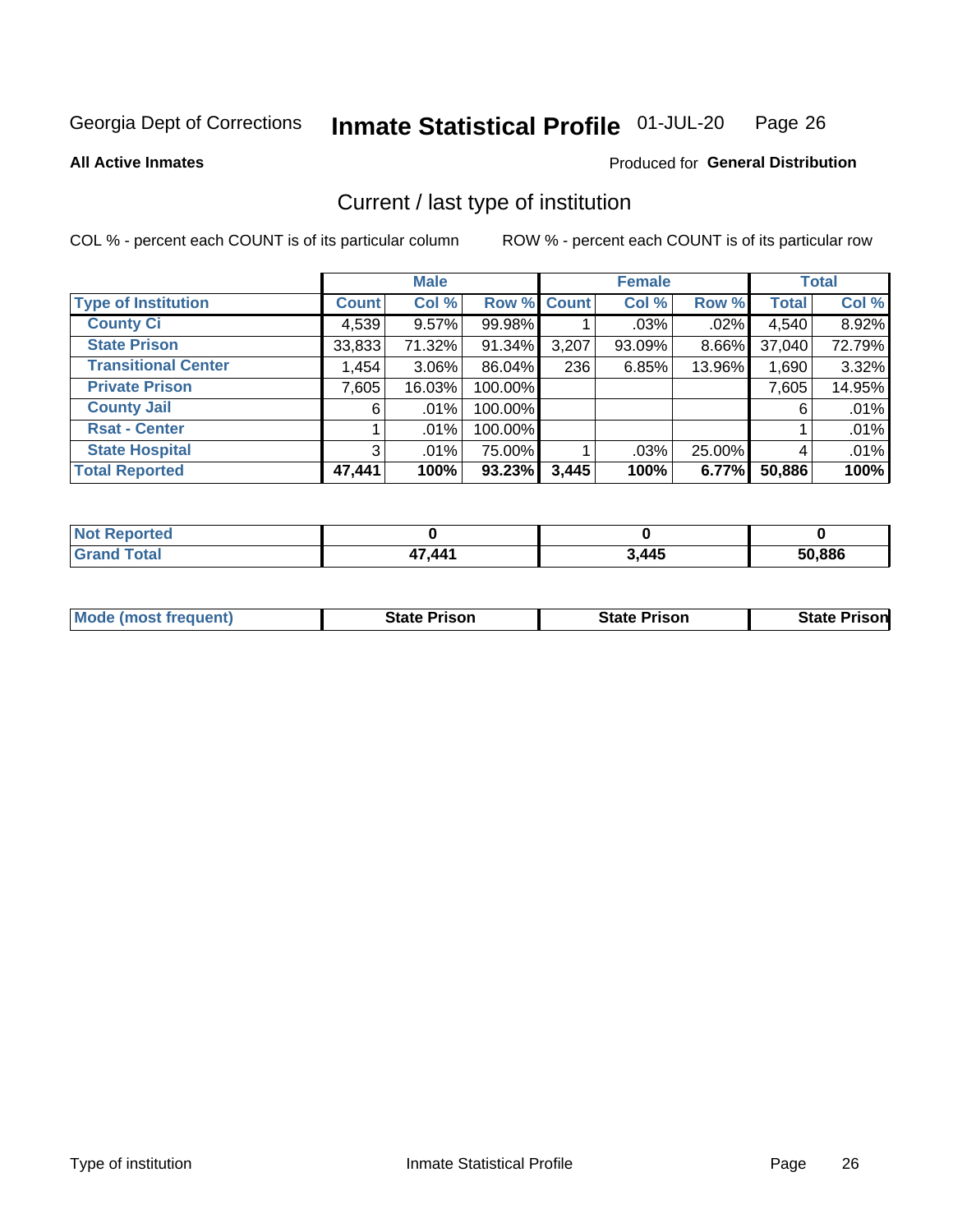Georgia Dept of Corrections **Inmate Statistical Profile** 01-JUL-20

**All Active Inmates**

Produced for **General Distribution**

## Current / last type of institution

COL % - percent each COUNT is of its particular column ROW % - percent each COUNT is of its particular row

| | Male | | | Female | | | Total | |
|---|---|---|---|---|---|---|---|---|
| **Type of Institution** | **Count** | **Col %** | **Row %** | **Count** | **Col %** | **Row %** | **Total** | **Col %** |
| **County Ci** | 4,539 | 9.57% | 99.98% | 1 | .03% | .02% | 4,540 | 8.92% |
| **State Prison** | 33,833 | 71.32% | 91.34% | 3,207 | 93.09% | 8.66% | 37,040 | 72.79% |
| **Transitional Center** | 1,454 | 3.06% | 86.04% | 236 | 6.85% | 13.96% | 1,690 | 3.32% |
| **Private Prison** | 7,605 | 16.03% | 100.00% | | | | 7,605 | 14.95% |
| **County Jail** | 6 | .01% | 100.00% | | | | 6 | .01% |
| **Rsat - Center** | 1 | .01% | 100.00% | | | | 1 | .01% |
| **State Hospital** | 3 | .01% | 75.00% | 1 | .03% | 25.00% | 4 | .01% |
| **Total Reported** | **47,441** | **100%** | **93.23%** | **3,445** | **100%** | **6.77%** | **50,886** | **100%** |

| | Male | Female | Total |
|---|---|---|---|
| **Not Reported** | **0** | **0** | **0** |
| **Grand Total** | **47,441** | **3,445** | **50,886** |

| | Male | Female | Total |
|---|---|---|---|
| **Mode (most frequent)** | **State Prison** | **State Prison** | **State Prison** |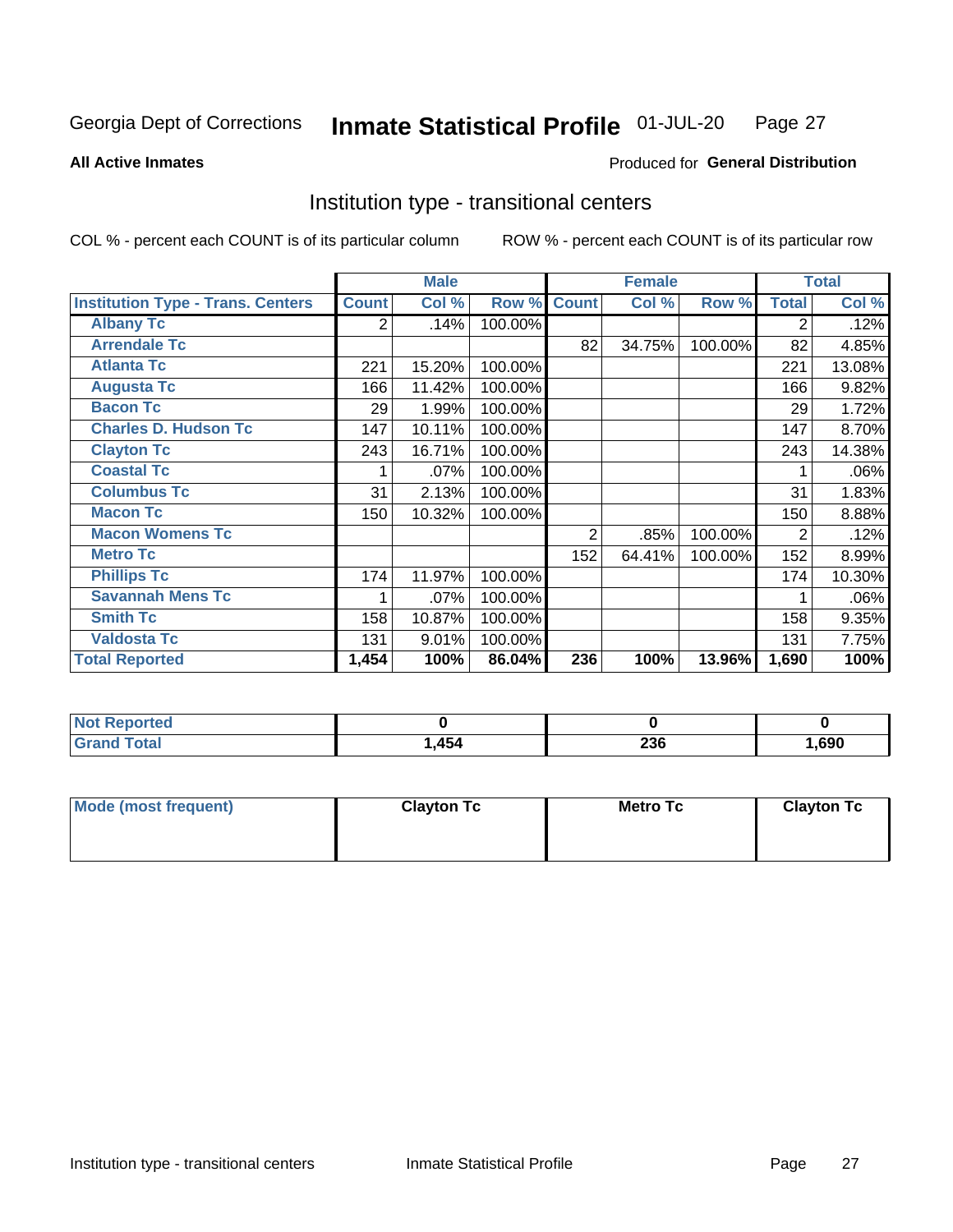Georgia Dept of Corrections **Inmate Statistical Profile** 01-JUL-20

**All Active Inmates** Produced for **General Distribution**

## Institution type - transitional centers

COL % - percent each COUNT is of its particular column ROW % - percent each COUNT is of its particular row

| | Male | | | Female | | | Total | |
|---|---|---|---|---|---|---|---|---|
| **Institution Type - Trans. Centers** | **Count** | **Col %** | **Row %** | **Count** | **Col %** | **Row %** | **Total** | **Col %** |
| **Albany Tc** | 2 | .14% | 100.00% | | | | 2 | .12% |
| **Arrendale Tc** | | | | 82 | 34.75% | 100.00% | 82 | 4.85% |
| **Atlanta Tc** | 221 | 15.20% | 100.00% | | | | 221 | 13.08% |
| **Augusta Tc** | 166 | 11.42% | 100.00% | | | | 166 | 9.82% |
| **Bacon Tc** | 29 | 1.99% | 100.00% | | | | 29 | 1.72% |
| **Charles D. Hudson Tc** | 147 | 10.11% | 100.00% | | | | 147 | 8.70% |
| **Clayton Tc** | 243 | 16.71% | 100.00% | | | | 243 | 14.38% |
| **Coastal Tc** | 1 | .07% | 100.00% | | | | 1 | .06% |
| **Columbus Tc** | 31 | 2.13% | 100.00% | | | | 31 | 1.83% |
| **Macon Tc** | 150 | 10.32% | 100.00% | | | | 150 | 8.88% |
| **Macon Womens Tc** | | | | 2 | .85% | 100.00% | 2 | .12% |
| **Metro Tc** | | | | 152 | 64.41% | 100.00% | 152 | 8.99% |
| **Phillips Tc** | 174 | 11.97% | 100.00% | | | | 174 | 10.30% |
| **Savannah Mens Tc** | 1 | .07% | 100.00% | | | | 1 | .06% |
| **Smith Tc** | 158 | 10.87% | 100.00% | | | | 158 | 9.35% |
| **Valdosta Tc** | 131 | 9.01% | 100.00% | | | | 131 | 7.75% |
| **Total Reported** | **1,454** | **100%** | **86.04%** | **236** | **100%** | **13.96%** | **1,690** | **100%** |

| | Male | Female | Total |
|---|---|---|---|
| **Not Reported** | **0** | **0** | **0** |
| **Grand Total** | **1,454** | **236** | **1,690** |

| | Male | Female | Total |
|---|---|---|---|
| **Mode (most frequent)** | **Clayton Tc** | **Metro Tc** | **Clayton Tc** |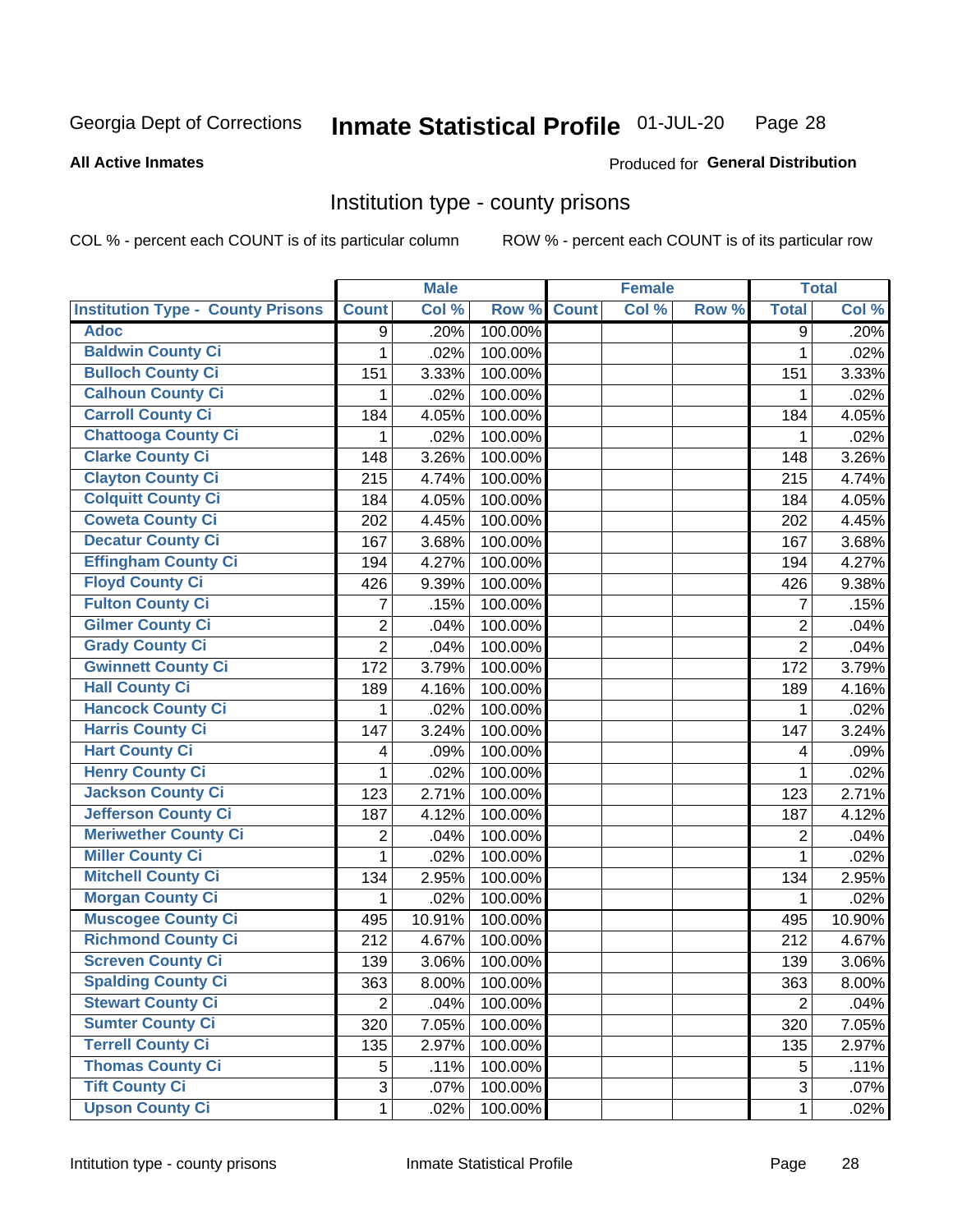Georgia Dept of Corrections **Inmate Statistical Profile** 01-JUL-20

**All Active Inmates**

Produced for **General Distribution**

## Institution type - county prisons

COL % - percent each COUNT is of its particular column

ROW % - percent each COUNT is of its particular row

| Institution Type - County Prisons | Male | | | Female | | | Total | |
|---|---|---|---|---|---|---|---|---|
| | Count | Col % | Row % | Count | Col % | Row % | Total | Col % |
| Adoc | 9 | .20% | 100.00% | | | | 9 | .20% |
| Baldwin County Ci | 1 | .02% | 100.00% | | | | 1 | .02% |
| Bulloch County Ci | 151 | 3.33% | 100.00% | | | | 151 | 3.33% |
| Calhoun County Ci | 1 | .02% | 100.00% | | | | 1 | .02% |
| Carroll County Ci | 184 | 4.05% | 100.00% | | | | 184 | 4.05% |
| Chattooga County Ci | 1 | .02% | 100.00% | | | | 1 | .02% |
| Clarke County Ci | 148 | 3.26% | 100.00% | | | | 148 | 3.26% |
| Clayton County Ci | 215 | 4.74% | 100.00% | | | | 215 | 4.74% |
| Colquitt County Ci | 184 | 4.05% | 100.00% | | | | 184 | 4.05% |
| Coweta County Ci | 202 | 4.45% | 100.00% | | | | 202 | 4.45% |
| Decatur County Ci | 167 | 3.68% | 100.00% | | | | 167 | 3.68% |
| Effingham County Ci | 194 | 4.27% | 100.00% | | | | 194 | 4.27% |
| Floyd County Ci | 426 | 9.39% | 100.00% | | | | 426 | 9.38% |
| Fulton County Ci | 7 | .15% | 100.00% | | | | 7 | .15% |
| Gilmer County Ci | 2 | .04% | 100.00% | | | | 2 | .04% |
| Grady County Ci | 2 | .04% | 100.00% | | | | 2 | .04% |
| Gwinnett County Ci | 172 | 3.79% | 100.00% | | | | 172 | 3.79% |
| Hall County Ci | 189 | 4.16% | 100.00% | | | | 189 | 4.16% |
| Hancock County Ci | 1 | .02% | 100.00% | | | | 1 | .02% |
| Harris County Ci | 147 | 3.24% | 100.00% | | | | 147 | 3.24% |
| Hart County Ci | 4 | .09% | 100.00% | | | | 4 | .09% |
| Henry County Ci | 1 | .02% | 100.00% | | | | 1 | .02% |
| Jackson County Ci | 123 | 2.71% | 100.00% | | | | 123 | 2.71% |
| Jefferson County Ci | 187 | 4.12% | 100.00% | | | | 187 | 4.12% |
| Meriwether County Ci | 2 | .04% | 100.00% | | | | 2 | .04% |
| Miller County Ci | 1 | .02% | 100.00% | | | | 1 | .02% |
| Mitchell County Ci | 134 | 2.95% | 100.00% | | | | 134 | 2.95% |
| Morgan County Ci | 1 | .02% | 100.00% | | | | 1 | .02% |
| Muscogee County Ci | 495 | 10.91% | 100.00% | | | | 495 | 10.90% |
| Richmond County Ci | 212 | 4.67% | 100.00% | | | | 212 | 4.67% |
| Screven County Ci | 139 | 3.06% | 100.00% | | | | 139 | 3.06% |
| Spalding County Ci | 363 | 8.00% | 100.00% | | | | 363 | 8.00% |
| Stewart County Ci | 2 | .04% | 100.00% | | | | 2 | .04% |
| Sumter County Ci | 320 | 7.05% | 100.00% | | | | 320 | 7.05% |
| Terrell County Ci | 135 | 2.97% | 100.00% | | | | 135 | 2.97% |
| Thomas County Ci | 5 | .11% | 100.00% | | | | 5 | .11% |
| Tift County Ci | 3 | .07% | 100.00% | | | | 3 | .07% |
| Upson County Ci | 1 | .02% | 100.00% | | | | 1 | .02% |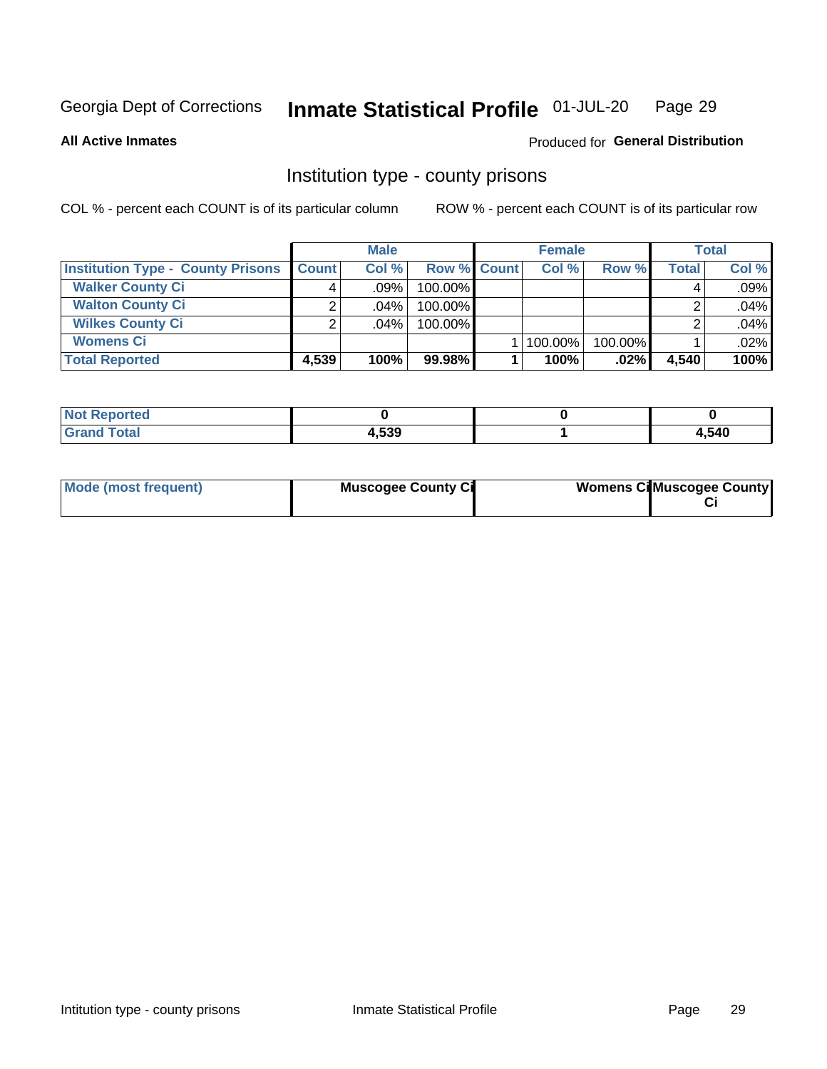Georgia Dept of Corrections **Inmate Statistical Profile** 01-JUL-20

**All Active Inmates**

Produced for **General Distribution**

## Institution type - county prisons

COL % - percent each COUNT is of its particular column

ROW % - percent each COUNT is of its particular row

| | Male | | | Female | | | Total | |
|---|---|---|---|---|---|---|---|---|
| **Institution Type - County Prisons** | **Count** | **Col %** | **Row %** | **Count** | **Col %** | **Row %** | **Total** | **Col %** |
| **Walker County Ci** | 4 | .09% | 100.00% | | | | 4 | .09% |
| **Walton County Ci** | 2 | .04% | 100.00% | | | | 2 | .04% |
| **Wilkes County Ci** | 2 | .04% | 100.00% | | | | 2 | .04% |
| **Womens Ci** | | | | 1 | 100.00% | 100.00% | 1 | .02% |
| **Total Reported** | **4,539** | **100%** | **99.98%** | **1** | **100%** | **.02%** | **4,540** | **100%** |

| | Male | Female | Total |
|---|---|---|---|
| **Not Reported** | **0** | **0** | **0** |
| **Grand Total** | **4,539** | **1** | **4,540** |

| | Male | Female | Total |
|---|---|---|---|
| **Mode (most frequent)** | **Muscogee County Ci** | **Womens Ci** | **Muscogee County Ci** |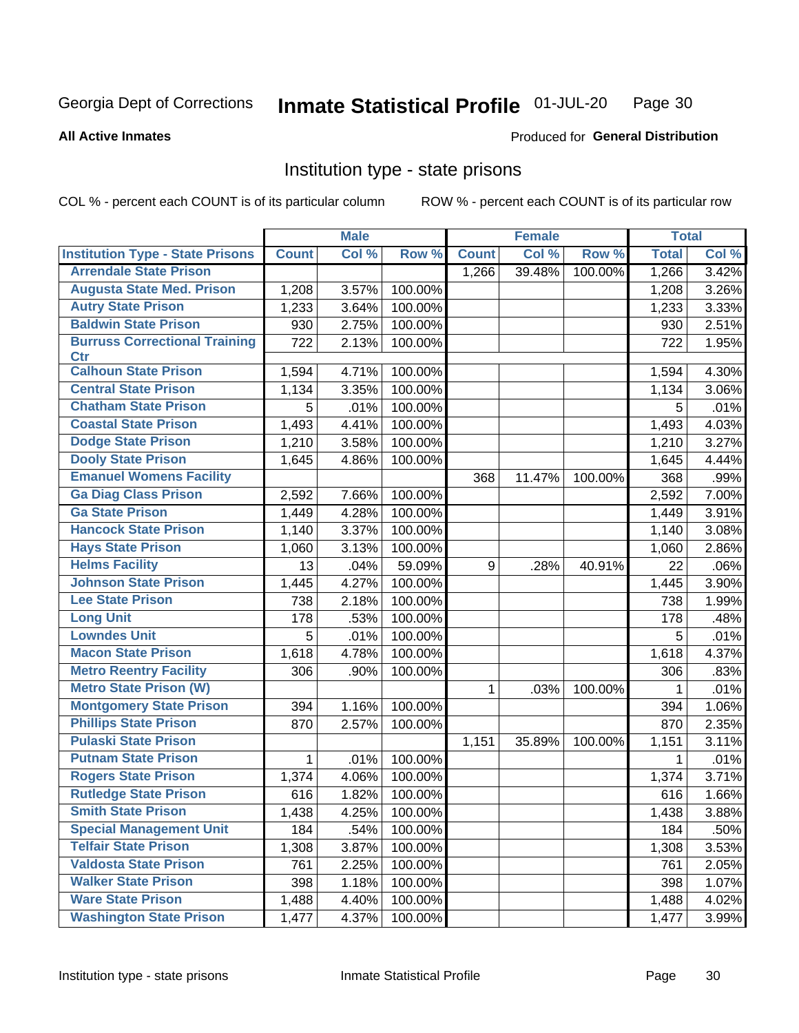Georgia Dept of Corrections **Inmate Statistical Profile** 01-JUL-20

**All Active Inmates**

Produced for **General Distribution**

## Institution type - state prisons

COL % - percent each COUNT is of its particular column ROW % - percent each COUNT is of its particular row

| | Male | | | Female | | | Total | |
|---|---|---|---|---|---|---|---|---|
| **Institution Type - State Prisons** | **Count** | **Col %** | **Row %** | **Count** | **Col %** | **Row %** | **Total** | **Col %** |
| Arrendale State Prison | | | | 1,266 | 39.48% | 100.00% | 1,266 | 3.42% |
| Augusta State Med. Prison | 1,208 | 3.57% | 100.00% | | | | 1,208 | 3.26% |
| Autry State Prison | 1,233 | 3.64% | 100.00% | | | | 1,233 | 3.33% |
| Baldwin State Prison | 930 | 2.75% | 100.00% | | | | 930 | 2.51% |
| Burruss Correctional Training Ctr | 722 | 2.13% | 100.00% | | | | 722 | 1.95% |
| Calhoun State Prison | 1,594 | 4.71% | 100.00% | | | | 1,594 | 4.30% |
| Central State Prison | 1,134 | 3.35% | 100.00% | | | | 1,134 | 3.06% |
| Chatham State Prison | 5 | .01% | 100.00% | | | | 5 | .01% |
| Coastal State Prison | 1,493 | 4.41% | 100.00% | | | | 1,493 | 4.03% |
| Dodge State Prison | 1,210 | 3.58% | 100.00% | | | | 1,210 | 3.27% |
| Dooly State Prison | 1,645 | 4.86% | 100.00% | | | | 1,645 | 4.44% |
| Emanuel Womens Facility | | | | 368 | 11.47% | 100.00% | 368 | .99% |
| Ga Diag Class Prison | 2,592 | 7.66% | 100.00% | | | | 2,592 | 7.00% |
| Ga State Prison | 1,449 | 4.28% | 100.00% | | | | 1,449 | 3.91% |
| Hancock State Prison | 1,140 | 3.37% | 100.00% | | | | 1,140 | 3.08% |
| Hays State Prison | 1,060 | 3.13% | 100.00% | | | | 1,060 | 2.86% |
| Helms Facility | 13 | .04% | 59.09% | 9 | .28% | 40.91% | 22 | .06% |
| Johnson State Prison | 1,445 | 4.27% | 100.00% | | | | 1,445 | 3.90% |
| Lee State Prison | 738 | 2.18% | 100.00% | | | | 738 | 1.99% |
| Long Unit | 178 | .53% | 100.00% | | | | 178 | .48% |
| Lowndes Unit | 5 | .01% | 100.00% | | | | 5 | .01% |
| Macon State Prison | 1,618 | 4.78% | 100.00% | | | | 1,618 | 4.37% |
| Metro Reentry Facility | 306 | .90% | 100.00% | | | | 306 | .83% |
| Metro State Prison (W) | | | | 1 | .03% | 100.00% | 1 | .01% |
| Montgomery State Prison | 394 | 1.16% | 100.00% | | | | 394 | 1.06% |
| Phillips State Prison | 870 | 2.57% | 100.00% | | | | 870 | 2.35% |
| Pulaski State Prison | | | | 1,151 | 35.89% | 100.00% | 1,151 | 3.11% |
| Putnam State Prison | 1 | .01% | 100.00% | | | | 1 | .01% |
| Rogers State Prison | 1,374 | 4.06% | 100.00% | | | | 1,374 | 3.71% |
| Rutledge State Prison | 616 | 1.82% | 100.00% | | | | 616 | 1.66% |
| Smith State Prison | 1,438 | 4.25% | 100.00% | | | | 1,438 | 3.88% |
| Special Management Unit | 184 | .54% | 100.00% | | | | 184 | .50% |
| Telfair State Prison | 1,308 | 3.87% | 100.00% | | | | 1,308 | 3.53% |
| Valdosta State Prison | 761 | 2.25% | 100.00% | | | | 761 | 2.05% |
| Walker State Prison | 398 | 1.18% | 100.00% | | | | 398 | 1.07% |
| Ware State Prison | 1,488 | 4.40% | 100.00% | | | | 1,488 | 4.02% |
| Washington State Prison | 1,477 | 4.37% | 100.00% | | | | 1,477 | 3.99% |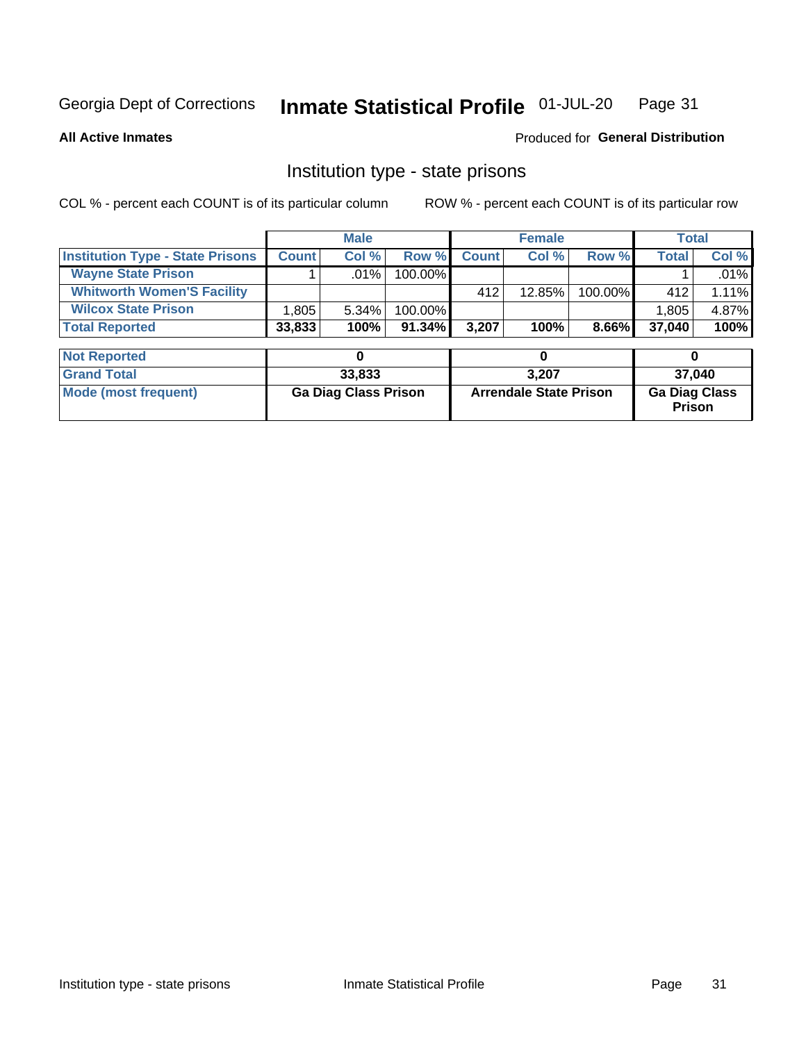Georgia Dept of Corrections **Inmate Statistical Profile** 01-JUL-20

**All Active Inmates**

Produced for **General Distribution**

## Institution type - state prisons

COL % - percent each COUNT is of its particular column     ROW % - percent each COUNT is of its particular row

| | Male | | | Female | | | Total | |
|---|---|---|---|---|---|---|---|---|
| **Institution Type - State Prisons** | **Count** | **Col %** | **Row %** | **Count** | **Col %** | **Row %** | **Total** | **Col %** |
| **Wayne State Prison** | 1 | .01% | 100.00% | | | | 1 | .01% |
| **Whitworth Women'S Facility** | | | | 412 | 12.85% | 100.00% | 412 | 1.11% |
| **Wilcox State Prison** | 1,805 | 5.34% | 100.00% | | | | 1,805 | 4.87% |
| **Total Reported** | **33,833** | **100%** | **91.34%** | **3,207** | **100%** | **8.66%** | **37,040** | **100%** |

| | Male | Female | Total |
|---|---|---|---|
| **Not Reported** | **0** | **0** | **0** |
| **Grand Total** | **33,833** | **3,207** | **37,040** |
| **Mode (most frequent)** | **Ga Diag Class Prison** | **Arrendale State Prison** | **Ga Diag Class Prison** |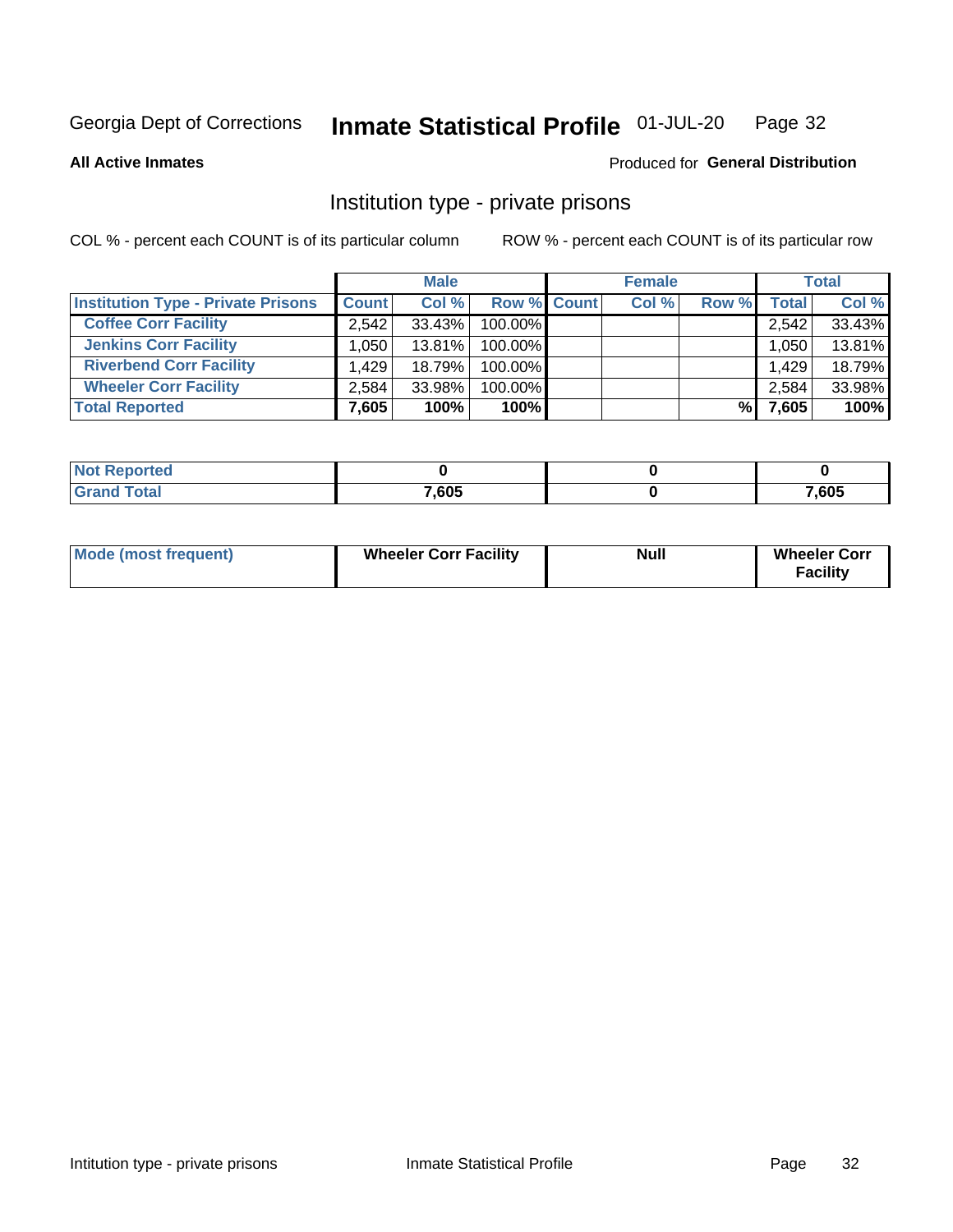Georgia Dept of Corrections **Inmate Statistical Profile** 01-JUL-20

**All Active Inmates**

Produced for **General Distribution**

## Institution type - private prisons

COL % - percent each COUNT is of its particular column

ROW % - percent each COUNT is of its particular row

| | Male | | | Female | | | Total | |
|---|---|---|---|---|---|---|---|---|
| **Institution Type - Private Prisons** | **Count** | **Col %** | **Row %** | **Count** | **Col %** | **Row %** | **Total** | **Col %** |
| **Coffee Corr Facility** | 2,542 | 33.43% | 100.00% | | | | 2,542 | 33.43% |
| **Jenkins Corr Facility** | 1,050 | 13.81% | 100.00% | | | | 1,050 | 13.81% |
| **Riverbend Corr Facility** | 1,429 | 18.79% | 100.00% | | | | 1,429 | 18.79% |
| **Wheeler Corr Facility** | 2,584 | 33.98% | 100.00% | | | | 2,584 | 33.98% |
| **Total Reported** | **7,605** | **100%** | **100%** | | | **%** | **7,605** | **100%** |

| | Male | Female | Total |
|---|---|---|---|
| **Not Reported** | **0** | **0** | **0** |
| **Grand Total** | **7,605** | **0** | **7,605** |

| | Male | Female | Total |
|---|---|---|---|
| **Mode (most frequent)** | **Wheeler Corr Facility** | **Null** | **Wheeler Corr Facility** |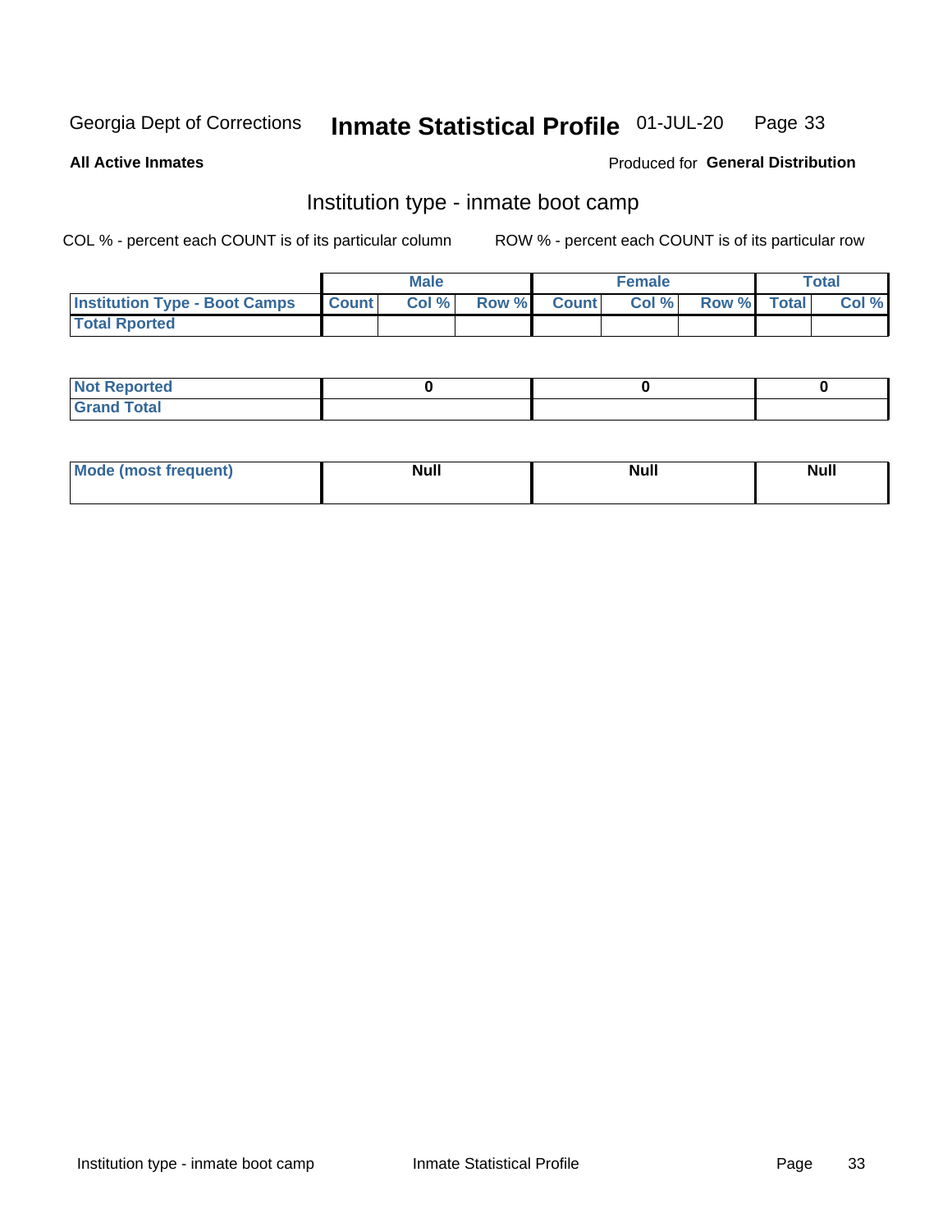Georgia Dept of Corrections **Inmate Statistical Profile** 01-JUL-20

**All Active Inmates**

Produced for **General Distribution**

## Institution type - inmate boot camp

COL % - percent each COUNT is of its particular column ROW % - percent each COUNT is of its particular row

| | Male | | | Female | | | Total | |
|---|---|---|---|---|---|---|---|---|
| Institution Type - Boot Camps | Count | Col % | Row % | Count | Col % | Row % | Total | Col % |
| Total Rported | | | | | | | | |
| Not Reported | 0 | | | 0 | | | 0 | |
| Grand Total | | | | | | | | |

| Mode (most frequent) | Null | Null | Null |
|---|---|---|---|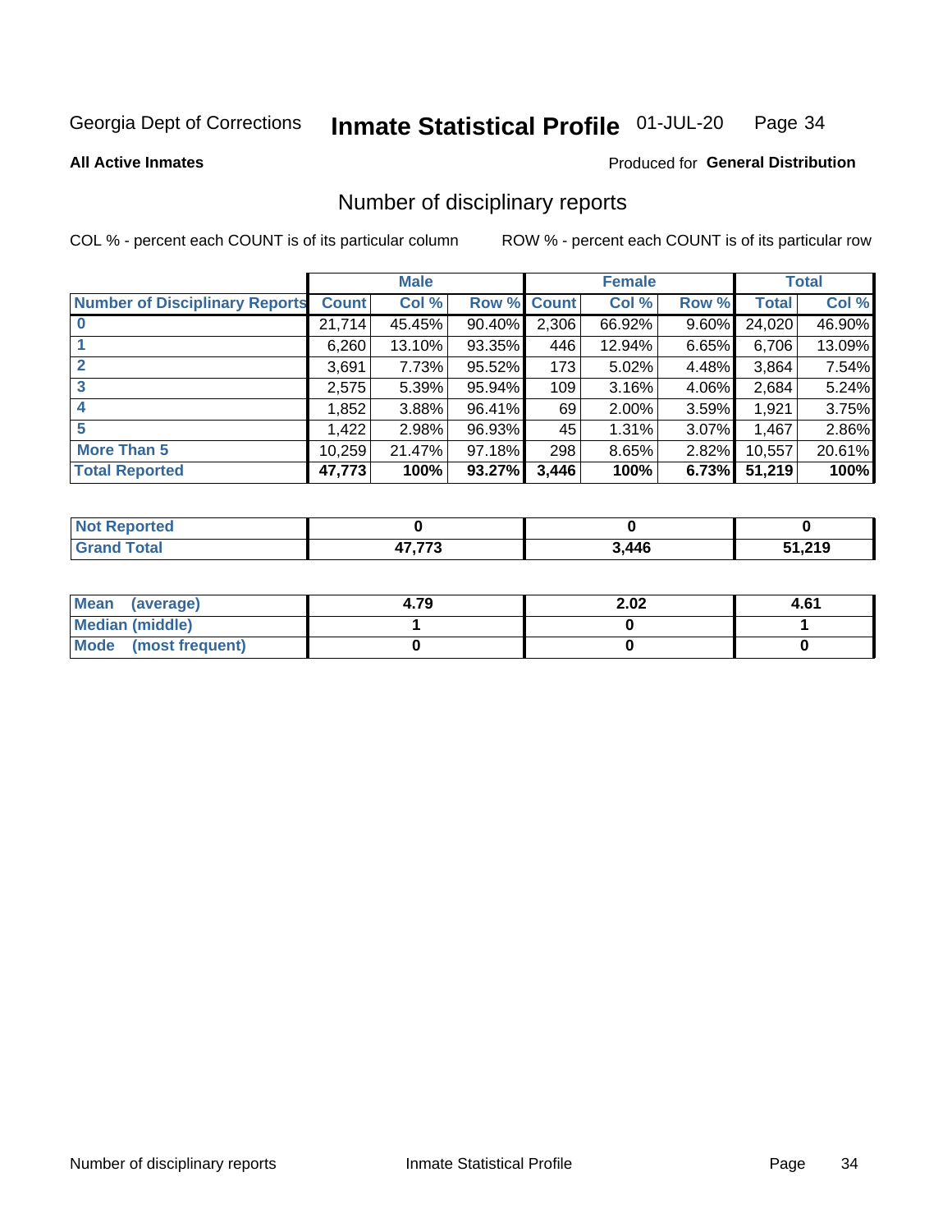Georgia Dept of Corrections **Inmate Statistical Profile** 01-JUL-20

**All Active Inmates**

Produced for **General Distribution**

## Number of disciplinary reports

COL % - percent each COUNT is of its particular column

ROW % - percent each COUNT is of its particular row

| | Male | | | Female | | | Total | |
|---|---|---|---|---|---|---|---|---|
| **Number of Disciplinary Reports** | **Count** | **Col %** | **Row %** | **Count** | **Col %** | **Row %** | **Total** | **Col %** |
| **0** | 21,714 | 45.45% | 90.40% | 2,306 | 66.92% | 9.60% | 24,020 | 46.90% |
| **1** | 6,260 | 13.10% | 93.35% | 446 | 12.94% | 6.65% | 6,706 | 13.09% |
| **2** | 3,691 | 7.73% | 95.52% | 173 | 5.02% | 4.48% | 3,864 | 7.54% |
| **3** | 2,575 | 5.39% | 95.94% | 109 | 3.16% | 4.06% | 2,684 | 5.24% |
| **4** | 1,852 | 3.88% | 96.41% | 69 | 2.00% | 3.59% | 1,921 | 3.75% |
| **5** | 1,422 | 2.98% | 96.93% | 45 | 1.31% | 3.07% | 1,467 | 2.86% |
| **More Than 5** | 10,259 | 21.47% | 97.18% | 298 | 8.65% | 2.82% | 10,557 | 20.61% |
| **Total Reported** | **47,773** | **100%** | **93.27%** | **3,446** | **100%** | **6.73%** | **51,219** | **100%** |

| | Male | Female | Total |
|---|---|---|---|
| **Not Reported** | **0** | **0** | **0** |
| **Grand Total** | **47,773** | **3,446** | **51,219** |

| | Male | Female | Total |
|---|---|---|---|
| **Mean (average)** | **4.79** | **2.02** | **4.61** |
| **Median (middle)** | **1** | **0** | **1** |
| **Mode (most frequent)** | **0** | **0** | **0** |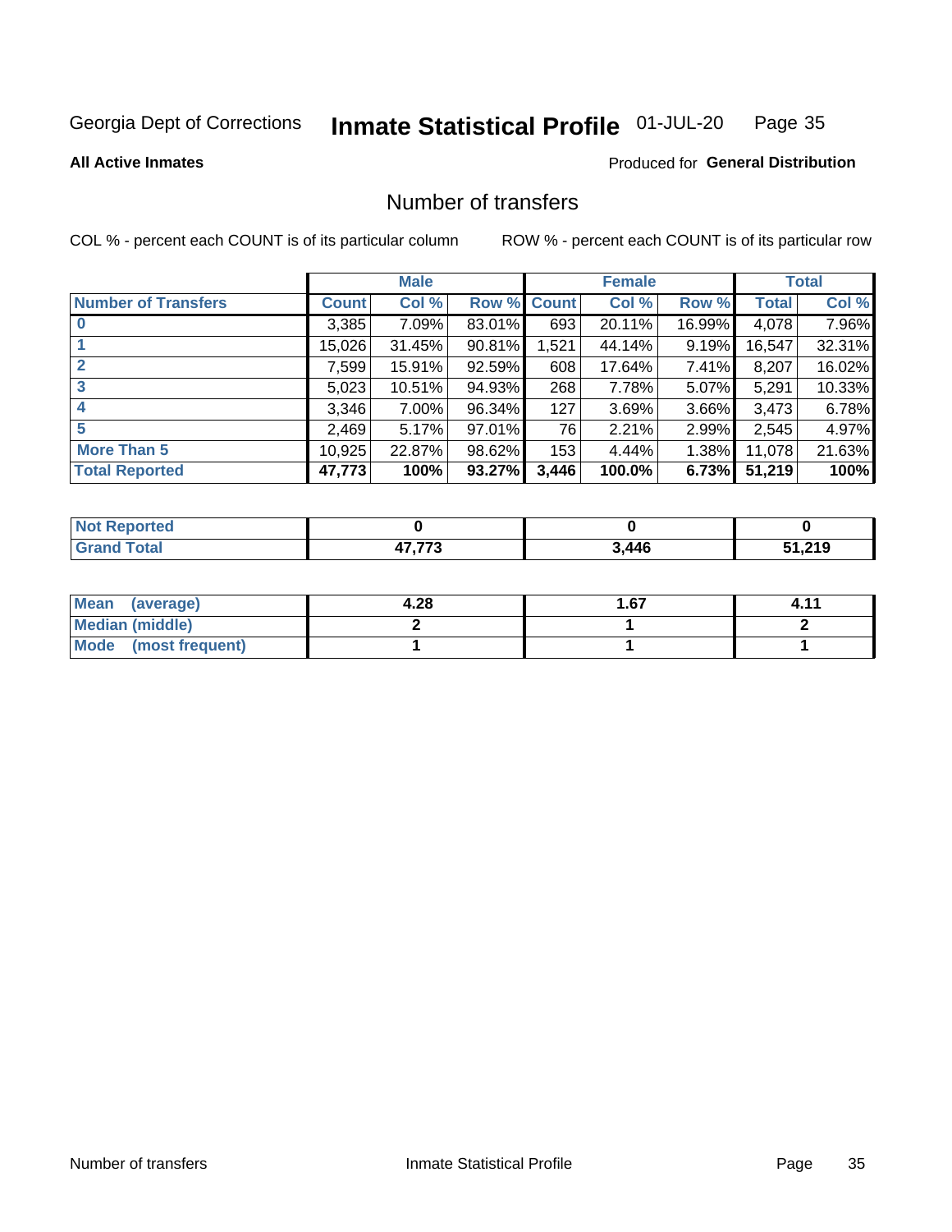Georgia Dept of Corrections **Inmate Statistical Profile** 01-JUL-20

**All Active Inmates**

Produced for **General Distribution**

## Number of transfers

COL % - percent each COUNT is of its particular column ROW % - percent each COUNT is of its particular row

| | Male | | | Female | | | Total | |
|---|---|---|---|---|---|---|---|---|
| **Number of Transfers** | **Count** | **Col %** | **Row %** | **Count** | **Col %** | **Row %** | **Total** | **Col %** |
| **0** | 3,385 | 7.09% | 83.01% | 693 | 20.11% | 16.99% | 4,078 | 7.96% |
| **1** | 15,026 | 31.45% | 90.81% | 1,521 | 44.14% | 9.19% | 16,547 | 32.31% |
| **2** | 7,599 | 15.91% | 92.59% | 608 | 17.64% | 7.41% | 8,207 | 16.02% |
| **3** | 5,023 | 10.51% | 94.93% | 268 | 7.78% | 5.07% | 5,291 | 10.33% |
| **4** | 3,346 | 7.00% | 96.34% | 127 | 3.69% | 3.66% | 3,473 | 6.78% |
| **5** | 2,469 | 5.17% | 97.01% | 76 | 2.21% | 2.99% | 2,545 | 4.97% |
| **More Than 5** | 10,925 | 22.87% | 98.62% | 153 | 4.44% | 1.38% | 11,078 | 21.63% |
| **Total Reported** | **47,773** | **100%** | **93.27%** | **3,446** | **100.0%** | **6.73%** | **51,219** | **100%** |

| | Male | Female | Total |
|---|---|---|---|
| **Not Reported** | **0** | **0** | **0** |
| **Grand Total** | **47,773** | **3,446** | **51,219** |

| | Male | Female | Total |
|---|---|---|---|
| **Mean (average)** | **4.28** | **1.67** | **4.11** |
| **Median (middle)** | **2** | **1** | **2** |
| **Mode (most frequent)** | **1** | **1** | **1** |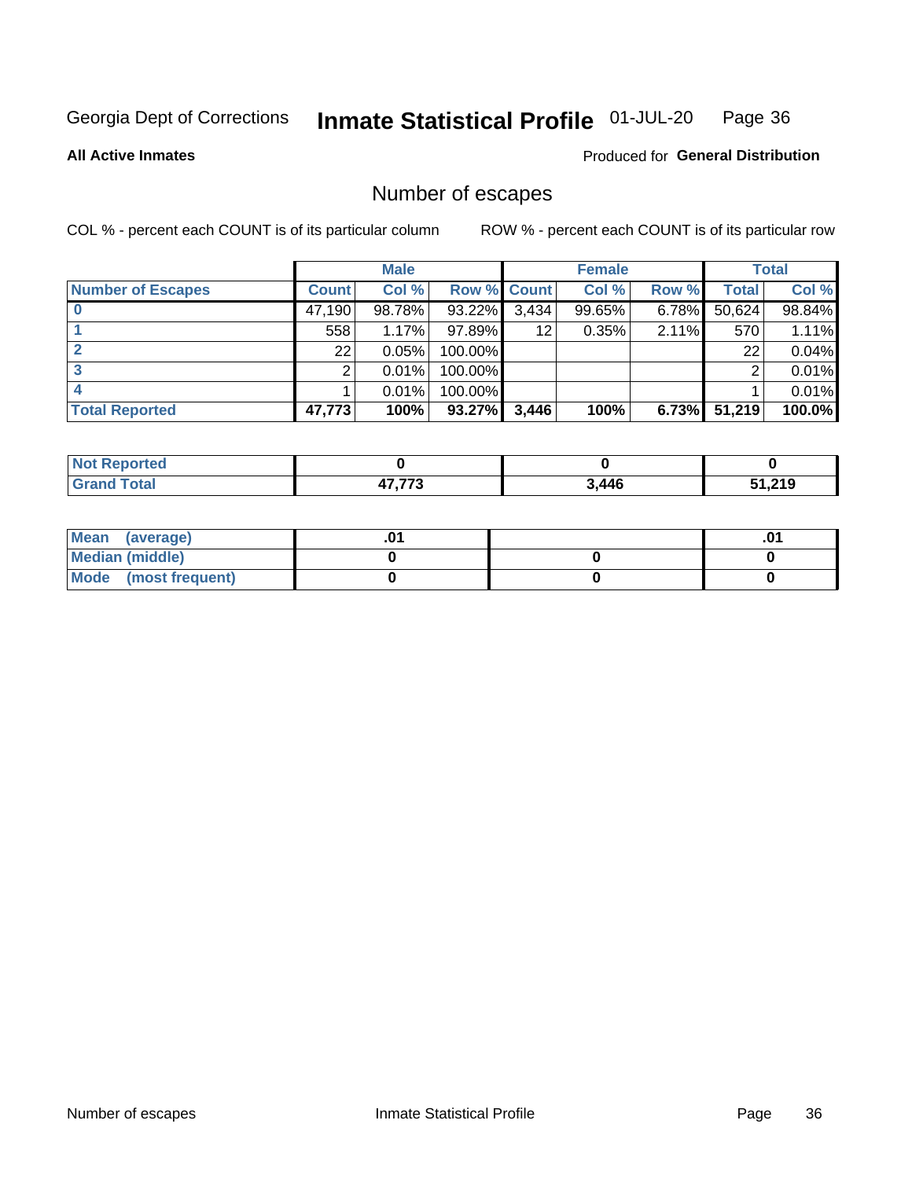Georgia Dept of Corrections **Inmate Statistical Profile** 01-JUL-20

**All Active Inmates**

Produced for **General Distribution**

## Number of escapes

COL % - percent each COUNT is of its particular column

ROW % - percent each COUNT is of its particular row

| | Male | | | Female | | | Total | |
|---|---|---|---|---|---|---|---|---|
| **Number of Escapes** | **Count** | **Col %** | **Row %** | **Count** | **Col %** | **Row %** | **Total** | **Col %** |
| **0** | 47,190 | 98.78% | 93.22% | 3,434 | 99.65% | 6.78% | 50,624 | 98.84% |
| **1** | 558 | 1.17% | 97.89% | 12 | 0.35% | 2.11% | 570 | 1.11% |
| **2** | 22 | 0.05% | 100.00% | | | | 22 | 0.04% |
| **3** | 2 | 0.01% | 100.00% | | | | 2 | 0.01% |
| **4** | 1 | 0.01% | 100.00% | | | | 1 | 0.01% |
| **Total Reported** | **47,773** | **100%** | **93.27%** | **3,446** | **100%** | **6.73%** | **51,219** | **100.0%** |

| | Male | Female | Total |
|---|---|---|---|
| **Not Reported** | **0** | **0** | **0** |
| **Grand Total** | **47,773** | **3,446** | **51,219** |

| | Male | Female | Total |
|---|---|---|---|
| **Mean (average)** | **.01** | | **.01** |
| **Median (middle)** | **0** | **0** | **0** |
| **Mode (most frequent)** | **0** | **0** | **0** |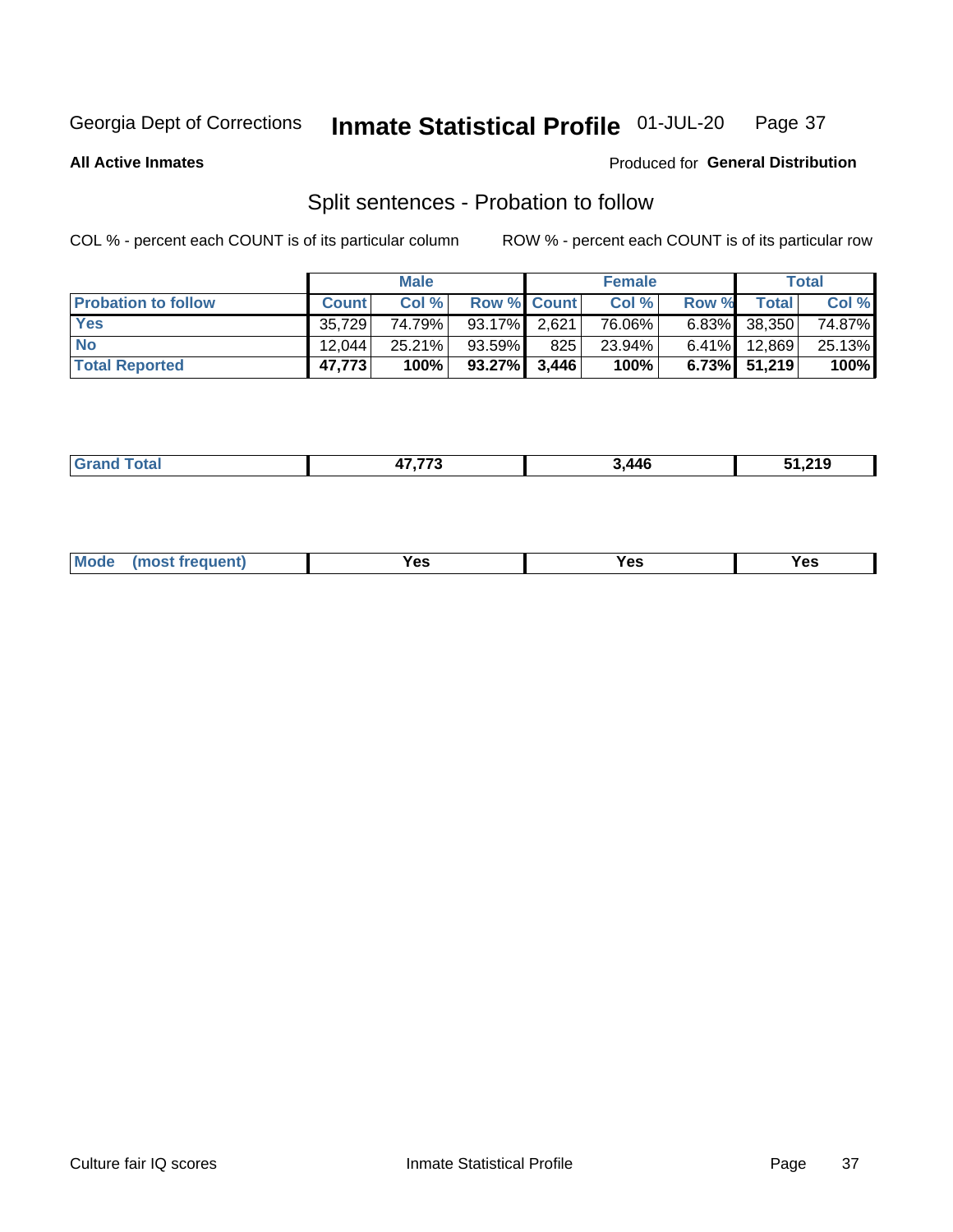## Split sentences - Probation to follow

COL % - percent each COUNT is of its particular column

ROW % - percent each COUNT is of its particular row

| | Male | | | Female | | | Total | |
|---|---|---|---|---|---|---|---|---|
| Probation to follow | Count | Col % | Row % | Count | Col % | Row % | Total | Col % |
| Yes | 35,729 | 74.79% | 93.17% | 2,621 | 76.06% | 6.83% | 38,350 | 74.87% |
| No | 12,044 | 25.21% | 93.59% | 825 | 23.94% | 6.41% | 12,869 | 25.13% |
| **Total Reported** | **47,773** | **100%** | **93.27%** | **3,446** | **100%** | **6.73%** | **51,219** | **100%** |

| Grand Total | 47,773 | 3,446 | 51,219 |
|---|---|---|---|

| Mode (most frequent) | Yes | Yes | Yes |
|---|---|---|---|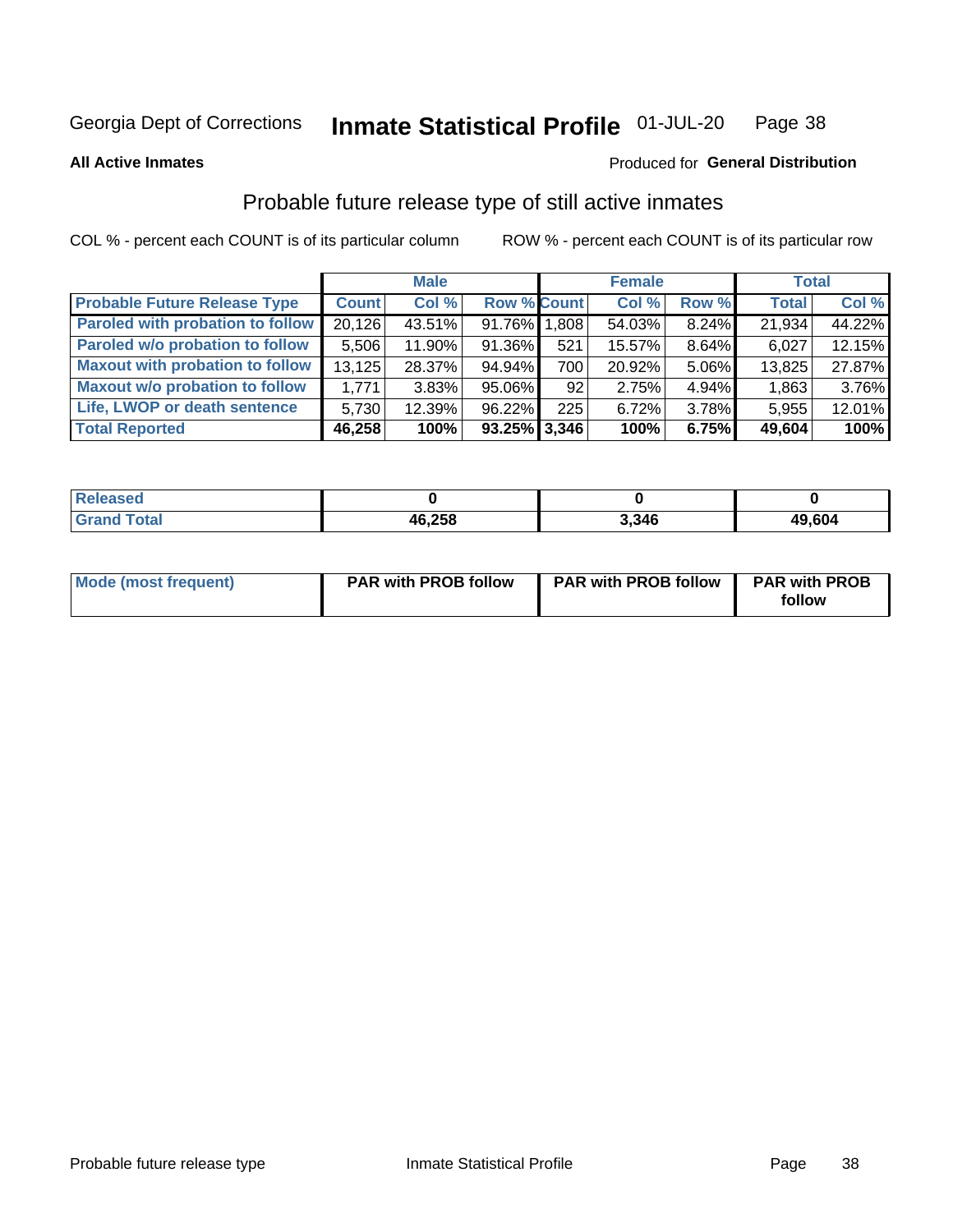Georgia Dept of Corrections **Inmate Statistical Profile** 01-JUL-20

**All Active Inmates**

Produced for **General Distribution**

## Probable future release type of still active inmates

COL % - percent each COUNT is of its particular column

ROW % - percent each COUNT is of its particular row

| | Male | | | Female | | | Total | |
|---|---|---|---|---|---|---|---|---|
| **Probable Future Release Type** | **Count** | **Col %** | **Row %** | **Count** | **Col %** | **Row %** | **Total** | **Col %** |
| **Paroled with probation to follow** | 20,126 | 43.51% | 91.76% | 1,808 | 54.03% | 8.24% | 21,934 | 44.22% |
| **Paroled w/o probation to follow** | 5,506 | 11.90% | 91.36% | 521 | 15.57% | 8.64% | 6,027 | 12.15% |
| **Maxout with probation to follow** | 13,125 | 28.37% | 94.94% | 700 | 20.92% | 5.06% | 13,825 | 27.87% |
| **Maxout w/o probation to follow** | 1,771 | 3.83% | 95.06% | 92 | 2.75% | 4.94% | 1,863 | 3.76% |
| **Life, LWOP or death sentence** | 5,730 | 12.39% | 96.22% | 225 | 6.72% | 3.78% | 5,955 | 12.01% |
| **Total Reported** | **46,258** | **100%** | **93.25%** | **3,346** | **100%** | **6.75%** | **49,604** | **100%** |

| | Male | Female | Total |
|---|---|---|---|
| **Released** | **0** | **0** | **0** |
| **Grand Total** | **46,258** | **3,346** | **49,604** |

| | Male | Female | Total |
|---|---|---|---|
| **Mode (most frequent)** | **PAR with PROB follow** | **PAR with PROB follow** | **PAR with PROB follow** |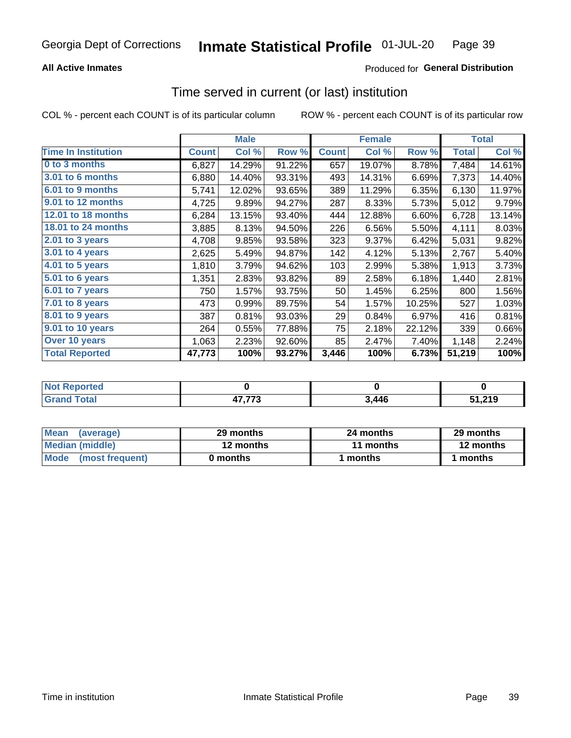Georgia Dept of Corrections **Inmate Statistical Profile** 01-JUL-20

**All Active Inmates**

Produced for **General Distribution**

## Time served in current (or last) institution

COL % - percent each COUNT is of its particular column

ROW % - percent each COUNT is of its particular row

| | Male | | | Female | | | Total | |
|---|---|---|---|---|---|---|---|---|
| **Time In Institution** | **Count** | **Col %** | **Row %** | **Count** | **Col %** | **Row %** | **Total** | **Col %** |
| **0 to 3 months** | 6,827 | 14.29% | 91.22% | 657 | 19.07% | 8.78% | 7,484 | 14.61% |
| **3.01 to 6 months** | 6,880 | 14.40% | 93.31% | 493 | 14.31% | 6.69% | 7,373 | 14.40% |
| **6.01 to 9 months** | 5,741 | 12.02% | 93.65% | 389 | 11.29% | 6.35% | 6,130 | 11.97% |
| **9.01 to 12 months** | 4,725 | 9.89% | 94.27% | 287 | 8.33% | 5.73% | 5,012 | 9.79% |
| **12.01 to 18 months** | 6,284 | 13.15% | 93.40% | 444 | 12.88% | 6.60% | 6,728 | 13.14% |
| **18.01 to 24 months** | 3,885 | 8.13% | 94.50% | 226 | 6.56% | 5.50% | 4,111 | 8.03% |
| **2.01 to 3 years** | 4,708 | 9.85% | 93.58% | 323 | 9.37% | 6.42% | 5,031 | 9.82% |
| **3.01 to 4 years** | 2,625 | 5.49% | 94.87% | 142 | 4.12% | 5.13% | 2,767 | 5.40% |
| **4.01 to 5 years** | 1,810 | 3.79% | 94.62% | 103 | 2.99% | 5.38% | 1,913 | 3.73% |
| **5.01 to 6 years** | 1,351 | 2.83% | 93.82% | 89 | 2.58% | 6.18% | 1,440 | 2.81% |
| **6.01 to 7 years** | 750 | 1.57% | 93.75% | 50 | 1.45% | 6.25% | 800 | 1.56% |
| **7.01 to 8 years** | 473 | 0.99% | 89.75% | 54 | 1.57% | 10.25% | 527 | 1.03% |
| **8.01 to 9 years** | 387 | 0.81% | 93.03% | 29 | 0.84% | 6.97% | 416 | 0.81% |
| **9.01 to 10 years** | 264 | 0.55% | 77.88% | 75 | 2.18% | 22.12% | 339 | 0.66% |
| **Over 10 years** | 1,063 | 2.23% | 92.60% | 85 | 2.47% | 7.40% | 1,148 | 2.24% |
| **Total Reported** | **47,773** | **100%** | **93.27%** | **3,446** | **100%** | **6.73%** | **51,219** | **100%** |

| | Male | Female | Total |
|---|---|---|---|
| **Not Reported** | **0** | **0** | **0** |
| **Grand Total** | **47,773** | **3,446** | **51,219** |

| | Male | Female | Total |
|---|---|---|---|
| **Mean (average)** | **29 months** | **24 months** | **29 months** |
| **Median (middle)** | **12 months** | **11 months** | **12 months** |
| **Mode (most frequent)** | **0 months** | **1 months** | **1 months** |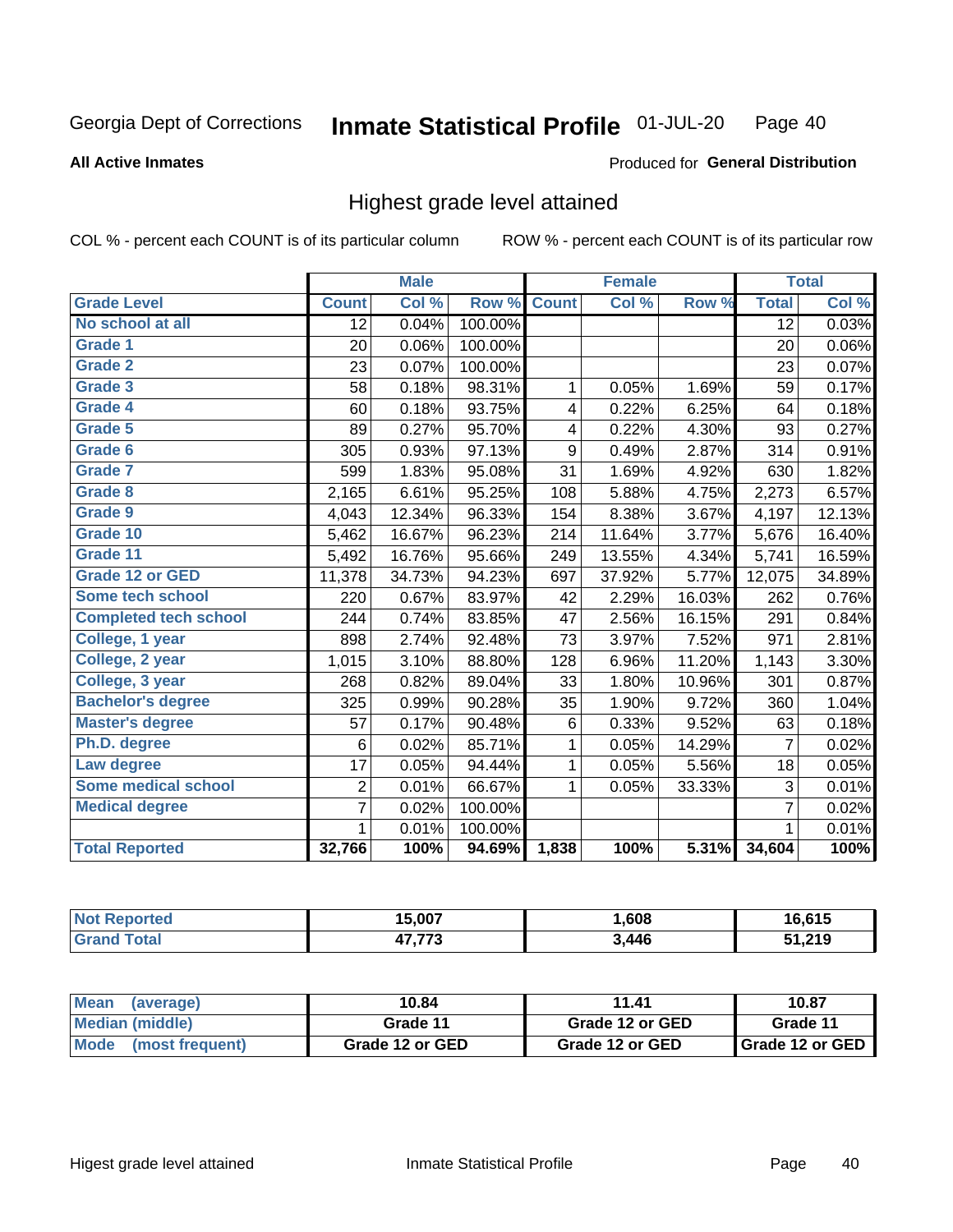Georgia Dept of Corrections **Inmate Statistical Profile** 01-JUL-20

**All Active Inmates**

Produced for **General Distribution**

## Highest grade level attained

COL % - percent each COUNT is of its particular column

ROW % - percent each COUNT is of its particular row

| | Male | | | Female | | | Total | |
|---|---|---|---|---|---|---|---|---|
| **Grade Level** | **Count** | **Col %** | **Row %** | **Count** | **Col %** | **Row %** | **Total** | **Col %** |
| No school at all | 12 | 0.04% | 100.00% | | | | 12 | 0.03% |
| Grade 1 | 20 | 0.06% | 100.00% | | | | 20 | 0.06% |
| Grade 2 | 23 | 0.07% | 100.00% | | | | 23 | 0.07% |
| Grade 3 | 58 | 0.18% | 98.31% | 1 | 0.05% | 1.69% | 59 | 0.17% |
| Grade 4 | 60 | 0.18% | 93.75% | 4 | 0.22% | 6.25% | 64 | 0.18% |
| Grade 5 | 89 | 0.27% | 95.70% | 4 | 0.22% | 4.30% | 93 | 0.27% |
| Grade 6 | 305 | 0.93% | 97.13% | 9 | 0.49% | 2.87% | 314 | 0.91% |
| Grade 7 | 599 | 1.83% | 95.08% | 31 | 1.69% | 4.92% | 630 | 1.82% |
| Grade 8 | 2,165 | 6.61% | 95.25% | 108 | 5.88% | 4.75% | 2,273 | 6.57% |
| Grade 9 | 4,043 | 12.34% | 96.33% | 154 | 8.38% | 3.67% | 4,197 | 12.13% |
| Grade 10 | 5,462 | 16.67% | 96.23% | 214 | 11.64% | 3.77% | 5,676 | 16.40% |
| Grade 11 | 5,492 | 16.76% | 95.66% | 249 | 13.55% | 4.34% | 5,741 | 16.59% |
| Grade 12 or GED | 11,378 | 34.73% | 94.23% | 697 | 37.92% | 5.77% | 12,075 | 34.89% |
| Some tech school | 220 | 0.67% | 83.97% | 42 | 2.29% | 16.03% | 262 | 0.76% |
| Completed tech school | 244 | 0.74% | 83.85% | 47 | 2.56% | 16.15% | 291 | 0.84% |
| College, 1 year | 898 | 2.74% | 92.48% | 73 | 3.97% | 7.52% | 971 | 2.81% |
| College, 2 year | 1,015 | 3.10% | 88.80% | 128 | 6.96% | 11.20% | 1,143 | 3.30% |
| College, 3 year | 268 | 0.82% | 89.04% | 33 | 1.80% | 10.96% | 301 | 0.87% |
| Bachelor's degree | 325 | 0.99% | 90.28% | 35 | 1.90% | 9.72% | 360 | 1.04% |
| Master's degree | 57 | 0.17% | 90.48% | 6 | 0.33% | 9.52% | 63 | 0.18% |
| Ph.D. degree | 6 | 0.02% | 85.71% | 1 | 0.05% | 14.29% | 7 | 0.02% |
| Law degree | 17 | 0.05% | 94.44% | 1 | 0.05% | 5.56% | 18 | 0.05% |
| Some medical school | 2 | 0.01% | 66.67% | 1 | 0.05% | 33.33% | 3 | 0.01% |
| Medical degree | 7 | 0.02% | 100.00% | | | | 7 | 0.02% |
| | 1 | 0.01% | 100.00% | | | | 1 | 0.01% |
| **Total Reported** | **32,766** | **100%** | **94.69%** | **1,838** | **100%** | **5.31%** | **34,604** | **100%** |

| | Male | Female | Total |
|---|---|---|---|
| Not Reported | 15,007 | 1,608 | 16,615 |
| Grand Total | 47,773 | 3,446 | 51,219 |

| | Male | Female | Total |
|---|---|---|---|
| Mean (average) | 10.84 | 11.41 | 10.87 |
| Median (middle) | Grade 11 | Grade 12 or GED | Grade 11 |
| Mode (most frequent) | Grade 12 or GED | Grade 12 or GED | Grade 12 or GED |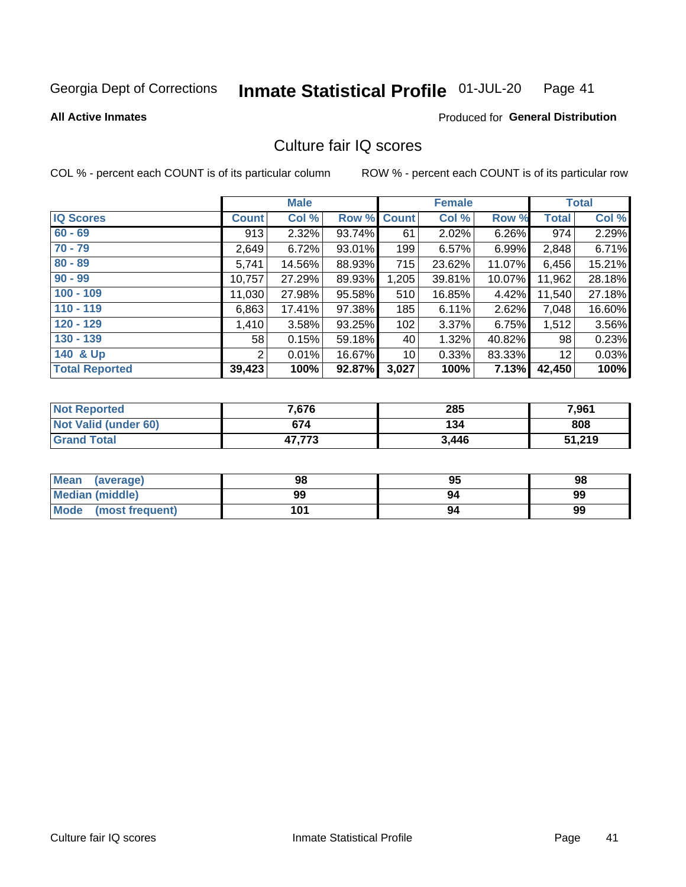Georgia Dept of Corrections **Inmate Statistical Profile** 01-JUL-20

**All Active Inmates**

Produced for **General Distribution**

## Culture fair IQ scores

COL % - percent each COUNT is of its particular column

ROW % - percent each COUNT is of its particular row

| | Male | | | Female | | | Total | |
|---|---|---|---|---|---|---|---|---|
| IQ Scores | Count | Col % | Row % | Count | Col % | Row % | Total | Col % |
| 60 - 69 | 913 | 2.32% | 93.74% | 61 | 2.02% | 6.26% | 974 | 2.29% |
| 70 - 79 | 2,649 | 6.72% | 93.01% | 199 | 6.57% | 6.99% | 2,848 | 6.71% |
| 80 - 89 | 5,741 | 14.56% | 88.93% | 715 | 23.62% | 11.07% | 6,456 | 15.21% |
| 90 - 99 | 10,757 | 27.29% | 89.93% | 1,205 | 39.81% | 10.07% | 11,962 | 28.18% |
| 100 - 109 | 11,030 | 27.98% | 95.58% | 510 | 16.85% | 4.42% | 11,540 | 27.18% |
| 110 - 119 | 6,863 | 17.41% | 97.38% | 185 | 6.11% | 2.62% | 7,048 | 16.60% |
| 120 - 129 | 1,410 | 3.58% | 93.25% | 102 | 3.37% | 6.75% | 1,512 | 3.56% |
| 130 - 139 | 58 | 0.15% | 59.18% | 40 | 1.32% | 40.82% | 98 | 0.23% |
| 140 & Up | 2 | 0.01% | 16.67% | 10 | 0.33% | 83.33% | 12 | 0.03% |
| **Total Reported** | **39,423** | **100%** | **92.87%** | **3,027** | **100%** | **7.13%** | **42,450** | **100%** |

| | Male | Female | Total |
|---|---|---|---|
| Not Reported | 7,676 | 285 | 7,961 |
| Not Valid (under 60) | 674 | 134 | 808 |
| Grand Total | 47,773 | 3,446 | 51,219 |

| | Male | Female | Total |
|---|---|---|---|
| Mean (average) | 98 | 95 | 98 |
| Median (middle) | 99 | 94 | 99 |
| Mode (most frequent) | 101 | 94 | 99 |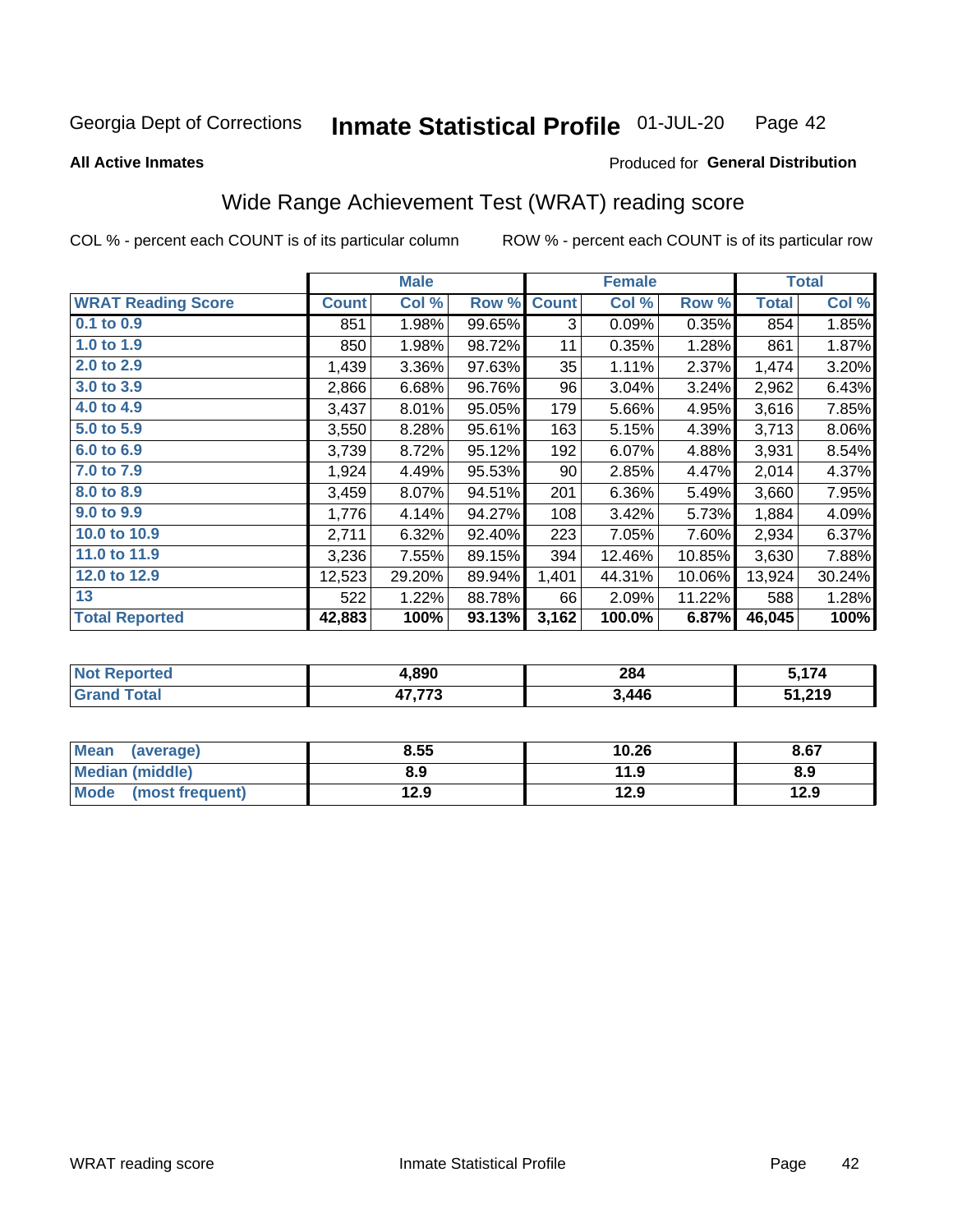Georgia Dept of Corrections **Inmate Statistical Profile** 01-JUL-20

**All Active Inmates**

Produced for **General Distribution**

## Wide Range Achievement Test (WRAT) reading score

COL % - percent each COUNT is of its particular column

ROW % - percent each COUNT is of its particular row

| | Male | | | Female | | | Total | |
|---|---|---|---|---|---|---|---|---|
| **WRAT Reading Score** | **Count** | **Col %** | **Row %** | **Count** | **Col %** | **Row %** | **Total** | **Col %** |
| **0.1 to 0.9** | 851 | 1.98% | 99.65% | 3 | 0.09% | 0.35% | 854 | 1.85% |
| **1.0 to 1.9** | 850 | 1.98% | 98.72% | 11 | 0.35% | 1.28% | 861 | 1.87% |
| **2.0 to 2.9** | 1,439 | 3.36% | 97.63% | 35 | 1.11% | 2.37% | 1,474 | 3.20% |
| **3.0 to 3.9** | 2,866 | 6.68% | 96.76% | 96 | 3.04% | 3.24% | 2,962 | 6.43% |
| **4.0 to 4.9** | 3,437 | 8.01% | 95.05% | 179 | 5.66% | 4.95% | 3,616 | 7.85% |
| **5.0 to 5.9** | 3,550 | 8.28% | 95.61% | 163 | 5.15% | 4.39% | 3,713 | 8.06% |
| **6.0 to 6.9** | 3,739 | 8.72% | 95.12% | 192 | 6.07% | 4.88% | 3,931 | 8.54% |
| **7.0 to 7.9** | 1,924 | 4.49% | 95.53% | 90 | 2.85% | 4.47% | 2,014 | 4.37% |
| **8.0 to 8.9** | 3,459 | 8.07% | 94.51% | 201 | 6.36% | 5.49% | 3,660 | 7.95% |
| **9.0 to 9.9** | 1,776 | 4.14% | 94.27% | 108 | 3.42% | 5.73% | 1,884 | 4.09% |
| **10.0 to 10.9** | 2,711 | 6.32% | 92.40% | 223 | 7.05% | 7.60% | 2,934 | 6.37% |
| **11.0 to 11.9** | 3,236 | 7.55% | 89.15% | 394 | 12.46% | 10.85% | 3,630 | 7.88% |
| **12.0 to 12.9** | 12,523 | 29.20% | 89.94% | 1,401 | 44.31% | 10.06% | 13,924 | 30.24% |
| **13** | 522 | 1.22% | 88.78% | 66 | 2.09% | 11.22% | 588 | 1.28% |
| **Total Reported** | **42,883** | **100%** | **93.13%** | **3,162** | **100.0%** | **6.87%** | **46,045** | **100%** |

| | Male | Female | Total |
|---|---|---|---|
| **Not Reported** | **4,890** | **284** | **5,174** |
| **Grand Total** | **47,773** | **3,446** | **51,219** |

| | Male | Female | Total |
|---|---|---|---|
| **Mean (average)** | **8.55** | **10.26** | **8.67** |
| **Median (middle)** | **8.9** | **11.9** | **8.9** |
| **Mode (most frequent)** | **12.9** | **12.9** | **12.9** |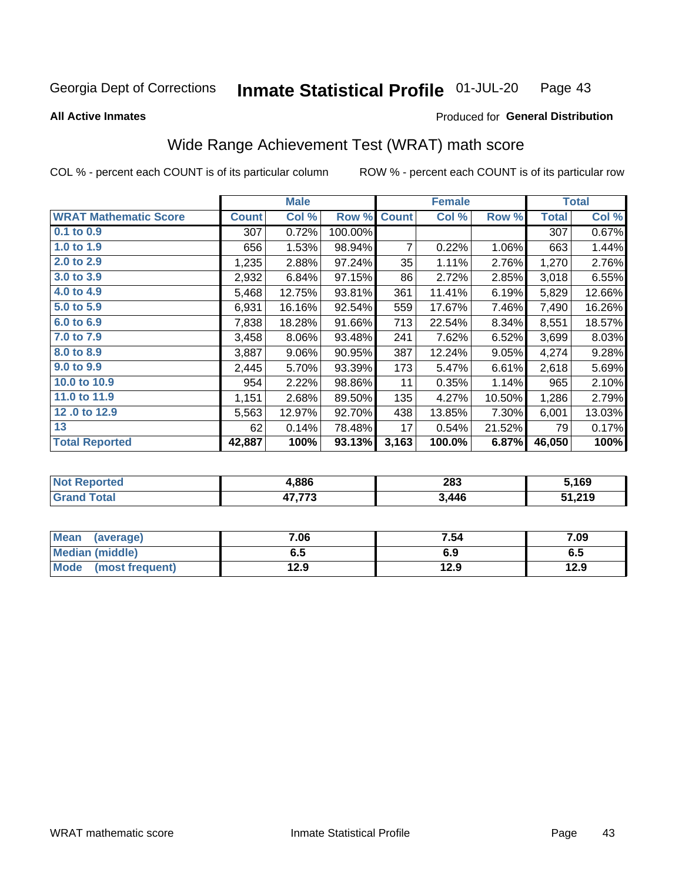Georgia Dept of Corrections **Inmate Statistical Profile** 01-JUL-20

**All Active Inmates**

Produced for **General Distribution**

## Wide Range Achievement Test (WRAT) math score

COL % - percent each COUNT is of its particular column ROW % - percent each COUNT is of its particular row

| | Male | | | Female | | | Total | |
|---|---|---|---|---|---|---|---|---|
| **WRAT Mathematic Score** | **Count** | **Col %** | **Row %** | **Count** | **Col %** | **Row %** | **Total** | **Col %** |
| 0.1 to 0.9 | 307 | 0.72% | 100.00% | | | | 307 | 0.67% |
| 1.0 to 1.9 | 656 | 1.53% | 98.94% | 7 | 0.22% | 1.06% | 663 | 1.44% |
| 2.0 to 2.9 | 1,235 | 2.88% | 97.24% | 35 | 1.11% | 2.76% | 1,270 | 2.76% |
| 3.0 to 3.9 | 2,932 | 6.84% | 97.15% | 86 | 2.72% | 2.85% | 3,018 | 6.55% |
| 4.0 to 4.9 | 5,468 | 12.75% | 93.81% | 361 | 11.41% | 6.19% | 5,829 | 12.66% |
| 5.0 to 5.9 | 6,931 | 16.16% | 92.54% | 559 | 17.67% | 7.46% | 7,490 | 16.26% |
| 6.0 to 6.9 | 7,838 | 18.28% | 91.66% | 713 | 22.54% | 8.34% | 8,551 | 18.57% |
| 7.0 to 7.9 | 3,458 | 8.06% | 93.48% | 241 | 7.62% | 6.52% | 3,699 | 8.03% |
| 8.0 to 8.9 | 3,887 | 9.06% | 90.95% | 387 | 12.24% | 9.05% | 4,274 | 9.28% |
| 9.0 to 9.9 | 2,445 | 5.70% | 93.39% | 173 | 5.47% | 6.61% | 2,618 | 5.69% |
| 10.0 to 10.9 | 954 | 2.22% | 98.86% | 11 | 0.35% | 1.14% | 965 | 2.10% |
| 11.0 to 11.9 | 1,151 | 2.68% | 89.50% | 135 | 4.27% | 10.50% | 1,286 | 2.79% |
| 12 .0 to 12.9 | 5,563 | 12.97% | 92.70% | 438 | 13.85% | 7.30% | 6,001 | 13.03% |
| 13 | 62 | 0.14% | 78.48% | 17 | 0.54% | 21.52% | 79 | 0.17% |
| **Total Reported** | **42,887** | **100%** | **93.13%** | **3,163** | **100.0%** | **6.87%** | **46,050** | **100%** |

| | Male | Female | Total |
|---|---|---|---|
| Not Reported | 4,886 | 283 | 5,169 |
| Grand Total | 47,773 | 3,446 | 51,219 |

| | Male | Female | Total |
|---|---|---|---|
| Mean (average) | 7.06 | 7.54 | 7.09 |
| Median (middle) | 6.5 | 6.9 | 6.5 |
| Mode (most frequent) | 12.9 | 12.9 | 12.9 |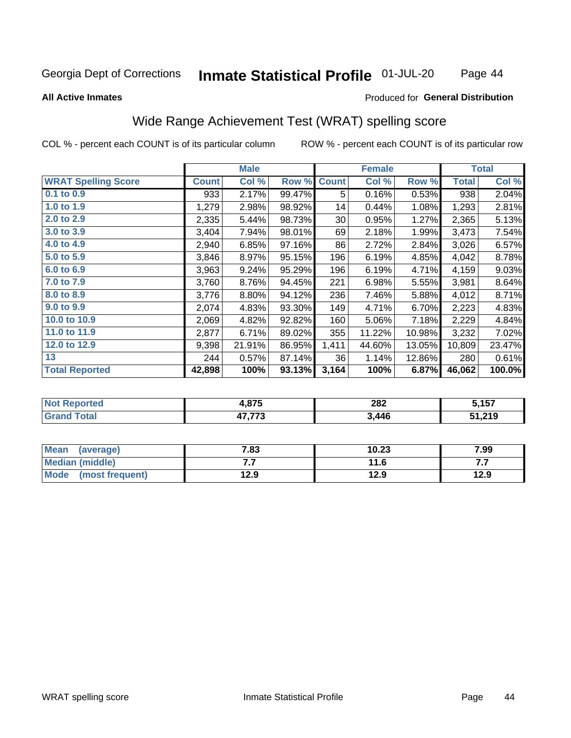Georgia Dept of Corrections **Inmate Statistical Profile** 01-JUL-20

**All Active Inmates**

Produced for **General Distribution**

## Wide Range Achievement Test (WRAT) spelling score

COL % - percent each COUNT is of its particular column ROW % - percent each COUNT is of its particular row

| | Male | | | Female | | | Total | |
|---|---|---|---|---|---|---|---|---|
| **WRAT Spelling Score** | **Count** | **Col %** | **Row %** | **Count** | **Col %** | **Row %** | **Total** | **Col %** |
| 0.1 to 0.9 | 933 | 2.17% | 99.47% | 5 | 0.16% | 0.53% | 938 | 2.04% |
| 1.0 to 1.9 | 1,279 | 2.98% | 98.92% | 14 | 0.44% | 1.08% | 1,293 | 2.81% |
| 2.0 to 2.9 | 2,335 | 5.44% | 98.73% | 30 | 0.95% | 1.27% | 2,365 | 5.13% |
| 3.0 to 3.9 | 3,404 | 7.94% | 98.01% | 69 | 2.18% | 1.99% | 3,473 | 7.54% |
| 4.0 to 4.9 | 2,940 | 6.85% | 97.16% | 86 | 2.72% | 2.84% | 3,026 | 6.57% |
| 5.0 to 5.9 | 3,846 | 8.97% | 95.15% | 196 | 6.19% | 4.85% | 4,042 | 8.78% |
| 6.0 to 6.9 | 3,963 | 9.24% | 95.29% | 196 | 6.19% | 4.71% | 4,159 | 9.03% |
| 7.0 to 7.9 | 3,760 | 8.76% | 94.45% | 221 | 6.98% | 5.55% | 3,981 | 8.64% |
| 8.0 to 8.9 | 3,776 | 8.80% | 94.12% | 236 | 7.46% | 5.88% | 4,012 | 8.71% |
| 9.0 to 9.9 | 2,074 | 4.83% | 93.30% | 149 | 4.71% | 6.70% | 2,223 | 4.83% |
| 10.0 to 10.9 | 2,069 | 4.82% | 92.82% | 160 | 5.06% | 7.18% | 2,229 | 4.84% |
| 11.0 to 11.9 | 2,877 | 6.71% | 89.02% | 355 | 11.22% | 10.98% | 3,232 | 7.02% |
| 12.0 to 12.9 | 9,398 | 21.91% | 86.95% | 1,411 | 44.60% | 13.05% | 10,809 | 23.47% |
| 13 | 244 | 0.57% | 87.14% | 36 | 1.14% | 12.86% | 280 | 0.61% |
| **Total Reported** | **42,898** | **100%** | **93.13%** | **3,164** | **100%** | **6.87%** | **46,062** | **100.0%** |

| | Male | Female | Total |
|---|---|---|---|
| **Not Reported** | **4,875** | **282** | **5,157** |
| **Grand Total** | **47,773** | **3,446** | **51,219** |

| | Male | Female | Total |
|---|---|---|---|
| **Mean (average)** | **7.83** | **10.23** | **7.99** |
| **Median (middle)** | **7.7** | **11.6** | **7.7** |
| **Mode (most frequent)** | **12.9** | **12.9** | **12.9** |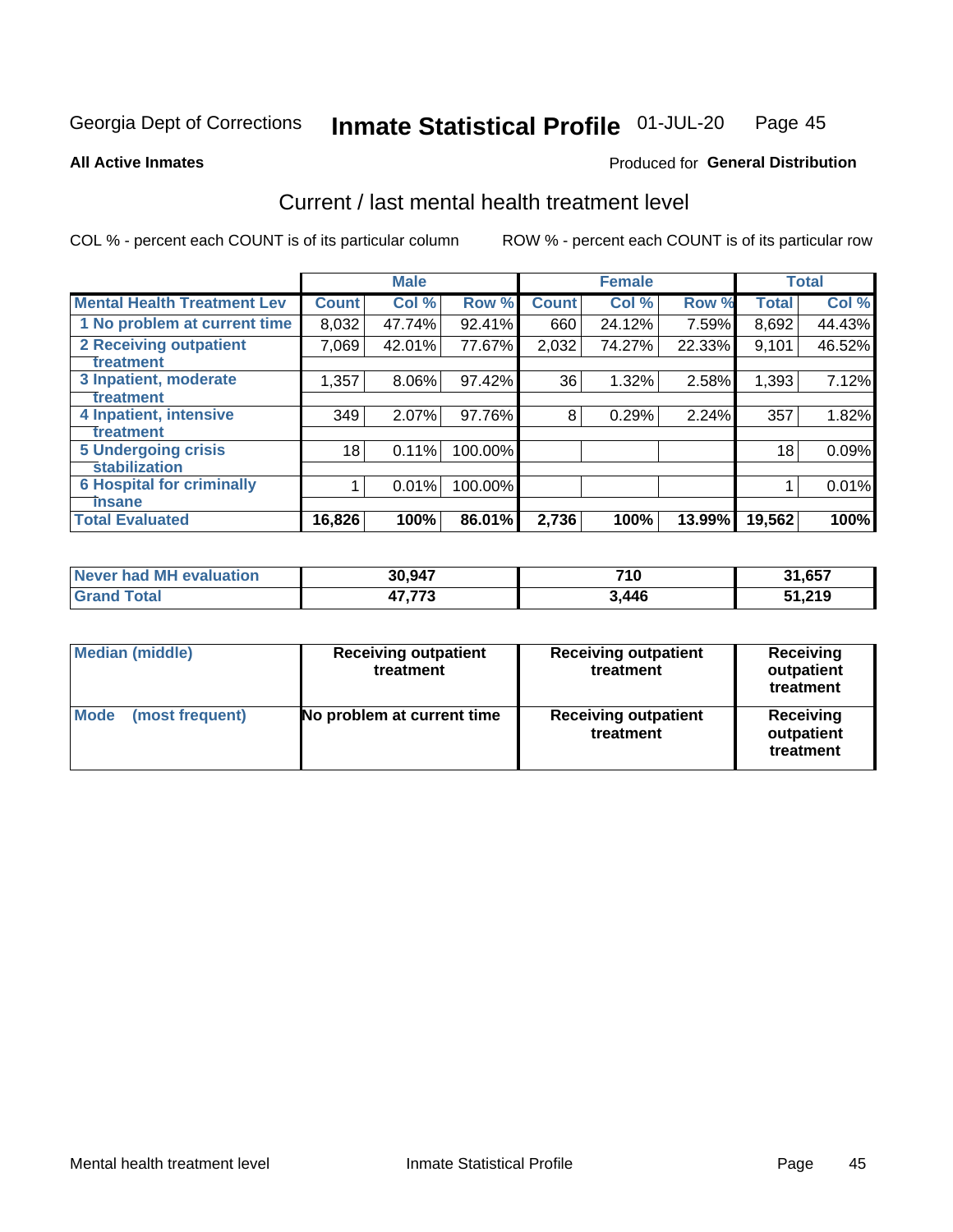Georgia Dept of Corrections **Inmate Statistical Profile** 01-JUL-20

**All Active Inmates**

Produced for **General Distribution**

## Current / last mental health treatment level

COL % - percent each COUNT is of its particular column    ROW % - percent each COUNT is of its particular row

| | Male | | | Female | | | Total | |
|---|---|---|---|---|---|---|---|---|
| **Mental Health Treatment Lev** | **Count** | **Col %** | **Row %** | **Count** | **Col %** | **Row %** | **Total** | **Col %** |
| 1 No problem at current time | 8,032 | 47.74% | 92.41% | 660 | 24.12% | 7.59% | 8,692 | 44.43% |
| 2 Receiving outpatient treatment | 7,069 | 42.01% | 77.67% | 2,032 | 74.27% | 22.33% | 9,101 | 46.52% |
| 3 Inpatient, moderate treatment | 1,357 | 8.06% | 97.42% | 36 | 1.32% | 2.58% | 1,393 | 7.12% |
| 4 Inpatient, intensive treatment | 349 | 2.07% | 97.76% | 8 | 0.29% | 2.24% | 357 | 1.82% |
| 5 Undergoing crisis stabilization | 18 | 0.11% | 100.00% | | | | 18 | 0.09% |
| 6 Hospital for criminally insane | 1 | 0.01% | 100.00% | | | | 1 | 0.01% |
| **Total Evaluated** | **16,826** | **100%** | **86.01%** | **2,736** | **100%** | **13.99%** | **19,562** | **100%** |

| | Male | Female | Total |
|---|---|---|---|
| **Never had MH evaluation** | **30,947** | **710** | **31,657** |
| **Grand Total** | **47,773** | **3,446** | **51,219** |

| | Male | Female | Total |
|---|---|---|---|
| **Median (middle)** | **Receiving outpatient treatment** | **Receiving outpatient treatment** | **Receiving outpatient treatment** |
| **Mode (most frequent)** | **No problem at current time** | **Receiving outpatient treatment** | **Receiving outpatient treatment** |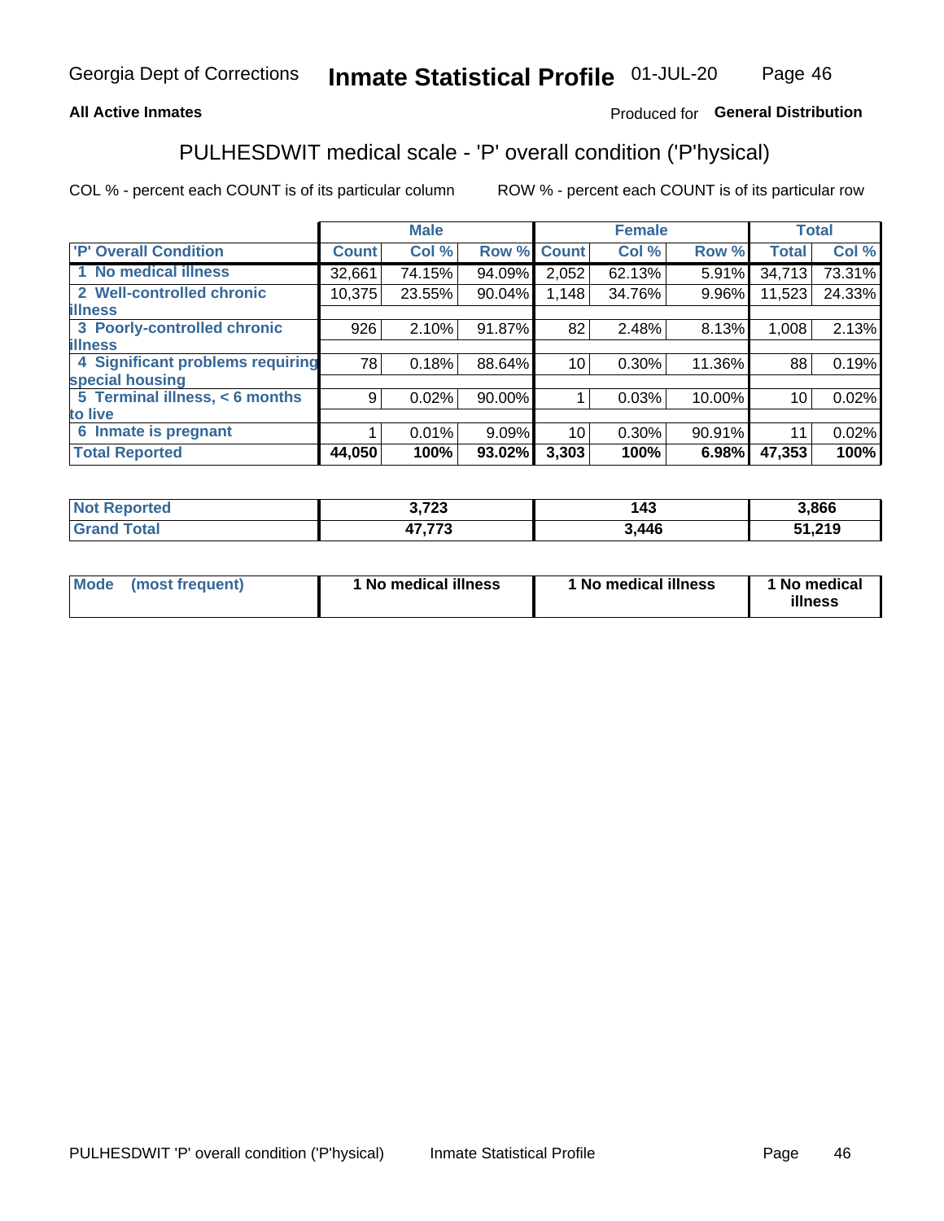Georgia Dept of Corrections **Inmate Statistical Profile** 01-JUL-20

**All Active Inmates**

Produced for **General Distribution**

## PULHESDWIT medical scale - 'P' overall condition ('P'hysical)

COL % - percent each COUNT is of its particular column     ROW % - percent each COUNT is of its particular row

| | Male | | | Female | | | Total | |
|---|---|---|---|---|---|---|---|---|
| **'P' Overall Condition** | **Count** | **Col %** | **Row %** | **Count** | **Col %** | **Row %** | **Total** | **Col %** |
| **1 No medical illness** | 32,661 | 74.15% | 94.09% | 2,052 | 62.13% | 5.91% | 34,713 | 73.31% |
| **2 Well-controlled chronic illness** | 10,375 | 23.55% | 90.04% | 1,148 | 34.76% | 9.96% | 11,523 | 24.33% |
| **3 Poorly-controlled chronic illness** | 926 | 2.10% | 91.87% | 82 | 2.48% | 8.13% | 1,008 | 2.13% |
| **4 Significant problems requiring special housing** | 78 | 0.18% | 88.64% | 10 | 0.30% | 11.36% | 88 | 0.19% |
| **5 Terminal illness, < 6 months to live** | 9 | 0.02% | 90.00% | 1 | 0.03% | 10.00% | 10 | 0.02% |
| **6 Inmate is pregnant** | 1 | 0.01% | 9.09% | 10 | 0.30% | 90.91% | 11 | 0.02% |
| **Total Reported** | **44,050** | **100%** | **93.02%** | **3,303** | **100%** | **6.98%** | **47,353** | **100%** |

| | Male | Female | Total |
|---|---|---|---|
| **Not Reported** | **3,723** | **143** | **3,866** |
| **Grand Total** | **47,773** | **3,446** | **51,219** |

| | Male | Female | Total |
|---|---|---|---|
| **Mode (most frequent)** | **1 No medical illness** | **1 No medical illness** | **1 No medical illness** |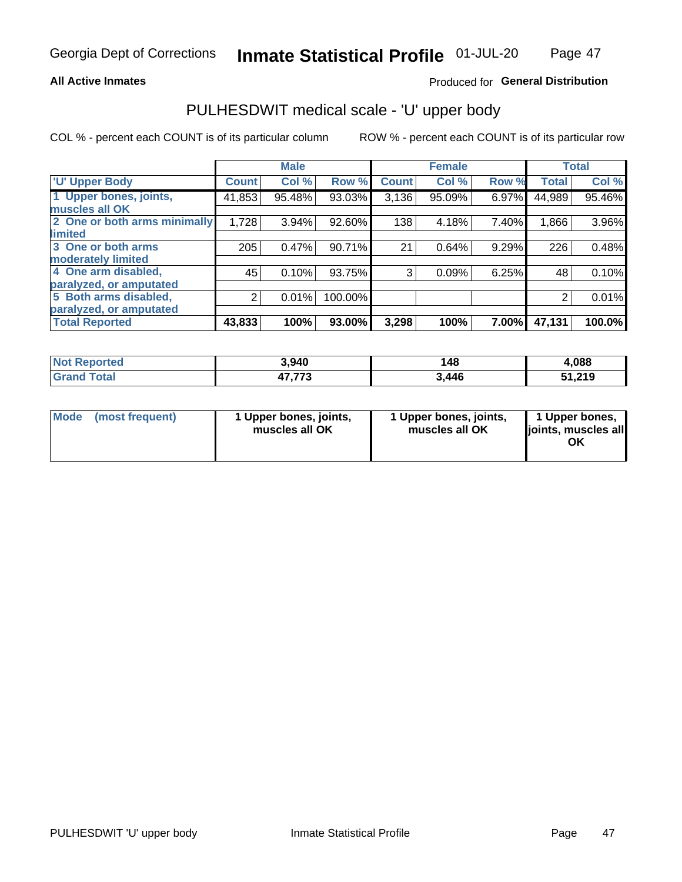Georgia Dept of Corrections **Inmate Statistical Profile** 01-JUL-20

**All Active Inmates**

Produced for **General Distribution**

## PULHESDWIT medical scale - 'U' upper body

COL % - percent each COUNT is of its particular column ROW % - percent each COUNT is of its particular row

| | Male | | | Female | | | Total | |
|---|---|---|---|---|---|---|---|---|
| 'U' Upper Body | Count | Col % | Row % | Count | Col % | Row % | Total | Col % |
| 1 Upper bones, joints, muscles all OK | 41,853 | 95.48% | 93.03% | 3,136 | 95.09% | 6.97% | 44,989 | 95.46% |
| 2 One or both arms minimally limited | 1,728 | 3.94% | 92.60% | 138 | 4.18% | 7.40% | 1,866 | 3.96% |
| 3 One or both arms moderately limited | 205 | 0.47% | 90.71% | 21 | 0.64% | 9.29% | 226 | 0.48% |
| 4 One arm disabled, paralyzed, or amputated | 45 | 0.10% | 93.75% | 3 | 0.09% | 6.25% | 48 | 0.10% |
| 5 Both arms disabled, paralyzed, or amputated | 2 | 0.01% | 100.00% | | | | 2 | 0.01% |
| **Total Reported** | **43,833** | **100%** | **93.00%** | **3,298** | **100%** | **7.00%** | **47,131** | **100.0%** |

| | Male | Female | Total |
|---|---|---|---|
| Not Reported | 3,940 | 148 | 4,088 |
| Grand Total | 47,773 | 3,446 | 51,219 |

| | Male | Female | Total |
|---|---|---|---|
| Mode (most frequent) | 1 Upper bones, joints, muscles all OK | 1 Upper bones, joints, muscles all OK | 1 Upper bones, joints, muscles all OK |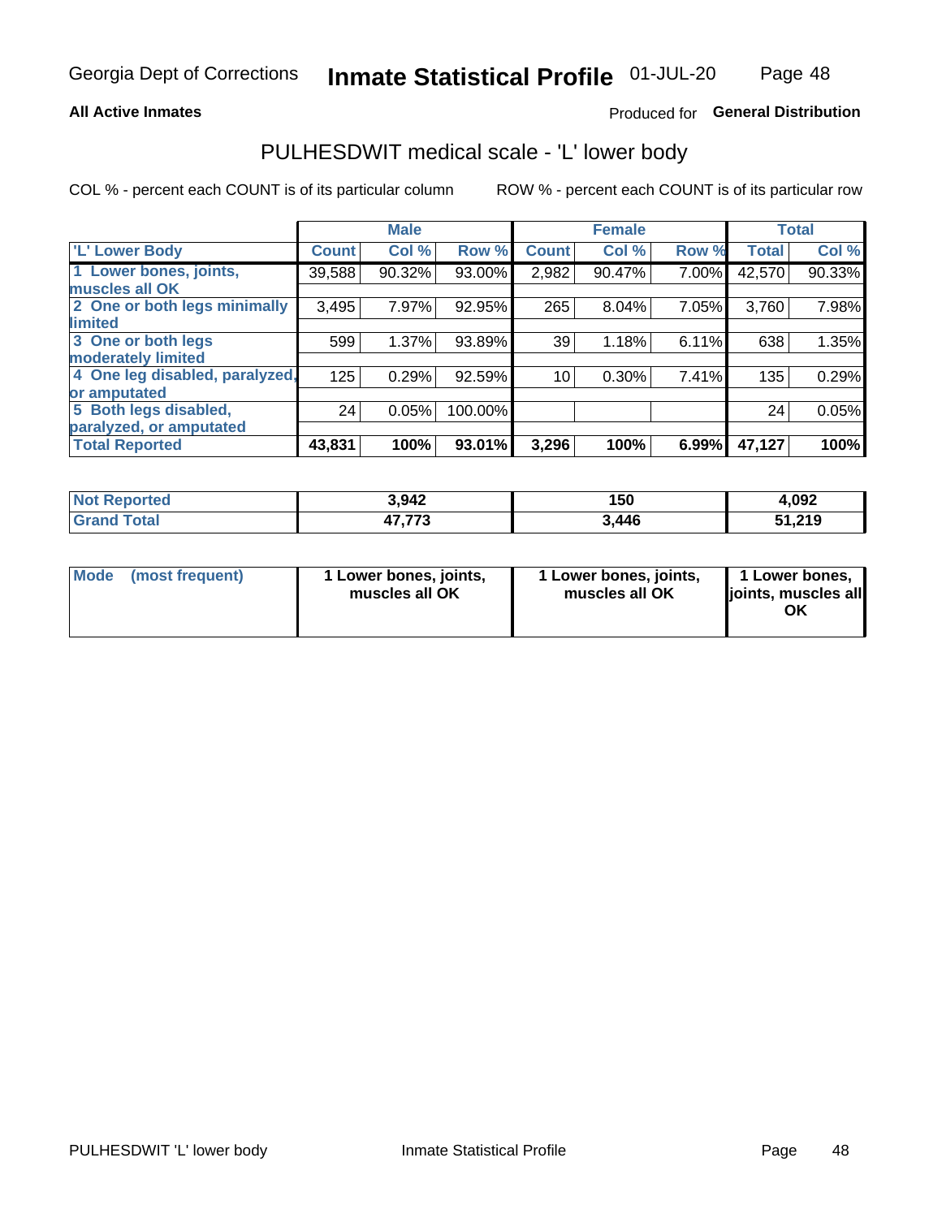Georgia Dept of Corrections **Inmate Statistical Profile** 01-JUL-20

**All Active Inmates**

Produced for **General Distribution**

## PULHESDWIT medical scale - 'L' lower body

COL % - percent each COUNT is of its particular column

ROW % - percent each COUNT is of its particular row

| | Male | | | Female | | | Total | |
|---|---|---|---|---|---|---|---|---|
| **'L' Lower Body** | **Count** | **Col %** | **Row %** | **Count** | **Col %** | **Row %** | **Total** | **Col %** |
| **1 Lower bones, joints, muscles all OK** | 39,588 | 90.32% | 93.00% | 2,982 | 90.47% | 7.00% | 42,570 | 90.33% |
| **2 One or both legs minimally limited** | 3,495 | 7.97% | 92.95% | 265 | 8.04% | 7.05% | 3,760 | 7.98% |
| **3 One or both legs moderately limited** | 599 | 1.37% | 93.89% | 39 | 1.18% | 6.11% | 638 | 1.35% |
| **4 One leg disabled, paralyzed, or amputated** | 125 | 0.29% | 92.59% | 10 | 0.30% | 7.41% | 135 | 0.29% |
| **5 Both legs disabled, paralyzed, or amputated** | 24 | 0.05% | 100.00% | | | | 24 | 0.05% |
| **Total Reported** | **43,831** | **100%** | **93.01%** | **3,296** | **100%** | **6.99%** | **47,127** | **100%** |

| | Male | Female | Total |
|---|---|---|---|
| **Not Reported** | **3,942** | **150** | **4,092** |
| **Grand Total** | **47,773** | **3,446** | **51,219** |

| | Male | Female | Total |
|---|---|---|---|
| **Mode (most frequent)** | **1 Lower bones, joints, muscles all OK** | **1 Lower bones, joints, muscles all OK** | **1 Lower bones, joints, muscles all OK** |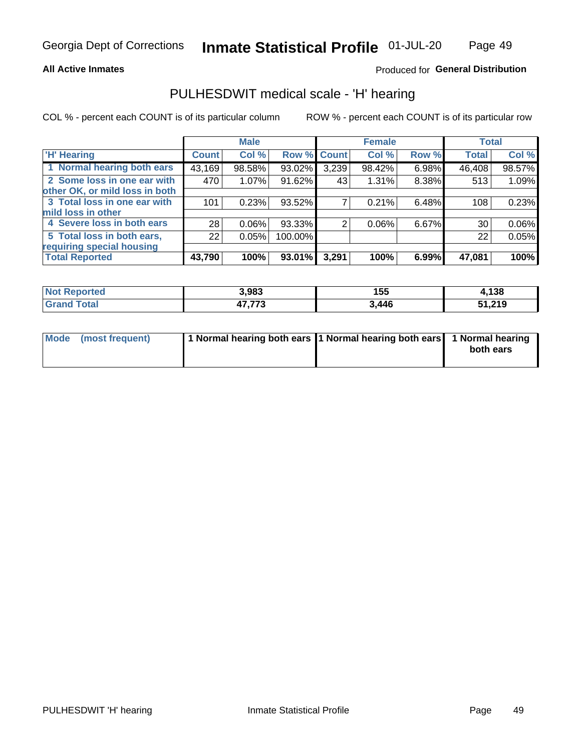**All Active Inmates**

Produced for **General Distribution**

## PULHESDWIT medical scale - 'H' hearing

COL % - percent each COUNT is of its particular column

ROW % - percent each COUNT is of its particular row

| | Male | | | Female | | | Total | |
|---|---|---|---|---|---|---|---|---|
| 'H' Hearing | Count | Col % | Row % | Count | Col % | Row % | Total | Col % |
| 1 Normal hearing both ears | 43,169 | 98.58% | 93.02% | 3,239 | 98.42% | 6.98% | 46,408 | 98.57% |
| 2 Some loss in one ear with other OK, or mild loss in both | 470 | 1.07% | 91.62% | 43 | 1.31% | 8.38% | 513 | 1.09% |
| 3 Total loss in one ear with mild loss in other | 101 | 0.23% | 93.52% | 7 | 0.21% | 6.48% | 108 | 0.23% |
| 4 Severe loss in both ears | 28 | 0.06% | 93.33% | 2 | 0.06% | 6.67% | 30 | 0.06% |
| 5 Total loss in both ears, requiring special housing | 22 | 0.05% | 100.00% | | | | 22 | 0.05% |
| **Total Reported** | **43,790** | **100%** | **93.01%** | **3,291** | **100%** | **6.99%** | **47,081** | **100%** |

| | Male | Female | Total |
|---|---|---|---|
| Not Reported | 3,983 | 155 | 4,138 |
| Grand Total | 47,773 | 3,446 | 51,219 |

| | Male | Female | Total |
|---|---|---|---|
| Mode (most frequent) | 1 Normal hearing both ears | 1 Normal hearing both ears | 1 Normal hearing both ears |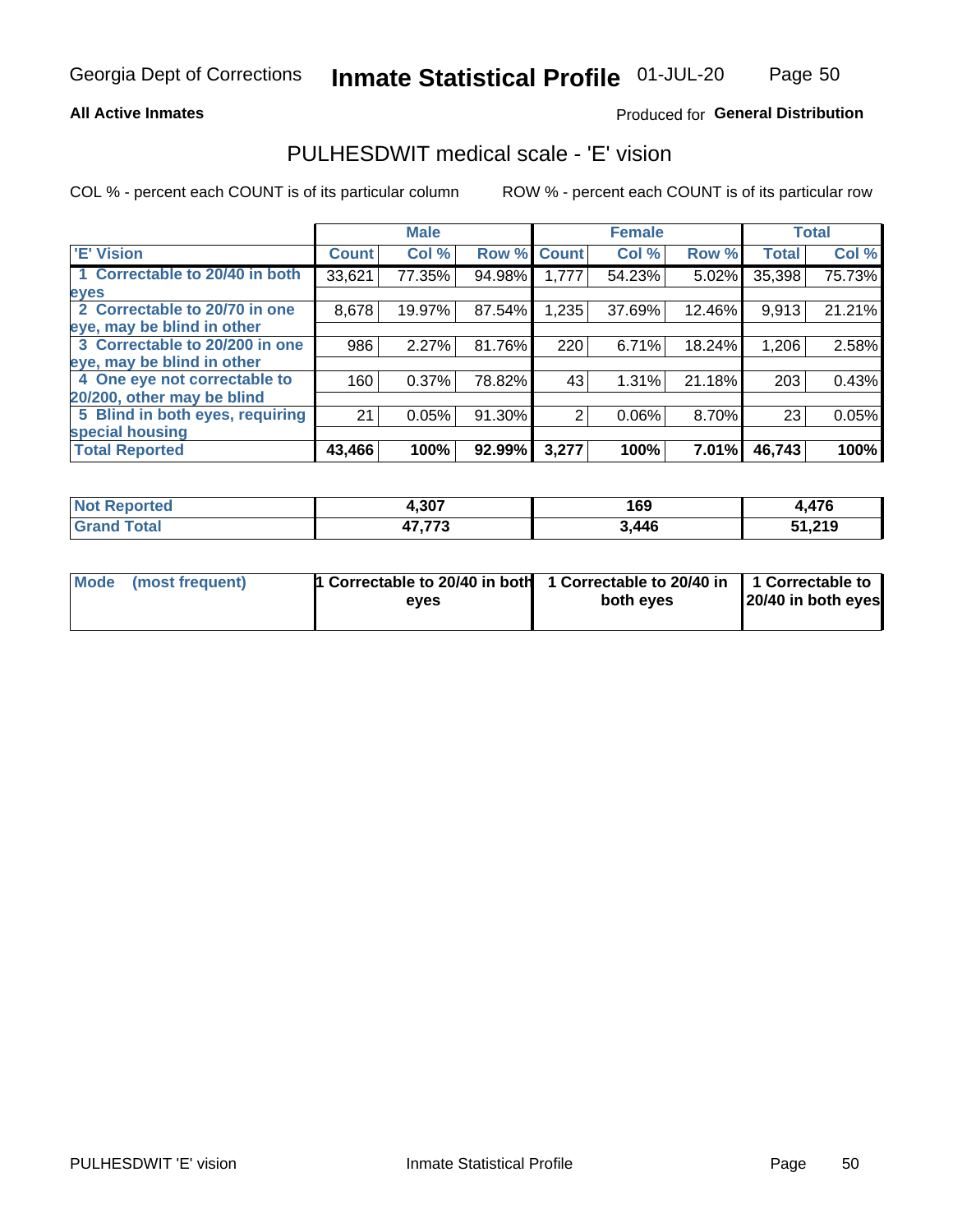Georgia Dept of Corrections **Inmate Statistical Profile** 01-JUL-20

**All Active Inmates**

Produced for **General Distribution**

## PULHESDWIT medical scale - 'E' vision

COL % - percent each COUNT is of its particular column

ROW % - percent each COUNT is of its particular row

| | Male | | | Female | | | Total | |
|---|---|---|---|---|---|---|---|---|
| 'E' Vision | Count | Col % | Row % | Count | Col % | Row % | Total | Col % |
| 1 Correctable to 20/40 in both eyes | 33,621 | 77.35% | 94.98% | 1,777 | 54.23% | 5.02% | 35,398 | 75.73% |
| 2 Correctable to 20/70 in one eye, may be blind in other | 8,678 | 19.97% | 87.54% | 1,235 | 37.69% | 12.46% | 9,913 | 21.21% |
| 3 Correctable to 20/200 in one eye, may be blind in other | 986 | 2.27% | 81.76% | 220 | 6.71% | 18.24% | 1,206 | 2.58% |
| 4 One eye not correctable to 20/200, other may be blind | 160 | 0.37% | 78.82% | 43 | 1.31% | 21.18% | 203 | 0.43% |
| 5 Blind in both eyes, requiring special housing | 21 | 0.05% | 91.30% | 2 | 0.06% | 8.70% | 23 | 0.05% |
| **Total Reported** | **43,466** | **100%** | **92.99%** | **3,277** | **100%** | **7.01%** | **46,743** | **100%** |

| | Male | Female | Total |
|---|---|---|---|
| Not Reported | 4,307 | 169 | 4,476 |
| Grand Total | 47,773 | 3,446 | 51,219 |

| | Male | Female | Total |
|---|---|---|---|
| Mode (most frequent) | 1 Correctable to 20/40 in both eyes | 1 Correctable to 20/40 in both eyes | 1 Correctable to 20/40 in both eyes |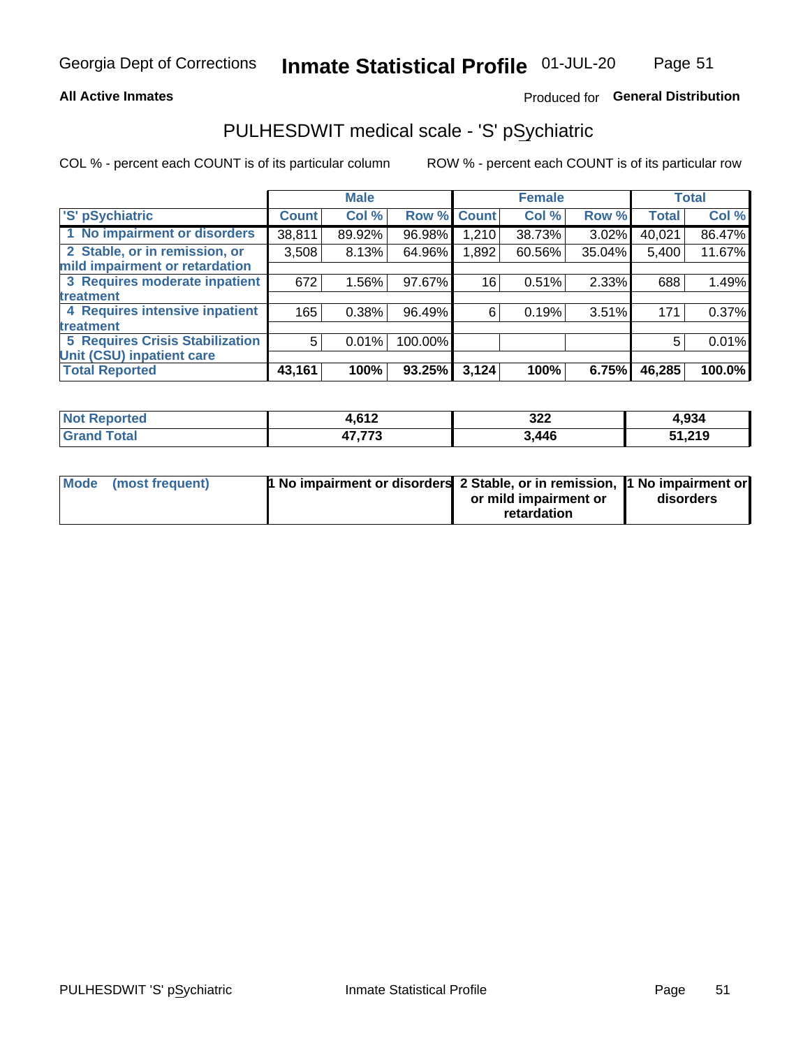Georgia Dept of Corrections **Inmate Statistical Profile** 01-JUL-20

**All Active Inmates**

Produced for **General Distribution**

## PULHESDWIT medical scale - 'S' pSychiatric

COL % - percent each COUNT is of its particular column

ROW % - percent each COUNT is of its particular row

| | Male | | | Female | | | Total | |
|---|---|---|---|---|---|---|---|---|
| 'S' pSychiatric | Count | Col % | Row % | Count | Col % | Row % | Total | Col % |
| 1 No impairment or disorders | 38,811 | 89.92% | 96.98% | 1,210 | 38.73% | 3.02% | 40,021 | 86.47% |
| 2 Stable, or in remission, or mild impairment or retardation | 3,508 | 8.13% | 64.96% | 1,892 | 60.56% | 35.04% | 5,400 | 11.67% |
| 3 Requires moderate inpatient treatment | 672 | 1.56% | 97.67% | 16 | 0.51% | 2.33% | 688 | 1.49% |
| 4 Requires intensive inpatient treatment | 165 | 0.38% | 96.49% | 6 | 0.19% | 3.51% | 171 | 0.37% |
| 5 Requires Crisis Stabilization Unit (CSU) inpatient care | 5 | 0.01% | 100.00% | | | | 5 | 0.01% |
| **Total Reported** | **43,161** | **100%** | **93.25%** | **3,124** | **100%** | **6.75%** | **46,285** | **100.0%** |

| | Male | Female | Total |
|---|---|---|---|
| Not Reported | 4,612 | 322 | 4,934 |
| Grand Total | 47,773 | 3,446 | 51,219 |

| | Male | Female | Total |
|---|---|---|---|
| Mode (most frequent) | 1 No impairment or disorders | 2 Stable, or in remission, or mild impairment or retardation | 1 No impairment or disorders |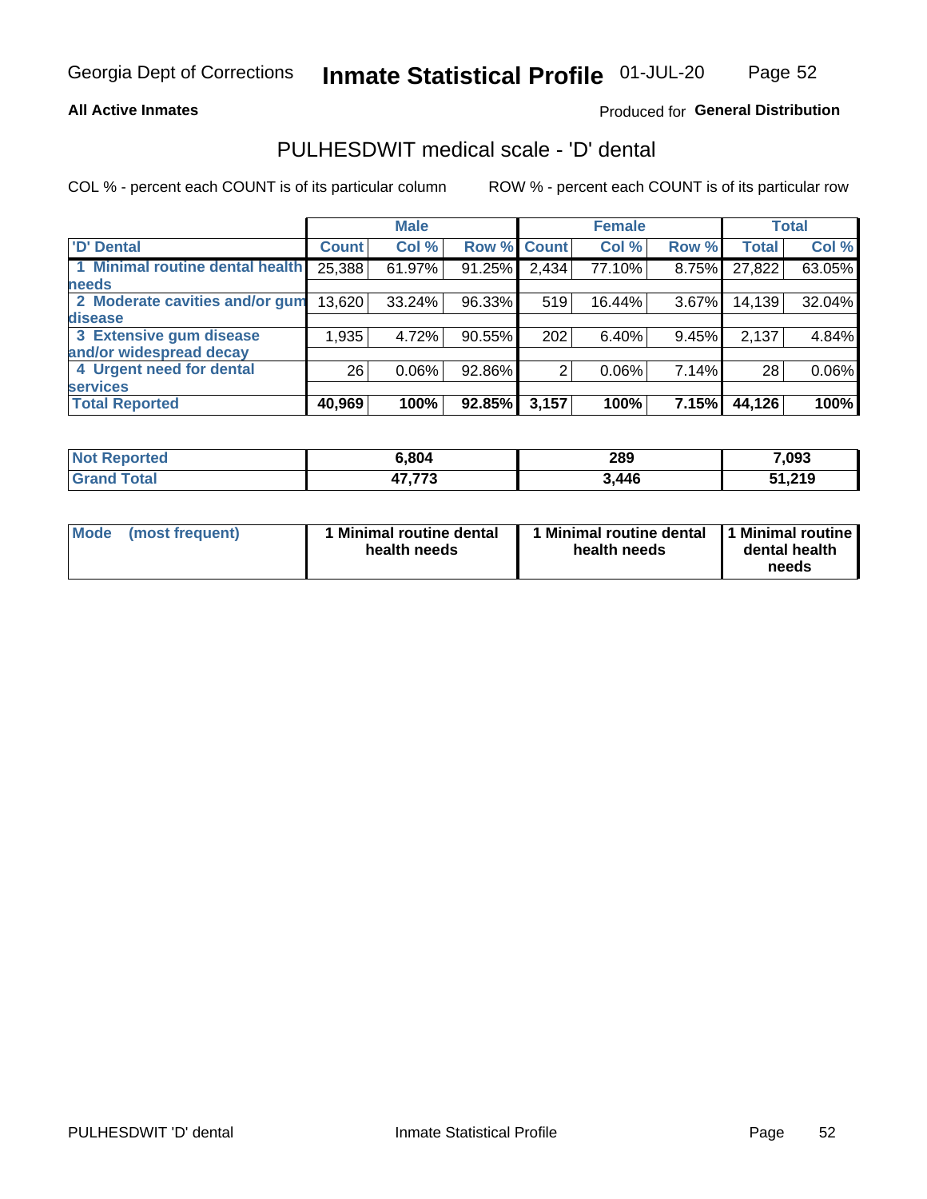Georgia Dept of Corrections **Inmate Statistical Profile** 01-JUL-20

**All Active Inmates**

Produced for **General Distribution**

## PULHESDWIT medical scale - 'D' dental

COL % - percent each COUNT is of its particular column ROW % - percent each COUNT is of its particular row

| | Male | | | Female | | | Total | |
|---|---|---|---|---|---|---|---|---|
| 'D' Dental | Count | Col % | Row % | Count | Col % | Row % | Total | Col % |
| 1 Minimal routine dental health needs | 25,388 | 61.97% | 91.25% | 2,434 | 77.10% | 8.75% | 27,822 | 63.05% |
| 2 Moderate cavities and/or gum disease | 13,620 | 33.24% | 96.33% | 519 | 16.44% | 3.67% | 14,139 | 32.04% |
| 3 Extensive gum disease and/or widespread decay | 1,935 | 4.72% | 90.55% | 202 | 6.40% | 9.45% | 2,137 | 4.84% |
| 4 Urgent need for dental services | 26 | 0.06% | 92.86% | 2 | 0.06% | 7.14% | 28 | 0.06% |
| **Total Reported** | **40,969** | **100%** | **92.85%** | **3,157** | **100%** | **7.15%** | **44,126** | **100%** |

| | Male | Female | Total |
|---|---|---|---|
| **Not Reported** | **6,804** | **289** | **7,093** |
| **Grand Total** | **47,773** | **3,446** | **51,219** |

| | Male | Female | Total |
|---|---|---|---|
| **Mode (most frequent)** | **1 Minimal routine dental health needs** | **1 Minimal routine dental health needs** | **1 Minimal routine dental health needs** |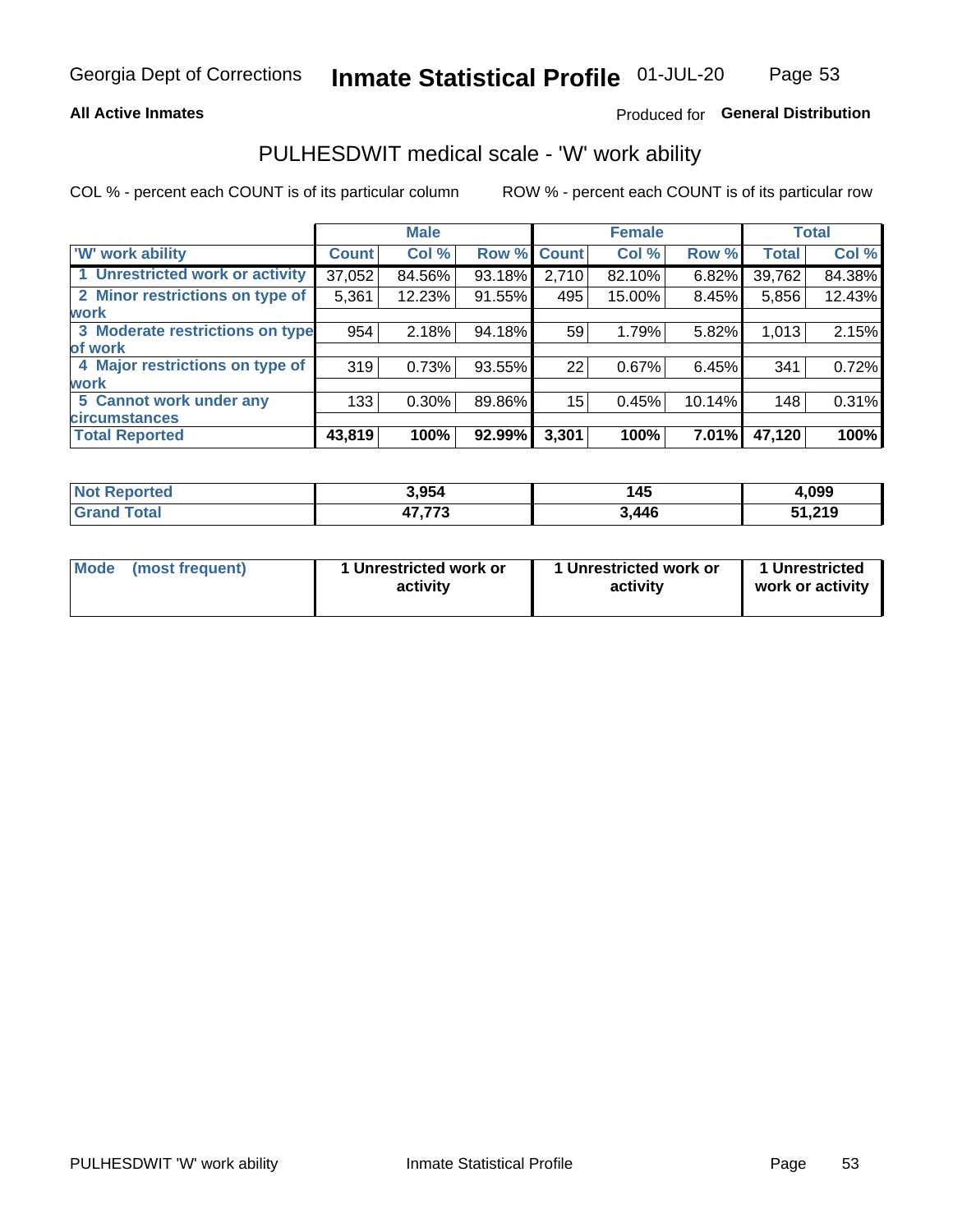Georgia Dept of Corrections **Inmate Statistical Profile** 01-JUL-20

**All Active Inmates**

Produced for **General Distribution**

## PULHESDWIT medical scale - 'W' work ability

COL % - percent each COUNT is of its particular column

ROW % - percent each COUNT is of its particular row

| | Male | | | Female | | | Total | |
|---|---|---|---|---|---|---|---|---|
| 'W' work ability | Count | Col % | Row % | Count | Col % | Row % | Total | Col % |
| 1 Unrestricted work or activity | 37,052 | 84.56% | 93.18% | 2,710 | 82.10% | 6.82% | 39,762 | 84.38% |
| 2 Minor restrictions on type of work | 5,361 | 12.23% | 91.55% | 495 | 15.00% | 8.45% | 5,856 | 12.43% |
| 3 Moderate restrictions on type of work | 954 | 2.18% | 94.18% | 59 | 1.79% | 5.82% | 1,013 | 2.15% |
| 4 Major restrictions on type of work | 319 | 0.73% | 93.55% | 22 | 0.67% | 6.45% | 341 | 0.72% |
| 5 Cannot work under any circumstances | 133 | 0.30% | 89.86% | 15 | 0.45% | 10.14% | 148 | 0.31% |
| **Total Reported** | **43,819** | **100%** | **92.99%** | **3,301** | **100%** | **7.01%** | **47,120** | **100%** |

| | Male | Female | Total |
|---|---|---|---|
| Not Reported | **3,954** | **145** | **4,099** |
| Grand Total | **47,773** | **3,446** | **51,219** |

| | Male | Female | Total |
|---|---|---|---|
| Mode (most frequent) | **1 Unrestricted work or activity** | **1 Unrestricted work or activity** | **1 Unrestricted work or activity** |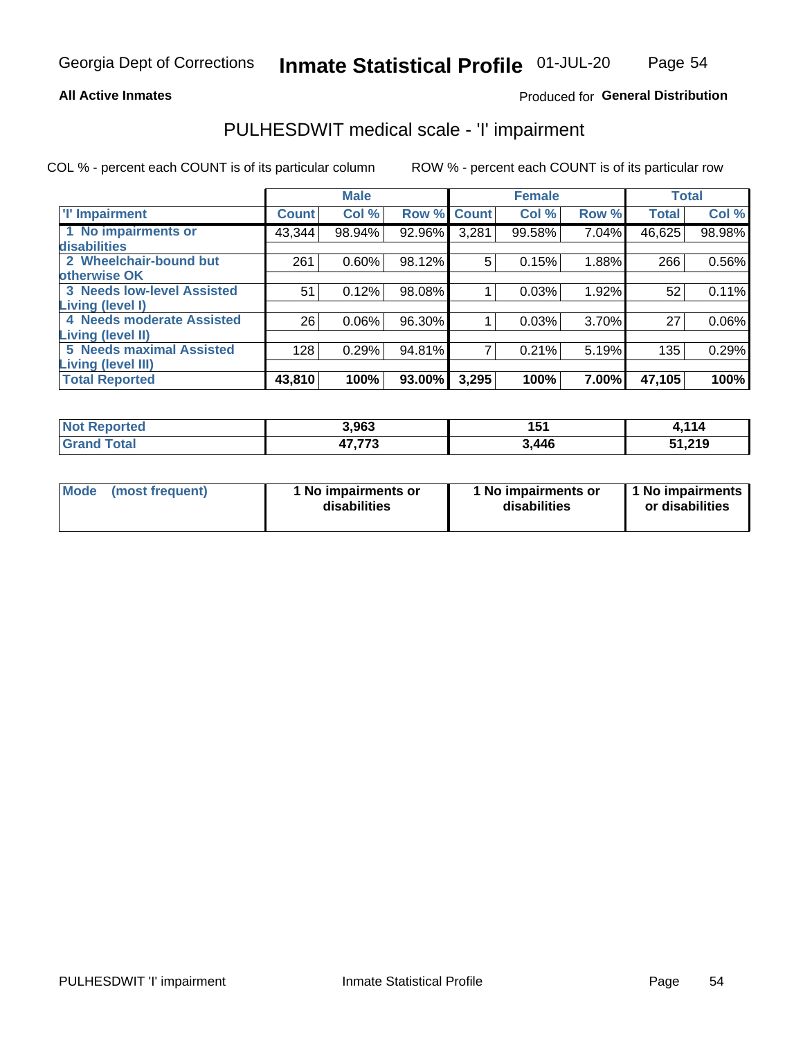Georgia Dept of Corrections **Inmate Statistical Profile** 01-JUL-20

**All Active Inmates**

Produced for **General Distribution**

## PULHESDWIT medical scale - 'I' impairment

COL % - percent each COUNT is of its particular column        ROW % - percent each COUNT is of its particular row

| | Male | | | Female | | | Total | |
|---|---|---|---|---|---|---|---|---|
| 'I' Impairment | Count | Col % | Row % | Count | Col % | Row % | Total | Col % |
| 1 No impairments or disabilities | 43,344 | 98.94% | 92.96% | 3,281 | 99.58% | 7.04% | 46,625 | 98.98% |
| 2 Wheelchair-bound but otherwise OK | 261 | 0.60% | 98.12% | 5 | 0.15% | 1.88% | 266 | 0.56% |
| 3 Needs low-level Assisted Living (level I) | 51 | 0.12% | 98.08% | 1 | 0.03% | 1.92% | 52 | 0.11% |
| 4 Needs moderate Assisted Living (level II) | 26 | 0.06% | 96.30% | 1 | 0.03% | 3.70% | 27 | 0.06% |
| 5 Needs maximal Assisted Living (level III) | 128 | 0.29% | 94.81% | 7 | 0.21% | 5.19% | 135 | 0.29% |
| **Total Reported** | **43,810** | **100%** | **93.00%** | **3,295** | **100%** | **7.00%** | **47,105** | **100%** |

| | Male | Female | Total |
|---|---|---|---|
| **Not Reported** | **3,963** | **151** | **4,114** |
| **Grand Total** | **47,773** | **3,446** | **51,219** |

| | Male | Female | Total |
|---|---|---|---|
| **Mode (most frequent)** | **1 No impairments or disabilities** | **1 No impairments or disabilities** | **1 No impairments or disabilities** |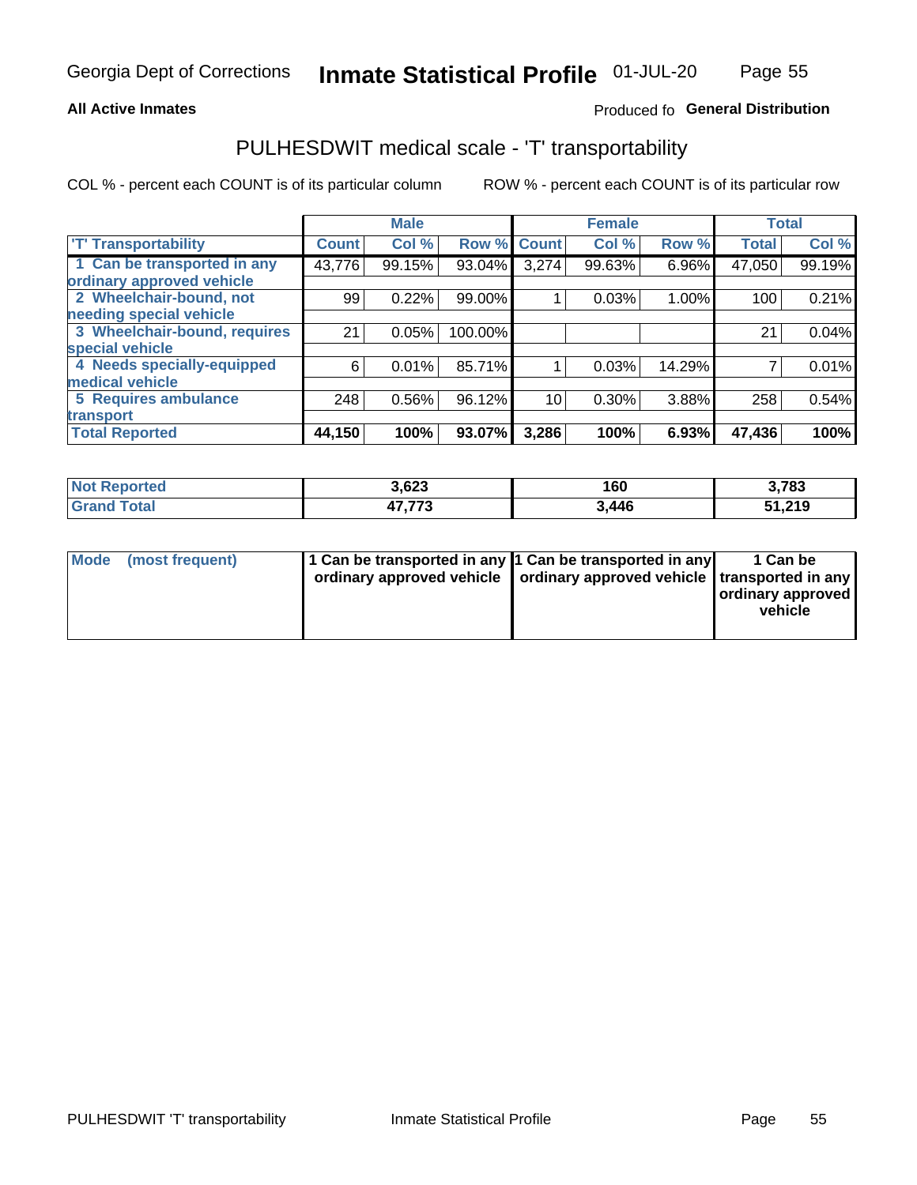**All Active Inmates**

Produced fo **General Distribution**

## PULHESDWIT medical scale - 'T' transportability

COL % - percent each COUNT is of its particular column

ROW % - percent each COUNT is of its particular row

| | Male | | | Female | | | Total | |
|---|---|---|---|---|---|---|---|---|
| 'T' Transportability | Count | Col % | Row % | Count | Col % | Row % | Total | Col % |
| 1 Can be transported in any ordinary approved vehicle | 43,776 | 99.15% | 93.04% | 3,274 | 99.63% | 6.96% | 47,050 | 99.19% |
| 2 Wheelchair-bound, not needing special vehicle | 99 | 0.22% | 99.00% | 1 | 0.03% | 1.00% | 100 | 0.21% |
| 3 Wheelchair-bound, requires special vehicle | 21 | 0.05% | 100.00% | | | | 21 | 0.04% |
| 4 Needs specially-equipped medical vehicle | 6 | 0.01% | 85.71% | 1 | 0.03% | 14.29% | 7 | 0.01% |
| 5 Requires ambulance transport | 248 | 0.56% | 96.12% | 10 | 0.30% | 3.88% | 258 | 0.54% |
| **Total Reported** | **44,150** | **100%** | **93.07%** | **3,286** | **100%** | **6.93%** | **47,436** | **100%** |

| | Male | Female | Total |
|---|---|---|---|
| **Not Reported** | **3,623** | **160** | **3,783** |
| **Grand Total** | **47,773** | **3,446** | **51,219** |

| | Male | Female | Total |
|---|---|---|---|
| **Mode (most frequent)** | **1 Can be transported in any ordinary approved vehicle** | **1 Can be transported in any ordinary approved vehicle** | **1 Can be transported in any ordinary approved vehicle** |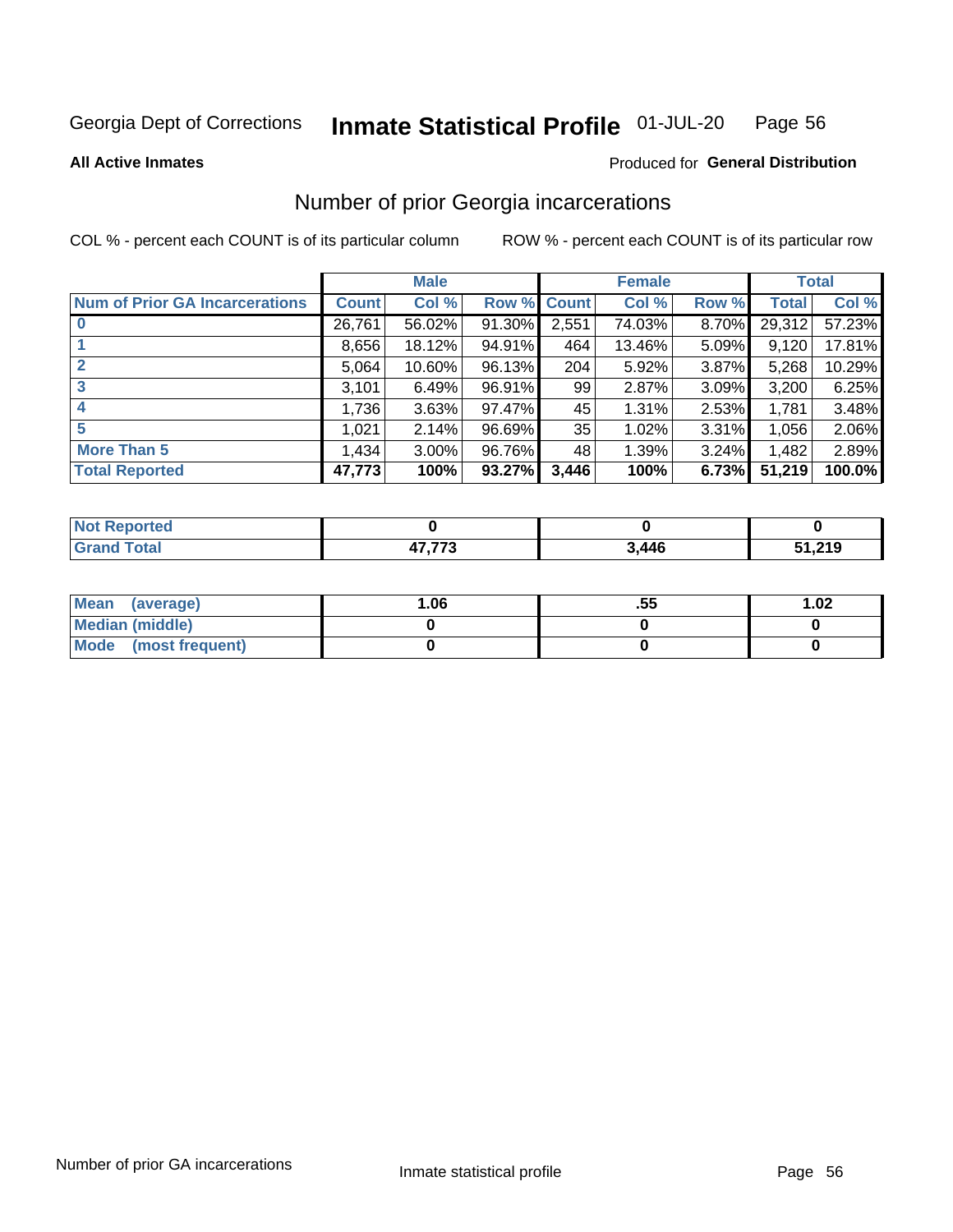Georgia Dept of Corrections **Inmate Statistical Profile** 01-JUL-20

**All Active Inmates**

Produced for **General Distribution**

## Number of prior Georgia incarcerations

COL % - percent each COUNT is of its particular column ROW % - percent each COUNT is of its particular row

| | Male | | | Female | | | Total | |
|---|---|---|---|---|---|---|---|---|
| **Num of Prior GA Incarcerations** | **Count** | **Col %** | **Row %** | **Count** | **Col %** | **Row %** | **Total** | **Col %** |
| **0** | 26,761 | 56.02% | 91.30% | 2,551 | 74.03% | 8.70% | 29,312 | 57.23% |
| **1** | 8,656 | 18.12% | 94.91% | 464 | 13.46% | 5.09% | 9,120 | 17.81% |
| **2** | 5,064 | 10.60% | 96.13% | 204 | 5.92% | 3.87% | 5,268 | 10.29% |
| **3** | 3,101 | 6.49% | 96.91% | 99 | 2.87% | 3.09% | 3,200 | 6.25% |
| **4** | 1,736 | 3.63% | 97.47% | 45 | 1.31% | 2.53% | 1,781 | 3.48% |
| **5** | 1,021 | 2.14% | 96.69% | 35 | 1.02% | 3.31% | 1,056 | 2.06% |
| **More Than 5** | 1,434 | 3.00% | 96.76% | 48 | 1.39% | 3.24% | 1,482 | 2.89% |
| **Total Reported** | **47,773** | **100%** | **93.27%** | **3,446** | **100%** | **6.73%** | **51,219** | **100.0%** |

| | Male | Female | Total |
|---|---|---|---|
| **Not Reported** | **0** | **0** | **0** |
| **Grand Total** | **47,773** | **3,446** | **51,219** |

| | Male | Female | Total |
|---|---|---|---|
| **Mean (average)** | **1.06** | **.55** | **1.02** |
| **Median (middle)** | **0** | **0** | **0** |
| **Mode (most frequent)** | **0** | **0** | **0** |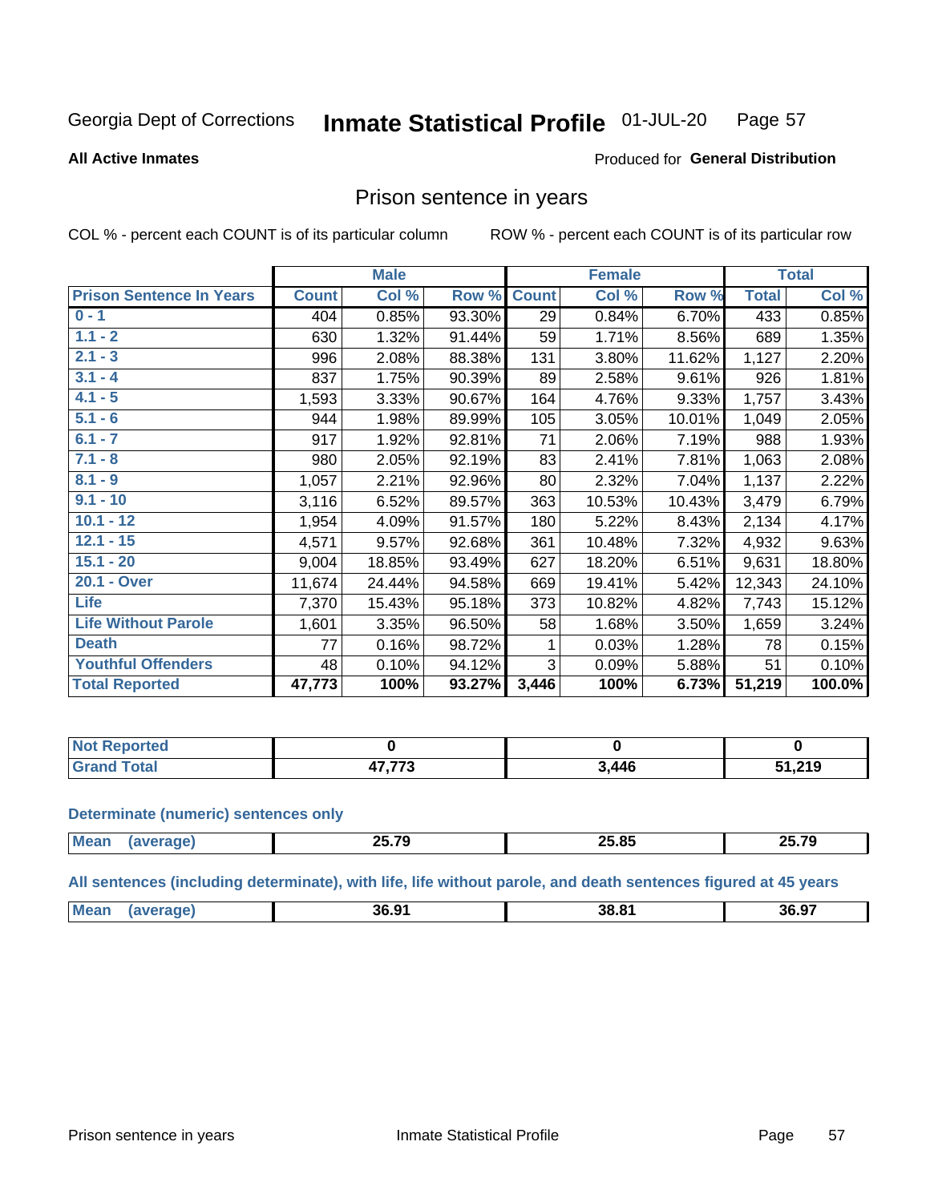Georgia Dept of Corrections **Inmate Statistical Profile** 01-JUL-20

**All Active Inmates**

Produced for **General Distribution**

## Prison sentence in years

COL % - percent each COUNT is of its particular column ROW % - percent each COUNT is of its particular row

| Prison Sentence In Years | Male | | | Female | | | Total | |
|---|---|---|---|---|---|---|---|---|
| | Count | Col % | Row % | Count | Col % | Row % | Total | Col % |
| 0 - 1 | 404 | 0.85% | 93.30% | 29 | 0.84% | 6.70% | 433 | 0.85% |
| 1.1 - 2 | 630 | 1.32% | 91.44% | 59 | 1.71% | 8.56% | 689 | 1.35% |
| 2.1 - 3 | 996 | 2.08% | 88.38% | 131 | 3.80% | 11.62% | 1,127 | 2.20% |
| 3.1 - 4 | 837 | 1.75% | 90.39% | 89 | 2.58% | 9.61% | 926 | 1.81% |
| 4.1 - 5 | 1,593 | 3.33% | 90.67% | 164 | 4.76% | 9.33% | 1,757 | 3.43% |
| 5.1 - 6 | 944 | 1.98% | 89.99% | 105 | 3.05% | 10.01% | 1,049 | 2.05% |
| 6.1 - 7 | 917 | 1.92% | 92.81% | 71 | 2.06% | 7.19% | 988 | 1.93% |
| 7.1 - 8 | 980 | 2.05% | 92.19% | 83 | 2.41% | 7.81% | 1,063 | 2.08% |
| 8.1 - 9 | 1,057 | 2.21% | 92.96% | 80 | 2.32% | 7.04% | 1,137 | 2.22% |
| 9.1 - 10 | 3,116 | 6.52% | 89.57% | 363 | 10.53% | 10.43% | 3,479 | 6.79% |
| 10.1 - 12 | 1,954 | 4.09% | 91.57% | 180 | 5.22% | 8.43% | 2,134 | 4.17% |
| 12.1 - 15 | 4,571 | 9.57% | 92.68% | 361 | 10.48% | 7.32% | 4,932 | 9.63% |
| 15.1 - 20 | 9,004 | 18.85% | 93.49% | 627 | 18.20% | 6.51% | 9,631 | 18.80% |
| 20.1 - Over | 11,674 | 24.44% | 94.58% | 669 | 19.41% | 5.42% | 12,343 | 24.10% |
| Life | 7,370 | 15.43% | 95.18% | 373 | 10.82% | 4.82% | 7,743 | 15.12% |
| Life Without Parole | 1,601 | 3.35% | 96.50% | 58 | 1.68% | 3.50% | 1,659 | 3.24% |
| Death | 77 | 0.16% | 98.72% | 1 | 0.03% | 1.28% | 78 | 0.15% |
| Youthful Offenders | 48 | 0.10% | 94.12% | 3 | 0.09% | 5.88% | 51 | 0.10% |
| **Total Reported** | **47,773** | **100%** | **93.27%** | **3,446** | **100%** | **6.73%** | **51,219** | **100.0%** |

| | Male | Female | Total |
|---|---|---|---|
| Not Reported | **0** | **0** | **0** |
| Grand Total | **47,773** | **3,446** | **51,219** |

**Determinate (numeric) sentences only**

| | Male | Female | Total |
|---|---|---|---|
| Mean (average) | **25.79** | **25.85** | **25.79** |

**All sentences (including determinate), with life, life without parole, and death sentences figured at 45 years**

| | Male | Female | Total |
|---|---|---|---|
| Mean (average) | **36.91** | **38.81** | **36.97** |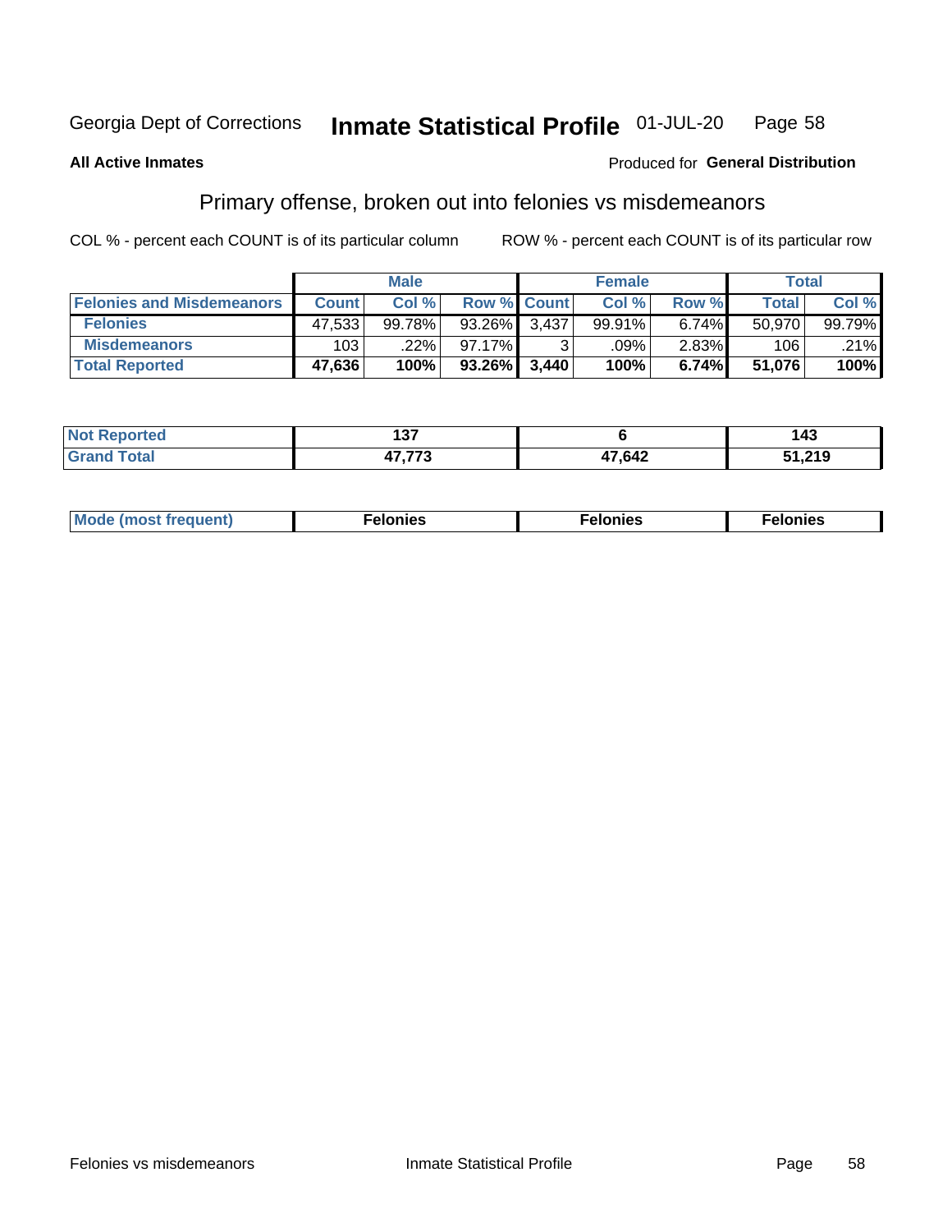Georgia Dept of Corrections **Inmate Statistical Profile** 01-JUL-20

**All Active Inmates**

Produced for **General Distribution**

## Primary offense, broken out into felonies vs misdemeanors

COL % - percent each COUNT is of its particular column

ROW % - percent each COUNT is of its particular row

| | Male | | | Female | | | Total | |
|---|---|---|---|---|---|---|---|---|
| **Felonies and Misdemeanors** | **Count** | **Col %** | **Row %** | **Count** | **Col %** | **Row %** | **Total** | **Col %** |
| **Felonies** | 47,533 | 99.78% | 93.26% | 3,437 | 99.91% | 6.74% | 50,970 | 99.79% |
| **Misdemeanors** | 103 | .22% | 97.17% | 3 | .09% | 2.83% | 106 | .21% |
| **Total Reported** | **47,636** | **100%** | **93.26%** | **3,440** | **100%** | **6.74%** | **51,076** | **100%** |

| | Male | Female | Total |
|---|---|---|---|
| **Not Reported** | **137** | **6** | **143** |
| **Grand Total** | **47,773** | **47,642** | **51,219** |

| | Male | Female | Total |
|---|---|---|---|
| **Mode (most frequent)** | **Felonies** | **Felonies** | **Felonies** |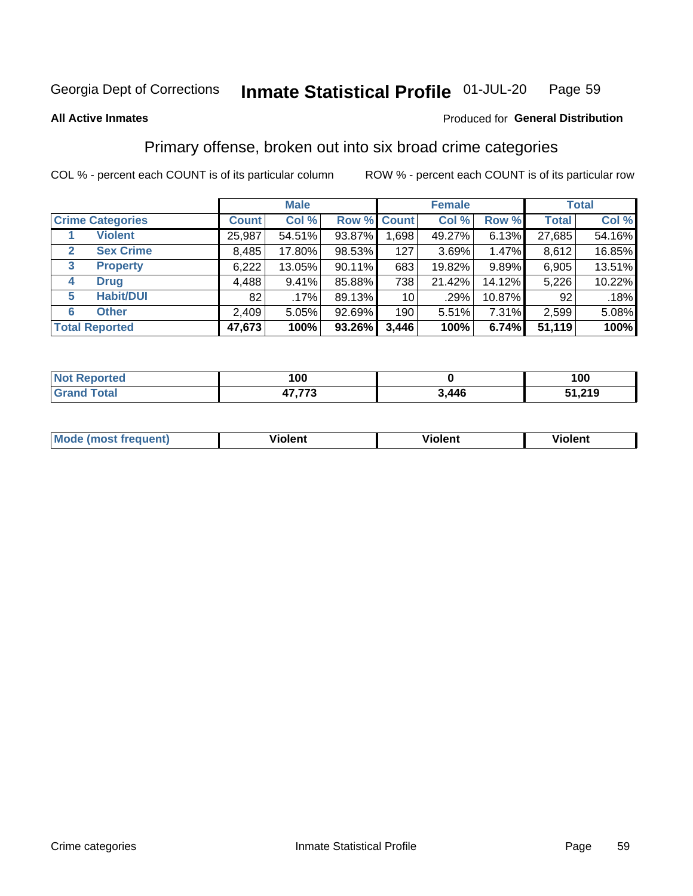Georgia Dept of Corrections **Inmate Statistical Profile** 01-JUL-20

**All Active Inmates**

Produced for **General Distribution**

## Primary offense, broken out into six broad crime categories

COL % - percent each COUNT is of its particular column

ROW % - percent each COUNT is of its particular row

| | | Male | | | Female | | | Total | |
|---|---|---|---|---|---|---|---|---|---|
| **Crime Categories** | | **Count** | **Col %** | **Row %** | **Count** | **Col %** | **Row %** | **Total** | **Col %** |
| 1 | **Violent** | 25,987 | 54.51% | 93.87% | 1,698 | 49.27% | 6.13% | 27,685 | 54.16% |
| 2 | **Sex Crime** | 8,485 | 17.80% | 98.53% | 127 | 3.69% | 1.47% | 8,612 | 16.85% |
| 3 | **Property** | 6,222 | 13.05% | 90.11% | 683 | 19.82% | 9.89% | 6,905 | 13.51% |
| 4 | **Drug** | 4,488 | 9.41% | 85.88% | 738 | 21.42% | 14.12% | 5,226 | 10.22% |
| 5 | **Habit/DUI** | 82 | .17% | 89.13% | 10 | .29% | 10.87% | 92 | .18% |
| 6 | **Other** | 2,409 | 5.05% | 92.69% | 190 | 5.51% | 7.31% | 2,599 | 5.08% |
| **Total Reported** | | **47,673** | **100%** | **93.26%** | **3,446** | **100%** | **6.74%** | **51,119** | **100%** |

| | Male | Female | Total |
|---|---|---|---|
| **Not Reported** | **100** | **0** | **100** |
| **Grand Total** | **47,773** | **3,446** | **51,219** |

| | Male | Female | Total |
|---|---|---|---|
| **Mode (most frequent)** | **Violent** | **Violent** | **Violent** |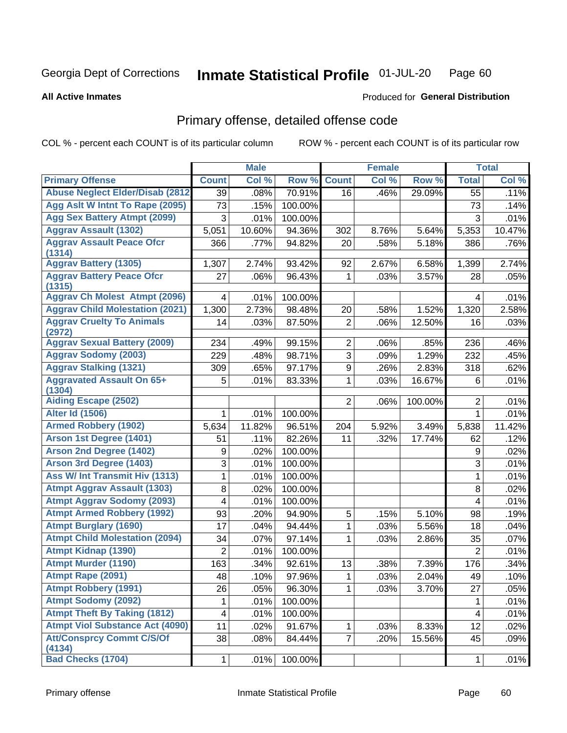Georgia Dept of Corrections

# Inmate Statistical Profile 01-JUL-20

**All Active Inmates**

Produced for **General Distribution**

## Primary offense, detailed offense code

COL % - percent each COUNT is of its particular column

ROW % - percent each COUNT is of its particular row

| | Male | | | Female | | | Total | |
|---|---|---|---|---|---|---|---|---|
| **Primary Offense** | **Count** | **Col %** | **Row %** | **Count** | **Col %** | **Row %** | **Total** | **Col %** |
| Abuse Neglect Elder/Disab (2812 | 39 | .08% | 70.91% | 16 | .46% | 29.09% | 55 | .11% |
| Agg Aslt W Intnt To Rape (2095) | 73 | .15% | 100.00% | | | | 73 | .14% |
| Agg Sex Battery Atmpt (2099) | 3 | .01% | 100.00% | | | | 3 | .01% |
| Aggrav Assault (1302) | 5,051 | 10.60% | 94.36% | 302 | 8.76% | 5.64% | 5,353 | 10.47% |
| Aggrav Assault Peace Ofcr (1314) | 366 | .77% | 94.82% | 20 | .58% | 5.18% | 386 | .76% |
| Aggrav Battery (1305) | 1,307 | 2.74% | 93.42% | 92 | 2.67% | 6.58% | 1,399 | 2.74% |
| Aggrav Battery Peace Ofcr (1315) | 27 | .06% | 96.43% | 1 | .03% | 3.57% | 28 | .05% |
| Aggrav Ch Molest Atmpt (2096) | 4 | .01% | 100.00% | | | | 4 | .01% |
| Aggrav Child Molestation (2021) | 1,300 | 2.73% | 98.48% | 20 | .58% | 1.52% | 1,320 | 2.58% |
| Aggrav Cruelty To Animals (2972) | 14 | .03% | 87.50% | 2 | .06% | 12.50% | 16 | .03% |
| Aggrav Sexual Battery (2009) | 234 | .49% | 99.15% | 2 | .06% | .85% | 236 | .46% |
| Aggrav Sodomy (2003) | 229 | .48% | 98.71% | 3 | .09% | 1.29% | 232 | .45% |
| Aggrav Stalking (1321) | 309 | .65% | 97.17% | 9 | .26% | 2.83% | 318 | .62% |
| Aggravated Assault On 65+ (1304) | 5 | .01% | 83.33% | 1 | .03% | 16.67% | 6 | .01% |
| Aiding Escape (2502) | | | | 2 | .06% | 100.00% | 2 | .01% |
| Alter Id (1506) | 1 | .01% | 100.00% | | | | 1 | .01% |
| Armed Robbery (1902) | 5,634 | 11.82% | 96.51% | 204 | 5.92% | 3.49% | 5,838 | 11.42% |
| Arson 1st Degree (1401) | 51 | .11% | 82.26% | 11 | .32% | 17.74% | 62 | .12% |
| Arson 2nd Degree (1402) | 9 | .02% | 100.00% | | | | 9 | .02% |
| Arson 3rd Degree (1403) | 3 | .01% | 100.00% | | | | 3 | .01% |
| Ass W/ Int Transmit Hiv (1313) | 1 | .01% | 100.00% | | | | 1 | .01% |
| Atmpt Aggrav Assault (1303) | 8 | .02% | 100.00% | | | | 8 | .02% |
| Atmpt Aggrav Sodomy (2093) | 4 | .01% | 100.00% | | | | 4 | .01% |
| Atmpt Armed Robbery (1992) | 93 | .20% | 94.90% | 5 | .15% | 5.10% | 98 | .19% |
| Atmpt Burglary (1690) | 17 | .04% | 94.44% | 1 | .03% | 5.56% | 18 | .04% |
| Atmpt Child Molestation (2094) | 34 | .07% | 97.14% | 1 | .03% | 2.86% | 35 | .07% |
| Atmpt Kidnap (1390) | 2 | .01% | 100.00% | | | | 2 | .01% |
| Atmpt Murder (1190) | 163 | .34% | 92.61% | 13 | .38% | 7.39% | 176 | .34% |
| Atmpt Rape (2091) | 48 | .10% | 97.96% | 1 | .03% | 2.04% | 49 | .10% |
| Atmpt Robbery (1991) | 26 | .05% | 96.30% | 1 | .03% | 3.70% | 27 | .05% |
| Atmpt Sodomy (2092) | 1 | .01% | 100.00% | | | | 1 | .01% |
| Atmpt Theft By Taking (1812) | 4 | .01% | 100.00% | | | | 4 | .01% |
| Atmpt Viol Substance Act (4090) | 11 | .02% | 91.67% | 1 | .03% | 8.33% | 12 | .02% |
| Att/Consprcy Commt C/S/Of (4134) | 38 | .08% | 84.44% | 7 | .20% | 15.56% | 45 | .09% |
| Bad Checks (1704) | 1 | .01% | 100.00% | | | | 1 | .01% |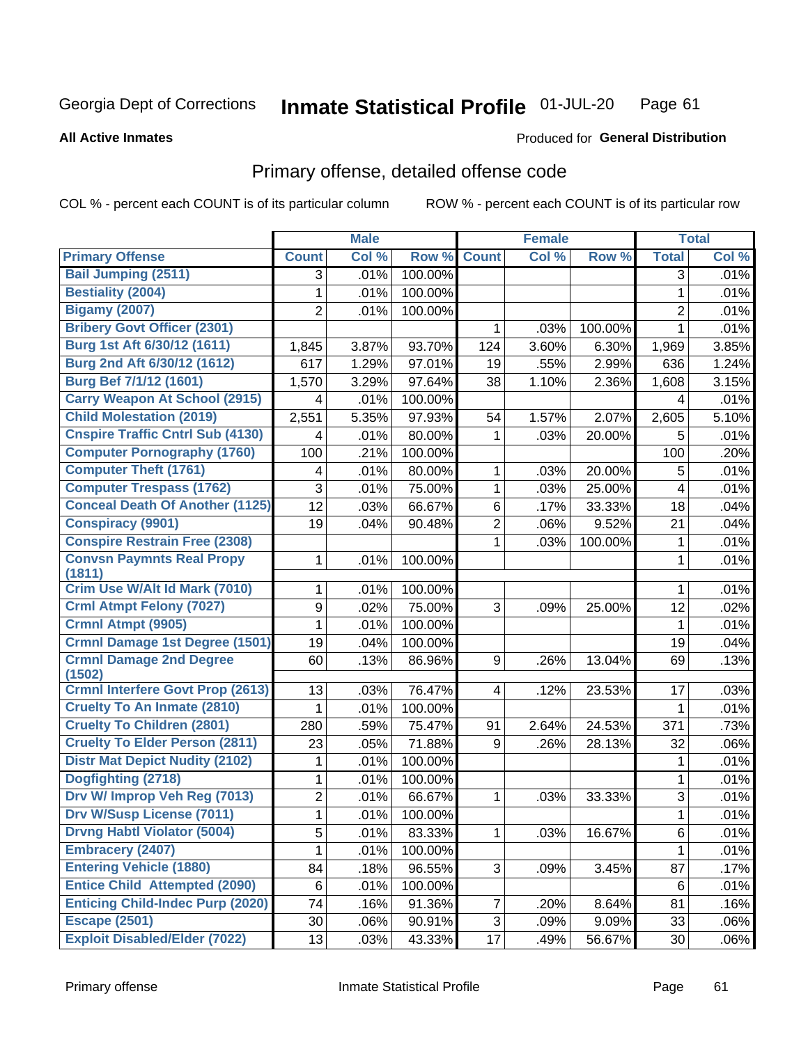Georgia Dept of Corrections **Inmate Statistical Profile** 01-JUL-20

**All Active Inmates**

Produced for **General Distribution**

## Primary offense, detailed offense code

COL % - percent each COUNT is of its particular column    ROW % - percent each COUNT is of its particular row

| | Male | | | Female | | | Total | |
|---|---|---|---|---|---|---|---|---|
| **Primary Offense** | **Count** | **Col %** | **Row %** | **Count** | **Col %** | **Row %** | **Total** | **Col %** |
| Bail Jumping (2511) | 3 | .01% | 100.00% | | | | 3 | .01% |
| Bestiality (2004) | 1 | .01% | 100.00% | | | | 1 | .01% |
| Bigamy (2007) | 2 | .01% | 100.00% | | | | 2 | .01% |
| Bribery Govt Officer (2301) | | | | 1 | .03% | 100.00% | 1 | .01% |
| Burg 1st Aft 6/30/12 (1611) | 1,845 | 3.87% | 93.70% | 124 | 3.60% | 6.30% | 1,969 | 3.85% |
| Burg 2nd Aft 6/30/12 (1612) | 617 | 1.29% | 97.01% | 19 | .55% | 2.99% | 636 | 1.24% |
| Burg Bef 7/1/12 (1601) | 1,570 | 3.29% | 97.64% | 38 | 1.10% | 2.36% | 1,608 | 3.15% |
| Carry Weapon At School (2915) | 4 | .01% | 100.00% | | | | 4 | .01% |
| Child Molestation (2019) | 2,551 | 5.35% | 97.93% | 54 | 1.57% | 2.07% | 2,605 | 5.10% |
| Cnspire Traffic Cntrl Sub (4130) | 4 | .01% | 80.00% | 1 | .03% | 20.00% | 5 | .01% |
| Computer Pornography (1760) | 100 | .21% | 100.00% | | | | 100 | .20% |
| Computer Theft (1761) | 4 | .01% | 80.00% | 1 | .03% | 20.00% | 5 | .01% |
| Computer Trespass (1762) | 3 | .01% | 75.00% | 1 | .03% | 25.00% | 4 | .01% |
| Conceal Death Of Another (1125) | 12 | .03% | 66.67% | 6 | .17% | 33.33% | 18 | .04% |
| Conspiracy (9901) | 19 | .04% | 90.48% | 2 | .06% | 9.52% | 21 | .04% |
| Conspire Restrain Free (2308) | | | | 1 | .03% | 100.00% | 1 | .01% |
| Convsn Paymnts Real Propy (1811) | 1 | .01% | 100.00% | | | | 1 | .01% |
| Crim Use W/Alt Id Mark (7010) | 1 | .01% | 100.00% | | | | 1 | .01% |
| Crml Atmpt Felony (7027) | 9 | .02% | 75.00% | 3 | .09% | 25.00% | 12 | .02% |
| Crmnl Atmpt (9905) | 1 | .01% | 100.00% | | | | 1 | .01% |
| Crmnl Damage 1st Degree (1501) | 19 | .04% | 100.00% | | | | 19 | .04% |
| Crmnl Damage 2nd Degree (1502) | 60 | .13% | 86.96% | 9 | .26% | 13.04% | 69 | .13% |
| Crmnl Interfere Govt Prop (2613) | 13 | .03% | 76.47% | 4 | .12% | 23.53% | 17 | .03% |
| Cruelty To An Inmate (2810) | 1 | .01% | 100.00% | | | | 1 | .01% |
| Cruelty To Children (2801) | 280 | .59% | 75.47% | 91 | 2.64% | 24.53% | 371 | .73% |
| Cruelty To Elder Person (2811) | 23 | .05% | 71.88% | 9 | .26% | 28.13% | 32 | .06% |
| Distr Mat Depict Nudity (2102) | 1 | .01% | 100.00% | | | | 1 | .01% |
| Dogfighting (2718) | 1 | .01% | 100.00% | | | | 1 | .01% |
| Drv W/ Improp Veh Reg (7013) | 2 | .01% | 66.67% | 1 | .03% | 33.33% | 3 | .01% |
| Drv W/Susp License (7011) | 1 | .01% | 100.00% | | | | 1 | .01% |
| Drvng Habtl Violator (5004) | 5 | .01% | 83.33% | 1 | .03% | 16.67% | 6 | .01% |
| Embracery (2407) | 1 | .01% | 100.00% | | | | 1 | .01% |
| Entering Vehicle (1880) | 84 | .18% | 96.55% | 3 | .09% | 3.45% | 87 | .17% |
| Entice Child Attempted (2090) | 6 | .01% | 100.00% | | | | 6 | .01% |
| Enticing Child-Indec Purp (2020) | 74 | .16% | 91.36% | 7 | .20% | 8.64% | 81 | .16% |
| Escape (2501) | 30 | .06% | 90.91% | 3 | .09% | 9.09% | 33 | .06% |
| Exploit Disabled/Elder (7022) | 13 | .03% | 43.33% | 17 | .49% | 56.67% | 30 | .06% |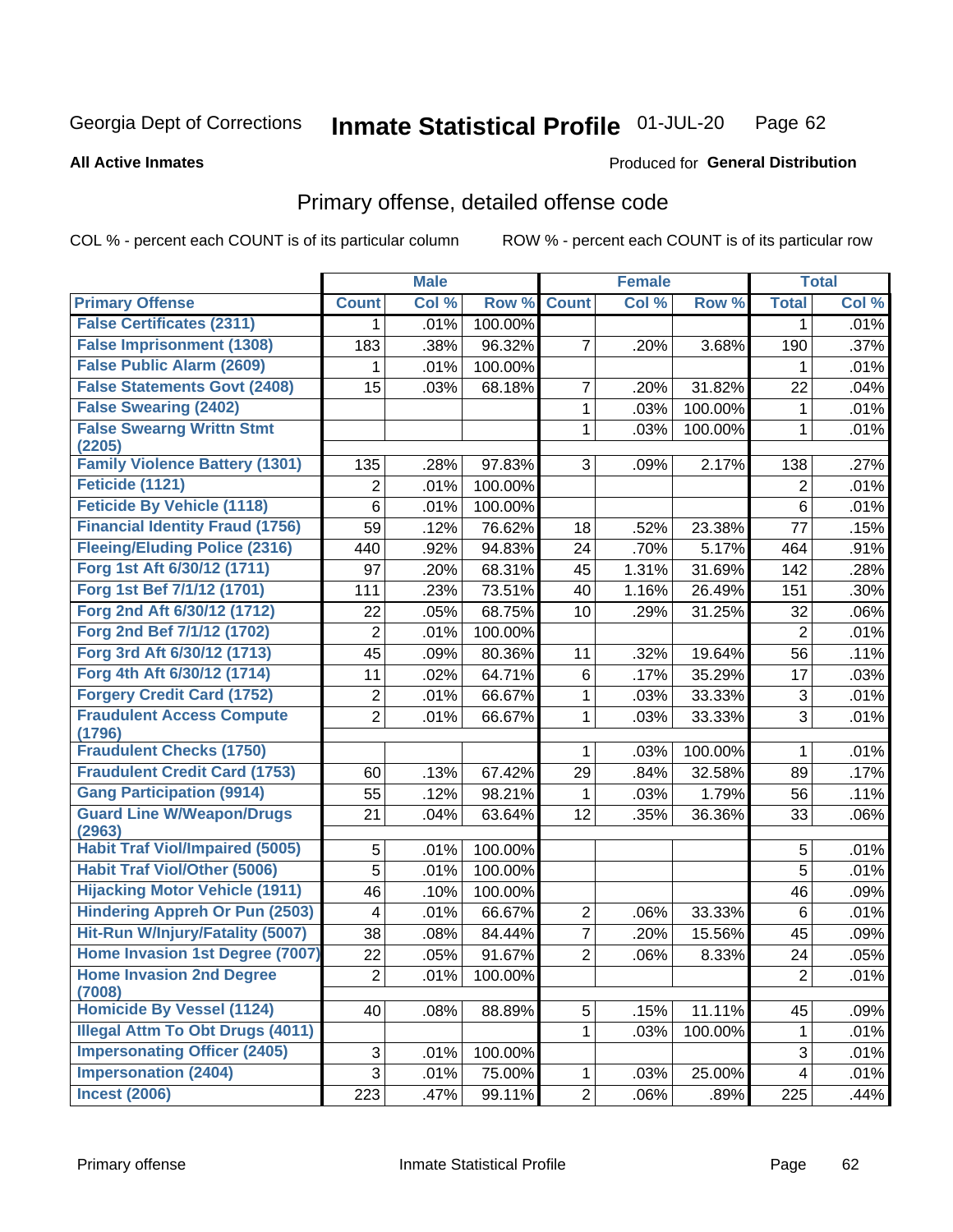Georgia Dept of Corrections **Inmate Statistical Profile** 01-JUL-20

**All Active Inmates**

Produced for **General Distribution**

## Primary offense, detailed offense code

COL % - percent each COUNT is of its particular column ROW % - percent each COUNT is of its particular row

| | Male | | | Female | | | Total | |
|---|---|---|---|---|---|---|---|---|
| **Primary Offense** | **Count** | **Col %** | **Row %** | **Count** | **Col %** | **Row %** | **Total** | **Col %** |
| False Certificates (2311) | 1 | .01% | 100.00% | | | | 1 | .01% |
| False Imprisonment (1308) | 183 | .38% | 96.32% | 7 | .20% | 3.68% | 190 | .37% |
| False Public Alarm (2609) | 1 | .01% | 100.00% | | | | 1 | .01% |
| False Statements Govt (2408) | 15 | .03% | 68.18% | 7 | .20% | 31.82% | 22 | .04% |
| False Swearing (2402) | | | | 1 | .03% | 100.00% | 1 | .01% |
| False Swearng Writtn Stmt (2205) | | | | 1 | .03% | 100.00% | 1 | .01% |
| Family Violence Battery (1301) | 135 | .28% | 97.83% | 3 | .09% | 2.17% | 138 | .27% |
| Feticide (1121) | 2 | .01% | 100.00% | | | | 2 | .01% |
| Feticide By Vehicle (1118) | 6 | .01% | 100.00% | | | | 6 | .01% |
| Financial Identity Fraud (1756) | 59 | .12% | 76.62% | 18 | .52% | 23.38% | 77 | .15% |
| Fleeing/Eluding Police (2316) | 440 | .92% | 94.83% | 24 | .70% | 5.17% | 464 | .91% |
| Forg 1st Aft 6/30/12 (1711) | 97 | .20% | 68.31% | 45 | 1.31% | 31.69% | 142 | .28% |
| Forg 1st Bef 7/1/12 (1701) | 111 | .23% | 73.51% | 40 | 1.16% | 26.49% | 151 | .30% |
| Forg 2nd Aft 6/30/12 (1712) | 22 | .05% | 68.75% | 10 | .29% | 31.25% | 32 | .06% |
| Forg 2nd Bef 7/1/12 (1702) | 2 | .01% | 100.00% | | | | 2 | .01% |
| Forg 3rd Aft 6/30/12 (1713) | 45 | .09% | 80.36% | 11 | .32% | 19.64% | 56 | .11% |
| Forg 4th Aft 6/30/12 (1714) | 11 | .02% | 64.71% | 6 | .17% | 35.29% | 17 | .03% |
| Forgery Credit Card (1752) | 2 | .01% | 66.67% | 1 | .03% | 33.33% | 3 | .01% |
| Fraudulent Access Compute (1796) | 2 | .01% | 66.67% | 1 | .03% | 33.33% | 3 | .01% |
| Fraudulent Checks (1750) | | | | 1 | .03% | 100.00% | 1 | .01% |
| Fraudulent Credit Card (1753) | 60 | .13% | 67.42% | 29 | .84% | 32.58% | 89 | .17% |
| Gang Participation (9914) | 55 | .12% | 98.21% | 1 | .03% | 1.79% | 56 | .11% |
| Guard Line W/Weapon/Drugs (2963) | 21 | .04% | 63.64% | 12 | .35% | 36.36% | 33 | .06% |
| Habit Traf Viol/Impaired (5005) | 5 | .01% | 100.00% | | | | 5 | .01% |
| Habit Traf Viol/Other (5006) | 5 | .01% | 100.00% | | | | 5 | .01% |
| Hijacking Motor Vehicle (1911) | 46 | .10% | 100.00% | | | | 46 | .09% |
| Hindering Appreh Or Pun (2503) | 4 | .01% | 66.67% | 2 | .06% | 33.33% | 6 | .01% |
| Hit-Run W/Injury/Fatality (5007) | 38 | .08% | 84.44% | 7 | .20% | 15.56% | 45 | .09% |
| Home Invasion 1st Degree (7007) | 22 | .05% | 91.67% | 2 | .06% | 8.33% | 24 | .05% |
| Home Invasion 2nd Degree (7008) | 2 | .01% | 100.00% | | | | 2 | .01% |
| Homicide By Vessel (1124) | 40 | .08% | 88.89% | 5 | .15% | 11.11% | 45 | .09% |
| Illegal Attm To Obt Drugs (4011) | | | | 1 | .03% | 100.00% | 1 | .01% |
| Impersonating Officer (2405) | 3 | .01% | 100.00% | | | | 3 | .01% |
| Impersonation (2404) | 3 | .01% | 75.00% | 1 | .03% | 25.00% | 4 | .01% |
| Incest (2006) | 223 | .47% | 99.11% | 2 | .06% | .89% | 225 | .44% |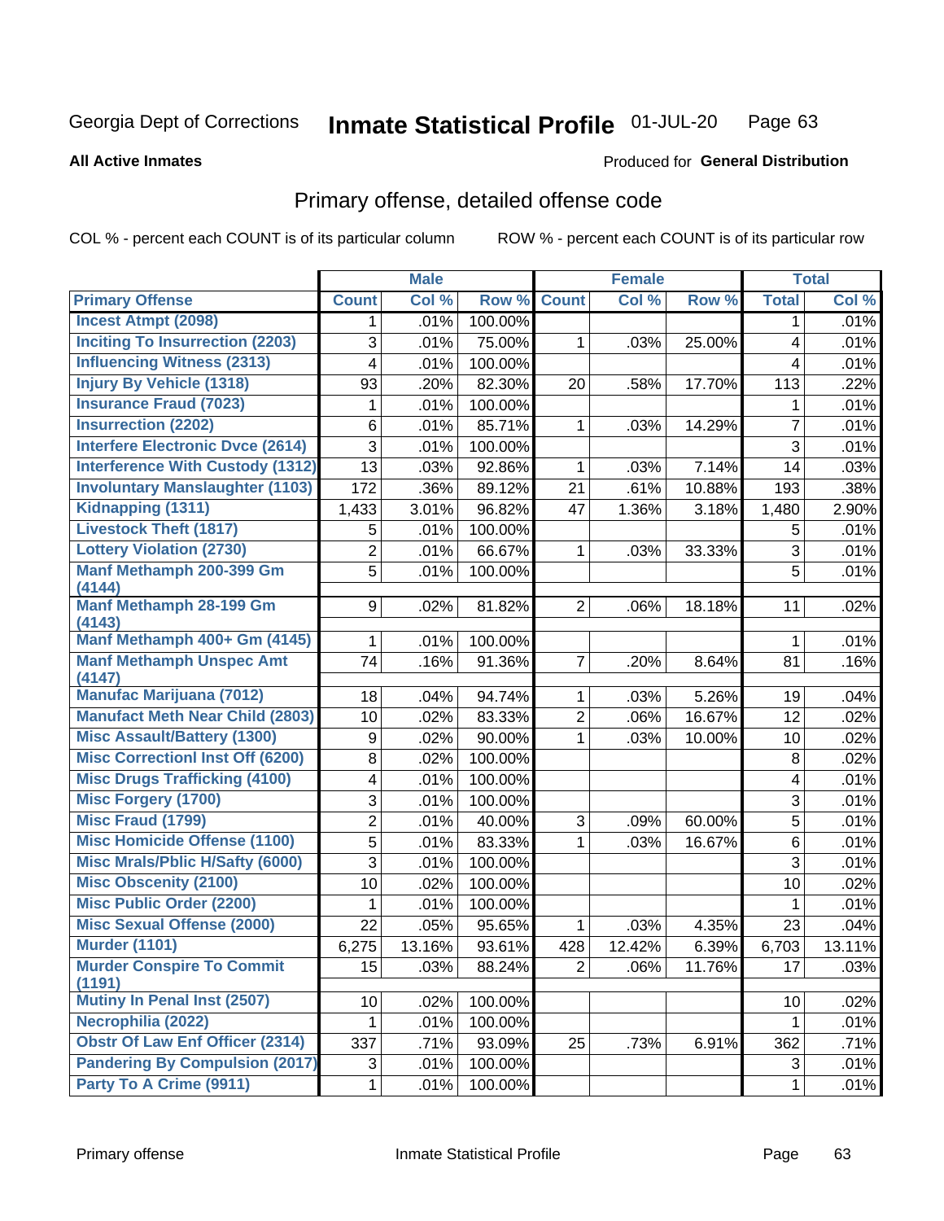# Georgia Dept of Corrections — Inmate Statistical Profile 01-JUL-20

**All Active Inmates**

Produced for **General Distribution**

## Primary offense, detailed offense code

COL % - percent each COUNT is of its particular column

ROW % - percent each COUNT is of its particular row

| | Male | | | Female | | | Total | |
|---|---|---|---|---|---|---|---|---|
| **Primary Offense** | **Count** | **Col %** | **Row %** | **Count** | **Col %** | **Row %** | **Total** | **Col %** |
| Incest Atmpt (2098) | 1 | .01% | 100.00% | | | | 1 | .01% |
| Inciting To Insurrection (2203) | 3 | .01% | 75.00% | 1 | .03% | 25.00% | 4 | .01% |
| Influencing Witness (2313) | 4 | .01% | 100.00% | | | | 4 | .01% |
| Injury By Vehicle (1318) | 93 | .20% | 82.30% | 20 | .58% | 17.70% | 113 | .22% |
| Insurance Fraud (7023) | 1 | .01% | 100.00% | | | | 1 | .01% |
| Insurrection (2202) | 6 | .01% | 85.71% | 1 | .03% | 14.29% | 7 | .01% |
| Interfere Electronic Dvce (2614) | 3 | .01% | 100.00% | | | | 3 | .01% |
| Interference With Custody (1312) | 13 | .03% | 92.86% | 1 | .03% | 7.14% | 14 | .03% |
| Involuntary Manslaughter (1103) | 172 | .36% | 89.12% | 21 | .61% | 10.88% | 193 | .38% |
| Kidnapping (1311) | 1,433 | 3.01% | 96.82% | 47 | 1.36% | 3.18% | 1,480 | 2.90% |
| Livestock Theft (1817) | 5 | .01% | 100.00% | | | | 5 | .01% |
| Lottery Violation (2730) | 2 | .01% | 66.67% | 1 | .03% | 33.33% | 3 | .01% |
| Manf Methamph 200-399 Gm (4144) | 5 | .01% | 100.00% | | | | 5 | .01% |
| Manf Methamph 28-199 Gm (4143) | 9 | .02% | 81.82% | 2 | .06% | 18.18% | 11 | .02% |
| Manf Methamph 400+ Gm (4145) | 1 | .01% | 100.00% | | | | 1 | .01% |
| Manf Methamph Unspec Amt (4147) | 74 | .16% | 91.36% | 7 | .20% | 8.64% | 81 | .16% |
| Manufac Marijuana (7012) | 18 | .04% | 94.74% | 1 | .03% | 5.26% | 19 | .04% |
| Manufact Meth Near Child (2803) | 10 | .02% | 83.33% | 2 | .06% | 16.67% | 12 | .02% |
| Misc Assault/Battery (1300) | 9 | .02% | 90.00% | 1 | .03% | 10.00% | 10 | .02% |
| Misc Correctionl Inst Off (6200) | 8 | .02% | 100.00% | | | | 8 | .02% |
| Misc Drugs Trafficking (4100) | 4 | .01% | 100.00% | | | | 4 | .01% |
| Misc Forgery (1700) | 3 | .01% | 100.00% | | | | 3 | .01% |
| Misc Fraud (1799) | 2 | .01% | 40.00% | 3 | .09% | 60.00% | 5 | .01% |
| Misc Homicide Offense (1100) | 5 | .01% | 83.33% | 1 | .03% | 16.67% | 6 | .01% |
| Misc Mrals/Pblic H/Safty (6000) | 3 | .01% | 100.00% | | | | 3 | .01% |
| Misc Obscenity (2100) | 10 | .02% | 100.00% | | | | 10 | .02% |
| Misc Public Order (2200) | 1 | .01% | 100.00% | | | | 1 | .01% |
| Misc Sexual Offense (2000) | 22 | .05% | 95.65% | 1 | .03% | 4.35% | 23 | .04% |
| Murder (1101) | 6,275 | 13.16% | 93.61% | 428 | 12.42% | 6.39% | 6,703 | 13.11% |
| Murder Conspire To Commit (1191) | 15 | .03% | 88.24% | 2 | .06% | 11.76% | 17 | .03% |
| Mutiny In Penal Inst (2507) | 10 | .02% | 100.00% | | | | 10 | .02% |
| Necrophilia (2022) | 1 | .01% | 100.00% | | | | 1 | .01% |
| Obstr Of Law Enf Officer (2314) | 337 | .71% | 93.09% | 25 | .73% | 6.91% | 362 | .71% |
| Pandering By Compulsion (2017) | 3 | .01% | 100.00% | | | | 3 | .01% |
| Party To A Crime (9911) | 1 | .01% | 100.00% | | | | 1 | .01% |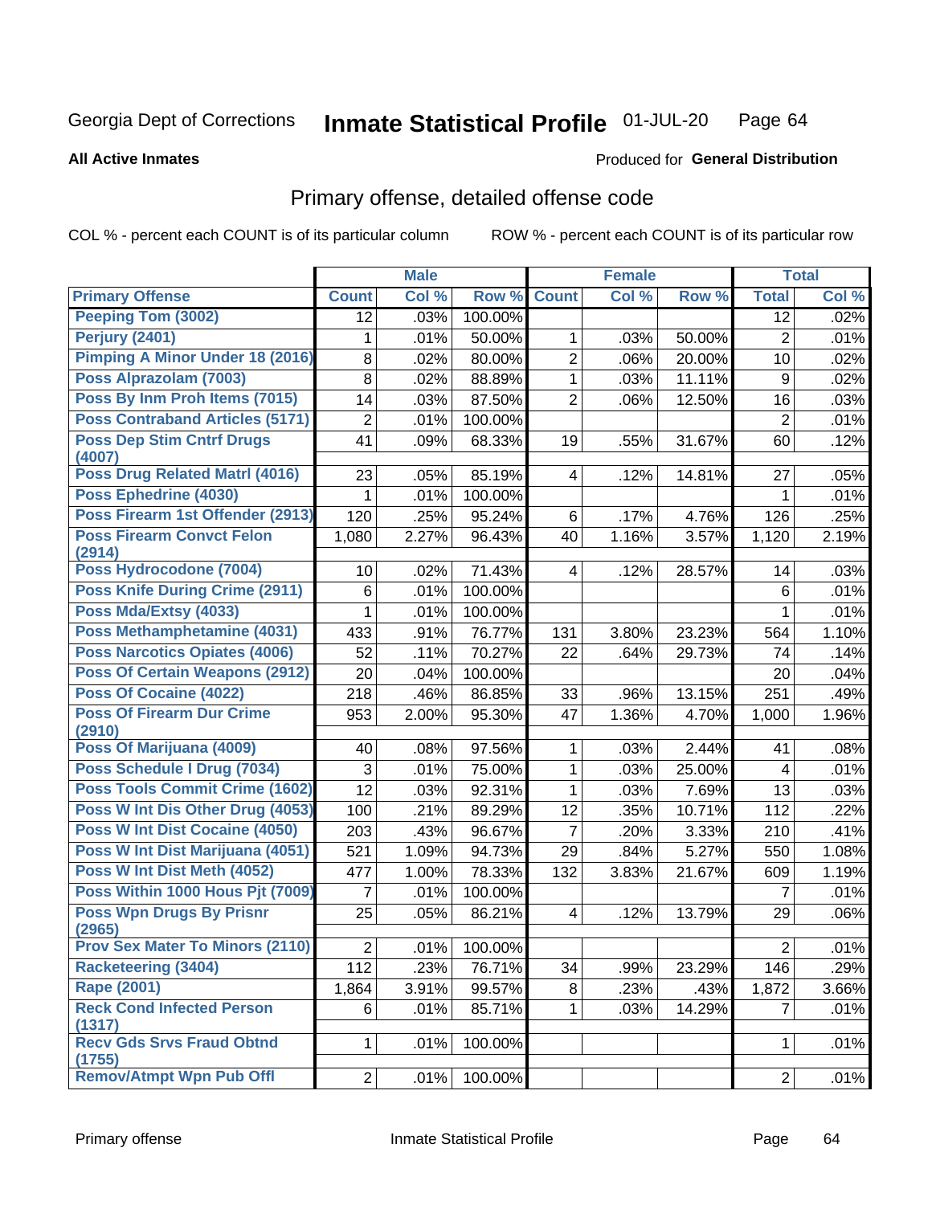Georgia Dept of Corrections **Inmate Statistical Profile** 01-JUL-20

**All Active Inmates**

Produced for **General Distribution**

## Primary offense, detailed offense code

COL % - percent each COUNT is of its particular column ROW % - percent each COUNT is of its particular row

| | Male | | | Female | | | Total | |
|---|---|---|---|---|---|---|---|---|
| **Primary Offense** | **Count** | **Col %** | **Row %** | **Count** | **Col %** | **Row %** | **Total** | **Col %** |
| Peeping Tom (3002) | 12 | .03% | 100.00% | | | | 12 | .02% |
| Perjury (2401) | 1 | .01% | 50.00% | 1 | .03% | 50.00% | 2 | .01% |
| Pimping A Minor Under 18 (2016) | 8 | .02% | 80.00% | 2 | .06% | 20.00% | 10 | .02% |
| Poss Alprazolam (7003) | 8 | .02% | 88.89% | 1 | .03% | 11.11% | 9 | .02% |
| Poss By Inm Proh Items (7015) | 14 | .03% | 87.50% | 2 | .06% | 12.50% | 16 | .03% |
| Poss Contraband Articles (5171) | 2 | .01% | 100.00% | | | | 2 | .01% |
| Poss Dep Stim Cntrf Drugs (4007) | 41 | .09% | 68.33% | 19 | .55% | 31.67% | 60 | .12% |
| Poss Drug Related Matrl (4016) | 23 | .05% | 85.19% | 4 | .12% | 14.81% | 27 | .05% |
| Poss Ephedrine (4030) | 1 | .01% | 100.00% | | | | 1 | .01% |
| Poss Firearm 1st Offender (2913) | 120 | .25% | 95.24% | 6 | .17% | 4.76% | 126 | .25% |
| Poss Firearm Convct Felon (2914) | 1,080 | 2.27% | 96.43% | 40 | 1.16% | 3.57% | 1,120 | 2.19% |
| Poss Hydrocodone (7004) | 10 | .02% | 71.43% | 4 | .12% | 28.57% | 14 | .03% |
| Poss Knife During Crime (2911) | 6 | .01% | 100.00% | | | | 6 | .01% |
| Poss Mda/Extsy (4033) | 1 | .01% | 100.00% | | | | 1 | .01% |
| Poss Methamphetamine (4031) | 433 | .91% | 76.77% | 131 | 3.80% | 23.23% | 564 | 1.10% |
| Poss Narcotics Opiates (4006) | 52 | .11% | 70.27% | 22 | .64% | 29.73% | 74 | .14% |
| Poss Of Certain Weapons (2912) | 20 | .04% | 100.00% | | | | 20 | .04% |
| Poss Of Cocaine (4022) | 218 | .46% | 86.85% | 33 | .96% | 13.15% | 251 | .49% |
| Poss Of Firearm Dur Crime (2910) | 953 | 2.00% | 95.30% | 47 | 1.36% | 4.70% | 1,000 | 1.96% |
| Poss Of Marijuana (4009) | 40 | .08% | 97.56% | 1 | .03% | 2.44% | 41 | .08% |
| Poss Schedule I Drug (7034) | 3 | .01% | 75.00% | 1 | .03% | 25.00% | 4 | .01% |
| Poss Tools Commit Crime (1602) | 12 | .03% | 92.31% | 1 | .03% | 7.69% | 13 | .03% |
| Poss W Int Dis Other Drug (4053) | 100 | .21% | 89.29% | 12 | .35% | 10.71% | 112 | .22% |
| Poss W Int Dist Cocaine (4050) | 203 | .43% | 96.67% | 7 | .20% | 3.33% | 210 | .41% |
| Poss W Int Dist Marijuana (4051) | 521 | 1.09% | 94.73% | 29 | .84% | 5.27% | 550 | 1.08% |
| Poss W Int Dist Meth (4052) | 477 | 1.00% | 78.33% | 132 | 3.83% | 21.67% | 609 | 1.19% |
| Poss Within 1000 Hous Pjt (7009) | 7 | .01% | 100.00% | | | | 7 | .01% |
| Poss Wpn Drugs By Prisnr (2965) | 25 | .05% | 86.21% | 4 | .12% | 13.79% | 29 | .06% |
| Prov Sex Mater To Minors (2110) | 2 | .01% | 100.00% | | | | 2 | .01% |
| Racketeering (3404) | 112 | .23% | 76.71% | 34 | .99% | 23.29% | 146 | .29% |
| Rape (2001) | 1,864 | 3.91% | 99.57% | 8 | .23% | .43% | 1,872 | 3.66% |
| Reck Cond Infected Person (1317) | 6 | .01% | 85.71% | 1 | .03% | 14.29% | 7 | .01% |
| Recv Gds Srvs Fraud Obtnd (1755) | 1 | .01% | 100.00% | | | | 1 | .01% |
| Remov/Atmpt Wpn Pub Offl | 2 | .01% | 100.00% | | | | 2 | .01% |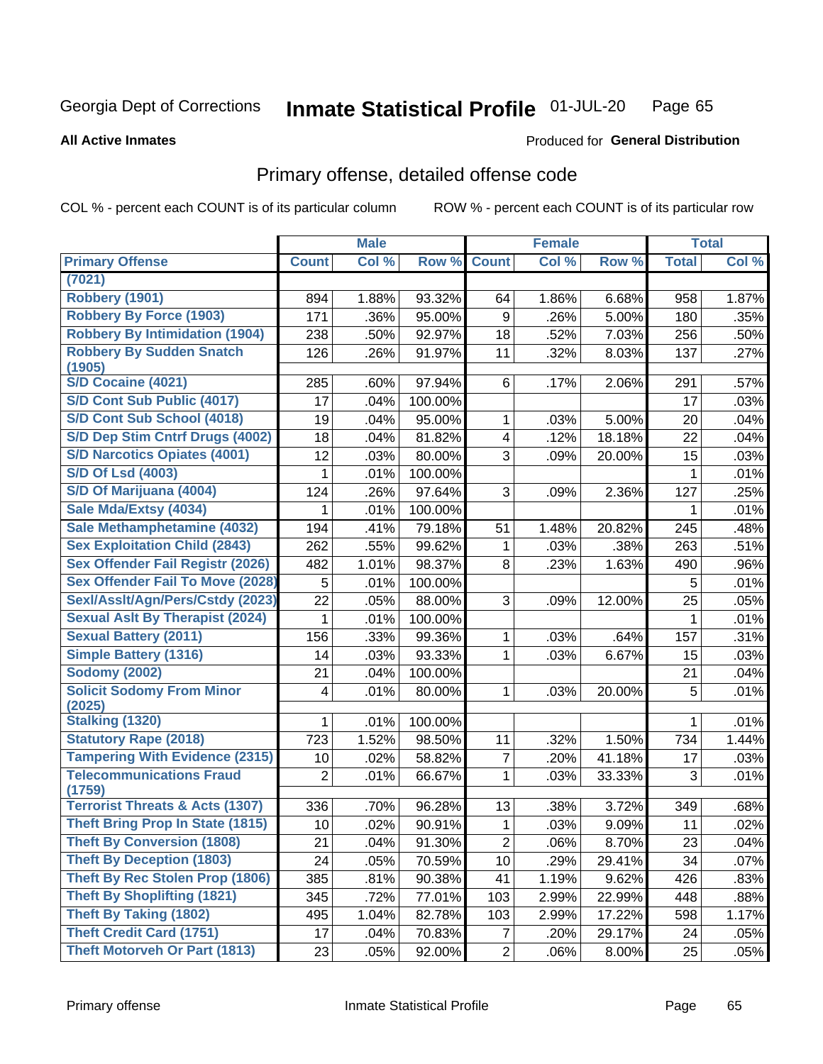Georgia Dept of Corrections **Inmate Statistical Profile** 01-JUL-20

**All Active Inmates**

Produced for **General Distribution**

## Primary offense, detailed offense code

COL % - percent each COUNT is of its particular column

ROW % - percent each COUNT is of its particular row

| | Male | | | Female | | | Total | |
|---|---|---|---|---|---|---|---|---|
| Primary Offense | Count | Col % | Row % | Count | Col % | Row % | Total | Col % |
| (7021) | | | | | | | | |
| Robbery (1901) | 894 | 1.88% | 93.32% | 64 | 1.86% | 6.68% | 958 | 1.87% |
| Robbery By Force (1903) | 171 | .36% | 95.00% | 9 | .26% | 5.00% | 180 | .35% |
| Robbery By Intimidation (1904) | 238 | .50% | 92.97% | 18 | .52% | 7.03% | 256 | .50% |
| Robbery By Sudden Snatch (1905) | 126 | .26% | 91.97% | 11 | .32% | 8.03% | 137 | .27% |
| S/D Cocaine (4021) | 285 | .60% | 97.94% | 6 | .17% | 2.06% | 291 | .57% |
| S/D Cont Sub Public (4017) | 17 | .04% | 100.00% | | | | 17 | .03% |
| S/D Cont Sub School (4018) | 19 | .04% | 95.00% | 1 | .03% | 5.00% | 20 | .04% |
| S/D Dep Stim Cntrf Drugs (4002) | 18 | .04% | 81.82% | 4 | .12% | 18.18% | 22 | .04% |
| S/D Narcotics Opiates (4001) | 12 | .03% | 80.00% | 3 | .09% | 20.00% | 15 | .03% |
| S/D Of Lsd (4003) | 1 | .01% | 100.00% | | | | 1 | .01% |
| S/D Of Marijuana (4004) | 124 | .26% | 97.64% | 3 | .09% | 2.36% | 127 | .25% |
| Sale Mda/Extsy (4034) | 1 | .01% | 100.00% | | | | 1 | .01% |
| Sale Methamphetamine (4032) | 194 | .41% | 79.18% | 51 | 1.48% | 20.82% | 245 | .48% |
| Sex Exploitation Child (2843) | 262 | .55% | 99.62% | 1 | .03% | .38% | 263 | .51% |
| Sex Offender Fail Registr (2026) | 482 | 1.01% | 98.37% | 8 | .23% | 1.63% | 490 | .96% |
| Sex Offender Fail To Move (2028) | 5 | .01% | 100.00% | | | | 5 | .01% |
| Sexl/Asslt/Agn/Pers/Cstdy (2023) | 22 | .05% | 88.00% | 3 | .09% | 12.00% | 25 | .05% |
| Sexual Aslt By Therapist (2024) | 1 | .01% | 100.00% | | | | 1 | .01% |
| Sexual Battery (2011) | 156 | .33% | 99.36% | 1 | .03% | .64% | 157 | .31% |
| Simple Battery (1316) | 14 | .03% | 93.33% | 1 | .03% | 6.67% | 15 | .03% |
| Sodomy (2002) | 21 | .04% | 100.00% | | | | 21 | .04% |
| Solicit Sodomy From Minor (2025) | 4 | .01% | 80.00% | 1 | .03% | 20.00% | 5 | .01% |
| Stalking (1320) | 1 | .01% | 100.00% | | | | 1 | .01% |
| Statutory Rape (2018) | 723 | 1.52% | 98.50% | 11 | .32% | 1.50% | 734 | 1.44% |
| Tampering With Evidence (2315) | 10 | .02% | 58.82% | 7 | .20% | 41.18% | 17 | .03% |
| Telecommunications Fraud (1759) | 2 | .01% | 66.67% | 1 | .03% | 33.33% | 3 | .01% |
| Terrorist Threats & Acts (1307) | 336 | .70% | 96.28% | 13 | .38% | 3.72% | 349 | .68% |
| Theft Bring Prop In State (1815) | 10 | .02% | 90.91% | 1 | .03% | 9.09% | 11 | .02% |
| Theft By Conversion (1808) | 21 | .04% | 91.30% | 2 | .06% | 8.70% | 23 | .04% |
| Theft By Deception (1803) | 24 | .05% | 70.59% | 10 | .29% | 29.41% | 34 | .07% |
| Theft By Rec Stolen Prop (1806) | 385 | .81% | 90.38% | 41 | 1.19% | 9.62% | 426 | .83% |
| Theft By Shoplifting (1821) | 345 | .72% | 77.01% | 103 | 2.99% | 22.99% | 448 | .88% |
| Theft By Taking (1802) | 495 | 1.04% | 82.78% | 103 | 2.99% | 17.22% | 598 | 1.17% |
| Theft Credit Card (1751) | 17 | .04% | 70.83% | 7 | .20% | 29.17% | 24 | .05% |
| Theft Motorveh Or Part (1813) | 23 | .05% | 92.00% | 2 | .06% | 8.00% | 25 | .05% |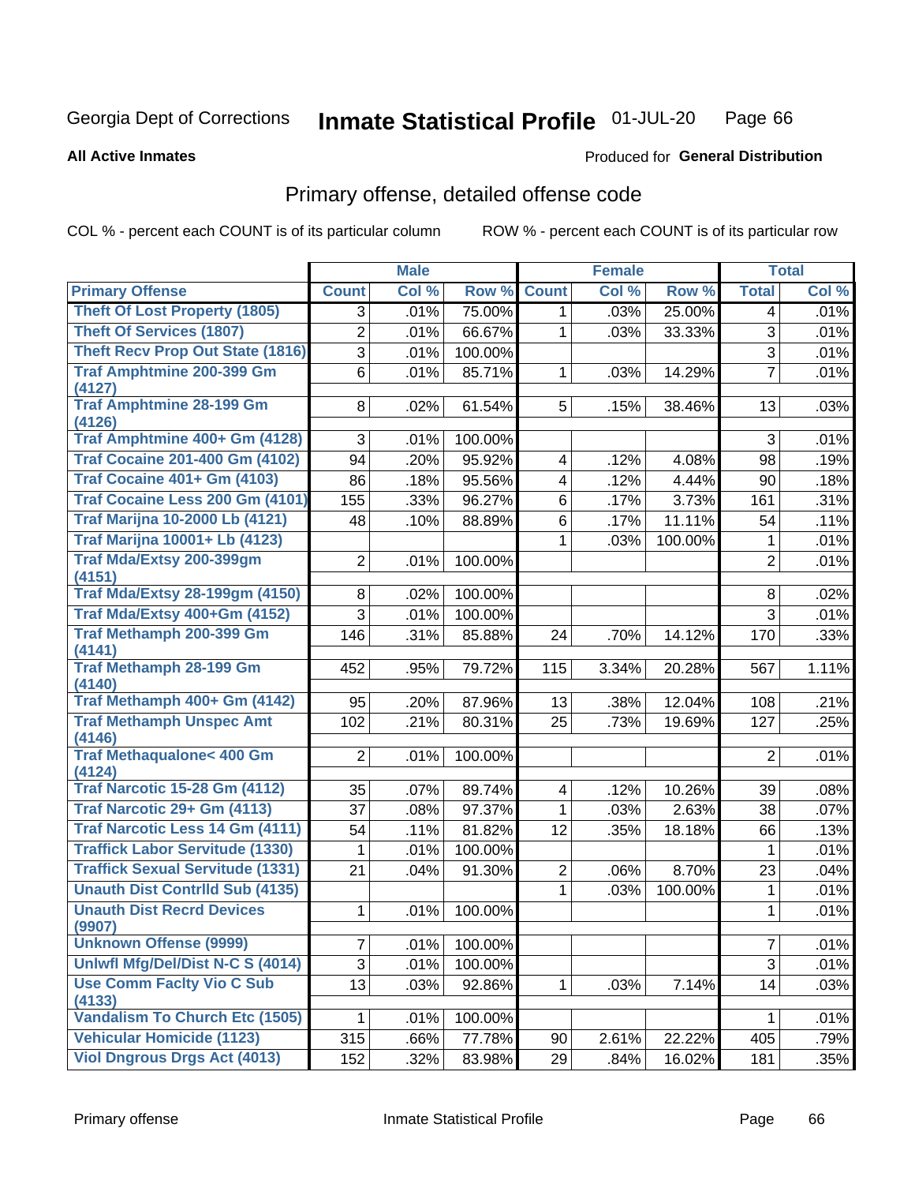Georgia Dept of Corrections **Inmate Statistical Profile** 01-JUL-20

**All Active Inmates**

Produced for **General Distribution**

## Primary offense, detailed offense code

COL % - percent each COUNT is of its particular column ROW % - percent each COUNT is of its particular row

| | Male | | | Female | | | Total | |
|---|---|---|---|---|---|---|---|---|
| **Primary Offense** | **Count** | **Col %** | **Row %** | **Count** | **Col %** | **Row %** | **Total** | **Col %** |
| Theft Of Lost Property (1805) | 3 | .01% | 75.00% | 1 | .03% | 25.00% | 4 | .01% |
| Theft Of Services (1807) | 2 | .01% | 66.67% | 1 | .03% | 33.33% | 3 | .01% |
| Theft Recv Prop Out State (1816) | 3 | .01% | 100.00% | | | | 3 | .01% |
| Traf Amphtmine 200-399 Gm (4127) | 6 | .01% | 85.71% | 1 | .03% | 14.29% | 7 | .01% |
| Traf Amphtmine 28-199 Gm (4126) | 8 | .02% | 61.54% | 5 | .15% | 38.46% | 13 | .03% |
| Traf Amphtmine 400+ Gm (4128) | 3 | .01% | 100.00% | | | | 3 | .01% |
| Traf Cocaine 201-400 Gm (4102) | 94 | .20% | 95.92% | 4 | .12% | 4.08% | 98 | .19% |
| Traf Cocaine 401+ Gm (4103) | 86 | .18% | 95.56% | 4 | .12% | 4.44% | 90 | .18% |
| Traf Cocaine Less 200 Gm (4101) | 155 | .33% | 96.27% | 6 | .17% | 3.73% | 161 | .31% |
| Traf Marijna 10-2000 Lb (4121) | 48 | .10% | 88.89% | 6 | .17% | 11.11% | 54 | .11% |
| Traf Marijna 10001+ Lb (4123) | | | | 1 | .03% | 100.00% | 1 | .01% |
| Traf Mda/Extsy 200-399gm (4151) | 2 | .01% | 100.00% | | | | 2 | .01% |
| Traf Mda/Extsy 28-199gm (4150) | 8 | .02% | 100.00% | | | | 8 | .02% |
| Traf Mda/Extsy 400+Gm (4152) | 3 | .01% | 100.00% | | | | 3 | .01% |
| Traf Methamph 200-399 Gm (4141) | 146 | .31% | 85.88% | 24 | .70% | 14.12% | 170 | .33% |
| Traf Methamph 28-199 Gm (4140) | 452 | .95% | 79.72% | 115 | 3.34% | 20.28% | 567 | 1.11% |
| Traf Methamph 400+ Gm (4142) | 95 | .20% | 87.96% | 13 | .38% | 12.04% | 108 | .21% |
| Traf Methamph Unspec Amt (4146) | 102 | .21% | 80.31% | 25 | .73% | 19.69% | 127 | .25% |
| Traf Methaqualone< 400 Gm (4124) | 2 | .01% | 100.00% | | | | 2 | .01% |
| Traf Narcotic 15-28 Gm (4112) | 35 | .07% | 89.74% | 4 | .12% | 10.26% | 39 | .08% |
| Traf Narcotic 29+ Gm (4113) | 37 | .08% | 97.37% | 1 | .03% | 2.63% | 38 | .07% |
| Traf Narcotic Less 14 Gm (4111) | 54 | .11% | 81.82% | 12 | .35% | 18.18% | 66 | .13% |
| Traffick Labor Servitude (1330) | 1 | .01% | 100.00% | | | | 1 | .01% |
| Traffick Sexual Servitude (1331) | 21 | .04% | 91.30% | 2 | .06% | 8.70% | 23 | .04% |
| Unauth Dist Contrlld Sub (4135) | | | | 1 | .03% | 100.00% | 1 | .01% |
| Unauth Dist Recrd Devices (9907) | 1 | .01% | 100.00% | | | | 1 | .01% |
| Unknown Offense (9999) | 7 | .01% | 100.00% | | | | 7 | .01% |
| Unlwfl Mfg/Del/Dist N-C S (4014) | 3 | .01% | 100.00% | | | | 3 | .01% |
| Use Comm Faclty Vio C Sub (4133) | 13 | .03% | 92.86% | 1 | .03% | 7.14% | 14 | .03% |
| Vandalism To Church Etc (1505) | 1 | .01% | 100.00% | | | | 1 | .01% |
| Vehicular Homicide (1123) | 315 | .66% | 77.78% | 90 | 2.61% | 22.22% | 405 | .79% |
| Viol Dngrous Drgs Act (4013) | 152 | .32% | 83.98% | 29 | .84% | 16.02% | 181 | .35% |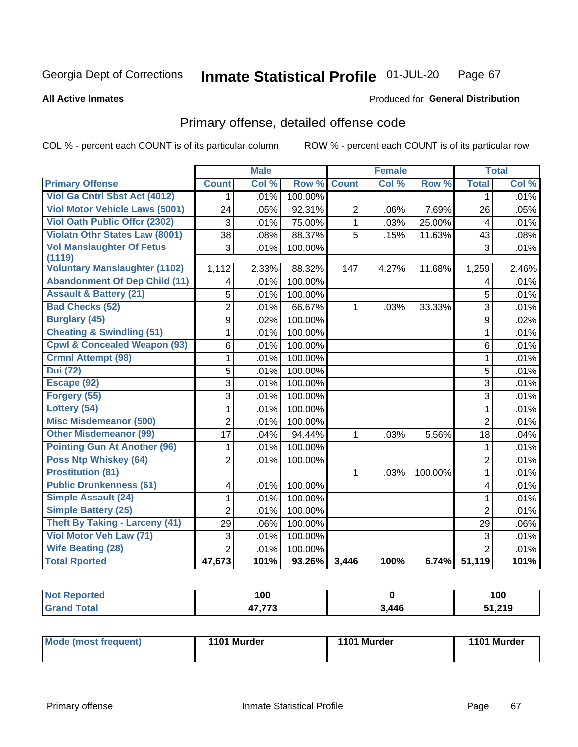Georgia Dept of Corrections

# Inmate Statistical Profile 01-JUL-20

**All Active Inmates**

Produced for **General Distribution**

## Primary offense, detailed offense code

COL % - percent each COUNT is of its particular column

ROW % - percent each COUNT is of its particular row

| | Male | | | Female | | | Total | |
|---|---|---|---|---|---|---|---|---|
| **Primary Offense** | **Count** | **Col %** | **Row %** | **Count** | **Col %** | **Row %** | **Total** | **Col %** |
| **Viol Ga Cntrl Sbst Act (4012)** | 1 | .01% | 100.00% | | | | 1 | .01% |
| **Viol Motor Vehicle Laws (5001)** | 24 | .05% | 92.31% | 2 | .06% | 7.69% | 26 | .05% |
| **Viol Oath Public Offcr (2302)** | 3 | .01% | 75.00% | 1 | .03% | 25.00% | 4 | .01% |
| **Violatn Othr States Law (8001)** | 38 | .08% | 88.37% | 5 | .15% | 11.63% | 43 | .08% |
| **Vol Manslaughter Of Fetus (1119)** | 3 | .01% | 100.00% | | | | 3 | .01% |
| **Voluntary Manslaughter (1102)** | 1,112 | 2.33% | 88.32% | 147 | 4.27% | 11.68% | 1,259 | 2.46% |
| **Abandonment Of Dep Child (11)** | 4 | .01% | 100.00% | | | | 4 | .01% |
| **Assault & Battery (21)** | 5 | .01% | 100.00% | | | | 5 | .01% |
| **Bad Checks (52)** | 2 | .01% | 66.67% | 1 | .03% | 33.33% | 3 | .01% |
| **Burglary (45)** | 9 | .02% | 100.00% | | | | 9 | .02% |
| **Cheating & Swindling (51)** | 1 | .01% | 100.00% | | | | 1 | .01% |
| **Cpwl & Concealed Weapon (93)** | 6 | .01% | 100.00% | | | | 6 | .01% |
| **Crmnl Attempt (98)** | 1 | .01% | 100.00% | | | | 1 | .01% |
| **Dui (72)** | 5 | .01% | 100.00% | | | | 5 | .01% |
| **Escape (92)** | 3 | .01% | 100.00% | | | | 3 | .01% |
| **Forgery (55)** | 3 | .01% | 100.00% | | | | 3 | .01% |
| **Lottery (54)** | 1 | .01% | 100.00% | | | | 1 | .01% |
| **Misc Misdemeanor (500)** | 2 | .01% | 100.00% | | | | 2 | .01% |
| **Other Misdemeanor (99)** | 17 | .04% | 94.44% | 1 | .03% | 5.56% | 18 | .04% |
| **Pointing Gun At Another (96)** | 1 | .01% | 100.00% | | | | 1 | .01% |
| **Poss Ntp Whiskey (64)** | 2 | .01% | 100.00% | | | | 2 | .01% |
| **Prostitution (81)** | | | | 1 | .03% | 100.00% | 1 | .01% |
| **Public Drunkenness (61)** | 4 | .01% | 100.00% | | | | 4 | .01% |
| **Simple Assault (24)** | 1 | .01% | 100.00% | | | | 1 | .01% |
| **Simple Battery (25)** | 2 | .01% | 100.00% | | | | 2 | .01% |
| **Theft By Taking - Larceny (41)** | 29 | .06% | 100.00% | | | | 29 | .06% |
| **Viol Motor Veh Law (71)** | 3 | .01% | 100.00% | | | | 3 | .01% |
| **Wife Beating (28)** | 2 | .01% | 100.00% | | | | 2 | .01% |
| **Total Rported** | **47,673** | **101%** | **93.26%** | **3,446** | **100%** | **6.74%** | **51,119** | **101%** |

| | Male | Female | Total |
|---|---|---|---|
| **Not Reported** | **100** | **0** | **100** |
| **Grand Total** | **47,773** | **3,446** | **51,219** |

| | Male | Female | Total |
|---|---|---|---|
| **Mode (most frequent)** | **1101 Murder** | **1101 Murder** | **1101 Murder** |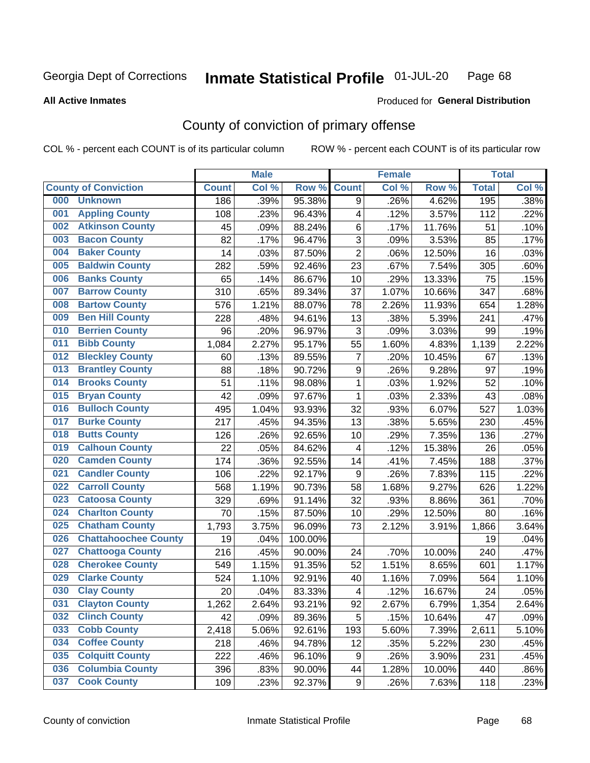Georgia Dept of Corrections **Inmate Statistical Profile** 01-JUL-20

**All Active Inmates**

Produced for **General Distribution**

## County of conviction of primary offense

COL % - percent each COUNT is of its particular column ROW % - percent each COUNT is of its particular row

| | | Male | | | Female | | | Total | |
|---|---|---|---|---|---|---|---|---|---|
| **County of Conviction** | | **Count** | **Col %** | **Row %** | **Count** | **Col %** | **Row %** | **Total** | **Col %** |
| 000 | Unknown | 186 | .39% | 95.38% | 9 | .26% | 4.62% | 195 | .38% |
| 001 | Appling County | 108 | .23% | 96.43% | 4 | .12% | 3.57% | 112 | .22% |
| 002 | Atkinson County | 45 | .09% | 88.24% | 6 | .17% | 11.76% | 51 | .10% |
| 003 | Bacon County | 82 | .17% | 96.47% | 3 | .09% | 3.53% | 85 | .17% |
| 004 | Baker County | 14 | .03% | 87.50% | 2 | .06% | 12.50% | 16 | .03% |
| 005 | Baldwin County | 282 | .59% | 92.46% | 23 | .67% | 7.54% | 305 | .60% |
| 006 | Banks County | 65 | .14% | 86.67% | 10 | .29% | 13.33% | 75 | .15% |
| 007 | Barrow County | 310 | .65% | 89.34% | 37 | 1.07% | 10.66% | 347 | .68% |
| 008 | Bartow County | 576 | 1.21% | 88.07% | 78 | 2.26% | 11.93% | 654 | 1.28% |
| 009 | Ben Hill County | 228 | .48% | 94.61% | 13 | .38% | 5.39% | 241 | .47% |
| 010 | Berrien County | 96 | .20% | 96.97% | 3 | .09% | 3.03% | 99 | .19% |
| 011 | Bibb County | 1,084 | 2.27% | 95.17% | 55 | 1.60% | 4.83% | 1,139 | 2.22% |
| 012 | Bleckley County | 60 | .13% | 89.55% | 7 | .20% | 10.45% | 67 | .13% |
| 013 | Brantley County | 88 | .18% | 90.72% | 9 | .26% | 9.28% | 97 | .19% |
| 014 | Brooks County | 51 | .11% | 98.08% | 1 | .03% | 1.92% | 52 | .10% |
| 015 | Bryan County | 42 | .09% | 97.67% | 1 | .03% | 2.33% | 43 | .08% |
| 016 | Bulloch County | 495 | 1.04% | 93.93% | 32 | .93% | 6.07% | 527 | 1.03% |
| 017 | Burke County | 217 | .45% | 94.35% | 13 | .38% | 5.65% | 230 | .45% |
| 018 | Butts County | 126 | .26% | 92.65% | 10 | .29% | 7.35% | 136 | .27% |
| 019 | Calhoun County | 22 | .05% | 84.62% | 4 | .12% | 15.38% | 26 | .05% |
| 020 | Camden County | 174 | .36% | 92.55% | 14 | .41% | 7.45% | 188 | .37% |
| 021 | Candler County | 106 | .22% | 92.17% | 9 | .26% | 7.83% | 115 | .22% |
| 022 | Carroll County | 568 | 1.19% | 90.73% | 58 | 1.68% | 9.27% | 626 | 1.22% |
| 023 | Catoosa County | 329 | .69% | 91.14% | 32 | .93% | 8.86% | 361 | .70% |
| 024 | Charlton County | 70 | .15% | 87.50% | 10 | .29% | 12.50% | 80 | .16% |
| 025 | Chatham County | 1,793 | 3.75% | 96.09% | 73 | 2.12% | 3.91% | 1,866 | 3.64% |
| 026 | Chattahoochee County | 19 | .04% | 100.00% | | | | 19 | .04% |
| 027 | Chattooga County | 216 | .45% | 90.00% | 24 | .70% | 10.00% | 240 | .47% |
| 028 | Cherokee County | 549 | 1.15% | 91.35% | 52 | 1.51% | 8.65% | 601 | 1.17% |
| 029 | Clarke County | 524 | 1.10% | 92.91% | 40 | 1.16% | 7.09% | 564 | 1.10% |
| 030 | Clay County | 20 | .04% | 83.33% | 4 | .12% | 16.67% | 24 | .05% |
| 031 | Clayton County | 1,262 | 2.64% | 93.21% | 92 | 2.67% | 6.79% | 1,354 | 2.64% |
| 032 | Clinch County | 42 | .09% | 89.36% | 5 | .15% | 10.64% | 47 | .09% |
| 033 | Cobb County | 2,418 | 5.06% | 92.61% | 193 | 5.60% | 7.39% | 2,611 | 5.10% |
| 034 | Coffee County | 218 | .46% | 94.78% | 12 | .35% | 5.22% | 230 | .45% |
| 035 | Colquitt County | 222 | .46% | 96.10% | 9 | .26% | 3.90% | 231 | .45% |
| 036 | Columbia County | 396 | .83% | 90.00% | 44 | 1.28% | 10.00% | 440 | .86% |
| 037 | Cook County | 109 | .23% | 92.37% | 9 | .26% | 7.63% | 118 | .23% |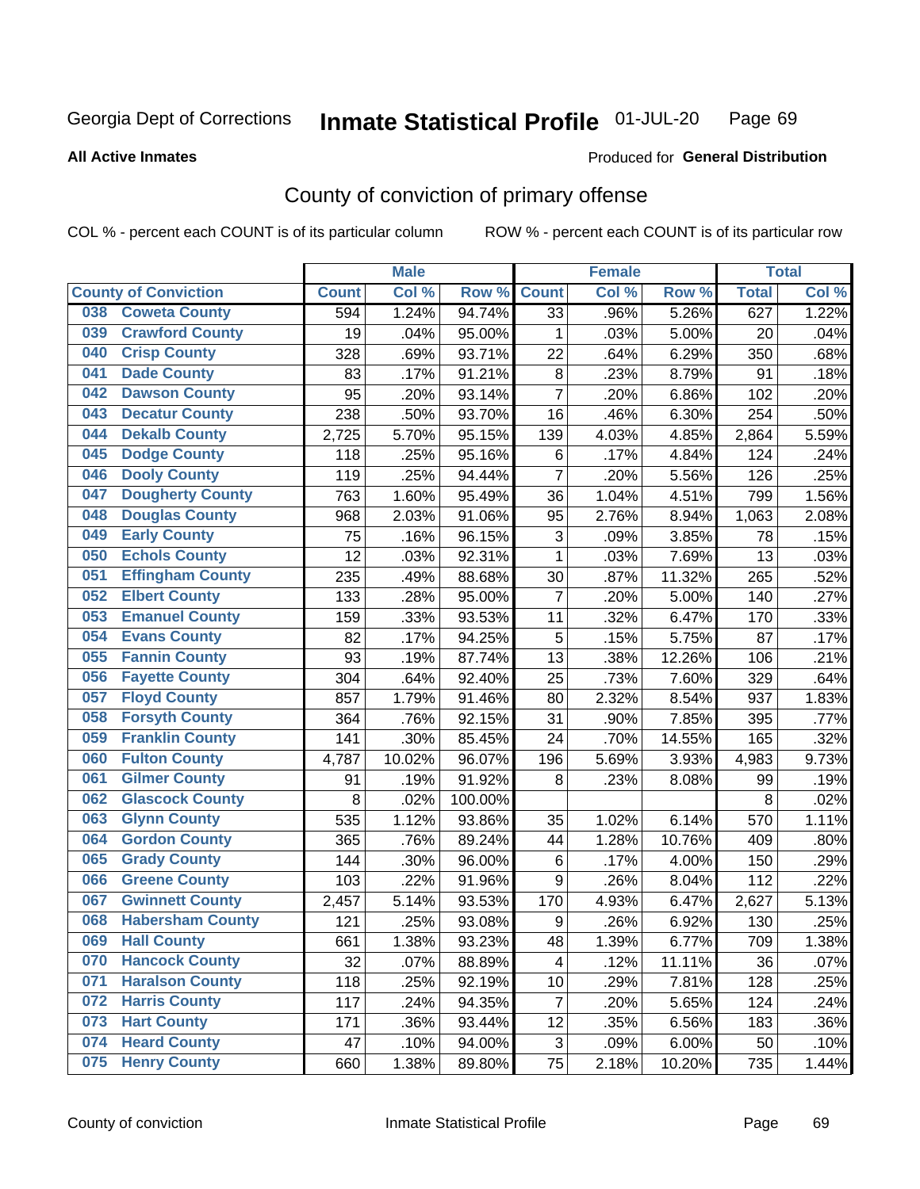Georgia Dept of Corrections **Inmate Statistical Profile** 01-JUL-20

**All Active Inmates**

Produced for **General Distribution**

## County of conviction of primary offense

COL % - percent each COUNT is of its particular column ROW % - percent each COUNT is of its particular row

| County of Conviction | Male | | | Female | | | Total | |
|---|---|---|---|---|---|---|---|---|
| | Count | Col % | Row % | Count | Col % | Row % | Total | Col % |
| 038 Coweta County | 594 | 1.24% | 94.74% | 33 | .96% | 5.26% | 627 | 1.22% |
| 039 Crawford County | 19 | .04% | 95.00% | 1 | .03% | 5.00% | 20 | .04% |
| 040 Crisp County | 328 | .69% | 93.71% | 22 | .64% | 6.29% | 350 | .68% |
| 041 Dade County | 83 | .17% | 91.21% | 8 | .23% | 8.79% | 91 | .18% |
| 042 Dawson County | 95 | .20% | 93.14% | 7 | .20% | 6.86% | 102 | .20% |
| 043 Decatur County | 238 | .50% | 93.70% | 16 | .46% | 6.30% | 254 | .50% |
| 044 Dekalb County | 2,725 | 5.70% | 95.15% | 139 | 4.03% | 4.85% | 2,864 | 5.59% |
| 045 Dodge County | 118 | .25% | 95.16% | 6 | .17% | 4.84% | 124 | .24% |
| 046 Dooly County | 119 | .25% | 94.44% | 7 | .20% | 5.56% | 126 | .25% |
| 047 Dougherty County | 763 | 1.60% | 95.49% | 36 | 1.04% | 4.51% | 799 | 1.56% |
| 048 Douglas County | 968 | 2.03% | 91.06% | 95 | 2.76% | 8.94% | 1,063 | 2.08% |
| 049 Early County | 75 | .16% | 96.15% | 3 | .09% | 3.85% | 78 | .15% |
| 050 Echols County | 12 | .03% | 92.31% | 1 | .03% | 7.69% | 13 | .03% |
| 051 Effingham County | 235 | .49% | 88.68% | 30 | .87% | 11.32% | 265 | .52% |
| 052 Elbert County | 133 | .28% | 95.00% | 7 | .20% | 5.00% | 140 | .27% |
| 053 Emanuel County | 159 | .33% | 93.53% | 11 | .32% | 6.47% | 170 | .33% |
| 054 Evans County | 82 | .17% | 94.25% | 5 | .15% | 5.75% | 87 | .17% |
| 055 Fannin County | 93 | .19% | 87.74% | 13 | .38% | 12.26% | 106 | .21% |
| 056 Fayette County | 304 | .64% | 92.40% | 25 | .73% | 7.60% | 329 | .64% |
| 057 Floyd County | 857 | 1.79% | 91.46% | 80 | 2.32% | 8.54% | 937 | 1.83% |
| 058 Forsyth County | 364 | .76% | 92.15% | 31 | .90% | 7.85% | 395 | .77% |
| 059 Franklin County | 141 | .30% | 85.45% | 24 | .70% | 14.55% | 165 | .32% |
| 060 Fulton County | 4,787 | 10.02% | 96.07% | 196 | 5.69% | 3.93% | 4,983 | 9.73% |
| 061 Gilmer County | 91 | .19% | 91.92% | 8 | .23% | 8.08% | 99 | .19% |
| 062 Glascock County | 8 | .02% | 100.00% | | | | 8 | .02% |
| 063 Glynn County | 535 | 1.12% | 93.86% | 35 | 1.02% | 6.14% | 570 | 1.11% |
| 064 Gordon County | 365 | .76% | 89.24% | 44 | 1.28% | 10.76% | 409 | .80% |
| 065 Grady County | 144 | .30% | 96.00% | 6 | .17% | 4.00% | 150 | .29% |
| 066 Greene County | 103 | .22% | 91.96% | 9 | .26% | 8.04% | 112 | .22% |
| 067 Gwinnett County | 2,457 | 5.14% | 93.53% | 170 | 4.93% | 6.47% | 2,627 | 5.13% |
| 068 Habersham County | 121 | .25% | 93.08% | 9 | .26% | 6.92% | 130 | .25% |
| 069 Hall County | 661 | 1.38% | 93.23% | 48 | 1.39% | 6.77% | 709 | 1.38% |
| 070 Hancock County | 32 | .07% | 88.89% | 4 | .12% | 11.11% | 36 | .07% |
| 071 Haralson County | 118 | .25% | 92.19% | 10 | .29% | 7.81% | 128 | .25% |
| 072 Harris County | 117 | .24% | 94.35% | 7 | .20% | 5.65% | 124 | .24% |
| 073 Hart County | 171 | .36% | 93.44% | 12 | .35% | 6.56% | 183 | .36% |
| 074 Heard County | 47 | .10% | 94.00% | 3 | .09% | 6.00% | 50 | .10% |
| 075 Henry County | 660 | 1.38% | 89.80% | 75 | 2.18% | 10.20% | 735 | 1.44% |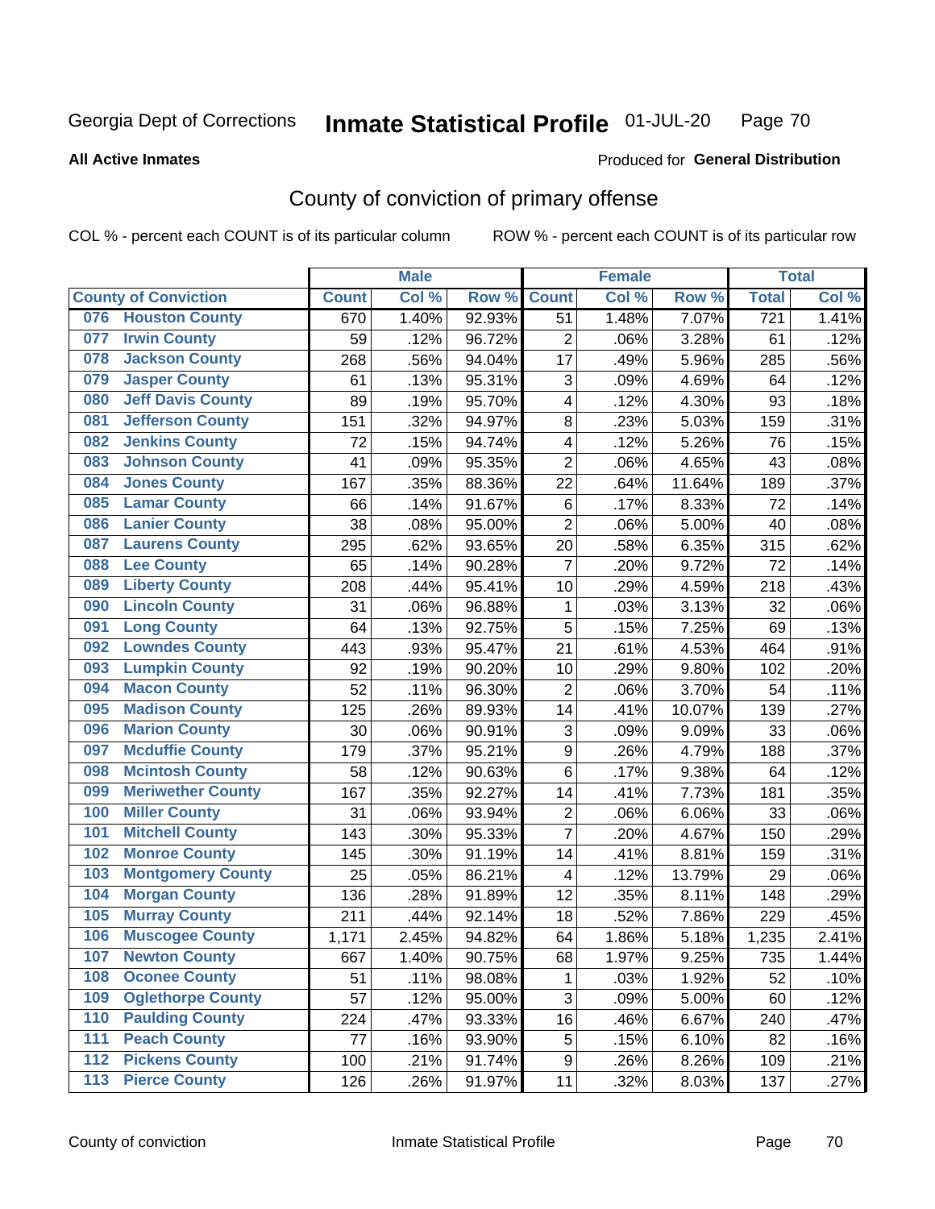Georgia Dept of Corrections **Inmate Statistical Profile** 01-JUL-20

**All Active Inmates**

Produced for **General Distribution**

## County of conviction of primary offense

COL % - percent each COUNT is of its particular column ROW % - percent each COUNT is of its particular row

| County of Conviction | Male | | | Female | | | Total | |
|---|---|---|---|---|---|---|---|---|
| | Count | Col % | Row % | Count | Col % | Row % | Total | Col % |
| 076 Houston County | 670 | 1.40% | 92.93% | 51 | 1.48% | 7.07% | 721 | 1.41% |
| 077 Irwin County | 59 | .12% | 96.72% | 2 | .06% | 3.28% | 61 | .12% |
| 078 Jackson County | 268 | .56% | 94.04% | 17 | .49% | 5.96% | 285 | .56% |
| 079 Jasper County | 61 | .13% | 95.31% | 3 | .09% | 4.69% | 64 | .12% |
| 080 Jeff Davis County | 89 | .19% | 95.70% | 4 | .12% | 4.30% | 93 | .18% |
| 081 Jefferson County | 151 | .32% | 94.97% | 8 | .23% | 5.03% | 159 | .31% |
| 082 Jenkins County | 72 | .15% | 94.74% | 4 | .12% | 5.26% | 76 | .15% |
| 083 Johnson County | 41 | .09% | 95.35% | 2 | .06% | 4.65% | 43 | .08% |
| 084 Jones County | 167 | .35% | 88.36% | 22 | .64% | 11.64% | 189 | .37% |
| 085 Lamar County | 66 | .14% | 91.67% | 6 | .17% | 8.33% | 72 | .14% |
| 086 Lanier County | 38 | .08% | 95.00% | 2 | .06% | 5.00% | 40 | .08% |
| 087 Laurens County | 295 | .62% | 93.65% | 20 | .58% | 6.35% | 315 | .62% |
| 088 Lee County | 65 | .14% | 90.28% | 7 | .20% | 9.72% | 72 | .14% |
| 089 Liberty County | 208 | .44% | 95.41% | 10 | .29% | 4.59% | 218 | .43% |
| 090 Lincoln County | 31 | .06% | 96.88% | 1 | .03% | 3.13% | 32 | .06% |
| 091 Long County | 64 | .13% | 92.75% | 5 | .15% | 7.25% | 69 | .13% |
| 092 Lowndes County | 443 | .93% | 95.47% | 21 | .61% | 4.53% | 464 | .91% |
| 093 Lumpkin County | 92 | .19% | 90.20% | 10 | .29% | 9.80% | 102 | .20% |
| 094 Macon County | 52 | .11% | 96.30% | 2 | .06% | 3.70% | 54 | .11% |
| 095 Madison County | 125 | .26% | 89.93% | 14 | .41% | 10.07% | 139 | .27% |
| 096 Marion County | 30 | .06% | 90.91% | 3 | .09% | 9.09% | 33 | .06% |
| 097 Mcduffie County | 179 | .37% | 95.21% | 9 | .26% | 4.79% | 188 | .37% |
| 098 Mcintosh County | 58 | .12% | 90.63% | 6 | .17% | 9.38% | 64 | .12% |
| 099 Meriwether County | 167 | .35% | 92.27% | 14 | .41% | 7.73% | 181 | .35% |
| 100 Miller County | 31 | .06% | 93.94% | 2 | .06% | 6.06% | 33 | .06% |
| 101 Mitchell County | 143 | .30% | 95.33% | 7 | .20% | 4.67% | 150 | .29% |
| 102 Monroe County | 145 | .30% | 91.19% | 14 | .41% | 8.81% | 159 | .31% |
| 103 Montgomery County | 25 | .05% | 86.21% | 4 | .12% | 13.79% | 29 | .06% |
| 104 Morgan County | 136 | .28% | 91.89% | 12 | .35% | 8.11% | 148 | .29% |
| 105 Murray County | 211 | .44% | 92.14% | 18 | .52% | 7.86% | 229 | .45% |
| 106 Muscogee County | 1,171 | 2.45% | 94.82% | 64 | 1.86% | 5.18% | 1,235 | 2.41% |
| 107 Newton County | 667 | 1.40% | 90.75% | 68 | 1.97% | 9.25% | 735 | 1.44% |
| 108 Oconee County | 51 | .11% | 98.08% | 1 | .03% | 1.92% | 52 | .10% |
| 109 Oglethorpe County | 57 | .12% | 95.00% | 3 | .09% | 5.00% | 60 | .12% |
| 110 Paulding County | 224 | .47% | 93.33% | 16 | .46% | 6.67% | 240 | .47% |
| 111 Peach County | 77 | .16% | 93.90% | 5 | .15% | 6.10% | 82 | .16% |
| 112 Pickens County | 100 | .21% | 91.74% | 9 | .26% | 8.26% | 109 | .21% |
| 113 Pierce County | 126 | .26% | 91.97% | 11 | .32% | 8.03% | 137 | .27% |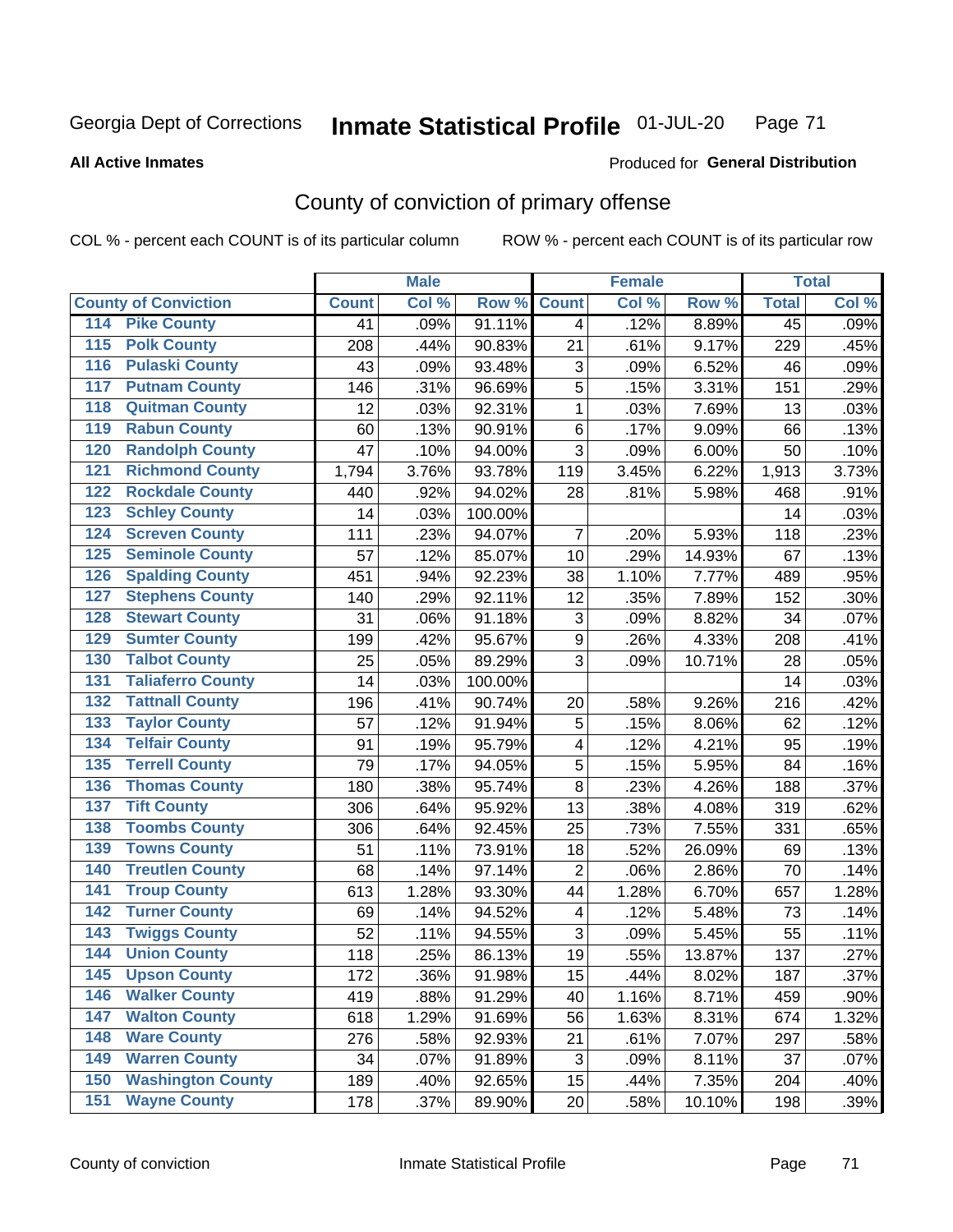Georgia Dept of Corrections **Inmate Statistical Profile** 01-JUL-20

**All Active Inmates** Produced for **General Distribution**

## County of conviction of primary offense

COL % - percent each COUNT is of its particular column ROW % - percent each COUNT is of its particular row

| | | Male | | | Female | | | Total | |
|---|---|---|---|---|---|---|---|---|---|
| County of Conviction | | Count | Col % | Row % | Count | Col % | Row % | Total | Col % |
| 114 | Pike County | 41 | .09% | 91.11% | 4 | .12% | 8.89% | 45 | .09% |
| 115 | Polk County | 208 | .44% | 90.83% | 21 | .61% | 9.17% | 229 | .45% |
| 116 | Pulaski County | 43 | .09% | 93.48% | 3 | .09% | 6.52% | 46 | .09% |
| 117 | Putnam County | 146 | .31% | 96.69% | 5 | .15% | 3.31% | 151 | .29% |
| 118 | Quitman County | 12 | .03% | 92.31% | 1 | .03% | 7.69% | 13 | .03% |
| 119 | Rabun County | 60 | .13% | 90.91% | 6 | .17% | 9.09% | 66 | .13% |
| 120 | Randolph County | 47 | .10% | 94.00% | 3 | .09% | 6.00% | 50 | .10% |
| 121 | Richmond County | 1,794 | 3.76% | 93.78% | 119 | 3.45% | 6.22% | 1,913 | 3.73% |
| 122 | Rockdale County | 440 | .92% | 94.02% | 28 | .81% | 5.98% | 468 | .91% |
| 123 | Schley County | 14 | .03% | 100.00% | | | | 14 | .03% |
| 124 | Screven County | 111 | .23% | 94.07% | 7 | .20% | 5.93% | 118 | .23% |
| 125 | Seminole County | 57 | .12% | 85.07% | 10 | .29% | 14.93% | 67 | .13% |
| 126 | Spalding County | 451 | .94% | 92.23% | 38 | 1.10% | 7.77% | 489 | .95% |
| 127 | Stephens County | 140 | .29% | 92.11% | 12 | .35% | 7.89% | 152 | .30% |
| 128 | Stewart County | 31 | .06% | 91.18% | 3 | .09% | 8.82% | 34 | .07% |
| 129 | Sumter County | 199 | .42% | 95.67% | 9 | .26% | 4.33% | 208 | .41% |
| 130 | Talbot County | 25 | .05% | 89.29% | 3 | .09% | 10.71% | 28 | .05% |
| 131 | Taliaferro County | 14 | .03% | 100.00% | | | | 14 | .03% |
| 132 | Tattnall County | 196 | .41% | 90.74% | 20 | .58% | 9.26% | 216 | .42% |
| 133 | Taylor County | 57 | .12% | 91.94% | 5 | .15% | 8.06% | 62 | .12% |
| 134 | Telfair County | 91 | .19% | 95.79% | 4 | .12% | 4.21% | 95 | .19% |
| 135 | Terrell County | 79 | .17% | 94.05% | 5 | .15% | 5.95% | 84 | .16% |
| 136 | Thomas County | 180 | .38% | 95.74% | 8 | .23% | 4.26% | 188 | .37% |
| 137 | Tift County | 306 | .64% | 95.92% | 13 | .38% | 4.08% | 319 | .62% |
| 138 | Toombs County | 306 | .64% | 92.45% | 25 | .73% | 7.55% | 331 | .65% |
| 139 | Towns County | 51 | .11% | 73.91% | 18 | .52% | 26.09% | 69 | .13% |
| 140 | Treutlen County | 68 | .14% | 97.14% | 2 | .06% | 2.86% | 70 | .14% |
| 141 | Troup County | 613 | 1.28% | 93.30% | 44 | 1.28% | 6.70% | 657 | 1.28% |
| 142 | Turner County | 69 | .14% | 94.52% | 4 | .12% | 5.48% | 73 | .14% |
| 143 | Twiggs County | 52 | .11% | 94.55% | 3 | .09% | 5.45% | 55 | .11% |
| 144 | Union County | 118 | .25% | 86.13% | 19 | .55% | 13.87% | 137 | .27% |
| 145 | Upson County | 172 | .36% | 91.98% | 15 | .44% | 8.02% | 187 | .37% |
| 146 | Walker County | 419 | .88% | 91.29% | 40 | 1.16% | 8.71% | 459 | .90% |
| 147 | Walton County | 618 | 1.29% | 91.69% | 56 | 1.63% | 8.31% | 674 | 1.32% |
| 148 | Ware County | 276 | .58% | 92.93% | 21 | .61% | 7.07% | 297 | .58% |
| 149 | Warren County | 34 | .07% | 91.89% | 3 | .09% | 8.11% | 37 | .07% |
| 150 | Washington County | 189 | .40% | 92.65% | 15 | .44% | 7.35% | 204 | .40% |
| 151 | Wayne County | 178 | .37% | 89.90% | 20 | .58% | 10.10% | 198 | .39% |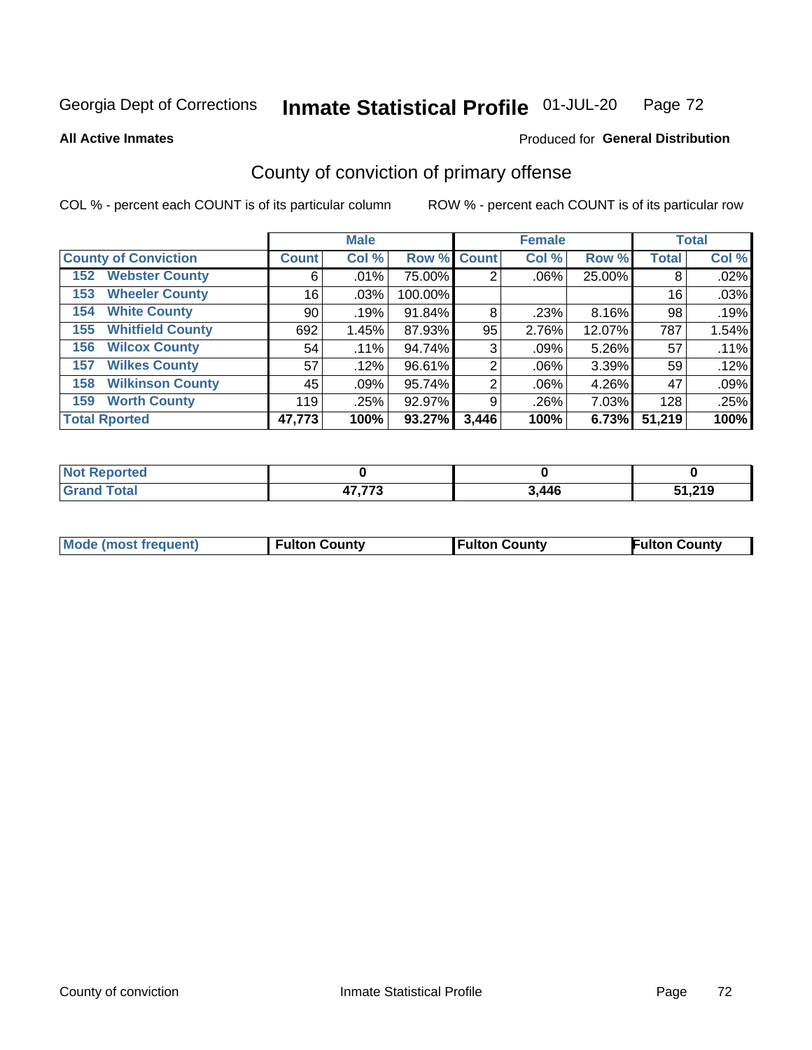Georgia Dept of Corrections **Inmate Statistical Profile** 01-JUL-20

**All Active Inmates**

Produced for **General Distribution**

## County of conviction of primary offense

COL % - percent each COUNT is of its particular column ROW % - percent each COUNT is of its particular row

| | Male | | | Female | | | Total | |
|---|---|---|---|---|---|---|---|---|
| **County of Conviction** | **Count** | **Col %** | **Row %** | **Count** | **Col %** | **Row %** | **Total** | **Col %** |
| 152 Webster County | 6 | .01% | 75.00% | 2 | .06% | 25.00% | 8 | .02% |
| 153 Wheeler County | 16 | .03% | 100.00% | | | | 16 | .03% |
| 154 White County | 90 | .19% | 91.84% | 8 | .23% | 8.16% | 98 | .19% |
| 155 Whitfield County | 692 | 1.45% | 87.93% | 95 | 2.76% | 12.07% | 787 | 1.54% |
| 156 Wilcox County | 54 | .11% | 94.74% | 3 | .09% | 5.26% | 57 | .11% |
| 157 Wilkes County | 57 | .12% | 96.61% | 2 | .06% | 3.39% | 59 | .12% |
| 158 Wilkinson County | 45 | .09% | 95.74% | 2 | .06% | 4.26% | 47 | .09% |
| 159 Worth County | 119 | .25% | 92.97% | 9 | .26% | 7.03% | 128 | .25% |
| **Total Rported** | **47,773** | **100%** | **93.27%** | **3,446** | **100%** | **6.73%** | **51,219** | **100%** |

| | Male | Female | Total |
|---|---|---|---|
| **Not Reported** | **0** | **0** | **0** |
| **Grand Total** | **47,773** | **3,446** | **51,219** |

| | Male | Female | Total |
|---|---|---|---|
| **Mode (most frequent)** | **Fulton County** | **Fulton County** | **Fulton County** |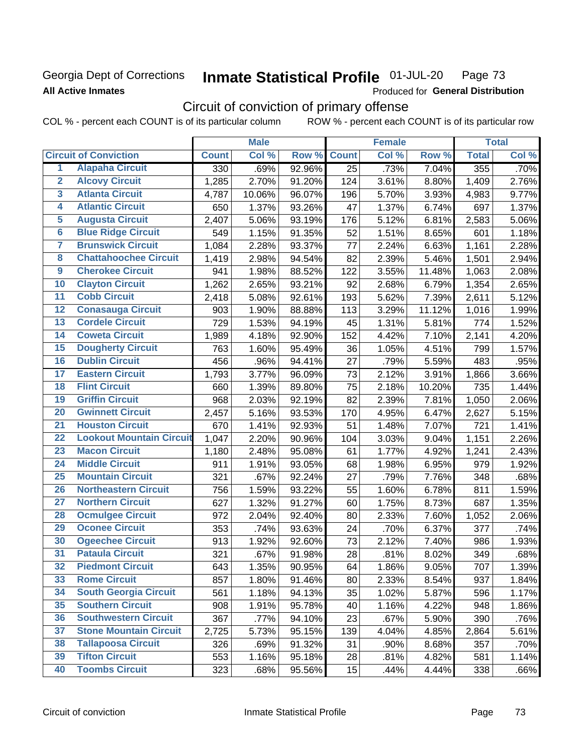Georgia Dept of Corrections **Inmate Statistical Profile** 01-JUL-20

**All Active Inmates** Produced for **General Distribution**

## Circuit of conviction of primary offense

COL % - percent each COUNT is of its particular column ROW % - percent each COUNT is of its particular row

| | | Male | | | Female | | | Total | |
|---|---|---|---|---|---|---|---|---|---|
| **Circuit of Conviction** | | **Count** | **Col %** | **Row %** | **Count** | **Col %** | **Row %** | **Total** | **Col %** |
| 1 | Alapaha Circuit | 330 | .69% | 92.96% | 25 | .73% | 7.04% | 355 | .70% |
| 2 | Alcovy Circuit | 1,285 | 2.70% | 91.20% | 124 | 3.61% | 8.80% | 1,409 | 2.76% |
| 3 | Atlanta Circuit | 4,787 | 10.06% | 96.07% | 196 | 5.70% | 3.93% | 4,983 | 9.77% |
| 4 | Atlantic Circuit | 650 | 1.37% | 93.26% | 47 | 1.37% | 6.74% | 697 | 1.37% |
| 5 | Augusta Circuit | 2,407 | 5.06% | 93.19% | 176 | 5.12% | 6.81% | 2,583 | 5.06% |
| 6 | Blue Ridge Circuit | 549 | 1.15% | 91.35% | 52 | 1.51% | 8.65% | 601 | 1.18% |
| 7 | Brunswick Circuit | 1,084 | 2.28% | 93.37% | 77 | 2.24% | 6.63% | 1,161 | 2.28% |
| 8 | Chattahoochee Circuit | 1,419 | 2.98% | 94.54% | 82 | 2.39% | 5.46% | 1,501 | 2.94% |
| 9 | Cherokee Circuit | 941 | 1.98% | 88.52% | 122 | 3.55% | 11.48% | 1,063 | 2.08% |
| 10 | Clayton Circuit | 1,262 | 2.65% | 93.21% | 92 | 2.68% | 6.79% | 1,354 | 2.65% |
| 11 | Cobb Circuit | 2,418 | 5.08% | 92.61% | 193 | 5.62% | 7.39% | 2,611 | 5.12% |
| 12 | Conasauga Circuit | 903 | 1.90% | 88.88% | 113 | 3.29% | 11.12% | 1,016 | 1.99% |
| 13 | Cordele Circuit | 729 | 1.53% | 94.19% | 45 | 1.31% | 5.81% | 774 | 1.52% |
| 14 | Coweta Circuit | 1,989 | 4.18% | 92.90% | 152 | 4.42% | 7.10% | 2,141 | 4.20% |
| 15 | Dougherty Circuit | 763 | 1.60% | 95.49% | 36 | 1.05% | 4.51% | 799 | 1.57% |
| 16 | Dublin Circuit | 456 | .96% | 94.41% | 27 | .79% | 5.59% | 483 | .95% |
| 17 | Eastern Circuit | 1,793 | 3.77% | 96.09% | 73 | 2.12% | 3.91% | 1,866 | 3.66% |
| 18 | Flint Circuit | 660 | 1.39% | 89.80% | 75 | 2.18% | 10.20% | 735 | 1.44% |
| 19 | Griffin Circuit | 968 | 2.03% | 92.19% | 82 | 2.39% | 7.81% | 1,050 | 2.06% |
| 20 | Gwinnett Circuit | 2,457 | 5.16% | 93.53% | 170 | 4.95% | 6.47% | 2,627 | 5.15% |
| 21 | Houston Circuit | 670 | 1.41% | 92.93% | 51 | 1.48% | 7.07% | 721 | 1.41% |
| 22 | Lookout Mountain Circuit | 1,047 | 2.20% | 90.96% | 104 | 3.03% | 9.04% | 1,151 | 2.26% |
| 23 | Macon Circuit | 1,180 | 2.48% | 95.08% | 61 | 1.77% | 4.92% | 1,241 | 2.43% |
| 24 | Middle Circuit | 911 | 1.91% | 93.05% | 68 | 1.98% | 6.95% | 979 | 1.92% |
| 25 | Mountain Circuit | 321 | .67% | 92.24% | 27 | .79% | 7.76% | 348 | .68% |
| 26 | Northeastern Circuit | 756 | 1.59% | 93.22% | 55 | 1.60% | 6.78% | 811 | 1.59% |
| 27 | Northern Circuit | 627 | 1.32% | 91.27% | 60 | 1.75% | 8.73% | 687 | 1.35% |
| 28 | Ocmulgee Circuit | 972 | 2.04% | 92.40% | 80 | 2.33% | 7.60% | 1,052 | 2.06% |
| 29 | Oconee Circuit | 353 | .74% | 93.63% | 24 | .70% | 6.37% | 377 | .74% |
| 30 | Ogeechee Circuit | 913 | 1.92% | 92.60% | 73 | 2.12% | 7.40% | 986 | 1.93% |
| 31 | Pataula Circuit | 321 | .67% | 91.98% | 28 | .81% | 8.02% | 349 | .68% |
| 32 | Piedmont Circuit | 643 | 1.35% | 90.95% | 64 | 1.86% | 9.05% | 707 | 1.39% |
| 33 | Rome Circuit | 857 | 1.80% | 91.46% | 80 | 2.33% | 8.54% | 937 | 1.84% |
| 34 | South Georgia Circuit | 561 | 1.18% | 94.13% | 35 | 1.02% | 5.87% | 596 | 1.17% |
| 35 | Southern Circuit | 908 | 1.91% | 95.78% | 40 | 1.16% | 4.22% | 948 | 1.86% |
| 36 | Southwestern Circuit | 367 | .77% | 94.10% | 23 | .67% | 5.90% | 390 | .76% |
| 37 | Stone Mountain Circuit | 2,725 | 5.73% | 95.15% | 139 | 4.04% | 4.85% | 2,864 | 5.61% |
| 38 | Tallapoosa Circuit | 326 | .69% | 91.32% | 31 | .90% | 8.68% | 357 | .70% |
| 39 | Tifton Circuit | 553 | 1.16% | 95.18% | 28 | .81% | 4.82% | 581 | 1.14% |
| 40 | Toombs Circuit | 323 | .68% | 95.56% | 15 | .44% | 4.44% | 338 | .66% |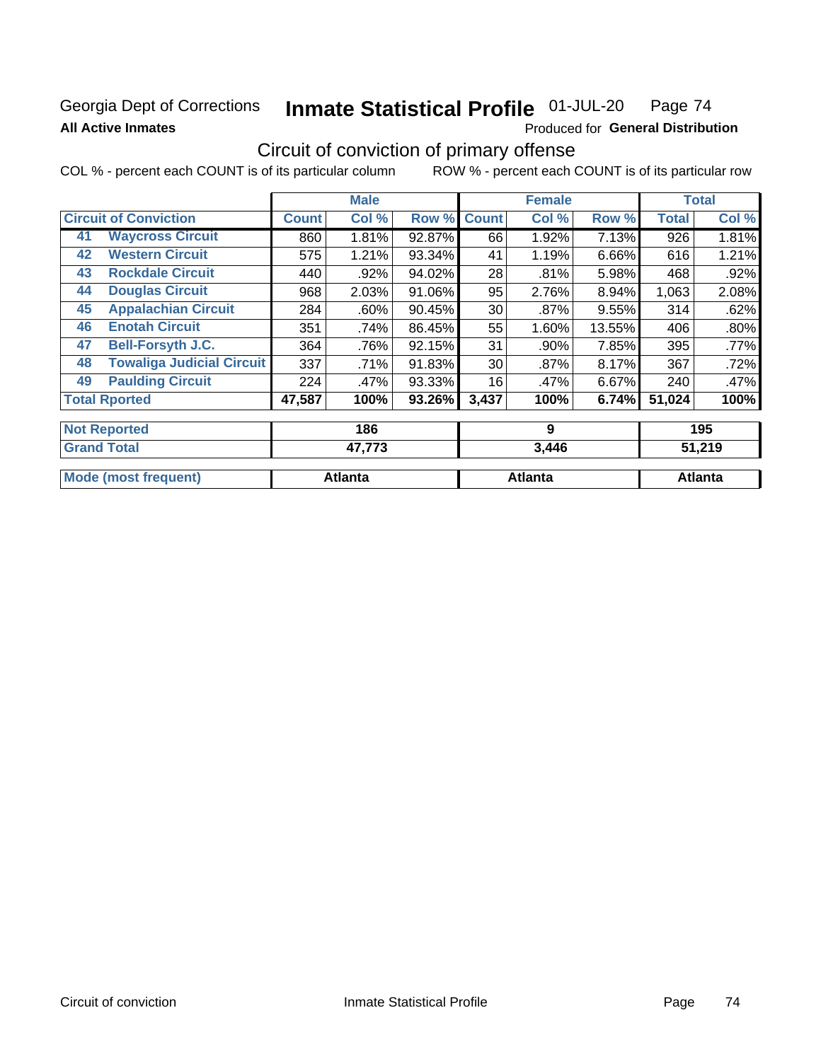Georgia Dept of Corrections **Inmate Statistical Profile** 01-JUL-20 Page 74

**All Active Inmates** Produced for **General Distribution**

## Circuit of conviction of primary offense

COL % - percent each COUNT is of its particular column ROW % - percent each COUNT is of its particular row

| Circuit of Conviction | | Male | | | Female | | | Total | |
|---|---|---|---|---|---|---|---|---|---|
| | | Count | Col % | Row % | Count | Col % | Row % | Total | Col % |
| 41 | Waycross Circuit | 860 | 1.81% | 92.87% | 66 | 1.92% | 7.13% | 926 | 1.81% |
| 42 | Western Circuit | 575 | 1.21% | 93.34% | 41 | 1.19% | 6.66% | 616 | 1.21% |
| 43 | Rockdale Circuit | 440 | .92% | 94.02% | 28 | .81% | 5.98% | 468 | .92% |
| 44 | Douglas Circuit | 968 | 2.03% | 91.06% | 95 | 2.76% | 8.94% | 1,063 | 2.08% |
| 45 | Appalachian Circuit | 284 | .60% | 90.45% | 30 | .87% | 9.55% | 314 | .62% |
| 46 | Enotah Circuit | 351 | .74% | 86.45% | 55 | 1.60% | 13.55% | 406 | .80% |
| 47 | Bell-Forsyth J.C. | 364 | .76% | 92.15% | 31 | .90% | 7.85% | 395 | .77% |
| 48 | Towaliga Judicial Circuit | 337 | .71% | 91.83% | 30 | .87% | 8.17% | 367 | .72% |
| 49 | Paulding Circuit | 224 | .47% | 93.33% | 16 | .47% | 6.67% | 240 | .47% |
| Total Rported | | 47,587 | 100% | 93.26% | 3,437 | 100% | 6.74% | 51,024 | 100% |

| | Male | Female | Total |
|---|---|---|---|
| Not Reported | 186 | 9 | 195 |
| Grand Total | 47,773 | 3,446 | 51,219 |
| Mode (most frequent) | Atlanta | Atlanta | Atlanta |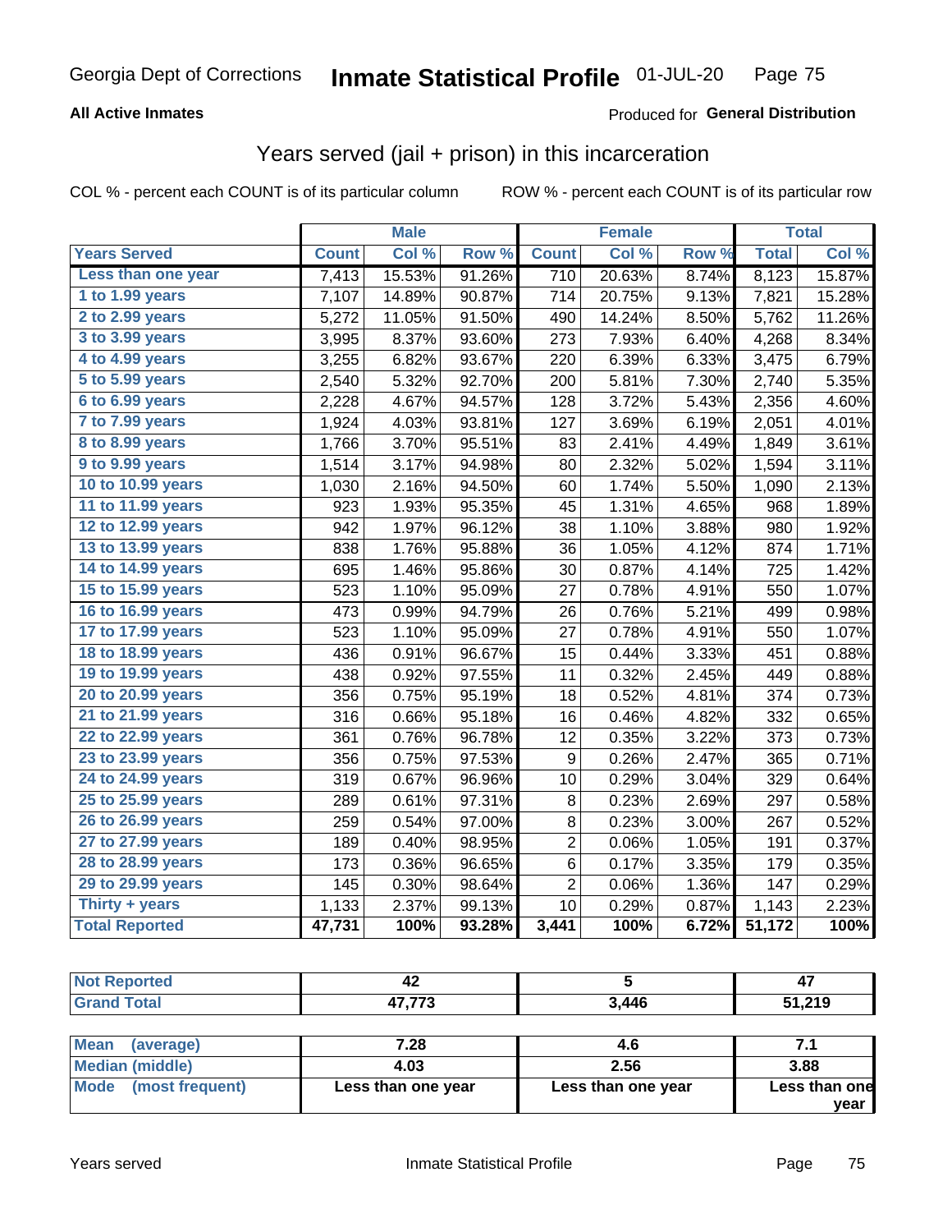Georgia Dept of Corrections **Inmate Statistical Profile** 01-JUL-20

**All Active Inmates** Produced for **General Distribution**

## Years served (jail + prison) in this incarceration

COL % - percent each COUNT is of its particular column ROW % - percent each COUNT is of its particular row

| Years Served | Male | | | Female | | | Total | |
|---|---|---|---|---|---|---|---|---|
| | Count | Col % | Row % | Count | Col % | Row % | Total | Col % |
| Less than one year | 7,413 | 15.53% | 91.26% | 710 | 20.63% | 8.74% | 8,123 | 15.87% |
| 1 to 1.99 years | 7,107 | 14.89% | 90.87% | 714 | 20.75% | 9.13% | 7,821 | 15.28% |
| 2 to 2.99 years | 5,272 | 11.05% | 91.50% | 490 | 14.24% | 8.50% | 5,762 | 11.26% |
| 3 to 3.99 years | 3,995 | 8.37% | 93.60% | 273 | 7.93% | 6.40% | 4,268 | 8.34% |
| 4 to 4.99 years | 3,255 | 6.82% | 93.67% | 220 | 6.39% | 6.33% | 3,475 | 6.79% |
| 5 to 5.99 years | 2,540 | 5.32% | 92.70% | 200 | 5.81% | 7.30% | 2,740 | 5.35% |
| 6 to 6.99 years | 2,228 | 4.67% | 94.57% | 128 | 3.72% | 5.43% | 2,356 | 4.60% |
| 7 to 7.99 years | 1,924 | 4.03% | 93.81% | 127 | 3.69% | 6.19% | 2,051 | 4.01% |
| 8 to 8.99 years | 1,766 | 3.70% | 95.51% | 83 | 2.41% | 4.49% | 1,849 | 3.61% |
| 9 to 9.99 years | 1,514 | 3.17% | 94.98% | 80 | 2.32% | 5.02% | 1,594 | 3.11% |
| 10 to 10.99 years | 1,030 | 2.16% | 94.50% | 60 | 1.74% | 5.50% | 1,090 | 2.13% |
| 11 to 11.99 years | 923 | 1.93% | 95.35% | 45 | 1.31% | 4.65% | 968 | 1.89% |
| 12 to 12.99 years | 942 | 1.97% | 96.12% | 38 | 1.10% | 3.88% | 980 | 1.92% |
| 13 to 13.99 years | 838 | 1.76% | 95.88% | 36 | 1.05% | 4.12% | 874 | 1.71% |
| 14 to 14.99 years | 695 | 1.46% | 95.86% | 30 | 0.87% | 4.14% | 725 | 1.42% |
| 15 to 15.99 years | 523 | 1.10% | 95.09% | 27 | 0.78% | 4.91% | 550 | 1.07% |
| 16 to 16.99 years | 473 | 0.99% | 94.79% | 26 | 0.76% | 5.21% | 499 | 0.98% |
| 17 to 17.99 years | 523 | 1.10% | 95.09% | 27 | 0.78% | 4.91% | 550 | 1.07% |
| 18 to 18.99 years | 436 | 0.91% | 96.67% | 15 | 0.44% | 3.33% | 451 | 0.88% |
| 19 to 19.99 years | 438 | 0.92% | 97.55% | 11 | 0.32% | 2.45% | 449 | 0.88% |
| 20 to 20.99 years | 356 | 0.75% | 95.19% | 18 | 0.52% | 4.81% | 374 | 0.73% |
| 21 to 21.99 years | 316 | 0.66% | 95.18% | 16 | 0.46% | 4.82% | 332 | 0.65% |
| 22 to 22.99 years | 361 | 0.76% | 96.78% | 12 | 0.35% | 3.22% | 373 | 0.73% |
| 23 to 23.99 years | 356 | 0.75% | 97.53% | 9 | 0.26% | 2.47% | 365 | 0.71% |
| 24 to 24.99 years | 319 | 0.67% | 96.96% | 10 | 0.29% | 3.04% | 329 | 0.64% |
| 25 to 25.99 years | 289 | 0.61% | 97.31% | 8 | 0.23% | 2.69% | 297 | 0.58% |
| 26 to 26.99 years | 259 | 0.54% | 97.00% | 8 | 0.23% | 3.00% | 267 | 0.52% |
| 27 to 27.99 years | 189 | 0.40% | 98.95% | 2 | 0.06% | 1.05% | 191 | 0.37% |
| 28 to 28.99 years | 173 | 0.36% | 96.65% | 6 | 0.17% | 3.35% | 179 | 0.35% |
| 29 to 29.99 years | 145 | 0.30% | 98.64% | 2 | 0.06% | 1.36% | 147 | 0.29% |
| Thirty + years | 1,133 | 2.37% | 99.13% | 10 | 0.29% | 0.87% | 1,143 | 2.23% |
| **Total Reported** | **47,731** | **100%** | **93.28%** | **3,441** | **100%** | **6.72%** | **51,172** | **100%** |

| | Male | Female | Total |
|---|---|---|---|
| Not Reported | 42 | 5 | 47 |
| Grand Total | 47,773 | 3,446 | 51,219 |

| | Male | Female | Total |
|---|---|---|---|
| Mean (average) | 7.28 | 4.6 | 7.1 |
| Median (middle) | 4.03 | 2.56 | 3.88 |
| Mode (most frequent) | Less than one year | Less than one year | Less than one year |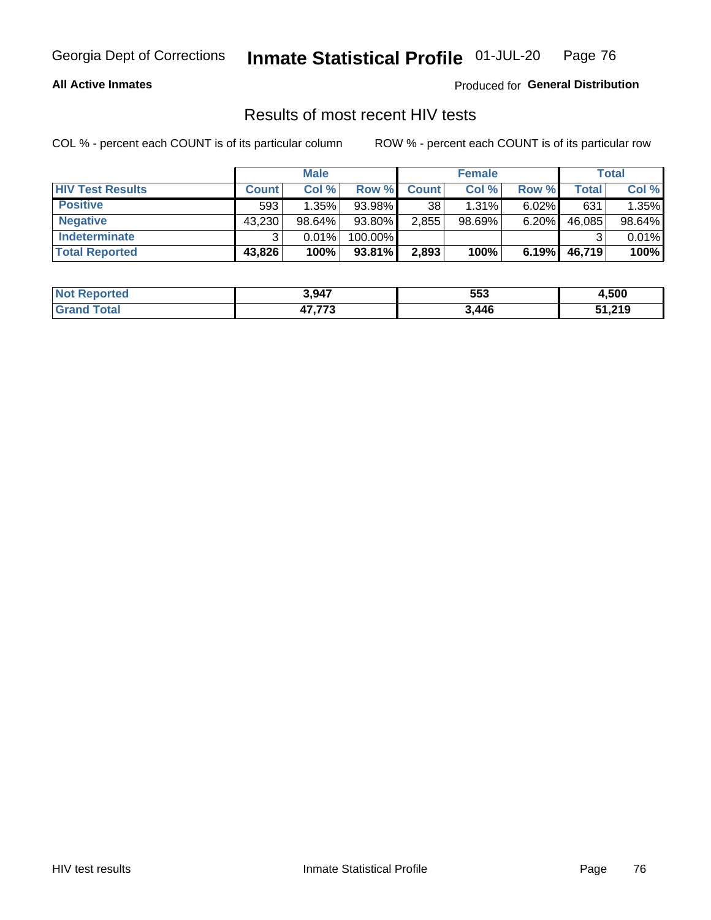Georgia Dept of Corrections **Inmate Statistical Profile** 01-JUL-20

**All Active Inmates** Produced for **General Distribution**

## Results of most recent HIV tests

COL % - percent each COUNT is of its particular column ROW % - percent each COUNT is of its particular row

| | Male | | | Female | | | Total | |
|---|---|---|---|---|---|---|---|---|
| **HIV Test Results** | **Count** | **Col %** | **Row %** | **Count** | **Col %** | **Row %** | **Total** | **Col %** |
| **Positive** | 593 | 1.35% | 93.98% | 38 | 1.31% | 6.02% | 631 | 1.35% |
| **Negative** | 43,230 | 98.64% | 93.80% | 2,855 | 98.69% | 6.20% | 46,085 | 98.64% |
| **Indeterminate** | 3 | 0.01% | 100.00% | | | | 3 | 0.01% |
| **Total Reported** | **43,826** | **100%** | **93.81%** | **2,893** | **100%** | **6.19%** | **46,719** | **100%** |

| | Male | Female | Total |
|---|---|---|---|
| **Not Reported** | **3,947** | **553** | **4,500** |
| **Grand Total** | **47,773** | **3,446** | **51,219** |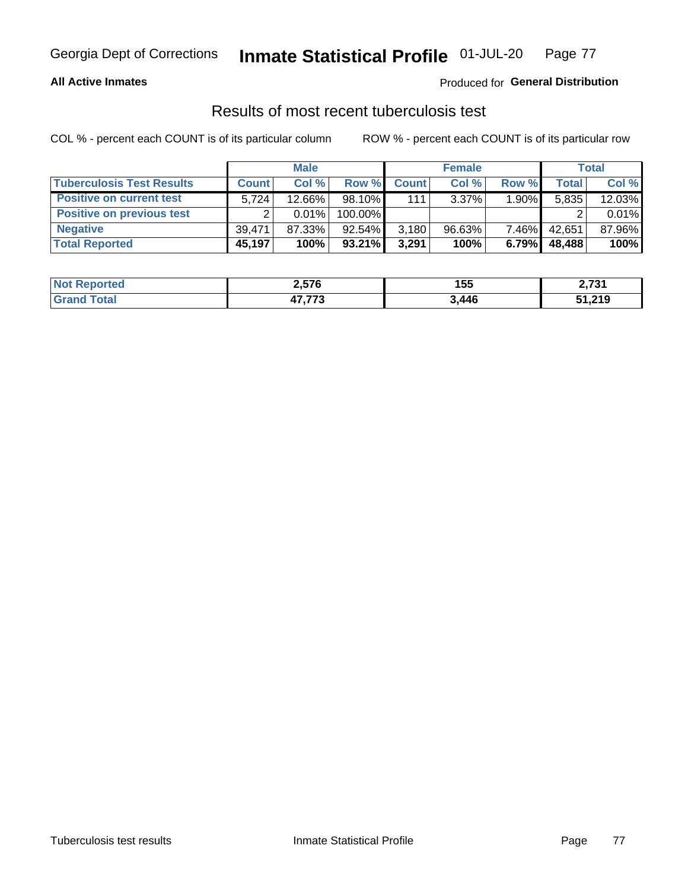**All Active Inmates**

Produced for **General Distribution**

## Results of most recent tuberculosis test

COL % - percent each COUNT is of its particular column

ROW % - percent each COUNT is of its particular row

| | Male | | | Female | | | Total | |
|---|---|---|---|---|---|---|---|---|
| **Tuberculosis Test Results** | **Count** | **Col %** | **Row %** | **Count** | **Col %** | **Row %** | **Total** | **Col %** |
| **Positive on current test** | 5,724 | 12.66% | 98.10% | 111 | 3.37% | 1.90% | 5,835 | 12.03% |
| **Positive on previous test** | 2 | 0.01% | 100.00% | | | | 2 | 0.01% |
| **Negative** | 39,471 | 87.33% | 92.54% | 3,180 | 96.63% | 7.46% | 42,651 | 87.96% |
| **Total Reported** | **45,197** | **100%** | **93.21%** | **3,291** | **100%** | **6.79%** | **48,488** | **100%** |

| | Male | Female | Total |
|---|---|---|---|
| **Not Reported** | **2,576** | **155** | **2,731** |
| **Grand Total** | **47,773** | **3,446** | **51,219** |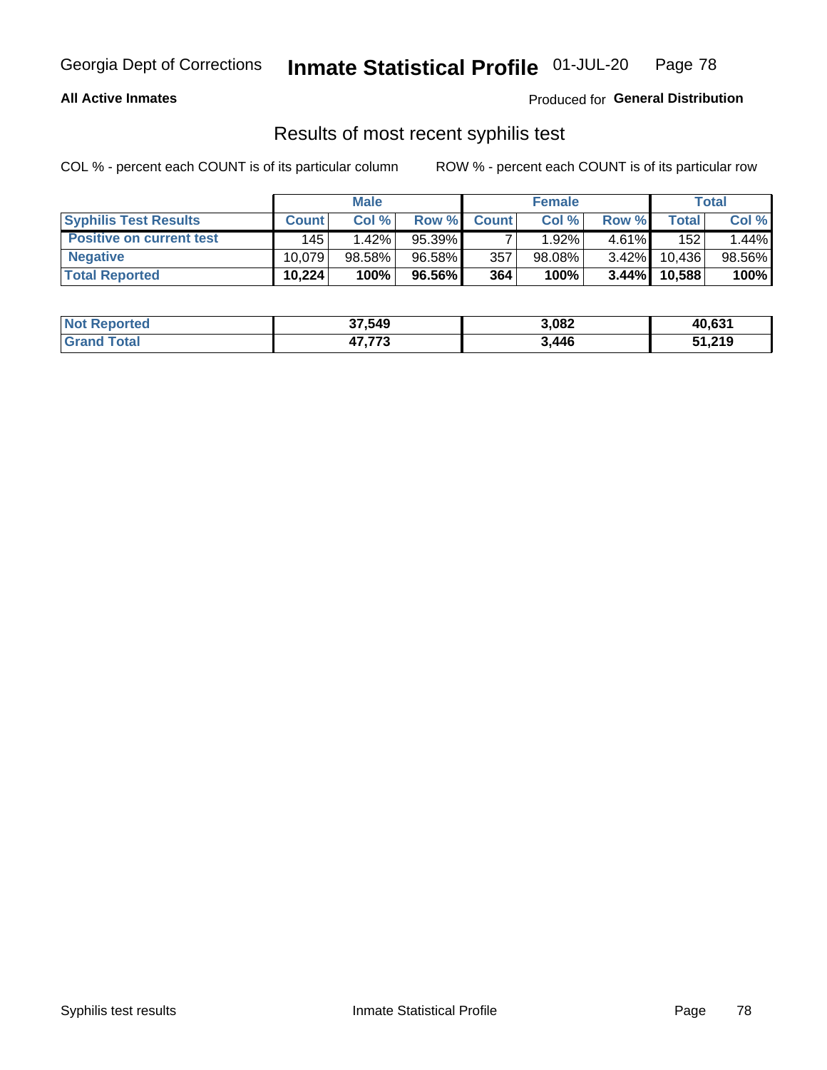Georgia Dept of Corrections **Inmate Statistical Profile** 01-JUL-20

**All Active Inmates**

Produced for **General Distribution**

## Results of most recent syphilis test

COL % - percent each COUNT is of its particular column    ROW % - percent each COUNT is of its particular row

| | Male | | | Female | | | Total | |
|---|---|---|---|---|---|---|---|---|
| **Syphilis Test Results** | **Count** | **Col %** | **Row %** | **Count** | **Col %** | **Row %** | **Total** | **Col %** |
| **Positive on current test** | 145 | 1.42% | 95.39% | 7 | 1.92% | 4.61% | 152 | 1.44% |
| **Negative** | 10,079 | 98.58% | 96.58% | 357 | 98.08% | 3.42% | 10,436 | 98.56% |
| **Total Reported** | **10,224** | **100%** | **96.56%** | **364** | **100%** | **3.44%** | **10,588** | **100%** |

| | Male | Female | Total |
|---|---|---|---|
| **Not Reported** | **37,549** | **3,082** | **40,631** |
| **Grand Total** | **47,773** | **3,446** | **51,219** |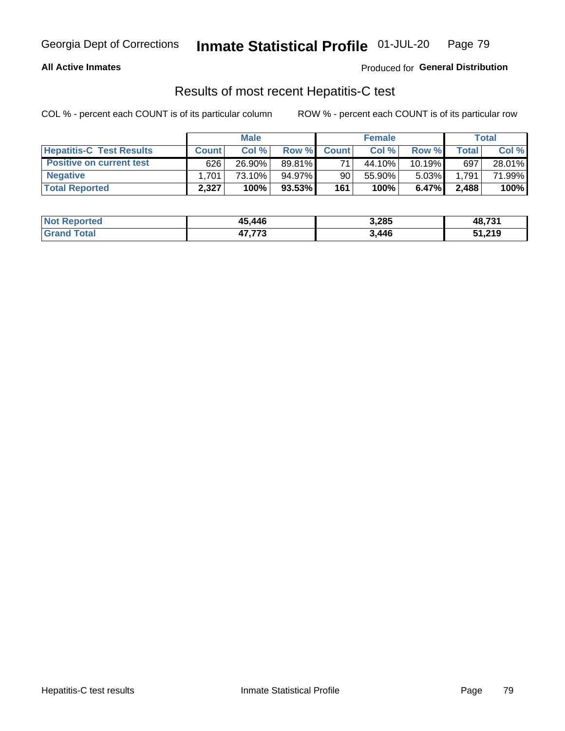Georgia Dept of Corrections **Inmate Statistical Profile** 01-JUL-20

**All Active Inmates**

Produced for **General Distribution**

## Results of most recent Hepatitis-C test

COL % - percent each COUNT is of its particular column ROW % - percent each COUNT is of its particular row

| | Male | | | Female | | | Total | |
|---|---|---|---|---|---|---|---|---|
| **Hepatitis-C Test Results** | **Count** | **Col %** | **Row %** | **Count** | **Col %** | **Row %** | **Total** | **Col %** |
| **Positive on current test** | 626 | 26.90% | 89.81% | 71 | 44.10% | 10.19% | 697 | 28.01% |
| **Negative** | 1,701 | 73.10% | 94.97% | 90 | 55.90% | 5.03% | 1,791 | 71.99% |
| **Total Reported** | **2,327** | **100%** | **93.53%** | **161** | **100%** | **6.47%** | **2,488** | **100%** |

| | Male | Female | Total |
|---|---|---|---|
| **Not Reported** | **45,446** | **3,285** | **48,731** |
| **Grand Total** | **47,773** | **3,446** | **51,219** |